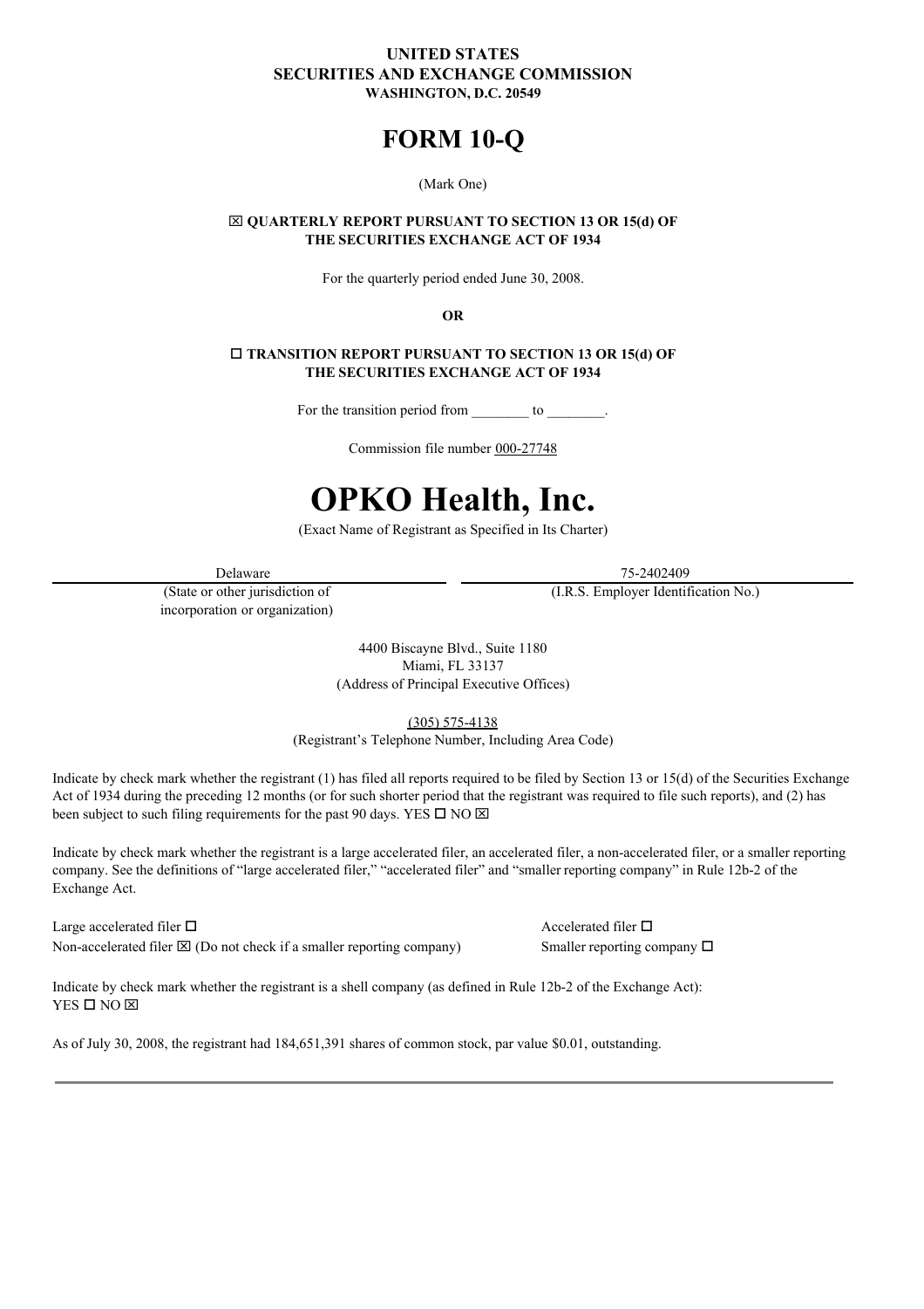**UNITED STATES**
**SECURITIES AND EXCHANGE COMMISSION**
**WASHINGTON, D.C. 20549**

# FORM 10-Q

(Mark One)

☒ **QUARTERLY REPORT PURSUANT TO SECTION 13 OR 15(d) OF THE SECURITIES EXCHANGE ACT OF 1934**

For the quarterly period ended June 30, 2008.

**OR**

☐ **TRANSITION REPORT PURSUANT TO SECTION 13 OR 15(d) OF THE SECURITIES EXCHANGE ACT OF 1934**

For the transition period from ________ to ________.

Commission file number 000-27748

# OPKO Health, Inc.

(Exact Name of Registrant as Specified in Its Charter)

| Delaware | 75-2402409 |
|---|---|
| (State or other jurisdiction of incorporation or organization) | (I.R.S. Employer Identification No.) |

4400 Biscayne Blvd., Suite 1180
Miami, FL 33137
(Address of Principal Executive Offices)

(305) 575-4138
(Registrant's Telephone Number, Including Area Code)

Indicate by check mark whether the registrant (1) has filed all reports required to be filed by Section 13 or 15(d) of the Securities Exchange Act of 1934 during the preceding 12 months (or for such shorter period that the registrant was required to file such reports), and (2) has been subject to such filing requirements for the past 90 days. YES ☐ NO ☒

Indicate by check mark whether the registrant is a large accelerated filer, an accelerated filer, a non-accelerated filer, or a smaller reporting company. See the definitions of "large accelerated filer," "accelerated filer" and "smaller reporting company" in Rule 12b-2 of the Exchange Act.

| | |
|---|---|
| Large accelerated filer ☐ | Accelerated filer ☐ |
| Non-accelerated filer ☒ (Do not check if a smaller reporting company) | Smaller reporting company ☐ |

Indicate by check mark whether the registrant is a shell company (as defined in Rule 12b-2 of the Exchange Act):
YES ☐ NO ☒

As of July 30, 2008, the registrant had 184,651,391 shares of common stock, par value $0.01, outstanding.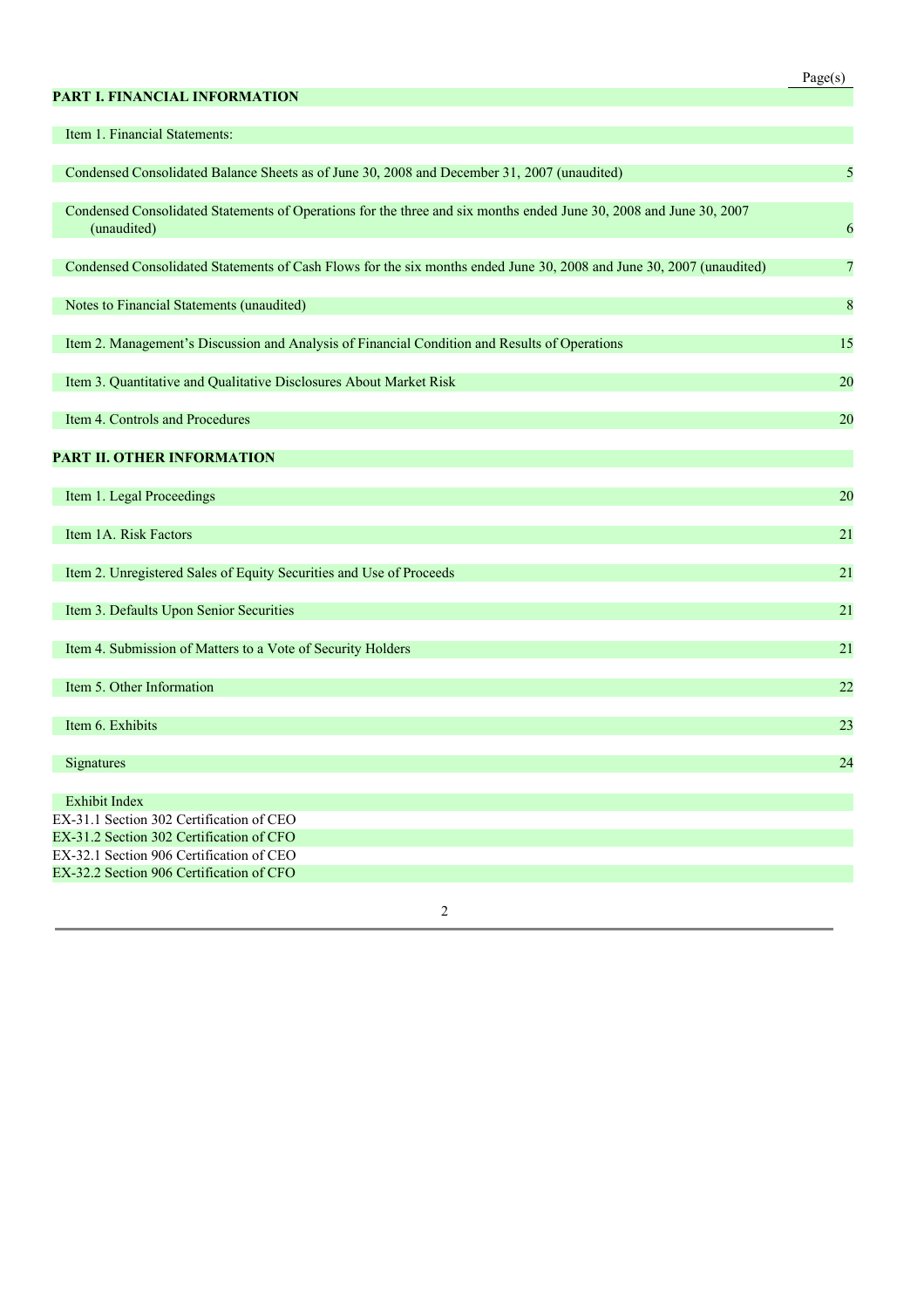| | Page(s) |
|---|---|
| **PART I. FINANCIAL INFORMATION** | |
| Item 1. Financial Statements: | |
| Condensed Consolidated Balance Sheets as of June 30, 2008 and December 31, 2007 (unaudited) | 5 |
| Condensed Consolidated Statements of Operations for the three and six months ended June 30, 2008 and June 30, 2007 (unaudited) | 6 |
| Condensed Consolidated Statements of Cash Flows for the six months ended June 30, 2008 and June 30, 2007 (unaudited) | 7 |
| Notes to Financial Statements (unaudited) | 8 |
| Item 2. Management's Discussion and Analysis of Financial Condition and Results of Operations | 15 |
| Item 3. Quantitative and Qualitative Disclosures About Market Risk | 20 |
| Item 4. Controls and Procedures | 20 |
| **PART II. OTHER INFORMATION** | |
| Item 1. Legal Proceedings | 20 |
| Item 1A. Risk Factors | 21 |
| Item 2. Unregistered Sales of Equity Securities and Use of Proceeds | 21 |
| Item 3. Defaults Upon Senior Securities | 21 |
| Item 4. Submission of Matters to a Vote of Security Holders | 21 |
| Item 5. Other Information | 22 |
| Item 6. Exhibits | 23 |
| Signatures | 24 |
| Exhibit Index | |
| EX-31.1 Section 302 Certification of CEO | |
| EX-31.2 Section 302 Certification of CFO | |
| EX-32.1 Section 906 Certification of CEO | |
| EX-32.2 Section 906 Certification of CFO | |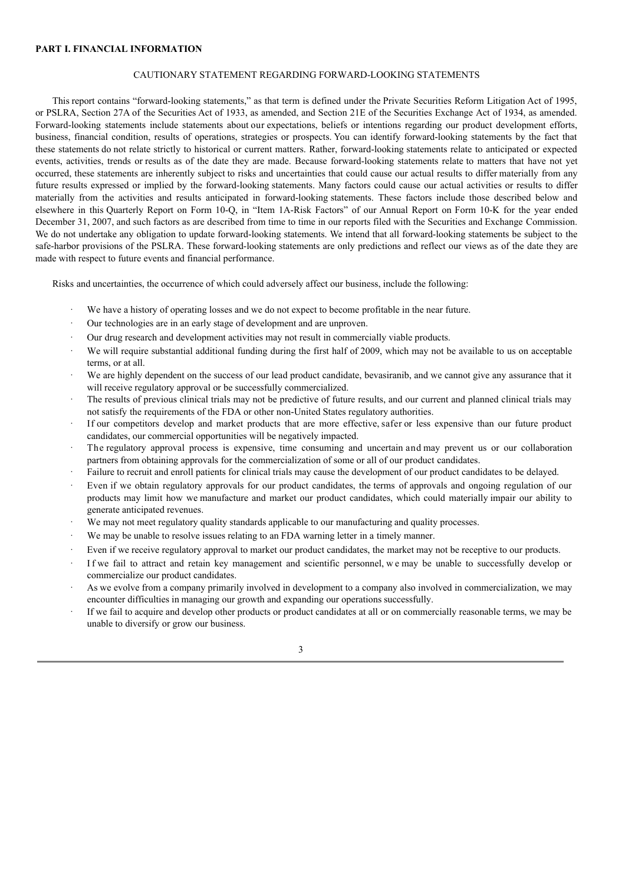## PART I. FINANCIAL INFORMATION

### CAUTIONARY STATEMENT REGARDING FORWARD-LOOKING STATEMENTS

This report contains "forward-looking statements," as that term is defined under the Private Securities Reform Litigation Act of 1995, or PSLRA, Section 27A of the Securities Act of 1933, as amended, and Section 21E of the Securities Exchange Act of 1934, as amended. Forward-looking statements include statements about our expectations, beliefs or intentions regarding our product development efforts, business, financial condition, results of operations, strategies or prospects. You can identify forward-looking statements by the fact that these statements do not relate strictly to historical or current matters. Rather, forward-looking statements relate to anticipated or expected events, activities, trends or results as of the date they are made. Because forward-looking statements relate to matters that have not yet occurred, these statements are inherently subject to risks and uncertainties that could cause our actual results to differ materially from any future results expressed or implied by the forward-looking statements. Many factors could cause our actual activities or results to differ materially from the activities and results anticipated in forward-looking statements. These factors include those described below and elsewhere in this Quarterly Report on Form 10-Q, in "Item 1A-Risk Factors" of our Annual Report on Form 10-K for the year ended December 31, 2007, and such factors as are described from time to time in our reports filed with the Securities and Exchange Commission. We do not undertake any obligation to update forward-looking statements. We intend that all forward-looking statements be subject to the safe-harbor provisions of the PSLRA. These forward-looking statements are only predictions and reflect our views as of the date they are made with respect to future events and financial performance.

Risks and uncertainties, the occurrence of which could adversely affect our business, include the following:

- We have a history of operating losses and we do not expect to become profitable in the near future.
- Our technologies are in an early stage of development and are unproven.
- Our drug research and development activities may not result in commercially viable products.
- We will require substantial additional funding during the first half of 2009, which may not be available to us on acceptable terms, or at all.
- We are highly dependent on the success of our lead product candidate, bevasiranib, and we cannot give any assurance that it will receive regulatory approval or be successfully commercialized.
- The results of previous clinical trials may not be predictive of future results, and our current and planned clinical trials may not satisfy the requirements of the FDA or other non-United States regulatory authorities.
- If our competitors develop and market products that are more effective, safer or less expensive than our future product candidates, our commercial opportunities will be negatively impacted.
- The regulatory approval process is expensive, time consuming and uncertain and may prevent us or our collaboration partners from obtaining approvals for the commercialization of some or all of our product candidates.
- Failure to recruit and enroll patients for clinical trials may cause the development of our product candidates to be delayed.
- Even if we obtain regulatory approvals for our product candidates, the terms of approvals and ongoing regulation of our products may limit how we manufacture and market our product candidates, which could materially impair our ability to generate anticipated revenues.
- We may not meet regulatory quality standards applicable to our manufacturing and quality processes.
- We may be unable to resolve issues relating to an FDA warning letter in a timely manner.
- Even if we receive regulatory approval to market our product candidates, the market may not be receptive to our products.
- If we fail to attract and retain key management and scientific personnel, we may be unable to successfully develop or commercialize our product candidates.
- As we evolve from a company primarily involved in development to a company also involved in commercialization, we may encounter difficulties in managing our growth and expanding our operations successfully.
- If we fail to acquire and develop other products or product candidates at all or on commercially reasonable terms, we may be unable to diversify or grow our business.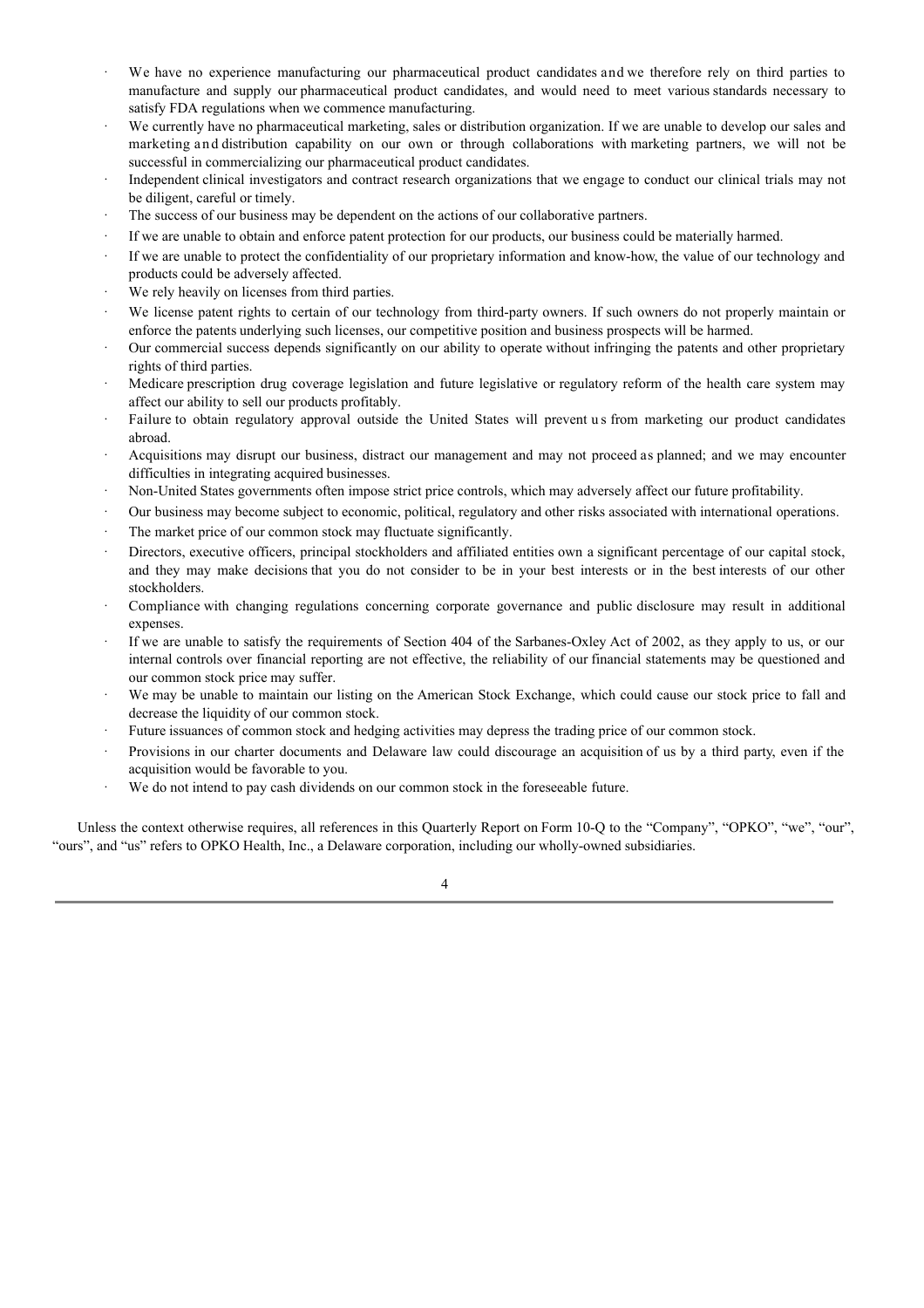- We have no experience manufacturing our pharmaceutical product candidates and we therefore rely on third parties to manufacture and supply our pharmaceutical product candidates, and would need to meet various standards necessary to satisfy FDA regulations when we commence manufacturing.
- We currently have no pharmaceutical marketing, sales or distribution organization. If we are unable to develop our sales and marketing and distribution capability on our own or through collaborations with marketing partners, we will not be successful in commercializing our pharmaceutical product candidates.
- Independent clinical investigators and contract research organizations that we engage to conduct our clinical trials may not be diligent, careful or timely.
- The success of our business may be dependent on the actions of our collaborative partners.
- If we are unable to obtain and enforce patent protection for our products, our business could be materially harmed.
- If we are unable to protect the confidentiality of our proprietary information and know-how, the value of our technology and products could be adversely affected.
- We rely heavily on licenses from third parties.
- We license patent rights to certain of our technology from third-party owners. If such owners do not properly maintain or enforce the patents underlying such licenses, our competitive position and business prospects will be harmed.
- Our commercial success depends significantly on our ability to operate without infringing the patents and other proprietary rights of third parties.
- Medicare prescription drug coverage legislation and future legislative or regulatory reform of the health care system may affect our ability to sell our products profitably.
- Failure to obtain regulatory approval outside the United States will prevent us from marketing our product candidates abroad.
- Acquisitions may disrupt our business, distract our management and may not proceed as planned; and we may encounter difficulties in integrating acquired businesses.
- Non-United States governments often impose strict price controls, which may adversely affect our future profitability.
- Our business may become subject to economic, political, regulatory and other risks associated with international operations.
- The market price of our common stock may fluctuate significantly.
- Directors, executive officers, principal stockholders and affiliated entities own a significant percentage of our capital stock, and they may make decisions that you do not consider to be in your best interests or in the best interests of our other stockholders.
- Compliance with changing regulations concerning corporate governance and public disclosure may result in additional expenses.
- If we are unable to satisfy the requirements of Section 404 of the Sarbanes-Oxley Act of 2002, as they apply to us, or our internal controls over financial reporting are not effective, the reliability of our financial statements may be questioned and our common stock price may suffer.
- We may be unable to maintain our listing on the American Stock Exchange, which could cause our stock price to fall and decrease the liquidity of our common stock.
- Future issuances of common stock and hedging activities may depress the trading price of our common stock.
- Provisions in our charter documents and Delaware law could discourage an acquisition of us by a third party, even if the acquisition would be favorable to you.
- We do not intend to pay cash dividends on our common stock in the foreseeable future.

Unless the context otherwise requires, all references in this Quarterly Report on Form 10-Q to the "Company", "OPKO", "we", "our", "ours", and "us" refers to OPKO Health, Inc., a Delaware corporation, including our wholly-owned subsidiaries.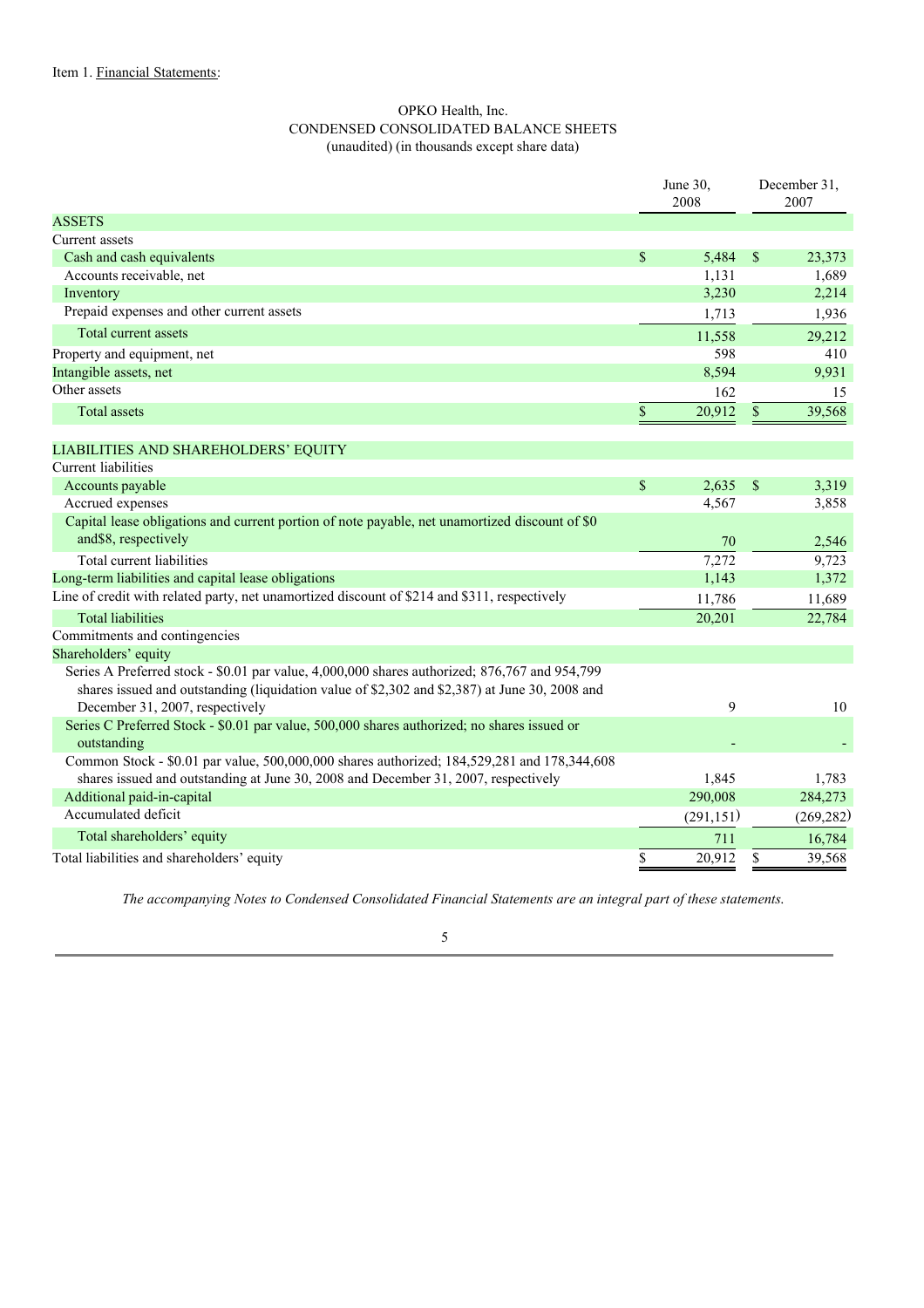Item 1. Financial Statements:

OPKO Health, Inc.
CONDENSED CONSOLIDATED BALANCE SHEETS
(unaudited) (in thousands except share data)

| | June 30, 2008 | December 31, 2007 |
|---|---|---|
| **ASSETS** | | |
| Current assets | | |
| Cash and cash equivalents | $ 5,484 | $ 23,373 |
| Accounts receivable, net | 1,131 | 1,689 |
| Inventory | 3,230 | 2,214 |
| Prepaid expenses and other current assets | 1,713 | 1,936 |
| Total current assets | 11,558 | 29,212 |
| Property and equipment, net | 598 | 410 |
| Intangible assets, net | 8,594 | 9,931 |
| Other assets | 162 | 15 |
| Total assets | $ 20,912 | $ 39,568 |
| **LIABILITIES AND SHAREHOLDERS' EQUITY** | | |
| Current liabilities | | |
| Accounts payable | $ 2,635 | $ 3,319 |
| Accrued expenses | 4,567 | 3,858 |
| Capital lease obligations and current portion of note payable, net unamortized discount of $0 and$8, respectively | 70 | 2,546 |
| Total current liabilities | 7,272 | 9,723 |
| Long-term liabilities and capital lease obligations | 1,143 | 1,372 |
| Line of credit with related party, net unamortized discount of $214 and $311, respectively | 11,786 | 11,689 |
| Total liabilities | 20,201 | 22,784 |
| Commitments and contingencies | | |
| Shareholders' equity | | |
| Series A Preferred stock - $0.01 par value, 4,000,000 shares authorized; 876,767 and 954,799 shares issued and outstanding (liquidation value of $2,302 and $2,387) at June 30, 2008 and December 31, 2007, respectively | 9 | 10 |
| Series C Preferred Stock - $0.01 par value, 500,000 shares authorized; no shares issued or outstanding | - | - |
| Common Stock - $0.01 par value, 500,000,000 shares authorized; 184,529,281 and 178,344,608 shares issued and outstanding at June 30, 2008 and December 31, 2007, respectively | 1,845 | 1,783 |
| Additional paid-in-capital | 290,008 | 284,273 |
| Accumulated deficit | (291,151) | (269,282) |
| Total shareholders' equity | 711 | 16,784 |
| Total liabilities and shareholders' equity | $ 20,912 | $ 39,568 |

*The accompanying Notes to Condensed Consolidated Financial Statements are an integral part of these statements.*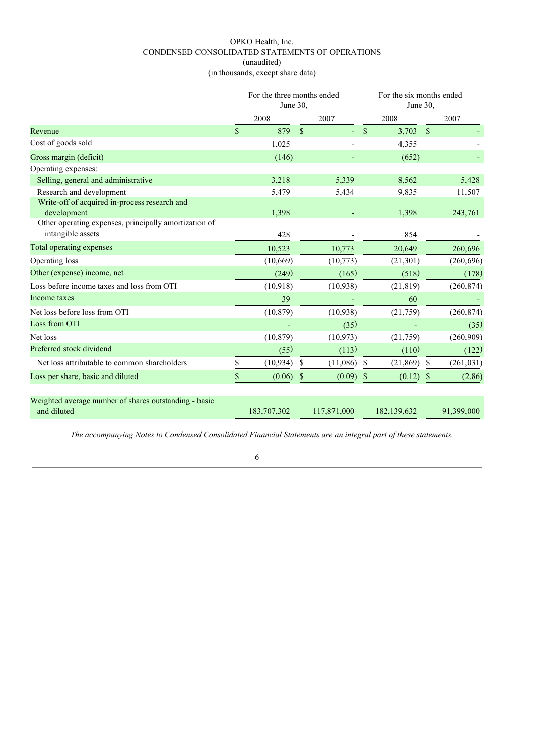OPKO Health, Inc.
CONDENSED CONSOLIDATED STATEMENTS OF OPERATIONS
(unaudited)
(in thousands, except share data)

| | For the three months ended June 30, | | For the six months ended June 30, | |
|---|---|---|---|---|
| | 2008 | 2007 | 2008 | 2007 |
| Revenue | $ 879 | $ - | $ 3,703 | $ - |
| Cost of goods sold | 1,025 | - | 4,355 | - |
| Gross margin (deficit) | (146) | - | (652) | - |
| Operating expenses: | | | | |
| Selling, general and administrative | 3,218 | 5,339 | 8,562 | 5,428 |
| Research and development | 5,479 | 5,434 | 9,835 | 11,507 |
| Write-off of acquired in-process research and development | 1,398 | - | 1,398 | 243,761 |
| Other operating expenses, principally amortization of intangible assets | 428 | - | 854 | - |
| Total operating expenses | 10,523 | 10,773 | 20,649 | 260,696 |
| Operating loss | (10,669) | (10,773) | (21,301) | (260,696) |
| Other (expense) income, net | (249) | (165) | (518) | (178) |
| Loss before income taxes and loss from OTI | (10,918) | (10,938) | (21,819) | (260,874) |
| Income taxes | 39 | - | 60 | - |
| Net loss before loss from OTI | (10,879) | (10,938) | (21,759) | (260,874) |
| Loss from OTI | - | (35) | - | (35) |
| Net loss | (10,879) | (10,973) | (21,759) | (260,909) |
| Preferred stock dividend | (55) | (113) | (110) | (122) |
| Net loss attributable to common shareholders | $ (10,934) | $ (11,086) | $ (21,869) | $ (261,031) |
| Loss per share, basic and diluted | $ (0.06) | $ (0.09) | $ (0.12) | $ (2.86) |
| Weighted average number of shares outstanding - basic and diluted | 183,707,302 | 117,871,000 | 182,139,632 | 91,399,000 |

*The accompanying Notes to Condensed Consolidated Financial Statements are an integral part of these statements.*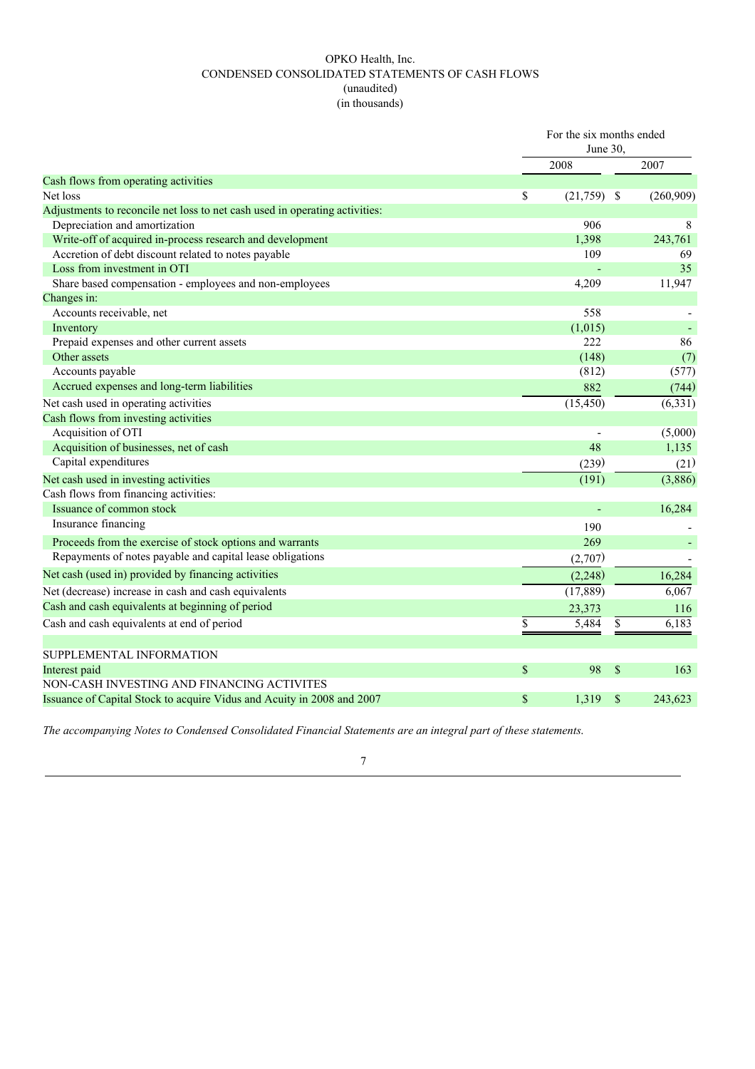OPKO Health, Inc.
CONDENSED CONSOLIDATED STATEMENTS OF CASH FLOWS
(unaudited)
(in thousands)

| | For the six months ended June 30, | |
|---|---|---|
| | 2008 | 2007 |
| Cash flows from operating activities | | |
| Net loss | $ (21,759) | $ (260,909) |
| Adjustments to reconcile net loss to net cash used in operating activities: | | |
| Depreciation and amortization | 906 | 8 |
| Write-off of acquired in-process research and development | 1,398 | 243,761 |
| Accretion of debt discount related to notes payable | 109 | 69 |
| Loss from investment in OTI | - | 35 |
| Share based compensation - employees and non-employees | 4,209 | 11,947 |
| Changes in: | | |
| Accounts receivable, net | 558 | - |
| Inventory | (1,015) | - |
| Prepaid expenses and other current assets | 222 | 86 |
| Other assets | (148) | (7) |
| Accounts payable | (812) | (577) |
| Accrued expenses and long-term liabilities | 882 | (744) |
| Net cash used in operating activities | (15,450) | (6,331) |
| Cash flows from investing activities | | |
| Acquisition of OTI | - | (5,000) |
| Acquisition of businesses, net of cash | 48 | 1,135 |
| Capital expenditures | (239) | (21) |
| Net cash used in investing activities | (191) | (3,886) |
| Cash flows from financing activities: | | |
| Issuance of common stock | - | 16,284 |
| Insurance financing | 190 | - |
| Proceeds from the exercise of stock options and warrants | 269 | - |
| Repayments of notes payable and capital lease obligations | (2,707) | - |
| Net cash (used in) provided by financing activities | (2,248) | 16,284 |
| Net (decrease) increase in cash and cash equivalents | (17,889) | 6,067 |
| Cash and cash equivalents at beginning of period | 23,373 | 116 |
| Cash and cash equivalents at end of period | $ 5,484 | $ 6,183 |
| | | |
| SUPPLEMENTAL INFORMATION | | |
| Interest paid | $ 98 | $ 163 |
| NON-CASH INVESTING AND FINANCING ACTIVITES | | |
| Issuance of Capital Stock to acquire Vidus and Acuity in 2008 and 2007 | $ 1,319 | $ 243,623 |

*The accompanying Notes to Condensed Consolidated Financial Statements are an integral part of these statements.*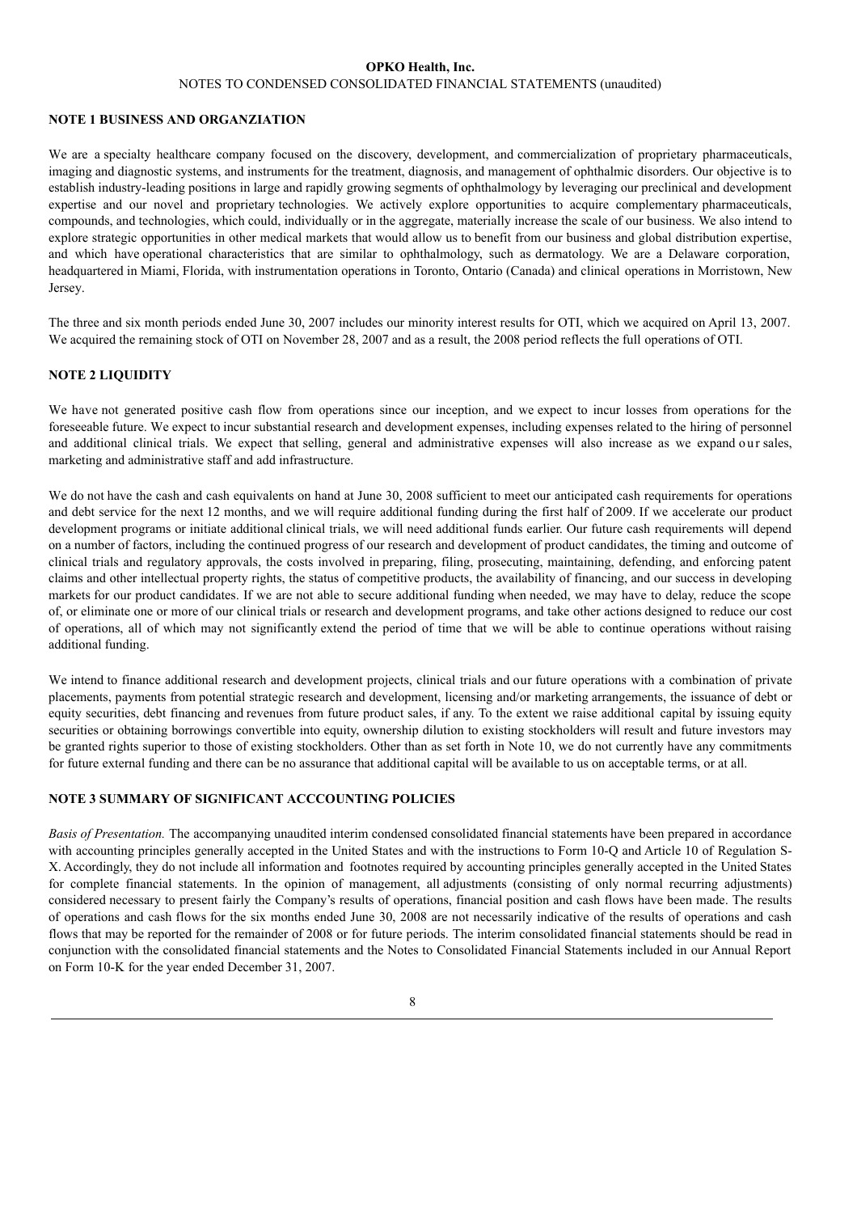**OPKO Health, Inc.**

NOTES TO CONDENSED CONSOLIDATED FINANCIAL STATEMENTS (unaudited)

## NOTE 1 BUSINESS AND ORGANZIATION

We are a specialty healthcare company focused on the discovery, development, and commercialization of proprietary pharmaceuticals, imaging and diagnostic systems, and instruments for the treatment, diagnosis, and management of ophthalmic disorders. Our objective is to establish industry-leading positions in large and rapidly growing segments of ophthalmology by leveraging our preclinical and development expertise and our novel and proprietary technologies. We actively explore opportunities to acquire complementary pharmaceuticals, compounds, and technologies, which could, individually or in the aggregate, materially increase the scale of our business. We also intend to explore strategic opportunities in other medical markets that would allow us to benefit from our business and global distribution expertise, and which have operational characteristics that are similar to ophthalmology, such as dermatology. We are a Delaware corporation, headquartered in Miami, Florida, with instrumentation operations in Toronto, Ontario (Canada) and clinical operations in Morristown, New Jersey.

The three and six month periods ended June 30, 2007 includes our minority interest results for OTI, which we acquired on April 13, 2007. We acquired the remaining stock of OTI on November 28, 2007 and as a result, the 2008 period reflects the full operations of OTI.

## NOTE 2 LIQUIDITY

We have not generated positive cash flow from operations since our inception, and we expect to incur losses from operations for the foreseeable future. We expect to incur substantial research and development expenses, including expenses related to the hiring of personnel and additional clinical trials. We expect that selling, general and administrative expenses will also increase as we expand our sales, marketing and administrative staff and add infrastructure.

We do not have the cash and cash equivalents on hand at June 30, 2008 sufficient to meet our anticipated cash requirements for operations and debt service for the next 12 months, and we will require additional funding during the first half of 2009. If we accelerate our product development programs or initiate additional clinical trials, we will need additional funds earlier. Our future cash requirements will depend on a number of factors, including the continued progress of our research and development of product candidates, the timing and outcome of clinical trials and regulatory approvals, the costs involved in preparing, filing, prosecuting, maintaining, defending, and enforcing patent claims and other intellectual property rights, the status of competitive products, the availability of financing, and our success in developing markets for our product candidates. If we are not able to secure additional funding when needed, we may have to delay, reduce the scope of, or eliminate one or more of our clinical trials or research and development programs, and take other actions designed to reduce our cost of operations, all of which may not significantly extend the period of time that we will be able to continue operations without raising additional funding.

We intend to finance additional research and development projects, clinical trials and our future operations with a combination of private placements, payments from potential strategic research and development, licensing and/or marketing arrangements, the issuance of debt or equity securities, debt financing and revenues from future product sales, if any. To the extent we raise additional capital by issuing equity securities or obtaining borrowings convertible into equity, ownership dilution to existing stockholders will result and future investors may be granted rights superior to those of existing stockholders. Other than as set forth in Note 10, we do not currently have any commitments for future external funding and there can be no assurance that additional capital will be available to us on acceptable terms, or at all.

## NOTE 3 SUMMARY OF SIGNIFICANT ACCCOUNTING POLICIES

*Basis of Presentation.* The accompanying unaudited interim condensed consolidated financial statements have been prepared in accordance with accounting principles generally accepted in the United States and with the instructions to Form 10-Q and Article 10 of Regulation S-X. Accordingly, they do not include all information and footnotes required by accounting principles generally accepted in the United States for complete financial statements. In the opinion of management, all adjustments (consisting of only normal recurring adjustments) considered necessary to present fairly the Company's results of operations, financial position and cash flows have been made. The results of operations and cash flows for the six months ended June 30, 2008 are not necessarily indicative of the results of operations and cash flows that may be reported for the remainder of 2008 or for future periods. The interim consolidated financial statements should be read in conjunction with the consolidated financial statements and the Notes to Consolidated Financial Statements included in our Annual Report on Form 10-K for the year ended December 31, 2007.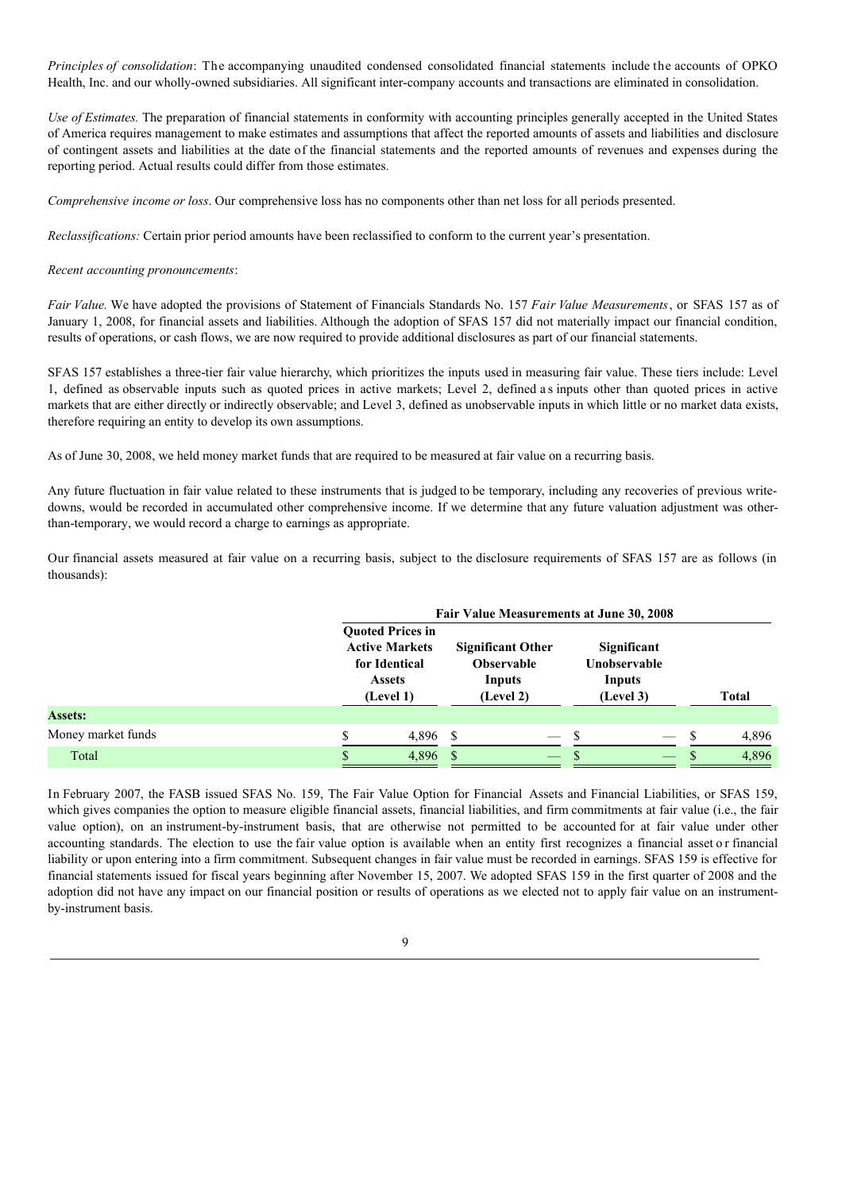*Principles of consolidation*: The accompanying unaudited condensed consolidated financial statements include the accounts of OPKO Health, Inc. and our wholly-owned subsidiaries. All significant inter-company accounts and transactions are eliminated in consolidation.

*Use of Estimates.* The preparation of financial statements in conformity with accounting principles generally accepted in the United States of America requires management to make estimates and assumptions that affect the reported amounts of assets and liabilities and disclosure of contingent assets and liabilities at the date of the financial statements and the reported amounts of revenues and expenses during the reporting period. Actual results could differ from those estimates.

*Comprehensive income or loss*. Our comprehensive loss has no components other than net loss for all periods presented.

*Reclassifications:* Certain prior period amounts have been reclassified to conform to the current year's presentation.

*Recent accounting pronouncements*:

*Fair Value.* We have adopted the provisions of Statement of Financials Standards No. 157 *Fair Value Measurements*, or SFAS 157 as of January 1, 2008, for financial assets and liabilities. Although the adoption of SFAS 157 did not materially impact our financial condition, results of operations, or cash flows, we are now required to provide additional disclosures as part of our financial statements.

SFAS 157 establishes a three-tier fair value hierarchy, which prioritizes the inputs used in measuring fair value. These tiers include: Level 1, defined as observable inputs such as quoted prices in active markets; Level 2, defined as inputs other than quoted prices in active markets that are either directly or indirectly observable; and Level 3, defined as unobservable inputs in which little or no market data exists, therefore requiring an entity to develop its own assumptions.

As of June 30, 2008, we held money market funds that are required to be measured at fair value on a recurring basis.

Any future fluctuation in fair value related to these instruments that is judged to be temporary, including any recoveries of previous write-downs, would be recorded in accumulated other comprehensive income. If we determine that any future valuation adjustment was other-than-temporary, we would record a charge to earnings as appropriate.

Our financial assets measured at fair value on a recurring basis, subject to the disclosure requirements of SFAS 157 are as follows (in thousands):

| | Fair Value Measurements at June 30, 2008 | | | |
|---|---|---|---|---|
| | Quoted Prices in Active Markets for Identical Assets (Level 1) | Significant Other Observable Inputs (Level 2) | Significant Unobservable Inputs (Level 3) | Total |
| **Assets:** | | | | |
| Money market funds | $ 4,896 | $ — | $ — | $ 4,896 |
| Total | $ 4,896 | $ — | $ — | $ 4,896 |

In February 2007, the FASB issued SFAS No. 159, The Fair Value Option for Financial Assets and Financial Liabilities, or SFAS 159, which gives companies the option to measure eligible financial assets, financial liabilities, and firm commitments at fair value (i.e., the fair value option), on an instrument-by-instrument basis, that are otherwise not permitted to be accounted for at fair value under other accounting standards. The election to use the fair value option is available when an entity first recognizes a financial asset or financial liability or upon entering into a firm commitment. Subsequent changes in fair value must be recorded in earnings. SFAS 159 is effective for financial statements issued for fiscal years beginning after November 15, 2007. We adopted SFAS 159 in the first quarter of 2008 and the adoption did not have any impact on our financial position or results of operations as we elected not to apply fair value on an instrument-by-instrument basis.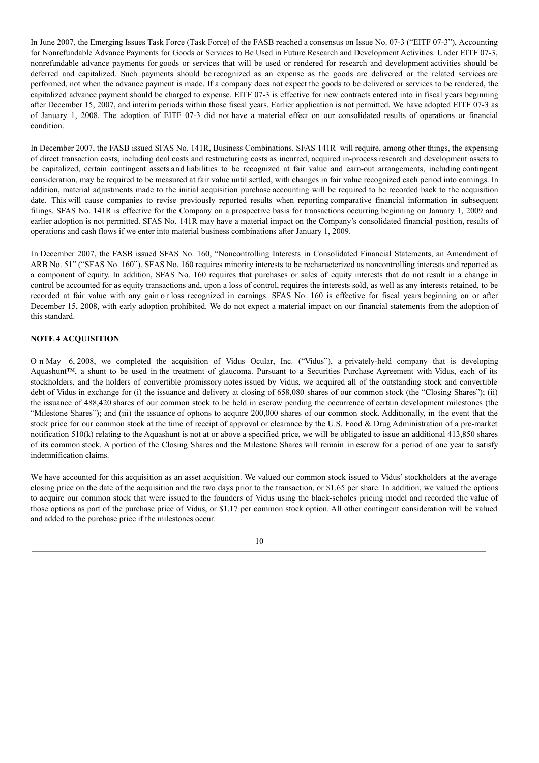In June 2007, the Emerging Issues Task Force (Task Force) of the FASB reached a consensus on Issue No. 07-3 ("EITF 07-3"), Accounting for Nonrefundable Advance Payments for Goods or Services to Be Used in Future Research and Development Activities. Under EITF 07-3, nonrefundable advance payments for goods or services that will be used or rendered for research and development activities should be deferred and capitalized. Such payments should be recognized as an expense as the goods are delivered or the related services are performed, not when the advance payment is made. If a company does not expect the goods to be delivered or services to be rendered, the capitalized advance payment should be charged to expense. EITF 07-3 is effective for new contracts entered into in fiscal years beginning after December 15, 2007, and interim periods within those fiscal years. Earlier application is not permitted. We have adopted EITF 07-3 as of January 1, 2008. The adoption of EITF 07-3 did not have a material effect on our consolidated results of operations or financial condition.

In December 2007, the FASB issued SFAS No. 141R, Business Combinations. SFAS 141R will require, among other things, the expensing of direct transaction costs, including deal costs and restructuring costs as incurred, acquired in-process research and development assets to be capitalized, certain contingent assets and liabilities to be recognized at fair value and earn-out arrangements, including contingent consideration, may be required to be measured at fair value until settled, with changes in fair value recognized each period into earnings. In addition, material adjustments made to the initial acquisition purchase accounting will be required to be recorded back to the acquisition date. This will cause companies to revise previously reported results when reporting comparative financial information in subsequent filings. SFAS No. 141R is effective for the Company on a prospective basis for transactions occurring beginning on January 1, 2009 and earlier adoption is not permitted. SFAS No. 141R may have a material impact on the Company's consolidated financial position, results of operations and cash flows if we enter into material business combinations after January 1, 2009.

In December 2007, the FASB issued SFAS No. 160, "Noncontrolling Interests in Consolidated Financial Statements, an Amendment of ARB No. 51" ("SFAS No. 160"). SFAS No. 160 requires minority interests to be recharacterized as noncontrolling interests and reported as a component of equity. In addition, SFAS No. 160 requires that purchases or sales of equity interests that do not result in a change in control be accounted for as equity transactions and, upon a loss of control, requires the interests sold, as well as any interests retained, to be recorded at fair value with any gain or loss recognized in earnings. SFAS No. 160 is effective for fiscal years beginning on or after December 15, 2008, with early adoption prohibited. We do not expect a material impact on our financial statements from the adoption of this standard.

**NOTE 4 ACQUISITION**

On May 6, 2008, we completed the acquisition of Vidus Ocular, Inc. ("Vidus"), a privately-held company that is developing Aquashunt™, a shunt to be used in the treatment of glaucoma. Pursuant to a Securities Purchase Agreement with Vidus, each of its stockholders, and the holders of convertible promissory notes issued by Vidus, we acquired all of the outstanding stock and convertible debt of Vidus in exchange for (i) the issuance and delivery at closing of 658,080 shares of our common stock (the "Closing Shares"); (ii) the issuance of 488,420 shares of our common stock to be held in escrow pending the occurrence of certain development milestones (the "Milestone Shares"); and (iii) the issuance of options to acquire 200,000 shares of our common stock. Additionally, in the event that the stock price for our common stock at the time of receipt of approval or clearance by the U.S. Food & Drug Administration of a pre-market notification 510(k) relating to the Aquashunt is not at or above a specified price, we will be obligated to issue an additional 413,850 shares of its common stock. A portion of the Closing Shares and the Milestone Shares will remain in escrow for a period of one year to satisfy indemnification claims.

We have accounted for this acquisition as an asset acquisition. We valued our common stock issued to Vidus' stockholders at the average closing price on the date of the acquisition and the two days prior to the transaction, or $1.65 per share. In addition, we valued the options to acquire our common stock that were issued to the founders of Vidus using the black-scholes pricing model and recorded the value of those options as part of the purchase price of Vidus, or $1.17 per common stock option. All other contingent consideration will be valued and added to the purchase price if the milestones occur.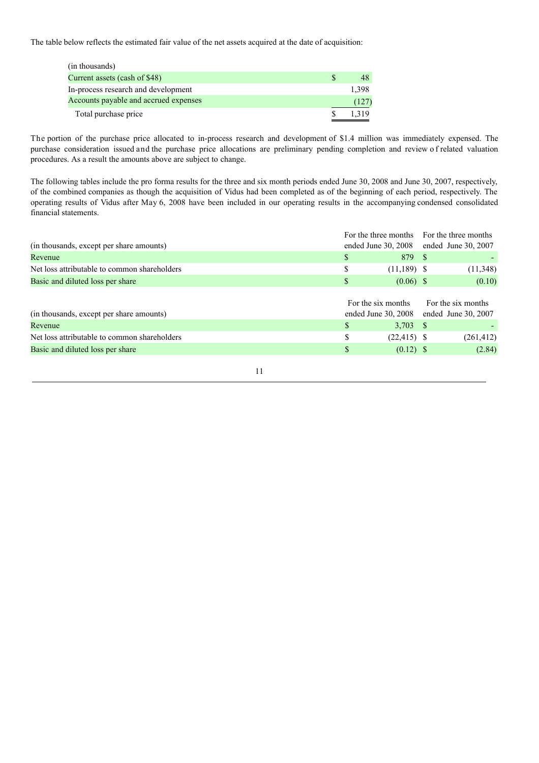The table below reflects the estimated fair value of the net assets acquired at the date of acquisition:

| (in thousands) | |
|---|---|
| Current assets (cash of $48) | $ 48 |
| In-process research and development | 1,398 |
| Accounts payable and accrued expenses | (127) |
| Total purchase price | $ 1,319 |

The portion of the purchase price allocated to in-process research and development of $1.4 million was immediately expensed. The purchase consideration issued and the purchase price allocations are preliminary pending completion and review of related valuation procedures. As a result the amounts above are subject to change.

The following tables include the pro forma results for the three and six month periods ended June 30, 2008 and June 30, 2007, respectively, of the combined companies as though the acquisition of Vidus had been completed as of the beginning of each period, respectively. The operating results of Vidus after May 6, 2008 have been included in our operating results in the accompanying condensed consolidated financial statements.

| (in thousands, except per share amounts) | For the three months ended June 30, 2008 | For the three months ended June 30, 2007 |
|---|---|---|
| Revenue | $ 879 | $ - |
| Net loss attributable to common shareholders | $ (11,189) | $ (11,348) |
| Basic and diluted loss per share | $ (0.06) | $ (0.10) |

| (in thousands, except per share amounts) | For the six months ended June 30, 2008 | For the six months ended June 30, 2007 |
|---|---|---|
| Revenue | $ 3,703 | $ - |
| Net loss attributable to common shareholders | $ (22,415) | $ (261,412) |
| Basic and diluted loss per share | $ (0.12) | $ (2.84) |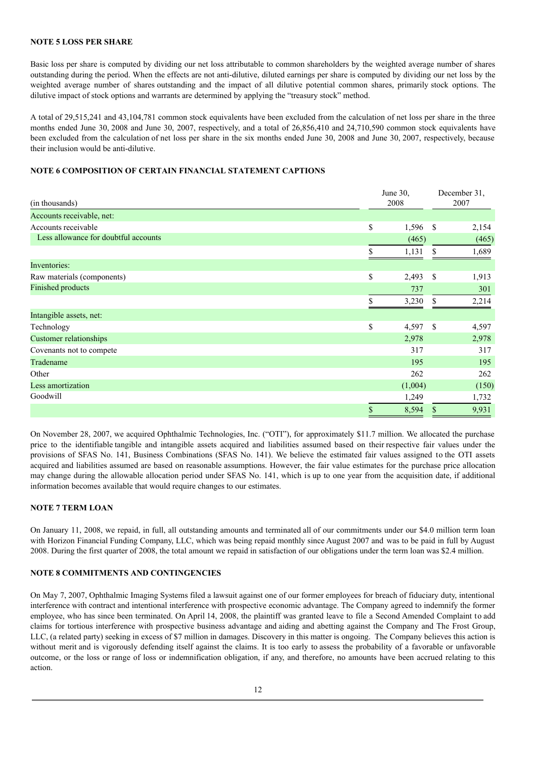**NOTE 5 LOSS PER SHARE**

Basic loss per share is computed by dividing our net loss attributable to common shareholders by the weighted average number of shares outstanding during the period. When the effects are not anti-dilutive, diluted earnings per share is computed by dividing our net loss by the weighted average number of shares outstanding and the impact of all dilutive potential common shares, primarily stock options. The dilutive impact of stock options and warrants are determined by applying the "treasury stock" method.

A total of 29,515,241 and 43,104,781 common stock equivalents have been excluded from the calculation of net loss per share in the three months ended June 30, 2008 and June 30, 2007, respectively, and a total of 26,856,410 and 24,710,590 common stock equivalents have been excluded from the calculation of net loss per share in the six months ended June 30, 2008 and June 30, 2007, respectively, because their inclusion would be anti-dilutive.

**NOTE 6 COMPOSITION OF CERTAIN FINANCIAL STATEMENT CAPTIONS**

| (in thousands) | June 30, 2008 | December 31, 2007 |
|---|---|---|
| Accounts receivable, net: | | |
| Accounts receivable | $ 1,596 | $ 2,154 |
| Less allowance for doubtful accounts | (465) | (465) |
| | $ 1,131 | $ 1,689 |
| Inventories: | | |
| Raw materials (components) | $ 2,493 | $ 1,913 |
| Finished products | 737 | 301 |
| | $ 3,230 | $ 2,214 |
| Intangible assets, net: | | |
| Technology | $ 4,597 | $ 4,597 |
| Customer relationships | 2,978 | 2,978 |
| Covenants not to compete | 317 | 317 |
| Tradename | 195 | 195 |
| Other | 262 | 262 |
| Less amortization | (1,004) | (150) |
| Goodwill | 1,249 | 1,732 |
| | $ 8,594 | $ 9,931 |

On November 28, 2007, we acquired Ophthalmic Technologies, Inc. ("OTI"), for approximately $11.7 million. We allocated the purchase price to the identifiable tangible and intangible assets acquired and liabilities assumed based on their respective fair values under the provisions of SFAS No. 141, Business Combinations (SFAS No. 141). We believe the estimated fair values assigned to the OTI assets acquired and liabilities assumed are based on reasonable assumptions. However, the fair value estimates for the purchase price allocation may change during the allowable allocation period under SFAS No. 141, which is up to one year from the acquisition date, if additional information becomes available that would require changes to our estimates.

**NOTE 7 TERM LOAN**

On January 11, 2008, we repaid, in full, all outstanding amounts and terminated all of our commitments under our $4.0 million term loan with Horizon Financial Funding Company, LLC, which was being repaid monthly since August 2007 and was to be paid in full by August 2008. During the first quarter of 2008, the total amount we repaid in satisfaction of our obligations under the term loan was $2.4 million.

**NOTE 8 COMMITMENTS AND CONTINGENCIES**

On May 7, 2007, Ophthalmic Imaging Systems filed a lawsuit against one of our former employees for breach of fiduciary duty, intentional interference with contract and intentional interference with prospective economic advantage. The Company agreed to indemnify the former employee, who has since been terminated. On April 14, 2008, the plaintiff was granted leave to file a Second Amended Complaint to add claims for tortious interference with prospective business advantage and aiding and abetting against the Company and The Frost Group, LLC, (a related party) seeking in excess of $7 million in damages. Discovery in this matter is ongoing. The Company believes this action is without merit and is vigorously defending itself against the claims. It is too early to assess the probability of a favorable or unfavorable outcome, or the loss or range of loss or indemnification obligation, if any, and therefore, no amounts have been accrued relating to this action.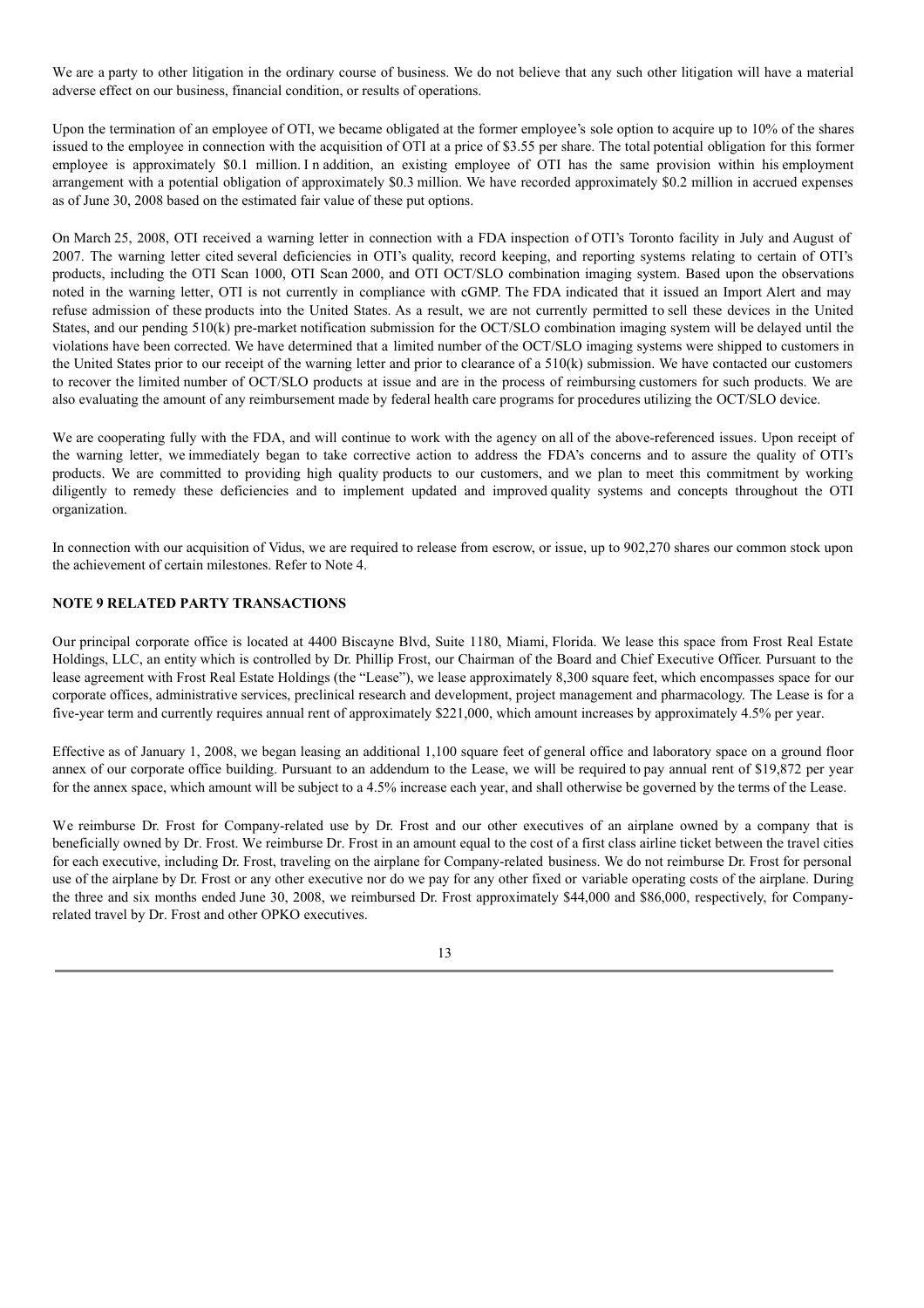We are a party to other litigation in the ordinary course of business. We do not believe that any such other litigation will have a material adverse effect on our business, financial condition, or results of operations.

Upon the termination of an employee of OTI, we became obligated at the former employee's sole option to acquire up to 10% of the shares issued to the employee in connection with the acquisition of OTI at a price of $3.55 per share. The total potential obligation for this former employee is approximately $0.1 million. In addition, an existing employee of OTI has the same provision within his employment arrangement with a potential obligation of approximately $0.3 million. We have recorded approximately $0.2 million in accrued expenses as of June 30, 2008 based on the estimated fair value of these put options.

On March 25, 2008, OTI received a warning letter in connection with a FDA inspection of OTI's Toronto facility in July and August of 2007. The warning letter cited several deficiencies in OTI's quality, record keeping, and reporting systems relating to certain of OTI's products, including the OTI Scan 1000, OTI Scan 2000, and OTI OCT/SLO combination imaging system. Based upon the observations noted in the warning letter, OTI is not currently in compliance with cGMP. The FDA indicated that it issued an Import Alert and may refuse admission of these products into the United States. As a result, we are not currently permitted to sell these devices in the United States, and our pending 510(k) pre-market notification submission for the OCT/SLO combination imaging system will be delayed until the violations have been corrected. We have determined that a limited number of the OCT/SLO imaging systems were shipped to customers in the United States prior to our receipt of the warning letter and prior to clearance of a 510(k) submission. We have contacted our customers to recover the limited number of OCT/SLO products at issue and are in the process of reimbursing customers for such products. We are also evaluating the amount of any reimbursement made by federal health care programs for procedures utilizing the OCT/SLO device.

We are cooperating fully with the FDA, and will continue to work with the agency on all of the above-referenced issues. Upon receipt of the warning letter, we immediately began to take corrective action to address the FDA's concerns and to assure the quality of OTI's products. We are committed to providing high quality products to our customers, and we plan to meet this commitment by working diligently to remedy these deficiencies and to implement updated and improved quality systems and concepts throughout the OTI organization.

In connection with our acquisition of Vidus, we are required to release from escrow, or issue, up to 902,270 shares our common stock upon the achievement of certain milestones. Refer to Note 4.

## NOTE 9 RELATED PARTY TRANSACTIONS

Our principal corporate office is located at 4400 Biscayne Blvd, Suite 1180, Miami, Florida. We lease this space from Frost Real Estate Holdings, LLC, an entity which is controlled by Dr. Phillip Frost, our Chairman of the Board and Chief Executive Officer. Pursuant to the lease agreement with Frost Real Estate Holdings (the "Lease"), we lease approximately 8,300 square feet, which encompasses space for our corporate offices, administrative services, preclinical research and development, project management and pharmacology. The Lease is for a five-year term and currently requires annual rent of approximately $221,000, which amount increases by approximately 4.5% per year.

Effective as of January 1, 2008, we began leasing an additional 1,100 square feet of general office and laboratory space on a ground floor annex of our corporate office building. Pursuant to an addendum to the Lease, we will be required to pay annual rent of $19,872 per year for the annex space, which amount will be subject to a 4.5% increase each year, and shall otherwise be governed by the terms of the Lease.

We reimburse Dr. Frost for Company-related use by Dr. Frost and our other executives of an airplane owned by a company that is beneficially owned by Dr. Frost. We reimburse Dr. Frost in an amount equal to the cost of a first class airline ticket between the travel cities for each executive, including Dr. Frost, traveling on the airplane for Company-related business. We do not reimburse Dr. Frost for personal use of the airplane by Dr. Frost or any other executive nor do we pay for any other fixed or variable operating costs of the airplane. During the three and six months ended June 30, 2008, we reimbursed Dr. Frost approximately $44,000 and $86,000, respectively, for Company-related travel by Dr. Frost and other OPKO executives.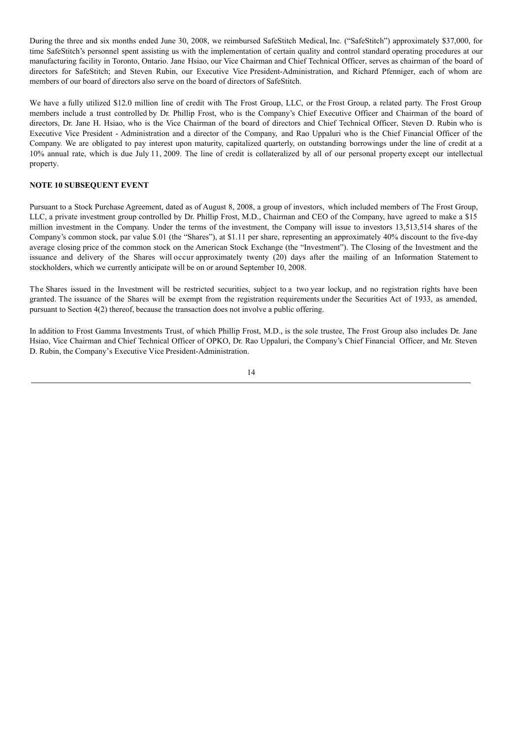During the three and six months ended June 30, 2008, we reimbursed SafeStitch Medical, Inc. ("SafeStitch") approximately $37,000, for time SafeStitch's personnel spent assisting us with the implementation of certain quality and control standard operating procedures at our manufacturing facility in Toronto, Ontario. Jane Hsiao, our Vice Chairman and Chief Technical Officer, serves as chairman of the board of directors for SafeStitch; and Steven Rubin, our Executive Vice President-Administration, and Richard Pfenniger, each of whom are members of our board of directors also serve on the board of directors of SafeStitch.

We have a fully utilized $12.0 million line of credit with The Frost Group, LLC, or the Frost Group, a related party. The Frost Group members include a trust controlled by Dr. Phillip Frost, who is the Company's Chief Executive Officer and Chairman of the board of directors, Dr. Jane H. Hsiao, who is the Vice Chairman of the board of directors and Chief Technical Officer, Steven D. Rubin who is Executive Vice President - Administration and a director of the Company, and Rao Uppaluri who is the Chief Financial Officer of the Company. We are obligated to pay interest upon maturity, capitalized quarterly, on outstanding borrowings under the line of credit at a 10% annual rate, which is due July 11, 2009. The line of credit is collateralized by all of our personal property except our intellectual property.

**NOTE 10 SUBSEQUENT EVENT**

Pursuant to a Stock Purchase Agreement, dated as of August 8, 2008, a group of investors, which included members of The Frost Group, LLC, a private investment group controlled by Dr. Phillip Frost, M.D., Chairman and CEO of the Company, have agreed to make a $15 million investment in the Company. Under the terms of the investment, the Company will issue to investors 13,513,514 shares of the Company's common stock, par value $.01 (the "Shares"), at $1.11 per share, representing an approximately 40% discount to the five-day average closing price of the common stock on the American Stock Exchange (the "Investment"). The Closing of the Investment and the issuance and delivery of the Shares will occur approximately twenty (20) days after the mailing of an Information Statement to stockholders, which we currently anticipate will be on or around September 10, 2008.

The Shares issued in the Investment will be restricted securities, subject to a two year lockup, and no registration rights have been granted. The issuance of the Shares will be exempt from the registration requirements under the Securities Act of 1933, as amended, pursuant to Section 4(2) thereof, because the transaction does not involve a public offering.

In addition to Frost Gamma Investments Trust, of which Phillip Frost, M.D., is the sole trustee, The Frost Group also includes Dr. Jane Hsiao, Vice Chairman and Chief Technical Officer of OPKO, Dr. Rao Uppaluri, the Company's Chief Financial Officer, and Mr. Steven D. Rubin, the Company's Executive Vice President-Administration.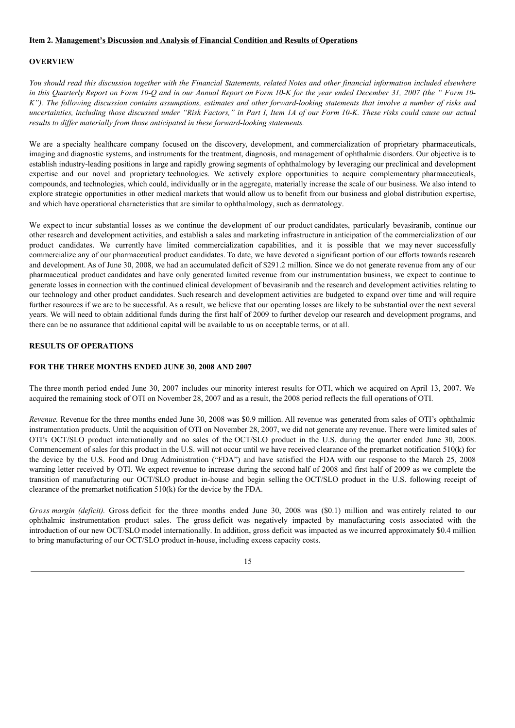**Item 2. Management's Discussion and Analysis of Financial Condition and Results of Operations**

**OVERVIEW**

*You should read this discussion together with the Financial Statements, related Notes and other financial information included elsewhere in this Quarterly Report on Form 10-Q and in our Annual Report on Form 10-K for the year ended December 31, 2007 (the " Form 10-K"). The following discussion contains assumptions, estimates and other forward-looking statements that involve a number of risks and uncertainties, including those discussed under "Risk Factors," in Part I, Item 1A of our Form 10-K. These risks could cause our actual results to differ materially from those anticipated in these forward-looking statements.*

We are a specialty healthcare company focused on the discovery, development, and commercialization of proprietary pharmaceuticals, imaging and diagnostic systems, and instruments for the treatment, diagnosis, and management of ophthalmic disorders. Our objective is to establish industry-leading positions in large and rapidly growing segments of ophthalmology by leveraging our preclinical and development expertise and our novel and proprietary technologies. We actively explore opportunities to acquire complementary pharmaceuticals, compounds, and technologies, which could, individually or in the aggregate, materially increase the scale of our business. We also intend to explore strategic opportunities in other medical markets that would allow us to benefit from our business and global distribution expertise, and which have operational characteristics that are similar to ophthalmology, such as dermatology.

We expect to incur substantial losses as we continue the development of our product candidates, particularly bevasiranib, continue our other research and development activities, and establish a sales and marketing infrastructure in anticipation of the commercialization of our product candidates. We currently have limited commercialization capabilities, and it is possible that we may never successfully commercialize any of our pharmaceutical product candidates. To date, we have devoted a significant portion of our efforts towards research and development. As of June 30, 2008, we had an accumulated deficit of $291.2 million. Since we do not generate revenue from any of our pharmaceutical product candidates and have only generated limited revenue from our instrumentation business, we expect to continue to generate losses in connection with the continued clinical development of bevasiranib and the research and development activities relating to our technology and other product candidates. Such research and development activities are budgeted to expand over time and will require further resources if we are to be successful. As a result, we believe that our operating losses are likely to be substantial over the next several years. We will need to obtain additional funds during the first half of 2009 to further develop our research and development programs, and there can be no assurance that additional capital will be available to us on acceptable terms, or at all.

**RESULTS OF OPERATIONS**

**FOR THE THREE MONTHS ENDED JUNE 30, 2008 AND 2007**

The three month period ended June 30, 2007 includes our minority interest results for OTI, which we acquired on April 13, 2007. We acquired the remaining stock of OTI on November 28, 2007 and as a result, the 2008 period reflects the full operations of OTI.

*Revenue.* Revenue for the three months ended June 30, 2008 was $0.9 million. All revenue was generated from sales of OTI's ophthalmic instrumentation products. Until the acquisition of OTI on November 28, 2007, we did not generate any revenue. There were limited sales of OTI's OCT/SLO product internationally and no sales of the OCT/SLO product in the U.S. during the quarter ended June 30, 2008. Commencement of sales for this product in the U.S. will not occur until we have received clearance of the premarket notification 510(k) for the device by the U.S. Food and Drug Administration ("FDA") and have satisfied the FDA with our response to the March 25, 2008 warning letter received by OTI. We expect revenue to increase during the second half of 2008 and first half of 2009 as we complete the transition of manufacturing our OCT/SLO product in-house and begin selling the OCT/SLO product in the U.S. following receipt of clearance of the premarket notification 510(k) for the device by the FDA.

*Gross margin (deficit).* Gross deficit for the three months ended June 30, 2008 was ($0.1) million and was entirely related to our ophthalmic instrumentation product sales. The gross deficit was negatively impacted by manufacturing costs associated with the introduction of our new OCT/SLO model internationally. In addition, gross deficit was impacted as we incurred approximately $0.4 million to bring manufacturing of our OCT/SLO product in-house, including excess capacity costs.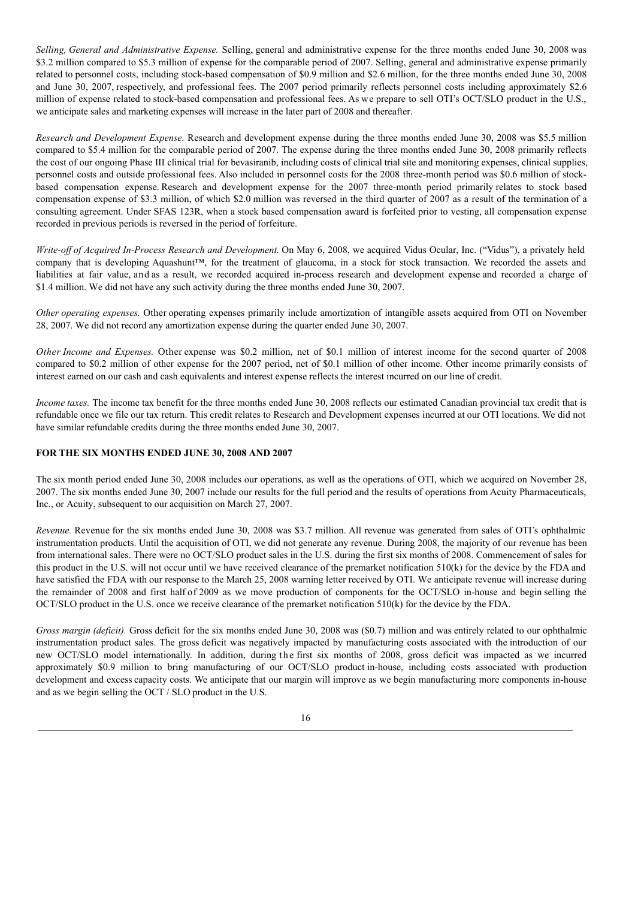*Selling, General and Administrative Expense.* Selling, general and administrative expense for the three months ended June 30, 2008 was $3.2 million compared to $5.3 million of expense for the comparable period of 2007. Selling, general and administrative expense primarily related to personnel costs, including stock-based compensation of $0.9 million and $2.6 million, for the three months ended June 30, 2008 and June 30, 2007, respectively, and professional fees. The 2007 period primarily reflects personnel costs including approximately $2.6 million of expense related to stock-based compensation and professional fees. As we prepare to sell OTI's OCT/SLO product in the U.S., we anticipate sales and marketing expenses will increase in the later part of 2008 and thereafter.

*Research and Development Expense.* Research and development expense during the three months ended June 30, 2008 was $5.5 million compared to $5.4 million for the comparable period of 2007. The expense during the three months ended June 30, 2008 primarily reflects the cost of our ongoing Phase III clinical trial for bevasiranib, including costs of clinical trial site and monitoring expenses, clinical supplies, personnel costs and outside professional fees. Also included in personnel costs for the 2008 three-month period was $0.6 million of stock-based compensation expense. Research and development expense for the 2007 three-month period primarily relates to stock based compensation expense of $3.3 million, of which $2.0 million was reversed in the third quarter of 2007 as a result of the termination of a consulting agreement. Under SFAS 123R, when a stock based compensation award is forfeited prior to vesting, all compensation expense recorded in previous periods is reversed in the period of forfeiture.

*Write-off of Acquired In-Process Research and Development.* On May 6, 2008, we acquired Vidus Ocular, Inc. ("Vidus"), a privately held company that is developing Aquashunt™, for the treatment of glaucoma, in a stock for stock transaction. We recorded the assets and liabilities at fair value, and as a result, we recorded acquired in-process research and development expense and recorded a charge of $1.4 million. We did not have any such activity during the three months ended June 30, 2007.

*Other operating expenses.* Other operating expenses primarily include amortization of intangible assets acquired from OTI on November 28, 2007. We did not record any amortization expense during the quarter ended June 30, 2007.

*Other Income and Expenses.* Other expense was $0.2 million, net of $0.1 million of interest income for the second quarter of 2008 compared to $0.2 million of other expense for the 2007 period, net of $0.1 million of other income. Other income primarily consists of interest earned on our cash and cash equivalents and interest expense reflects the interest incurred on our line of credit.

*Income taxes.* The income tax benefit for the three months ended June 30, 2008 reflects our estimated Canadian provincial tax credit that is refundable once we file our tax return. This credit relates to Research and Development expenses incurred at our OTI locations. We did not have similar refundable credits during the three months ended June 30, 2007.

**FOR THE SIX MONTHS ENDED JUNE 30, 2008 AND 2007**

The six month period ended June 30, 2008 includes our operations, as well as the operations of OTI, which we acquired on November 28, 2007. The six months ended June 30, 2007 include our results for the full period and the results of operations from Acuity Pharmaceuticals, Inc., or Acuity, subsequent to our acquisition on March 27, 2007.

*Revenue.* Revenue for the six months ended June 30, 2008 was $3.7 million. All revenue was generated from sales of OTI's ophthalmic instrumentation products. Until the acquisition of OTI, we did not generate any revenue. During 2008, the majority of our revenue has been from international sales. There were no OCT/SLO product sales in the U.S. during the first six months of 2008. Commencement of sales for this product in the U.S. will not occur until we have received clearance of the premarket notification 510(k) for the device by the FDA and have satisfied the FDA with our response to the March 25, 2008 warning letter received by OTI. We anticipate revenue will increase during the remainder of 2008 and first half of 2009 as we move production of components for the OCT/SLO in-house and begin selling the OCT/SLO product in the U.S. once we receive clearance of the premarket notification 510(k) for the device by the FDA.

*Gross margin (deficit).* Gross deficit for the six months ended June 30, 2008 was ($0.7) million and was entirely related to our ophthalmic instrumentation product sales. The gross deficit was negatively impacted by manufacturing costs associated with the introduction of our new OCT/SLO model internationally. In addition, during the first six months of 2008, gross deficit was impacted as we incurred approximately $0.9 million to bring manufacturing of our OCT/SLO product in-house, including costs associated with production development and excess capacity costs. We anticipate that our margin will improve as we begin manufacturing more components in-house and as we begin selling the OCT / SLO product in the U.S.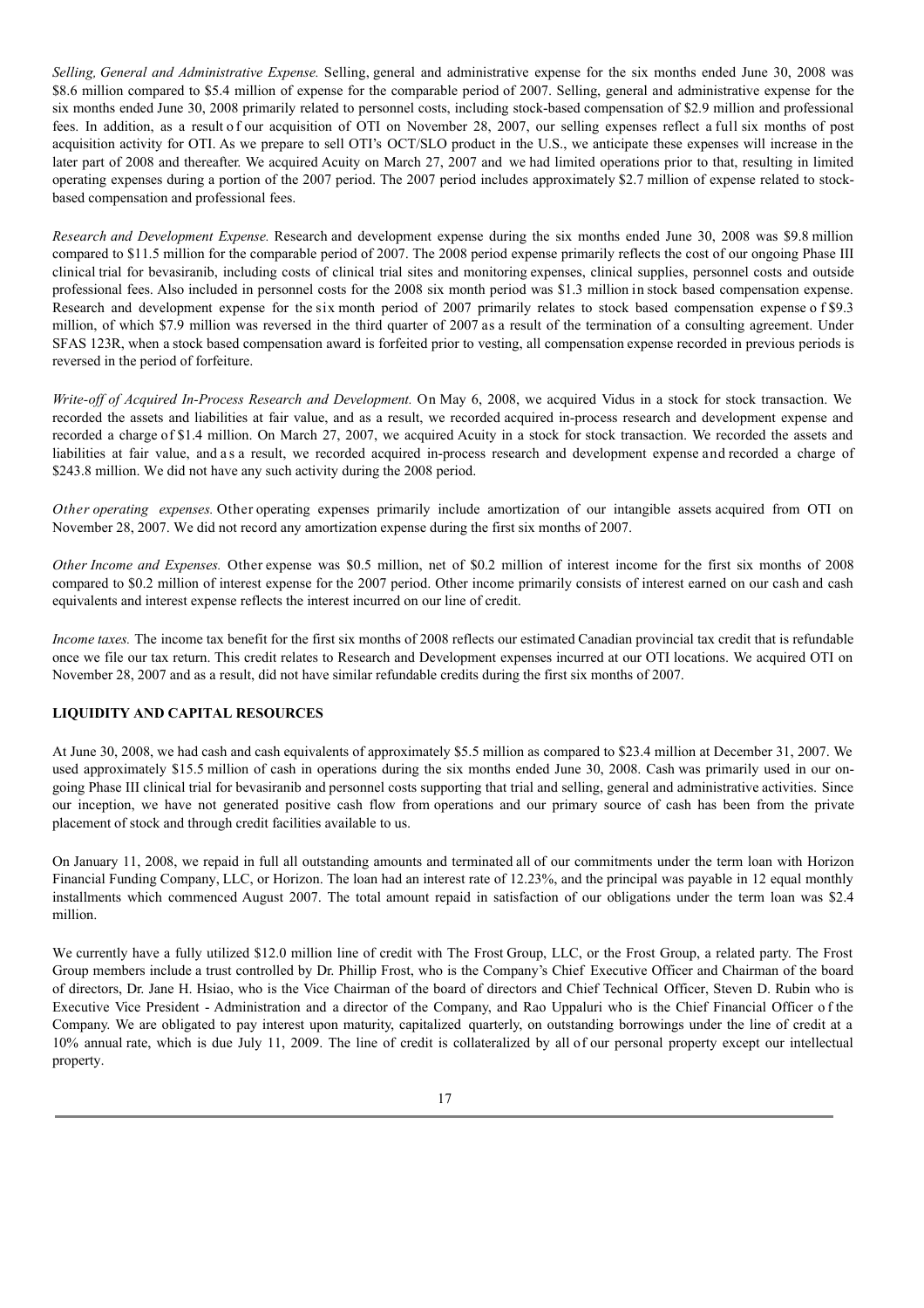*Selling, General and Administrative Expense.* Selling, general and administrative expense for the six months ended June 30, 2008 was $8.6 million compared to $5.4 million of expense for the comparable period of 2007. Selling, general and administrative expense for the six months ended June 30, 2008 primarily related to personnel costs, including stock-based compensation of $2.9 million and professional fees. In addition, as a result of our acquisition of OTI on November 28, 2007, our selling expenses reflect a full six months of post acquisition activity for OTI. As we prepare to sell OTI's OCT/SLO product in the U.S., we anticipate these expenses will increase in the later part of 2008 and thereafter. We acquired Acuity on March 27, 2007 and we had limited operations prior to that, resulting in limited operating expenses during a portion of the 2007 period. The 2007 period includes approximately $2.7 million of expense related to stock-based compensation and professional fees.

*Research and Development Expense.* Research and development expense during the six months ended June 30, 2008 was $9.8 million compared to $11.5 million for the comparable period of 2007. The 2008 period expense primarily reflects the cost of our ongoing Phase III clinical trial for bevasiranib, including costs of clinical trial sites and monitoring expenses, clinical supplies, personnel costs and outside professional fees. Also included in personnel costs for the 2008 six month period was $1.3 million in stock based compensation expense. Research and development expense for the six month period of 2007 primarily relates to stock based compensation expense of $9.3 million, of which $7.9 million was reversed in the third quarter of 2007 as a result of the termination of a consulting agreement. Under SFAS 123R, when a stock based compensation award is forfeited prior to vesting, all compensation expense recorded in previous periods is reversed in the period of forfeiture.

*Write-off of Acquired In-Process Research and Development.* On May 6, 2008, we acquired Vidus in a stock for stock transaction. We recorded the assets and liabilities at fair value, and as a result, we recorded acquired in-process research and development expense and recorded a charge of $1.4 million. On March 27, 2007, we acquired Acuity in a stock for stock transaction. We recorded the assets and liabilities at fair value, and as a result, we recorded acquired in-process research and development expense and recorded a charge of $243.8 million. We did not have any such activity during the 2008 period.

*Other operating expenses.* Other operating expenses primarily include amortization of our intangible assets acquired from OTI on November 28, 2007. We did not record any amortization expense during the first six months of 2007.

*Other Income and Expenses.* Other expense was $0.5 million, net of $0.2 million of interest income for the first six months of 2008 compared to $0.2 million of interest expense for the 2007 period. Other income primarily consists of interest earned on our cash and cash equivalents and interest expense reflects the interest incurred on our line of credit.

*Income taxes.* The income tax benefit for the first six months of 2008 reflects our estimated Canadian provincial tax credit that is refundable once we file our tax return. This credit relates to Research and Development expenses incurred at our OTI locations. We acquired OTI on November 28, 2007 and as a result, did not have similar refundable credits during the first six months of 2007.

## LIQUIDITY AND CAPITAL RESOURCES

At June 30, 2008, we had cash and cash equivalents of approximately $5.5 million as compared to $23.4 million at December 31, 2007. We used approximately $15.5 million of cash in operations during the six months ended June 30, 2008. Cash was primarily used in our on-going Phase III clinical trial for bevasiranib and personnel costs supporting that trial and selling, general and administrative activities. Since our inception, we have not generated positive cash flow from operations and our primary source of cash has been from the private placement of stock and through credit facilities available to us.

On January 11, 2008, we repaid in full all outstanding amounts and terminated all of our commitments under the term loan with Horizon Financial Funding Company, LLC, or Horizon. The loan had an interest rate of 12.23%, and the principal was payable in 12 equal monthly installments which commenced August 2007. The total amount repaid in satisfaction of our obligations under the term loan was $2.4 million.

We currently have a fully utilized $12.0 million line of credit with The Frost Group, LLC, or the Frost Group, a related party. The Frost Group members include a trust controlled by Dr. Phillip Frost, who is the Company's Chief Executive Officer and Chairman of the board of directors, Dr. Jane H. Hsiao, who is the Vice Chairman of the board of directors and Chief Technical Officer, Steven D. Rubin who is Executive Vice President - Administration and a director of the Company, and Rao Uppaluri who is the Chief Financial Officer of the Company. We are obligated to pay interest upon maturity, capitalized quarterly, on outstanding borrowings under the line of credit at a 10% annual rate, which is due July 11, 2009. The line of credit is collateralized by all of our personal property except our intellectual property.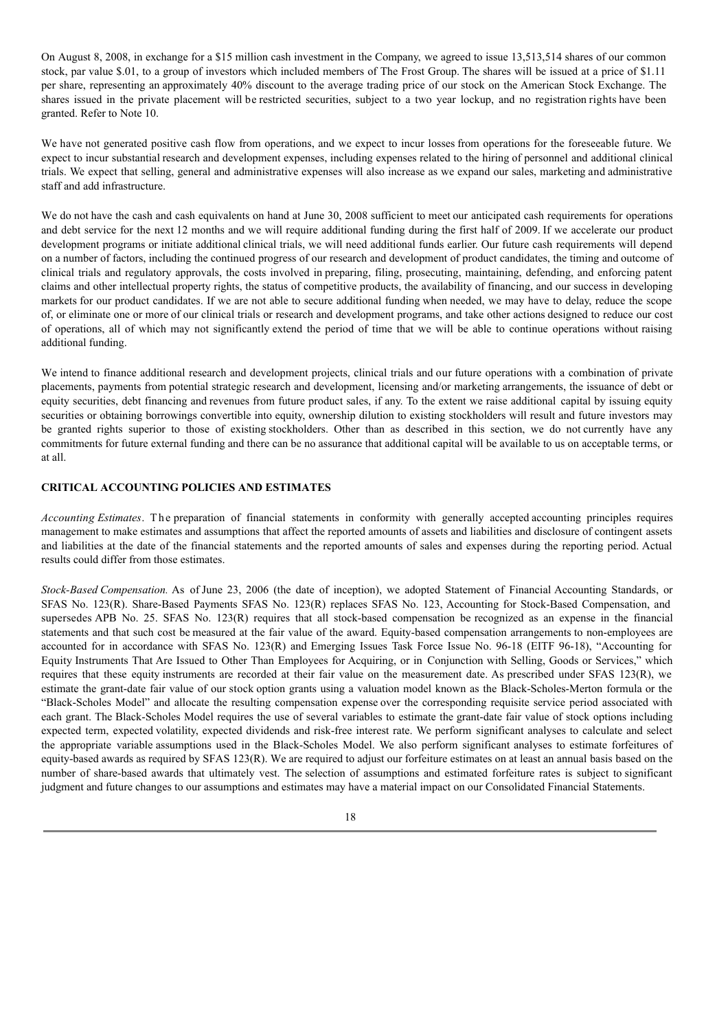On August 8, 2008, in exchange for a $15 million cash investment in the Company, we agreed to issue 13,513,514 shares of our common stock, par value $.01, to a group of investors which included members of The Frost Group. The shares will be issued at a price of $1.11 per share, representing an approximately 40% discount to the average trading price of our stock on the American Stock Exchange. The shares issued in the private placement will be restricted securities, subject to a two year lockup, and no registration rights have been granted. Refer to Note 10.

We have not generated positive cash flow from operations, and we expect to incur losses from operations for the foreseeable future. We expect to incur substantial research and development expenses, including expenses related to the hiring of personnel and additional clinical trials. We expect that selling, general and administrative expenses will also increase as we expand our sales, marketing and administrative staff and add infrastructure.

We do not have the cash and cash equivalents on hand at June 30, 2008 sufficient to meet our anticipated cash requirements for operations and debt service for the next 12 months and we will require additional funding during the first half of 2009. If we accelerate our product development programs or initiate additional clinical trials, we will need additional funds earlier. Our future cash requirements will depend on a number of factors, including the continued progress of our research and development of product candidates, the timing and outcome of clinical trials and regulatory approvals, the costs involved in preparing, filing, prosecuting, maintaining, defending, and enforcing patent claims and other intellectual property rights, the status of competitive products, the availability of financing, and our success in developing markets for our product candidates. If we are not able to secure additional funding when needed, we may have to delay, reduce the scope of, or eliminate one or more of our clinical trials or research and development programs, and take other actions designed to reduce our cost of operations, all of which may not significantly extend the period of time that we will be able to continue operations without raising additional funding.

We intend to finance additional research and development projects, clinical trials and our future operations with a combination of private placements, payments from potential strategic research and development, licensing and/or marketing arrangements, the issuance of debt or equity securities, debt financing and revenues from future product sales, if any. To the extent we raise additional capital by issuing equity securities or obtaining borrowings convertible into equity, ownership dilution to existing stockholders will result and future investors may be granted rights superior to those of existing stockholders. Other than as described in this section, we do not currently have any commitments for future external funding and there can be no assurance that additional capital will be available to us on acceptable terms, or at all.

## CRITICAL ACCOUNTING POLICIES AND ESTIMATES

*Accounting Estimates*. The preparation of financial statements in conformity with generally accepted accounting principles requires management to make estimates and assumptions that affect the reported amounts of assets and liabilities and disclosure of contingent assets and liabilities at the date of the financial statements and the reported amounts of sales and expenses during the reporting period. Actual results could differ from those estimates.

*Stock-Based Compensation.* As of June 23, 2006 (the date of inception), we adopted Statement of Financial Accounting Standards, or SFAS No. 123(R). Share-Based Payments SFAS No. 123(R) replaces SFAS No. 123, Accounting for Stock-Based Compensation, and supersedes APB No. 25. SFAS No. 123(R) requires that all stock-based compensation be recognized as an expense in the financial statements and that such cost be measured at the fair value of the award. Equity-based compensation arrangements to non-employees are accounted for in accordance with SFAS No. 123(R) and Emerging Issues Task Force Issue No. 96-18 (EITF 96-18), "Accounting for Equity Instruments That Are Issued to Other Than Employees for Acquiring, or in Conjunction with Selling, Goods or Services," which requires that these equity instruments are recorded at their fair value on the measurement date. As prescribed under SFAS 123(R), we estimate the grant-date fair value of our stock option grants using a valuation model known as the Black-Scholes-Merton formula or the "Black-Scholes Model" and allocate the resulting compensation expense over the corresponding requisite service period associated with each grant. The Black-Scholes Model requires the use of several variables to estimate the grant-date fair value of stock options including expected term, expected volatility, expected dividends and risk-free interest rate. We perform significant analyses to calculate and select the appropriate variable assumptions used in the Black-Scholes Model. We also perform significant analyses to estimate forfeitures of equity-based awards as required by SFAS 123(R). We are required to adjust our forfeiture estimates on at least an annual basis based on the number of share-based awards that ultimately vest. The selection of assumptions and estimated forfeiture rates is subject to significant judgment and future changes to our assumptions and estimates may have a material impact on our Consolidated Financial Statements.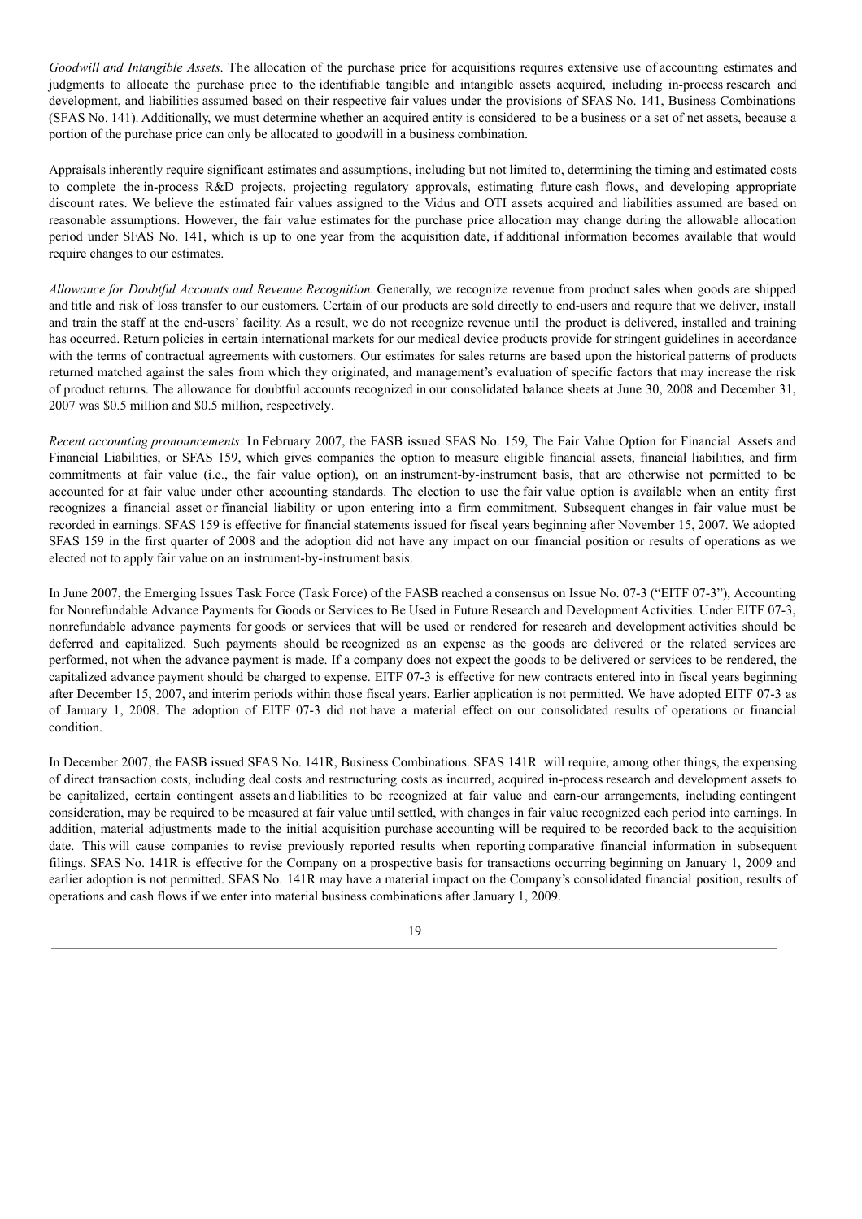*Goodwill and Intangible Assets*. The allocation of the purchase price for acquisitions requires extensive use of accounting estimates and judgments to allocate the purchase price to the identifiable tangible and intangible assets acquired, including in-process research and development, and liabilities assumed based on their respective fair values under the provisions of SFAS No. 141, Business Combinations (SFAS No. 141). Additionally, we must determine whether an acquired entity is considered to be a business or a set of net assets, because a portion of the purchase price can only be allocated to goodwill in a business combination.

Appraisals inherently require significant estimates and assumptions, including but not limited to, determining the timing and estimated costs to complete the in-process R&D projects, projecting regulatory approvals, estimating future cash flows, and developing appropriate discount rates. We believe the estimated fair values assigned to the Vidus and OTI assets acquired and liabilities assumed are based on reasonable assumptions. However, the fair value estimates for the purchase price allocation may change during the allowable allocation period under SFAS No. 141, which is up to one year from the acquisition date, if additional information becomes available that would require changes to our estimates.

*Allowance for Doubtful Accounts and Revenue Recognition*. Generally, we recognize revenue from product sales when goods are shipped and title and risk of loss transfer to our customers. Certain of our products are sold directly to end-users and require that we deliver, install and train the staff at the end-users' facility. As a result, we do not recognize revenue until the product is delivered, installed and training has occurred. Return policies in certain international markets for our medical device products provide for stringent guidelines in accordance with the terms of contractual agreements with customers. Our estimates for sales returns are based upon the historical patterns of products returned matched against the sales from which they originated, and management's evaluation of specific factors that may increase the risk of product returns. The allowance for doubtful accounts recognized in our consolidated balance sheets at June 30, 2008 and December 31, 2007 was $0.5 million and $0.5 million, respectively.

*Recent accounting pronouncements*: In February 2007, the FASB issued SFAS No. 159, The Fair Value Option for Financial Assets and Financial Liabilities, or SFAS 159, which gives companies the option to measure eligible financial assets, financial liabilities, and firm commitments at fair value (i.e., the fair value option), on an instrument-by-instrument basis, that are otherwise not permitted to be accounted for at fair value under other accounting standards. The election to use the fair value option is available when an entity first recognizes a financial asset or financial liability or upon entering into a firm commitment. Subsequent changes in fair value must be recorded in earnings. SFAS 159 is effective for financial statements issued for fiscal years beginning after November 15, 2007. We adopted SFAS 159 in the first quarter of 2008 and the adoption did not have any impact on our financial position or results of operations as we elected not to apply fair value on an instrument-by-instrument basis.

In June 2007, the Emerging Issues Task Force (Task Force) of the FASB reached a consensus on Issue No. 07-3 ("EITF 07-3"), Accounting for Nonrefundable Advance Payments for Goods or Services to Be Used in Future Research and Development Activities. Under EITF 07-3, nonrefundable advance payments for goods or services that will be used or rendered for research and development activities should be deferred and capitalized. Such payments should be recognized as an expense as the goods are delivered or the related services are performed, not when the advance payment is made. If a company does not expect the goods to be delivered or services to be rendered, the capitalized advance payment should be charged to expense. EITF 07-3 is effective for new contracts entered into in fiscal years beginning after December 15, 2007, and interim periods within those fiscal years. Earlier application is not permitted. We have adopted EITF 07-3 as of January 1, 2008. The adoption of EITF 07-3 did not have a material effect on our consolidated results of operations or financial condition.

In December 2007, the FASB issued SFAS No. 141R, Business Combinations. SFAS 141R will require, among other things, the expensing of direct transaction costs, including deal costs and restructuring costs as incurred, acquired in-process research and development assets to be capitalized, certain contingent assets and liabilities to be recognized at fair value and earn-our arrangements, including contingent consideration, may be required to be measured at fair value until settled, with changes in fair value recognized each period into earnings. In addition, material adjustments made to the initial acquisition purchase accounting will be required to be recorded back to the acquisition date. This will cause companies to revise previously reported results when reporting comparative financial information in subsequent filings. SFAS No. 141R is effective for the Company on a prospective basis for transactions occurring beginning on January 1, 2009 and earlier adoption is not permitted. SFAS No. 141R may have a material impact on the Company's consolidated financial position, results of operations and cash flows if we enter into material business combinations after January 1, 2009.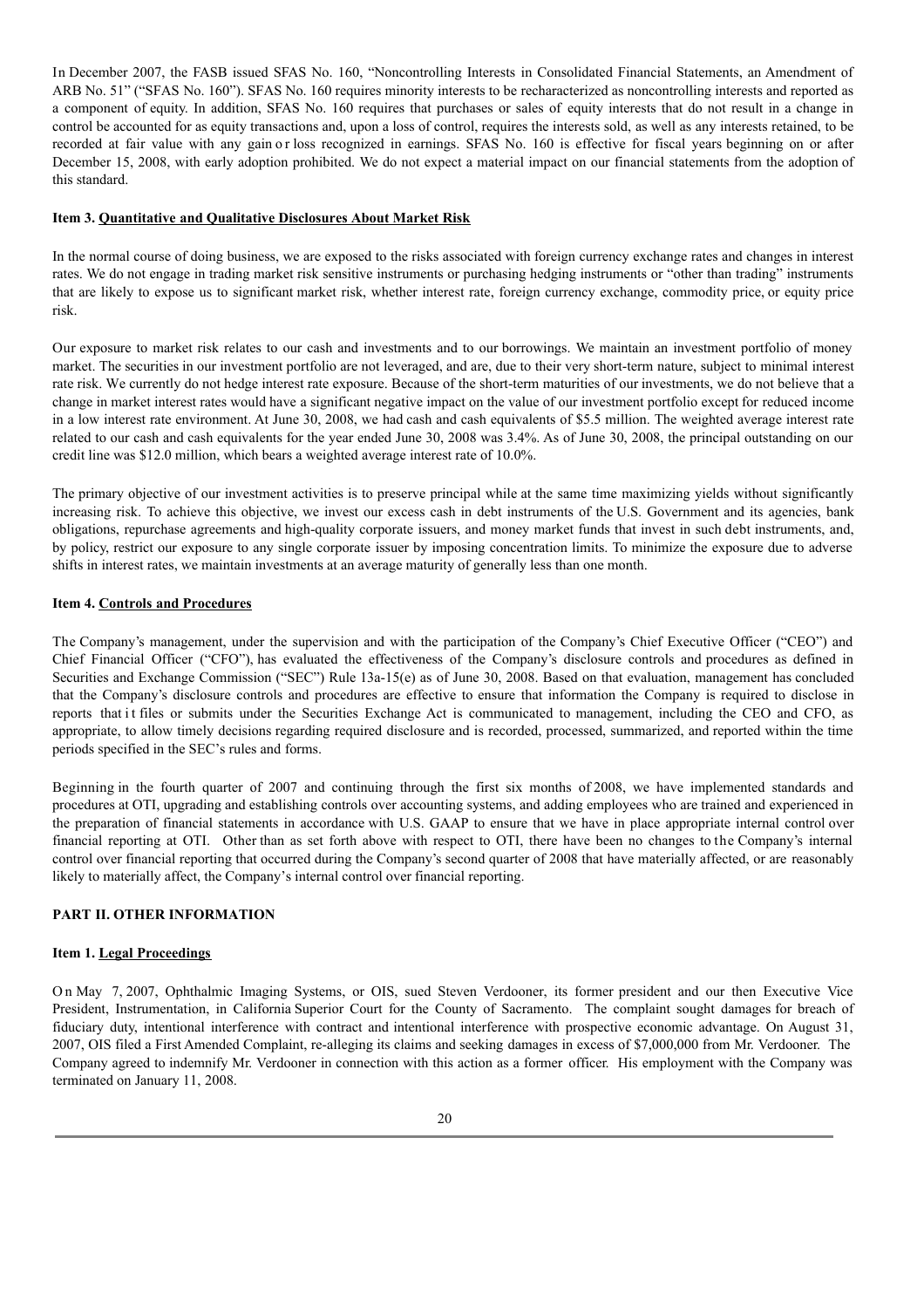In December 2007, the FASB issued SFAS No. 160, "Noncontrolling Interests in Consolidated Financial Statements, an Amendment of ARB No. 51" ("SFAS No. 160"). SFAS No. 160 requires minority interests to be recharacterized as noncontrolling interests and reported as a component of equity. In addition, SFAS No. 160 requires that purchases or sales of equity interests that do not result in a change in control be accounted for as equity transactions and, upon a loss of control, requires the interests sold, as well as any interests retained, to be recorded at fair value with any gain or loss recognized in earnings. SFAS No. 160 is effective for fiscal years beginning on or after December 15, 2008, with early adoption prohibited. We do not expect a material impact on our financial statements from the adoption of this standard.

**Item 3. Quantitative and Qualitative Disclosures About Market Risk**

In the normal course of doing business, we are exposed to the risks associated with foreign currency exchange rates and changes in interest rates. We do not engage in trading market risk sensitive instruments or purchasing hedging instruments or "other than trading" instruments that are likely to expose us to significant market risk, whether interest rate, foreign currency exchange, commodity price, or equity price risk.

Our exposure to market risk relates to our cash and investments and to our borrowings. We maintain an investment portfolio of money market. The securities in our investment portfolio are not leveraged, and are, due to their very short-term nature, subject to minimal interest rate risk. We currently do not hedge interest rate exposure. Because of the short-term maturities of our investments, we do not believe that a change in market interest rates would have a significant negative impact on the value of our investment portfolio except for reduced income in a low interest rate environment. At June 30, 2008, we had cash and cash equivalents of $5.5 million. The weighted average interest rate related to our cash and cash equivalents for the year ended June 30, 2008 was 3.4%. As of June 30, 2008, the principal outstanding on our credit line was $12.0 million, which bears a weighted average interest rate of 10.0%.

The primary objective of our investment activities is to preserve principal while at the same time maximizing yields without significantly increasing risk. To achieve this objective, we invest our excess cash in debt instruments of the U.S. Government and its agencies, bank obligations, repurchase agreements and high-quality corporate issuers, and money market funds that invest in such debt instruments, and, by policy, restrict our exposure to any single corporate issuer by imposing concentration limits. To minimize the exposure due to adverse shifts in interest rates, we maintain investments at an average maturity of generally less than one month.

**Item 4. Controls and Procedures**

The Company's management, under the supervision and with the participation of the Company's Chief Executive Officer ("CEO") and Chief Financial Officer ("CFO"), has evaluated the effectiveness of the Company's disclosure controls and procedures as defined in Securities and Exchange Commission ("SEC") Rule 13a-15(e) as of June 30, 2008. Based on that evaluation, management has concluded that the Company's disclosure controls and procedures are effective to ensure that information the Company is required to disclose in reports that it files or submits under the Securities Exchange Act is communicated to management, including the CEO and CFO, as appropriate, to allow timely decisions regarding required disclosure and is recorded, processed, summarized, and reported within the time periods specified in the SEC's rules and forms.

Beginning in the fourth quarter of 2007 and continuing through the first six months of 2008, we have implemented standards and procedures at OTI, upgrading and establishing controls over accounting systems, and adding employees who are trained and experienced in the preparation of financial statements in accordance with U.S. GAAP to ensure that we have in place appropriate internal control over financial reporting at OTI. Other than as set forth above with respect to OTI, there have been no changes to the Company's internal control over financial reporting that occurred during the Company's second quarter of 2008 that have materially affected, or are reasonably likely to materially affect, the Company's internal control over financial reporting.

**PART II. OTHER INFORMATION**

**Item 1. Legal Proceedings**

On May 7, 2007, Ophthalmic Imaging Systems, or OIS, sued Steven Verdooner, its former president and our then Executive Vice President, Instrumentation, in California Superior Court for the County of Sacramento. The complaint sought damages for breach of fiduciary duty, intentional interference with contract and intentional interference with prospective economic advantage. On August 31, 2007, OIS filed a First Amended Complaint, re-alleging its claims and seeking damages in excess of $7,000,000 from Mr. Verdooner. The Company agreed to indemnify Mr. Verdooner in connection with this action as a former officer. His employment with the Company was terminated on January 11, 2008.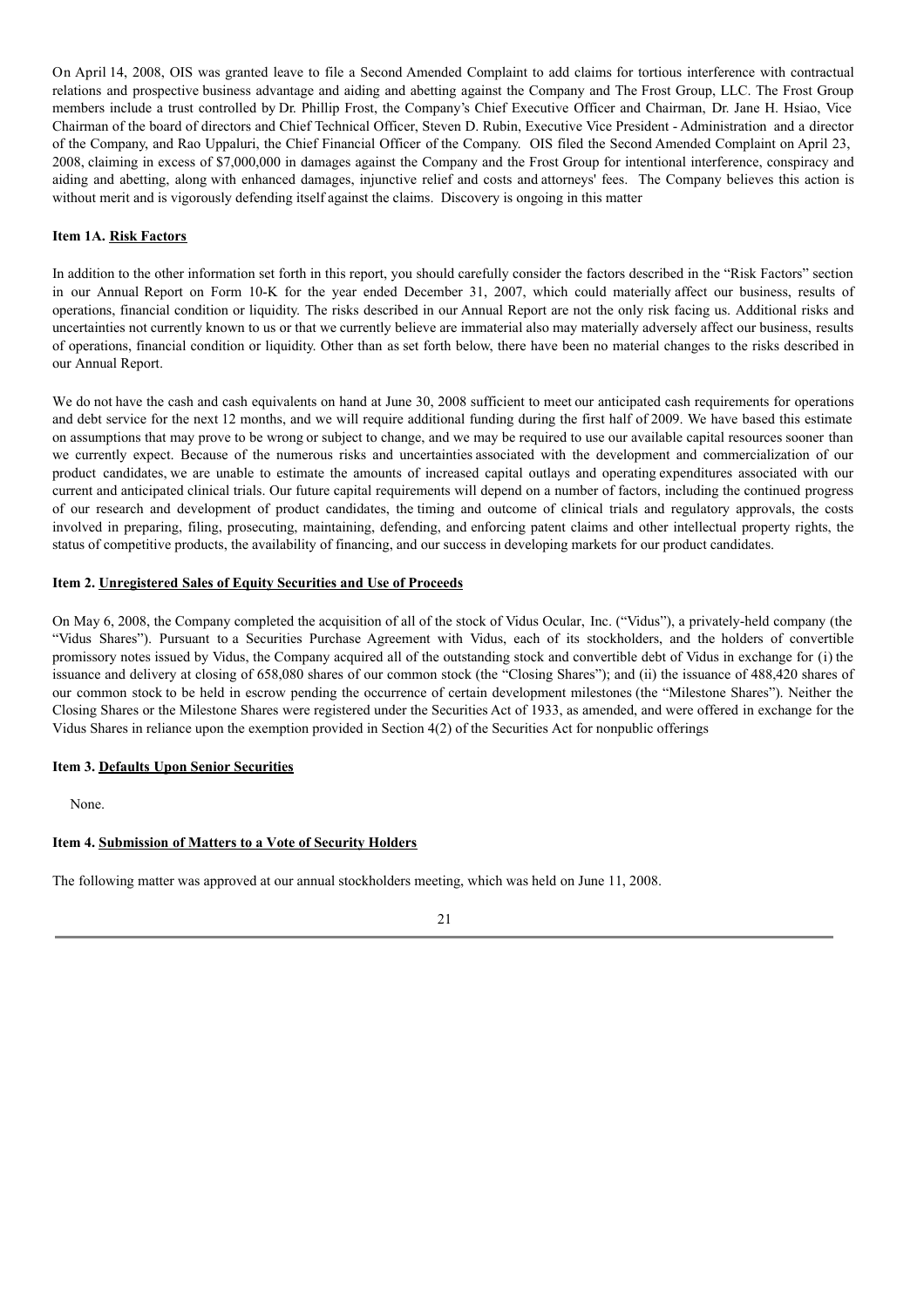On April 14, 2008, OIS was granted leave to file a Second Amended Complaint to add claims for tortious interference with contractual relations and prospective business advantage and aiding and abetting against the Company and The Frost Group, LLC. The Frost Group members include a trust controlled by Dr. Phillip Frost, the Company's Chief Executive Officer and Chairman, Dr. Jane H. Hsiao, Vice Chairman of the board of directors and Chief Technical Officer, Steven D. Rubin, Executive Vice President - Administration and a director of the Company, and Rao Uppaluri, the Chief Financial Officer of the Company. OIS filed the Second Amended Complaint on April 23, 2008, claiming in excess of $7,000,000 in damages against the Company and the Frost Group for intentional interference, conspiracy and aiding and abetting, along with enhanced damages, injunctive relief and costs and attorneys' fees. The Company believes this action is without merit and is vigorously defending itself against the claims. Discovery is ongoing in this matter

**Item 1A. Risk Factors**

In addition to the other information set forth in this report, you should carefully consider the factors described in the "Risk Factors" section in our Annual Report on Form 10-K for the year ended December 31, 2007, which could materially affect our business, results of operations, financial condition or liquidity. The risks described in our Annual Report are not the only risk facing us. Additional risks and uncertainties not currently known to us or that we currently believe are immaterial also may materially adversely affect our business, results of operations, financial condition or liquidity. Other than as set forth below, there have been no material changes to the risks described in our Annual Report.

We do not have the cash and cash equivalents on hand at June 30, 2008 sufficient to meet our anticipated cash requirements for operations and debt service for the next 12 months, and we will require additional funding during the first half of 2009. We have based this estimate on assumptions that may prove to be wrong or subject to change, and we may be required to use our available capital resources sooner than we currently expect. Because of the numerous risks and uncertainties associated with the development and commercialization of our product candidates, we are unable to estimate the amounts of increased capital outlays and operating expenditures associated with our current and anticipated clinical trials. Our future capital requirements will depend on a number of factors, including the continued progress of our research and development of product candidates, the timing and outcome of clinical trials and regulatory approvals, the costs involved in preparing, filing, prosecuting, maintaining, defending, and enforcing patent claims and other intellectual property rights, the status of competitive products, the availability of financing, and our success in developing markets for our product candidates.

**Item 2. Unregistered Sales of Equity Securities and Use of Proceeds**

On May 6, 2008, the Company completed the acquisition of all of the stock of Vidus Ocular, Inc. ("Vidus"), a privately-held company (the "Vidus Shares"). Pursuant to a Securities Purchase Agreement with Vidus, each of its stockholders, and the holders of convertible promissory notes issued by Vidus, the Company acquired all of the outstanding stock and convertible debt of Vidus in exchange for (i) the issuance and delivery at closing of 658,080 shares of our common stock (the "Closing Shares"); and (ii) the issuance of 488,420 shares of our common stock to be held in escrow pending the occurrence of certain development milestones (the "Milestone Shares"). Neither the Closing Shares or the Milestone Shares were registered under the Securities Act of 1933, as amended, and were offered in exchange for the Vidus Shares in reliance upon the exemption provided in Section 4(2) of the Securities Act for nonpublic offerings

**Item 3. Defaults Upon Senior Securities**

None.

**Item 4. Submission of Matters to a Vote of Security Holders**

The following matter was approved at our annual stockholders meeting, which was held on June 11, 2008.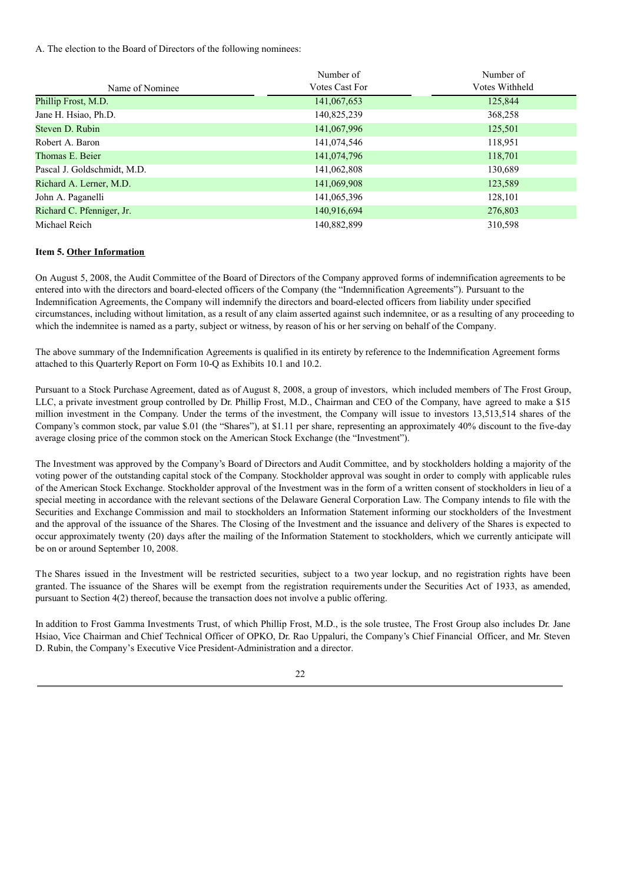A. The election to the Board of Directors of the following nominees:

| Name of Nominee | Number of Votes Cast For | Number of Votes Withheld |
| --- | --- | --- |
| Phillip Frost, M.D. | 141,067,653 | 125,844 |
| Jane H. Hsiao, Ph.D. | 140,825,239 | 368,258 |
| Steven D. Rubin | 141,067,996 | 125,501 |
| Robert A. Baron | 141,074,546 | 118,951 |
| Thomas E. Beier | 141,074,796 | 118,701 |
| Pascal J. Goldschmidt, M.D. | 141,062,808 | 130,689 |
| Richard A. Lerner, M.D. | 141,069,908 | 123,589 |
| John A. Paganelli | 141,065,396 | 128,101 |
| Richard C. Pfenniger, Jr. | 140,916,694 | 276,803 |
| Michael Reich | 140,882,899 | 310,598 |

**Item 5. Other Information**

On August 5, 2008, the Audit Committee of the Board of Directors of the Company approved forms of indemnification agreements to be entered into with the directors and board-elected officers of the Company (the "Indemnification Agreements"). Pursuant to the Indemnification Agreements, the Company will indemnify the directors and board-elected officers from liability under specified circumstances, including without limitation, as a result of any claim asserted against such indemnitee, or as a resulting of any proceeding to which the indemnitee is named as a party, subject or witness, by reason of his or her serving on behalf of the Company.

The above summary of the Indemnification Agreements is qualified in its entirety by reference to the Indemnification Agreement forms attached to this Quarterly Report on Form 10-Q as Exhibits 10.1 and 10.2.

Pursuant to a Stock Purchase Agreement, dated as of August 8, 2008, a group of investors, which included members of The Frost Group, LLC, a private investment group controlled by Dr. Phillip Frost, M.D., Chairman and CEO of the Company, have agreed to make a $15 million investment in the Company. Under the terms of the investment, the Company will issue to investors 13,513,514 shares of the Company's common stock, par value $.01 (the "Shares"), at $1.11 per share, representing an approximately 40% discount to the five-day average closing price of the common stock on the American Stock Exchange (the "Investment").

The Investment was approved by the Company's Board of Directors and Audit Committee, and by stockholders holding a majority of the voting power of the outstanding capital stock of the Company. Stockholder approval was sought in order to comply with applicable rules of the American Stock Exchange. Stockholder approval of the Investment was in the form of a written consent of stockholders in lieu of a special meeting in accordance with the relevant sections of the Delaware General Corporation Law. The Company intends to file with the Securities and Exchange Commission and mail to stockholders an Information Statement informing our stockholders of the Investment and the approval of the issuance of the Shares. The Closing of the Investment and the issuance and delivery of the Shares is expected to occur approximately twenty (20) days after the mailing of the Information Statement to stockholders, which we currently anticipate will be on or around September 10, 2008.

The Shares issued in the Investment will be restricted securities, subject to a two year lockup, and no registration rights have been granted. The issuance of the Shares will be exempt from the registration requirements under the Securities Act of 1933, as amended, pursuant to Section 4(2) thereof, because the transaction does not involve a public offering.

In addition to Frost Gamma Investments Trust, of which Phillip Frost, M.D., is the sole trustee, The Frost Group also includes Dr. Jane Hsiao, Vice Chairman and Chief Technical Officer of OPKO, Dr. Rao Uppaluri, the Company's Chief Financial Officer, and Mr. Steven D. Rubin, the Company's Executive Vice President-Administration and a director.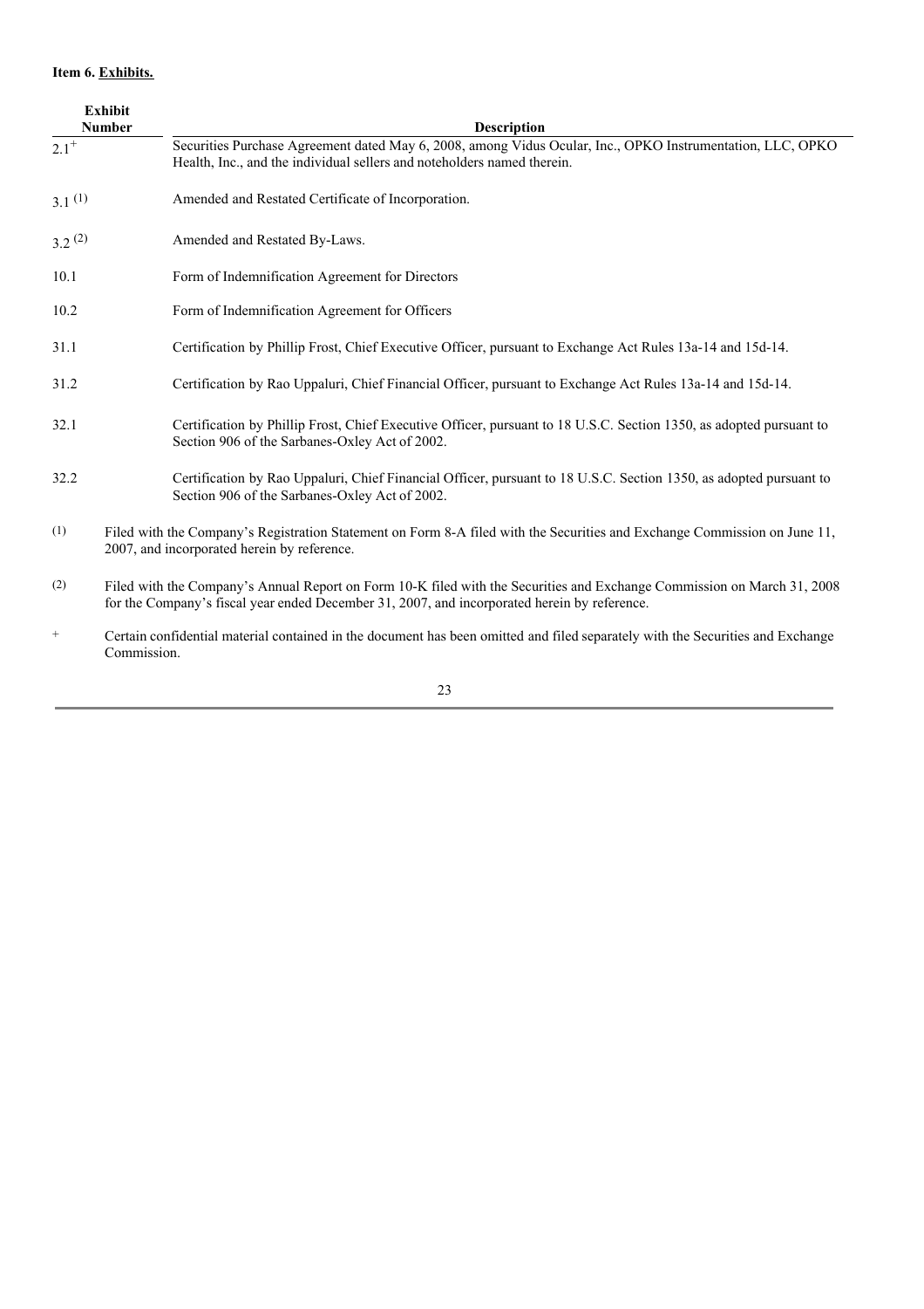**Item 6. Exhibits.**

| Exhibit Number | Description |
|---|---|
| 2.1 [+] | Securities Purchase Agreement dated May 6, 2008, among Vidus Ocular, Inc., OPKO Instrumentation, LLC, OPKO Health, Inc., and the individual sellers and noteholders named therein. |
| 3.1 [(1)] | Amended and Restated Certificate of Incorporation. |
| 3.2 [(2)] | Amended and Restated By-Laws. |
| 10.1 | Form of Indemnification Agreement for Directors |
| 10.2 | Form of Indemnification Agreement for Officers |
| 31.1 | Certification by Phillip Frost, Chief Executive Officer, pursuant to Exchange Act Rules 13a-14 and 15d-14. |
| 31.2 | Certification by Rao Uppaluri, Chief Financial Officer, pursuant to Exchange Act Rules 13a-14 and 15d-14. |
| 32.1 | Certification by Phillip Frost, Chief Executive Officer, pursuant to 18 U.S.C. Section 1350, as adopted pursuant to Section 906 of the Sarbanes-Oxley Act of 2002. |
| 32.2 | Certification by Rao Uppaluri, Chief Financial Officer, pursuant to 18 U.S.C. Section 1350, as adopted pursuant to Section 906 of the Sarbanes-Oxley Act of 2002. |

(1) Filed with the Company's Registration Statement on Form 8-A filed with the Securities and Exchange Commission on June 11, 2007, and incorporated herein by reference.

(2) Filed with the Company's Annual Report on Form 10-K filed with the Securities and Exchange Commission on March 31, 2008 for the Company's fiscal year ended December 31, 2007, and incorporated herein by reference.

\+ Certain confidential material contained in the document has been omitted and filed separately with the Securities and Exchange Commission.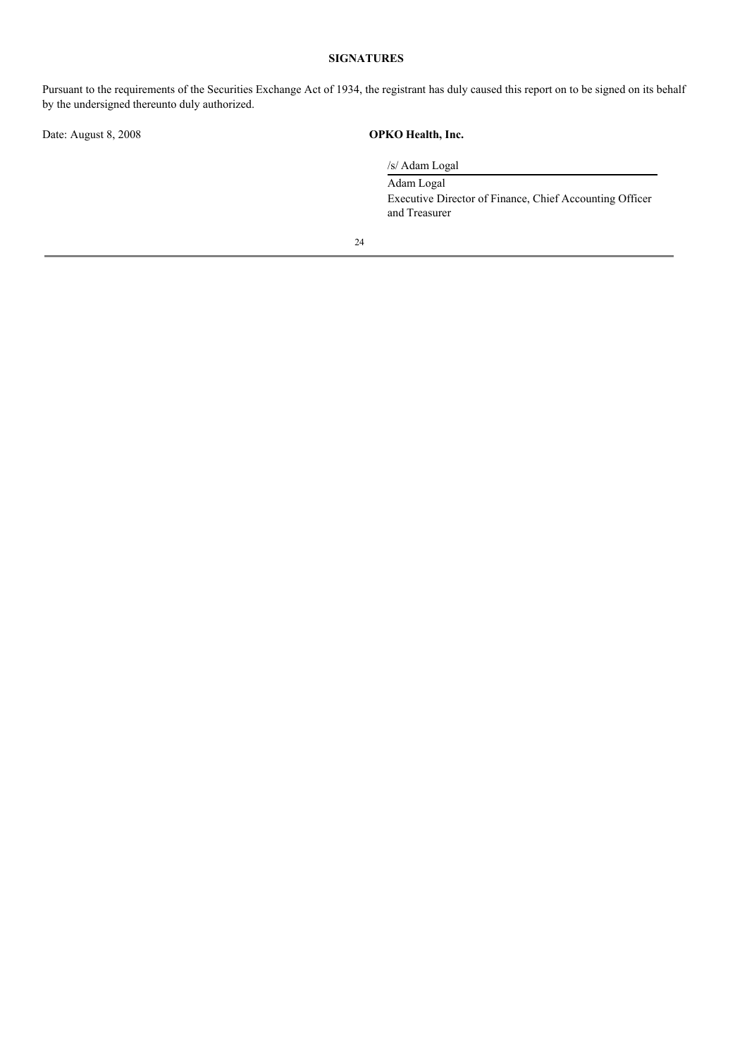**SIGNATURES**

Pursuant to the requirements of the Securities Exchange Act of 1934, the registrant has duly caused this report on to be signed on its behalf by the undersigned thereunto duly authorized.

Date: August 8, 2008

**OPKO Health, Inc.**

/s/ Adam Logal

Adam Logal
Executive Director of Finance, Chief Accounting Officer and Treasurer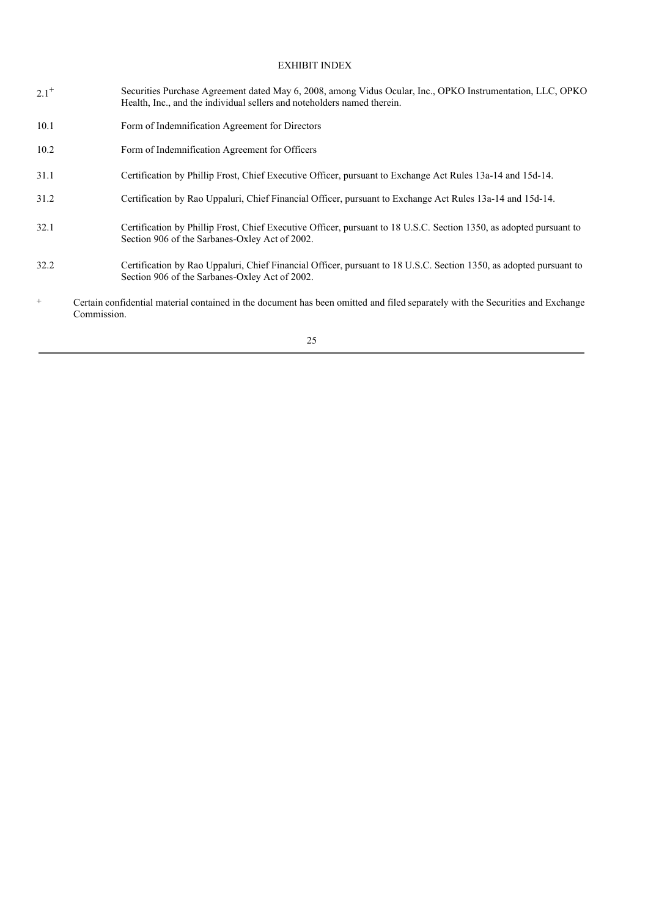# EXHIBIT INDEX

| | |
|---|---|
| 2.1[+] | Securities Purchase Agreement dated May 6, 2008, among Vidus Ocular, Inc., OPKO Instrumentation, LLC, OPKO Health, Inc., and the individual sellers and noteholders named therein. |
| 10.1 | Form of Indemnification Agreement for Directors |
| 10.2 | Form of Indemnification Agreement for Officers |
| 31.1 | Certification by Phillip Frost, Chief Executive Officer, pursuant to Exchange Act Rules 13a-14 and 15d-14. |
| 31.2 | Certification by Rao Uppaluri, Chief Financial Officer, pursuant to Exchange Act Rules 13a-14 and 15d-14. |
| 32.1 | Certification by Phillip Frost, Chief Executive Officer, pursuant to 18 U.S.C. Section 1350, as adopted pursuant to Section 906 of the Sarbanes-Oxley Act of 2002. |
| 32.2 | Certification by Rao Uppaluri, Chief Financial Officer, pursuant to 18 U.S.C. Section 1350, as adopted pursuant to Section 906 of the Sarbanes-Oxley Act of 2002. |

[+] Certain confidential material contained in the document has been omitted and filed separately with the Securities and Exchange Commission.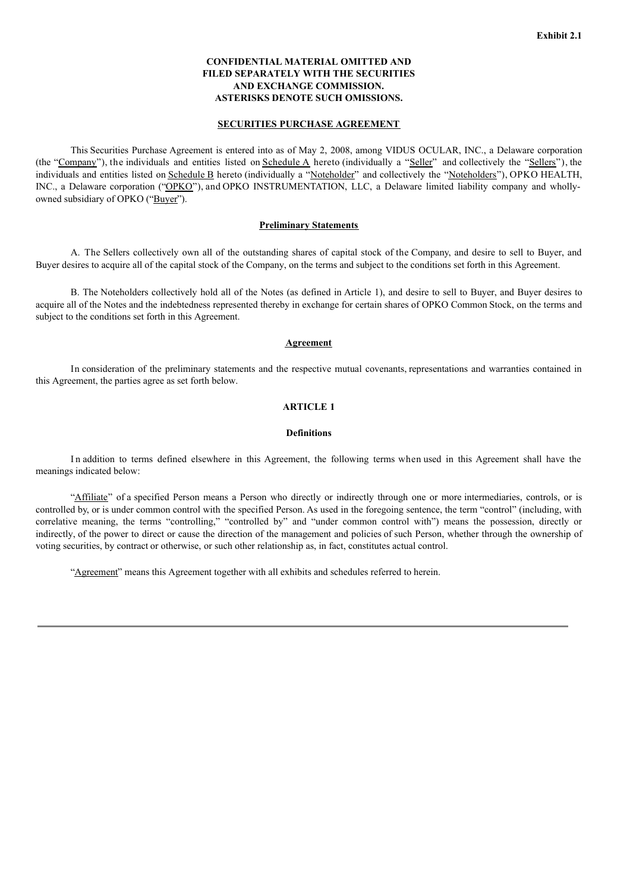**Exhibit 2.1**

**CONFIDENTIAL MATERIAL OMITTED AND FILED SEPARATELY WITH THE SECURITIES AND EXCHANGE COMMISSION. ASTERISKS DENOTE SUCH OMISSIONS.**

# SECURITIES PURCHASE AGREEMENT

This Securities Purchase Agreement is entered into as of May 2, 2008, among VIDUS OCULAR, INC., a Delaware corporation (the "Company"), the individuals and entities listed on Schedule A hereto (individually a "Seller" and collectively the "Sellers"), the individuals and entities listed on Schedule B hereto (individually a "Noteholder" and collectively the "Noteholders"), OPKO HEALTH, INC., a Delaware corporation ("OPKO"), and OPKO INSTRUMENTATION, LLC, a Delaware limited liability company and wholly-owned subsidiary of OPKO ("Buyer").

## Preliminary Statements

A. The Sellers collectively own all of the outstanding shares of capital stock of the Company, and desire to sell to Buyer, and Buyer desires to acquire all of the capital stock of the Company, on the terms and subject to the conditions set forth in this Agreement.

B. The Noteholders collectively hold all of the Notes (as defined in Article 1), and desire to sell to Buyer, and Buyer desires to acquire all of the Notes and the indebtedness represented thereby in exchange for certain shares of OPKO Common Stock, on the terms and subject to the conditions set forth in this Agreement.

## Agreement

In consideration of the preliminary statements and the respective mutual covenants, representations and warranties contained in this Agreement, the parties agree as set forth below.

## ARTICLE 1

### Definitions

In addition to terms defined elsewhere in this Agreement, the following terms when used in this Agreement shall have the meanings indicated below:

"Affiliate" of a specified Person means a Person who directly or indirectly through one or more intermediaries, controls, or is controlled by, or is under common control with the specified Person. As used in the foregoing sentence, the term "control" (including, with correlative meaning, the terms "controlling," "controlled by" and "under common control with") means the possession, directly or indirectly, of the power to direct or cause the direction of the management and policies of such Person, whether through the ownership of voting securities, by contract or otherwise, or such other relationship as, in fact, constitutes actual control.

"Agreement" means this Agreement together with all exhibits and schedules referred to herein.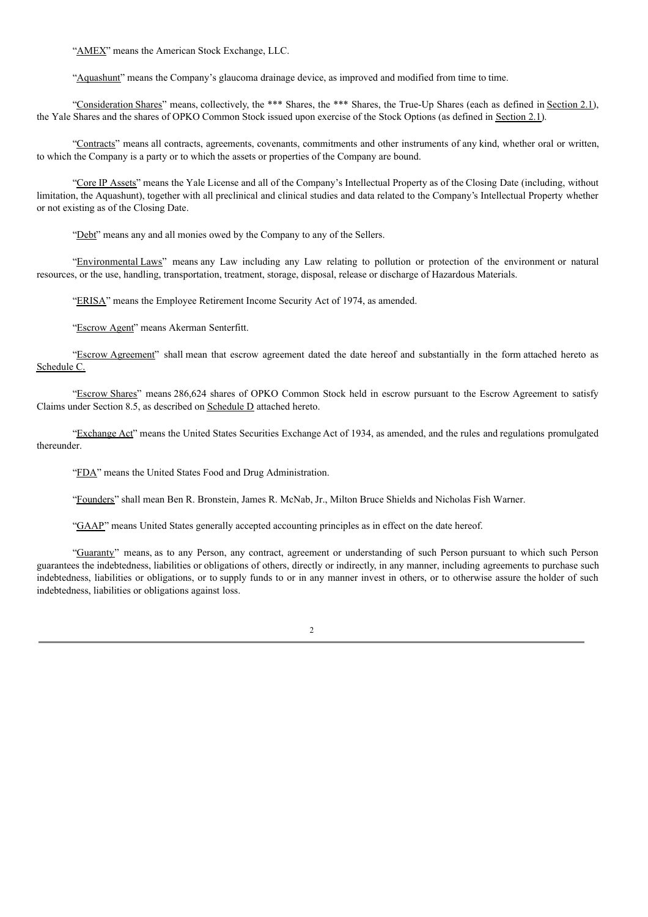"AMEX" means the American Stock Exchange, LLC.

"Aquashunt" means the Company's glaucoma drainage device, as improved and modified from time to time.

"Consideration Shares" means, collectively, the *** Shares, the *** Shares, the True-Up Shares (each as defined in Section 2.1), the Yale Shares and the shares of OPKO Common Stock issued upon exercise of the Stock Options (as defined in Section 2.1).

"Contracts" means all contracts, agreements, covenants, commitments and other instruments of any kind, whether oral or written, to which the Company is a party or to which the assets or properties of the Company are bound.

"Core IP Assets" means the Yale License and all of the Company's Intellectual Property as of the Closing Date (including, without limitation, the Aquashunt), together with all preclinical and clinical studies and data related to the Company's Intellectual Property whether or not existing as of the Closing Date.

"Debt" means any and all monies owed by the Company to any of the Sellers.

"Environmental Laws" means any Law including any Law relating to pollution or protection of the environment or natural resources, or the use, handling, transportation, treatment, storage, disposal, release or discharge of Hazardous Materials.

"ERISA" means the Employee Retirement Income Security Act of 1974, as amended.

"Escrow Agent" means Akerman Senterfitt.

"Escrow Agreement" shall mean that escrow agreement dated the date hereof and substantially in the form attached hereto as Schedule C.

"Escrow Shares" means 286,624 shares of OPKO Common Stock held in escrow pursuant to the Escrow Agreement to satisfy Claims under Section 8.5, as described on Schedule D attached hereto.

"Exchange Act" means the United States Securities Exchange Act of 1934, as amended, and the rules and regulations promulgated thereunder.

"FDA" means the United States Food and Drug Administration.

"Founders" shall mean Ben R. Bronstein, James R. McNab, Jr., Milton Bruce Shields and Nicholas Fish Warner.

"GAAP" means United States generally accepted accounting principles as in effect on the date hereof.

"Guaranty" means, as to any Person, any contract, agreement or understanding of such Person pursuant to which such Person guarantees the indebtedness, liabilities or obligations of others, directly or indirectly, in any manner, including agreements to purchase such indebtedness, liabilities or obligations, or to supply funds to or in any manner invest in others, or to otherwise assure the holder of such indebtedness, liabilities or obligations against loss.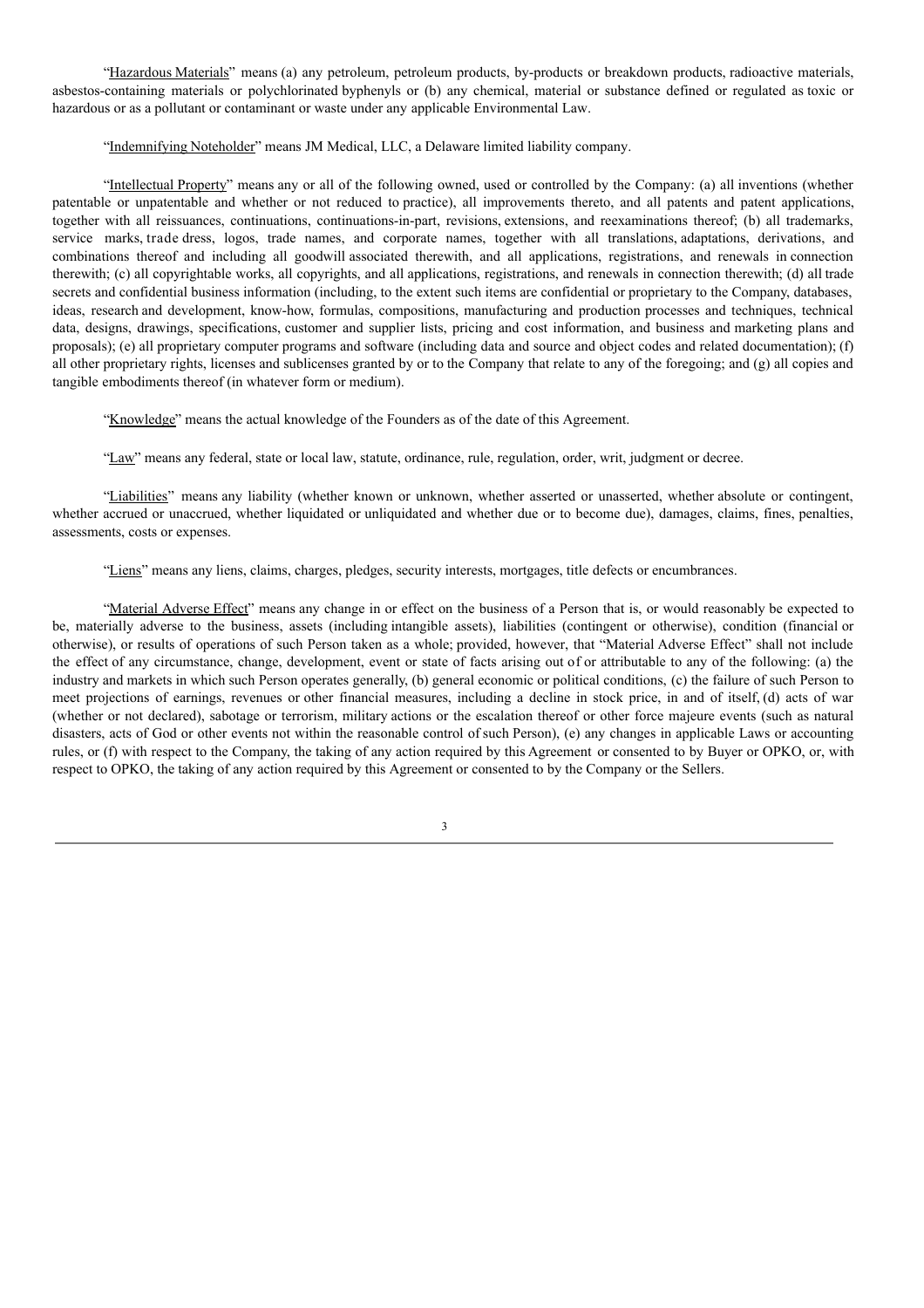"Hazardous Materials" means (a) any petroleum, petroleum products, by-products or breakdown products, radioactive materials, asbestos-containing materials or polychlorinated byphenyls or (b) any chemical, material or substance defined or regulated as toxic or hazardous or as a pollutant or contaminant or waste under any applicable Environmental Law.

"Indemnifying Noteholder" means JM Medical, LLC, a Delaware limited liability company.

"Intellectual Property" means any or all of the following owned, used or controlled by the Company: (a) all inventions (whether patentable or unpatentable and whether or not reduced to practice), all improvements thereto, and all patents and patent applications, together with all reissuances, continuations, continuations-in-part, revisions, extensions, and reexaminations thereof; (b) all trademarks, service marks, trade dress, logos, trade names, and corporate names, together with all translations, adaptations, derivations, and combinations thereof and including all goodwill associated therewith, and all applications, registrations, and renewals in connection therewith; (c) all copyrightable works, all copyrights, and all applications, registrations, and renewals in connection therewith; (d) all trade secrets and confidential business information (including, to the extent such items are confidential or proprietary to the Company, databases, ideas, research and development, know-how, formulas, compositions, manufacturing and production processes and techniques, technical data, designs, drawings, specifications, customer and supplier lists, pricing and cost information, and business and marketing plans and proposals); (e) all proprietary computer programs and software (including data and source and object codes and related documentation); (f) all other proprietary rights, licenses and sublicenses granted by or to the Company that relate to any of the foregoing; and (g) all copies and tangible embodiments thereof (in whatever form or medium).

"Knowledge" means the actual knowledge of the Founders as of the date of this Agreement.

"Law" means any federal, state or local law, statute, ordinance, rule, regulation, order, writ, judgment or decree.

"Liabilities" means any liability (whether known or unknown, whether asserted or unasserted, whether absolute or contingent, whether accrued or unaccrued, whether liquidated or unliquidated and whether due or to become due), damages, claims, fines, penalties, assessments, costs or expenses.

"Liens" means any liens, claims, charges, pledges, security interests, mortgages, title defects or encumbrances.

"Material Adverse Effect" means any change in or effect on the business of a Person that is, or would reasonably be expected to be, materially adverse to the business, assets (including intangible assets), liabilities (contingent or otherwise), condition (financial or otherwise), or results of operations of such Person taken as a whole; provided, however, that "Material Adverse Effect" shall not include the effect of any circumstance, change, development, event or state of facts arising out of or attributable to any of the following: (a) the industry and markets in which such Person operates generally, (b) general economic or political conditions, (c) the failure of such Person to meet projections of earnings, revenues or other financial measures, including a decline in stock price, in and of itself, (d) acts of war (whether or not declared), sabotage or terrorism, military actions or the escalation thereof or other force majeure events (such as natural disasters, acts of God or other events not within the reasonable control of such Person), (e) any changes in applicable Laws or accounting rules, or (f) with respect to the Company, the taking of any action required by this Agreement or consented to by Buyer or OPKO, or, with respect to OPKO, the taking of any action required by this Agreement or consented to by the Company or the Sellers.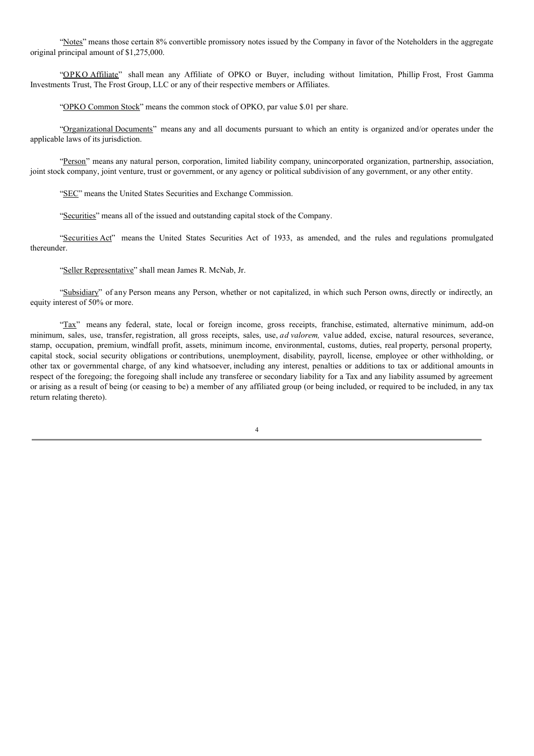"Notes" means those certain 8% convertible promissory notes issued by the Company in favor of the Noteholders in the aggregate original principal amount of $1,275,000.

"OPKO Affiliate" shall mean any Affiliate of OPKO or Buyer, including without limitation, Phillip Frost, Frost Gamma Investments Trust, The Frost Group, LLC or any of their respective members or Affiliates.

"OPKO Common Stock" means the common stock of OPKO, par value $.01 per share.

"Organizational Documents" means any and all documents pursuant to which an entity is organized and/or operates under the applicable laws of its jurisdiction.

"Person" means any natural person, corporation, limited liability company, unincorporated organization, partnership, association, joint stock company, joint venture, trust or government, or any agency or political subdivision of any government, or any other entity.

"SEC" means the United States Securities and Exchange Commission.

"Securities" means all of the issued and outstanding capital stock of the Company.

"Securities Act" means the United States Securities Act of 1933, as amended, and the rules and regulations promulgated thereunder.

"Seller Representative" shall mean James R. McNab, Jr.

"Subsidiary" of any Person means any Person, whether or not capitalized, in which such Person owns, directly or indirectly, an equity interest of 50% or more.

"Tax" means any federal, state, local or foreign income, gross receipts, franchise, estimated, alternative minimum, add-on minimum, sales, use, transfer, registration, all gross receipts, sales, use, *ad valorem,* value added, excise, natural resources, severance, stamp, occupation, premium, windfall profit, assets, minimum income, environmental, customs, duties, real property, personal property, capital stock, social security obligations or contributions, unemployment, disability, payroll, license, employee or other withholding, or other tax or governmental charge, of any kind whatsoever, including any interest, penalties or additions to tax or additional amounts in respect of the foregoing; the foregoing shall include any transferee or secondary liability for a Tax and any liability assumed by agreement or arising as a result of being (or ceasing to be) a member of any affiliated group (or being included, or required to be included, in any tax return relating thereto).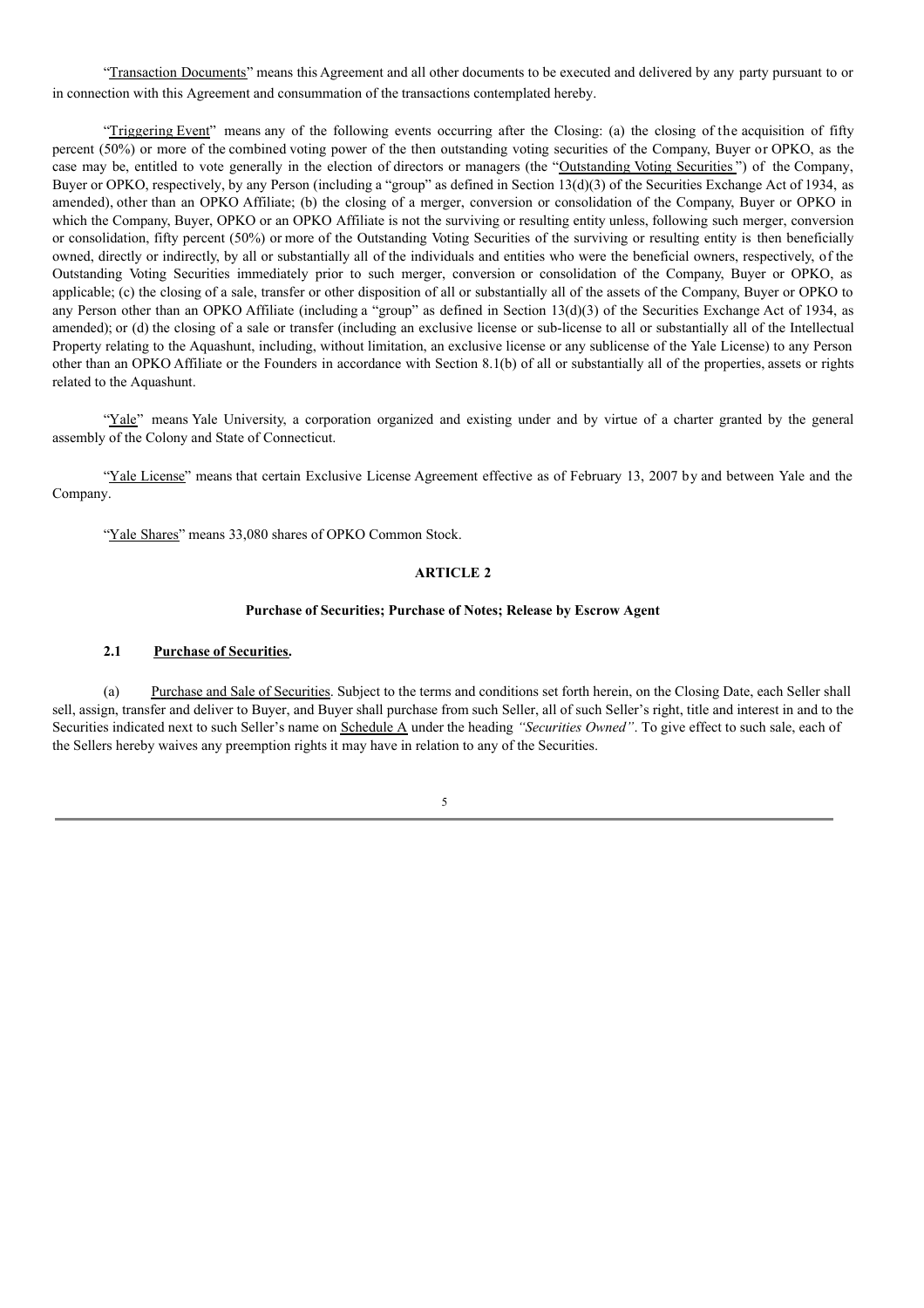"Transaction Documents" means this Agreement and all other documents to be executed and delivered by any party pursuant to or in connection with this Agreement and consummation of the transactions contemplated hereby.

"Triggering Event" means any of the following events occurring after the Closing: (a) the closing of the acquisition of fifty percent (50%) or more of the combined voting power of the then outstanding voting securities of the Company, Buyer or OPKO, as the case may be, entitled to vote generally in the election of directors or managers (the "Outstanding Voting Securities") of the Company, Buyer or OPKO, respectively, by any Person (including a "group" as defined in Section 13(d)(3) of the Securities Exchange Act of 1934, as amended), other than an OPKO Affiliate; (b) the closing of a merger, conversion or consolidation of the Company, Buyer or OPKO in which the Company, Buyer, OPKO or an OPKO Affiliate is not the surviving or resulting entity unless, following such merger, conversion or consolidation, fifty percent (50%) or more of the Outstanding Voting Securities of the surviving or resulting entity is then beneficially owned, directly or indirectly, by all or substantially all of the individuals and entities who were the beneficial owners, respectively, of the Outstanding Voting Securities immediately prior to such merger, conversion or consolidation of the Company, Buyer or OPKO, as applicable; (c) the closing of a sale, transfer or other disposition of all or substantially all of the assets of the Company, Buyer or OPKO to any Person other than an OPKO Affiliate (including a "group" as defined in Section 13(d)(3) of the Securities Exchange Act of 1934, as amended); or (d) the closing of a sale or transfer (including an exclusive license or sub-license to all or substantially all of the Intellectual Property relating to the Aquashunt, including, without limitation, an exclusive license or any sublicense of the Yale License) to any Person other than an OPKO Affiliate or the Founders in accordance with Section 8.1(b) of all or substantially all of the properties, assets or rights related to the Aquashunt.

"Yale" means Yale University, a corporation organized and existing under and by virtue of a charter granted by the general assembly of the Colony and State of Connecticut.

"Yale License" means that certain Exclusive License Agreement effective as of February 13, 2007 by and between Yale and the Company.

"Yale Shares" means 33,080 shares of OPKO Common Stock.

## ARTICLE 2

### Purchase of Securities; Purchase of Notes; Release by Escrow Agent

**2.1 Purchase of Securities.**

(a) Purchase and Sale of Securities. Subject to the terms and conditions set forth herein, on the Closing Date, each Seller shall sell, assign, transfer and deliver to Buyer, and Buyer shall purchase from such Seller, all of such Seller's right, title and interest in and to the Securities indicated next to such Seller's name on Schedule A under the heading *"Securities Owned"*. To give effect to such sale, each of the Sellers hereby waives any preemption rights it may have in relation to any of the Securities.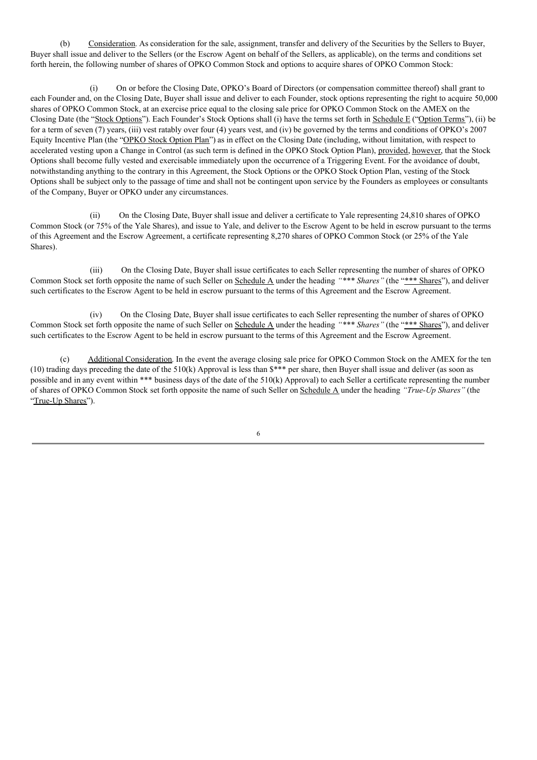(b) Consideration. As consideration for the sale, assignment, transfer and delivery of the Securities by the Sellers to Buyer, Buyer shall issue and deliver to the Sellers (or the Escrow Agent on behalf of the Sellers, as applicable), on the terms and conditions set forth herein, the following number of shares of OPKO Common Stock and options to acquire shares of OPKO Common Stock:

(i) On or before the Closing Date, OPKO's Board of Directors (or compensation committee thereof) shall grant to each Founder and, on the Closing Date, Buyer shall issue and deliver to each Founder, stock options representing the right to acquire 50,000 shares of OPKO Common Stock, at an exercise price equal to the closing sale price for OPKO Common Stock on the AMEX on the Closing Date (the "Stock Options"). Each Founder's Stock Options shall (i) have the terms set forth in Schedule E ("Option Terms"), (ii) be for a term of seven (7) years, (iii) vest ratably over four (4) years vest, and (iv) be governed by the terms and conditions of OPKO's 2007 Equity Incentive Plan (the "OPKO Stock Option Plan") as in effect on the Closing Date (including, without limitation, with respect to accelerated vesting upon a Change in Control (as such term is defined in the OPKO Stock Option Plan), provided, however, that the Stock Options shall become fully vested and exercisable immediately upon the occurrence of a Triggering Event. For the avoidance of doubt, notwithstanding anything to the contrary in this Agreement, the Stock Options or the OPKO Stock Option Plan, vesting of the Stock Options shall be subject only to the passage of time and shall not be contingent upon service by the Founders as employees or consultants of the Company, Buyer or OPKO under any circumstances.

(ii) On the Closing Date, Buyer shall issue and deliver a certificate to Yale representing 24,810 shares of OPKO Common Stock (or 75% of the Yale Shares), and issue to Yale, and deliver to the Escrow Agent to be held in escrow pursuant to the terms of this Agreement and the Escrow Agreement, a certificate representing 8,270 shares of OPKO Common Stock (or 25% of the Yale Shares).

(iii) On the Closing Date, Buyer shall issue certificates to each Seller representing the number of shares of OPKO Common Stock set forth opposite the name of such Seller on Schedule A under the heading *"*** Shares"* (the "*** Shares"), and deliver such certificates to the Escrow Agent to be held in escrow pursuant to the terms of this Agreement and the Escrow Agreement.

(iv) On the Closing Date, Buyer shall issue certificates to each Seller representing the number of shares of OPKO Common Stock set forth opposite the name of such Seller on Schedule A under the heading *"*** Shares"* (the "*** Shares"), and deliver such certificates to the Escrow Agent to be held in escrow pursuant to the terms of this Agreement and the Escrow Agreement.

(c) Additional Consideration. In the event the average closing sale price for OPKO Common Stock on the AMEX for the ten (10) trading days preceding the date of the 510(k) Approval is less than $*** per share, then Buyer shall issue and deliver (as soon as possible and in any event within *** business days of the date of the 510(k) Approval) to each Seller a certificate representing the number of shares of OPKO Common Stock set forth opposite the name of such Seller on Schedule A under the heading *"True-Up Shares"* (the "True-Up Shares").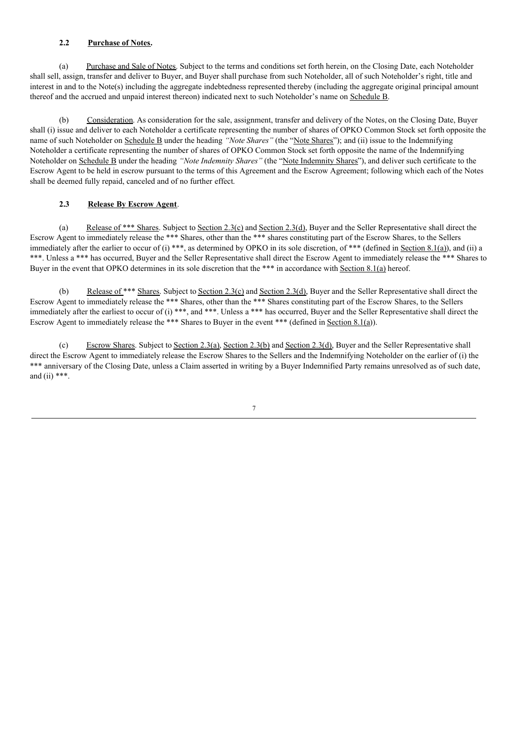**2.2 Purchase of Notes.**

(a) Purchase and Sale of Notes. Subject to the terms and conditions set forth herein, on the Closing Date, each Noteholder shall sell, assign, transfer and deliver to Buyer, and Buyer shall purchase from such Noteholder, all of such Noteholder's right, title and interest in and to the Note(s) including the aggregate indebtedness represented thereby (including the aggregate original principal amount thereof and the accrued and unpaid interest thereon) indicated next to such Noteholder's name on Schedule B.

(b) Consideration. As consideration for the sale, assignment, transfer and delivery of the Notes, on the Closing Date, Buyer shall (i) issue and deliver to each Noteholder a certificate representing the number of shares of OPKO Common Stock set forth opposite the name of such Noteholder on Schedule B under the heading *"Note Shares"* (the "Note Shares"); and (ii) issue to the Indemnifying Noteholder a certificate representing the number of shares of OPKO Common Stock set forth opposite the name of the Indemnifying Noteholder on Schedule B under the heading *"Note Indemnity Shares"* (the "Note Indemnity Shares"), and deliver such certificate to the Escrow Agent to be held in escrow pursuant to the terms of this Agreement and the Escrow Agreement; following which each of the Notes shall be deemed fully repaid, canceled and of no further effect.

**2.3 Release By Escrow Agent.**

(a) Release of *** Shares. Subject to Section 2.3(c) and Section 2.3(d), Buyer and the Seller Representative shall direct the Escrow Agent to immediately release the *** Shares, other than the *** shares constituting part of the Escrow Shares, to the Sellers immediately after the earlier to occur of (i) ***, as determined by OPKO in its sole discretion, of *** (defined in Section 8.1(a)), and (ii) a ***. Unless a *** has occurred, Buyer and the Seller Representative shall direct the Escrow Agent to immediately release the *** Shares to Buyer in the event that OPKO determines in its sole discretion that the *** in accordance with Section 8.1(a) hereof.

(b) Release of *** Shares. Subject to Section 2.3(c) and Section 2.3(d), Buyer and the Seller Representative shall direct the Escrow Agent to immediately release the *** Shares, other than the *** Shares constituting part of the Escrow Shares, to the Sellers immediately after the earliest to occur of (i) ***, and ***. Unless a *** has occurred, Buyer and the Seller Representative shall direct the Escrow Agent to immediately release the *** Shares to Buyer in the event *** (defined in Section 8.1(a)).

(c) Escrow Shares. Subject to Section 2.3(a), Section 2.3(b) and Section 2.3(d), Buyer and the Seller Representative shall direct the Escrow Agent to immediately release the Escrow Shares to the Sellers and the Indemnifying Noteholder on the earlier of (i) the *** anniversary of the Closing Date, unless a Claim asserted in writing by a Buyer Indemnified Party remains unresolved as of such date, and (ii) ***.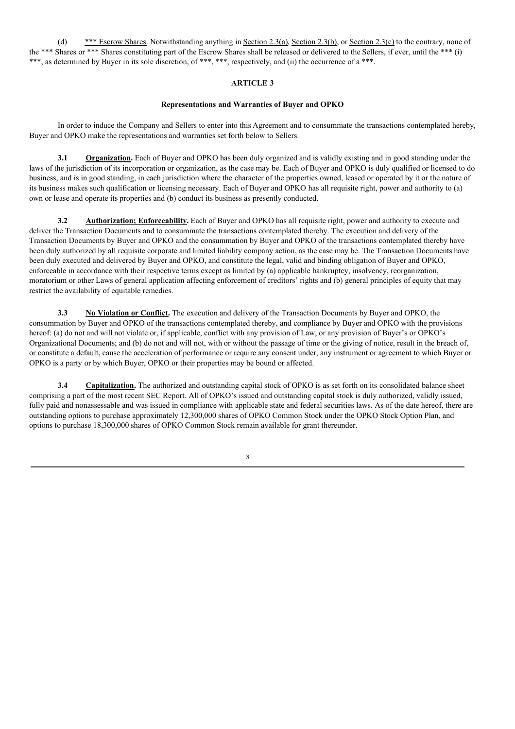(d) <u>*** Escrow Shares</u>. Notwithstanding anything in <u>Section 2.3(a)</u>, <u>Section 2.3(b)</u>, or <u>Section 2.3(c)</u> to the contrary, none of the *** Shares or *** Shares constituting part of the Escrow Shares shall be released or delivered to the Sellers, if ever, until the *** (i) ***, as determined by Buyer in its sole discretion, of ***, ***, respectively, and (ii) the occurrence of a ***.

## ARTICLE 3

### Representations and Warranties of Buyer and OPKO

In order to induce the Company and Sellers to enter into this Agreement and to consummate the transactions contemplated hereby, Buyer and OPKO make the representations and warranties set forth below to Sellers.

**3.1 <u>Organization</u>.** Each of Buyer and OPKO has been duly organized and is validly existing and in good standing under the laws of the jurisdiction of its incorporation or organization, as the case may be. Each of Buyer and OPKO is duly qualified or licensed to do business, and is in good standing, in each jurisdiction where the character of the properties owned, leased or operated by it or the nature of its business makes such qualification or licensing necessary. Each of Buyer and OPKO has all requisite right, power and authority to (a) own or lease and operate its properties and (b) conduct its business as presently conducted.

**3.2 <u>Authorization; Enforceability</u>.** Each of Buyer and OPKO has all requisite right, power and authority to execute and deliver the Transaction Documents and to consummate the transactions contemplated thereby. The execution and delivery of the Transaction Documents by Buyer and OPKO and the consummation by Buyer and OPKO of the transactions contemplated thereby have been duly authorized by all requisite corporate and limited liability company action, as the case may be. The Transaction Documents have been duly executed and delivered by Buyer and OPKO, and constitute the legal, valid and binding obligation of Buyer and OPKO, enforceable in accordance with their respective terms except as limited by (a) applicable bankruptcy, insolvency, reorganization, moratorium or other Laws of general application affecting enforcement of creditors' rights and (b) general principles of equity that may restrict the availability of equitable remedies.

**3.3 <u>No Violation or Conflict</u>.** The execution and delivery of the Transaction Documents by Buyer and OPKO, the consummation by Buyer and OPKO of the transactions contemplated thereby, and compliance by Buyer and OPKO with the provisions hereof: (a) do not and will not violate or, if applicable, conflict with any provision of Law, or any provision of Buyer's or OPKO's Organizational Documents; and (b) do not and will not, with or without the passage of time or the giving of notice, result in the breach of, or constitute a default, cause the acceleration of performance or require any consent under, any instrument or agreement to which Buyer or OPKO is a party or by which Buyer, OPKO or their properties may be bound or affected.

**3.4 <u>Capitalization</u>.** The authorized and outstanding capital stock of OPKO is as set forth on its consolidated balance sheet comprising a part of the most recent SEC Report. All of OPKO's issued and outstanding capital stock is duly authorized, validly issued, fully paid and nonassessable and was issued in compliance with applicable state and federal securities laws. As of the date hereof, there are outstanding options to purchase approximately 12,300,000 shares of OPKO Common Stock under the OPKO Stock Option Plan, and options to purchase 18,300,000 shares of OPKO Common Stock remain available for grant thereunder.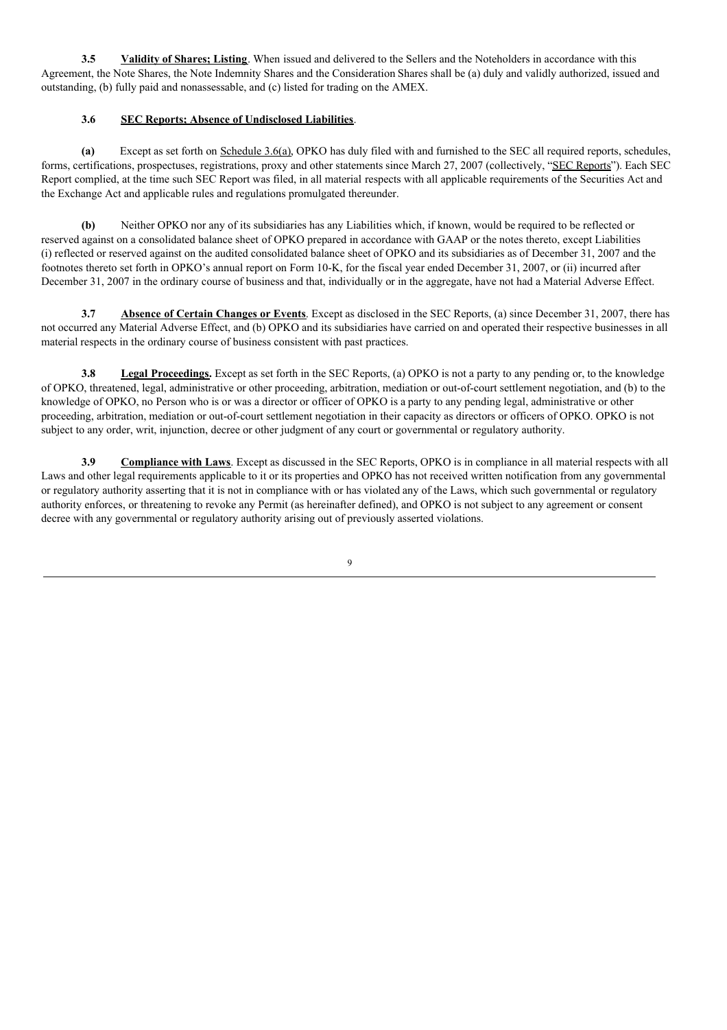**3.5 Validity of Shares; Listing**. When issued and delivered to the Sellers and the Noteholders in accordance with this Agreement, the Note Shares, the Note Indemnity Shares and the Consideration Shares shall be (a) duly and validly authorized, issued and outstanding, (b) fully paid and nonassessable, and (c) listed for trading on the AMEX.

**3.6 SEC Reports; Absence of Undisclosed Liabilities**.

**(a)** Except as set forth on Schedule 3.6(a), OPKO has duly filed with and furnished to the SEC all required reports, schedules, forms, certifications, prospectuses, registrations, proxy and other statements since March 27, 2007 (collectively, "SEC Reports"). Each SEC Report complied, at the time such SEC Report was filed, in all material respects with all applicable requirements of the Securities Act and the Exchange Act and applicable rules and regulations promulgated thereunder.

**(b)** Neither OPKO nor any of its subsidiaries has any Liabilities which, if known, would be required to be reflected or reserved against on a consolidated balance sheet of OPKO prepared in accordance with GAAP or the notes thereto, except Liabilities (i) reflected or reserved against on the audited consolidated balance sheet of OPKO and its subsidiaries as of December 31, 2007 and the footnotes thereto set forth in OPKO's annual report on Form 10-K, for the fiscal year ended December 31, 2007, or (ii) incurred after December 31, 2007 in the ordinary course of business and that, individually or in the aggregate, have not had a Material Adverse Effect.

**3.7 Absence of Certain Changes or Events**. Except as disclosed in the SEC Reports, (a) since December 31, 2007, there has not occurred any Material Adverse Effect, and (b) OPKO and its subsidiaries have carried on and operated their respective businesses in all material respects in the ordinary course of business consistent with past practices.

**3.8 Legal Proceedings.** Except as set forth in the SEC Reports, (a) OPKO is not a party to any pending or, to the knowledge of OPKO, threatened, legal, administrative or other proceeding, arbitration, mediation or out-of-court settlement negotiation, and (b) to the knowledge of OPKO, no Person who is or was a director or officer of OPKO is a party to any pending legal, administrative or other proceeding, arbitration, mediation or out-of-court settlement negotiation in their capacity as directors or officers of OPKO. OPKO is not subject to any order, writ, injunction, decree or other judgment of any court or governmental or regulatory authority.

**3.9 Compliance with Laws**. Except as discussed in the SEC Reports, OPKO is in compliance in all material respects with all Laws and other legal requirements applicable to it or its properties and OPKO has not received written notification from any governmental or regulatory authority asserting that it is not in compliance with or has violated any of the Laws, which such governmental or regulatory authority enforces, or threatening to revoke any Permit (as hereinafter defined), and OPKO is not subject to any agreement or consent decree with any governmental or regulatory authority arising out of previously asserted violations.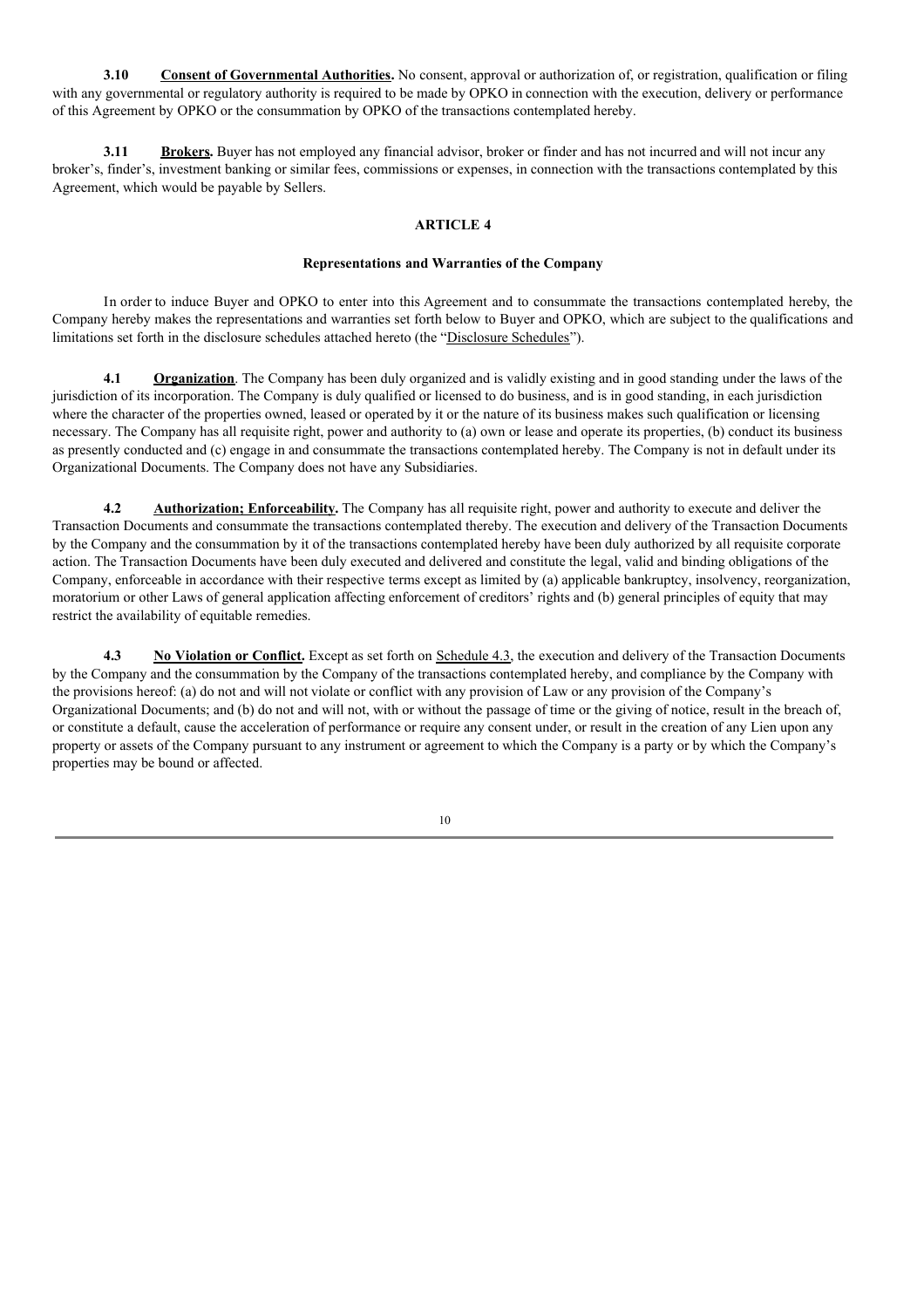**3.10 Consent of Governmental Authorities.** No consent, approval or authorization of, or registration, qualification or filing with any governmental or regulatory authority is required to be made by OPKO in connection with the execution, delivery or performance of this Agreement by OPKO or the consummation by OPKO of the transactions contemplated hereby.

**3.11 Brokers.** Buyer has not employed any financial advisor, broker or finder and has not incurred and will not incur any broker's, finder's, investment banking or similar fees, commissions or expenses, in connection with the transactions contemplated by this Agreement, which would be payable by Sellers.

## ARTICLE 4

### Representations and Warranties of the Company

In order to induce Buyer and OPKO to enter into this Agreement and to consummate the transactions contemplated hereby, the Company hereby makes the representations and warranties set forth below to Buyer and OPKO, which are subject to the qualifications and limitations set forth in the disclosure schedules attached hereto (the "Disclosure Schedules").

**4.1 Organization**. The Company has been duly organized and is validly existing and in good standing under the laws of the jurisdiction of its incorporation. The Company is duly qualified or licensed to do business, and is in good standing, in each jurisdiction where the character of the properties owned, leased or operated by it or the nature of its business makes such qualification or licensing necessary. The Company has all requisite right, power and authority to (a) own or lease and operate its properties, (b) conduct its business as presently conducted and (c) engage in and consummate the transactions contemplated hereby. The Company is not in default under its Organizational Documents. The Company does not have any Subsidiaries.

**4.2 Authorization; Enforceability.** The Company has all requisite right, power and authority to execute and deliver the Transaction Documents and consummate the transactions contemplated thereby. The execution and delivery of the Transaction Documents by the Company and the consummation by it of the transactions contemplated hereby have been duly authorized by all requisite corporate action. The Transaction Documents have been duly executed and delivered and constitute the legal, valid and binding obligations of the Company, enforceable in accordance with their respective terms except as limited by (a) applicable bankruptcy, insolvency, reorganization, moratorium or other Laws of general application affecting enforcement of creditors' rights and (b) general principles of equity that may restrict the availability of equitable remedies.

**4.3 No Violation or Conflict.** Except as set forth on Schedule 4.3, the execution and delivery of the Transaction Documents by the Company and the consummation by the Company of the transactions contemplated hereby, and compliance by the Company with the provisions hereof: (a) do not and will not violate or conflict with any provision of Law or any provision of the Company's Organizational Documents; and (b) do not and will not, with or without the passage of time or the giving of notice, result in the breach of, or constitute a default, cause the acceleration of performance or require any consent under, or result in the creation of any Lien upon any property or assets of the Company pursuant to any instrument or agreement to which the Company is a party or by which the Company's properties may be bound or affected.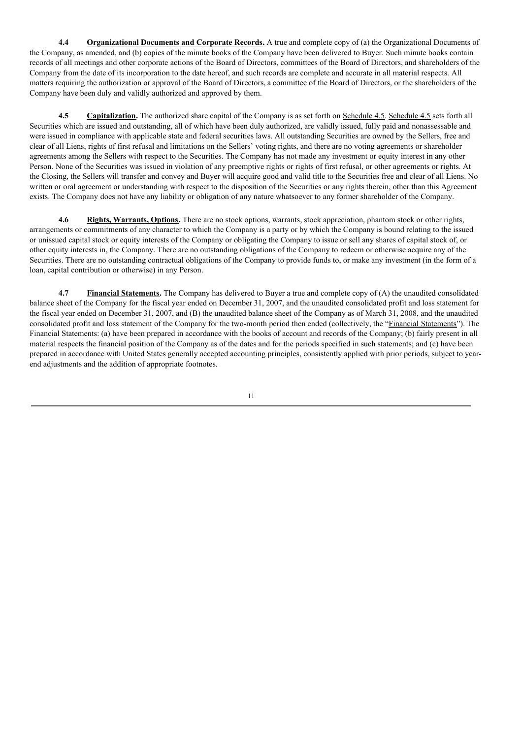**4.4 Organizational Documents and Corporate Records.** A true and complete copy of (a) the Organizational Documents of the Company, as amended, and (b) copies of the minute books of the Company have been delivered to Buyer. Such minute books contain records of all meetings and other corporate actions of the Board of Directors, committees of the Board of Directors, and shareholders of the Company from the date of its incorporation to the date hereof, and such records are complete and accurate in all material respects. All matters requiring the authorization or approval of the Board of Directors, a committee of the Board of Directors, or the shareholders of the Company have been duly and validly authorized and approved by them.

**4.5 Capitalization.** The authorized share capital of the Company is as set forth on Schedule 4.5. Schedule 4.5 sets forth all Securities which are issued and outstanding, all of which have been duly authorized, are validly issued, fully paid and nonassessable and were issued in compliance with applicable state and federal securities laws. All outstanding Securities are owned by the Sellers, free and clear of all Liens, rights of first refusal and limitations on the Sellers' voting rights, and there are no voting agreements or shareholder agreements among the Sellers with respect to the Securities. The Company has not made any investment or equity interest in any other Person. None of the Securities was issued in violation of any preemptive rights or rights of first refusal, or other agreements or rights. At the Closing, the Sellers will transfer and convey and Buyer will acquire good and valid title to the Securities free and clear of all Liens. No written or oral agreement or understanding with respect to the disposition of the Securities or any rights therein, other than this Agreement exists. The Company does not have any liability or obligation of any nature whatsoever to any former shareholder of the Company.

**4.6 Rights, Warrants, Options.** There are no stock options, warrants, stock appreciation, phantom stock or other rights, arrangements or commitments of any character to which the Company is a party or by which the Company is bound relating to the issued or unissued capital stock or equity interests of the Company or obligating the Company to issue or sell any shares of capital stock of, or other equity interests in, the Company. There are no outstanding obligations of the Company to redeem or otherwise acquire any of the Securities. There are no outstanding contractual obligations of the Company to provide funds to, or make any investment (in the form of a loan, capital contribution or otherwise) in any Person.

**4.7 Financial Statements.** The Company has delivered to Buyer a true and complete copy of (A) the unaudited consolidated balance sheet of the Company for the fiscal year ended on December 31, 2007, and the unaudited consolidated profit and loss statement for the fiscal year ended on December 31, 2007, and (B) the unaudited balance sheet of the Company as of March 31, 2008, and the unaudited consolidated profit and loss statement of the Company for the two-month period then ended (collectively, the "Financial Statements"). The Financial Statements: (a) have been prepared in accordance with the books of account and records of the Company; (b) fairly present in all material respects the financial position of the Company as of the dates and for the periods specified in such statements; and (c) have been prepared in accordance with United States generally accepted accounting principles, consistently applied with prior periods, subject to year-end adjustments and the addition of appropriate footnotes.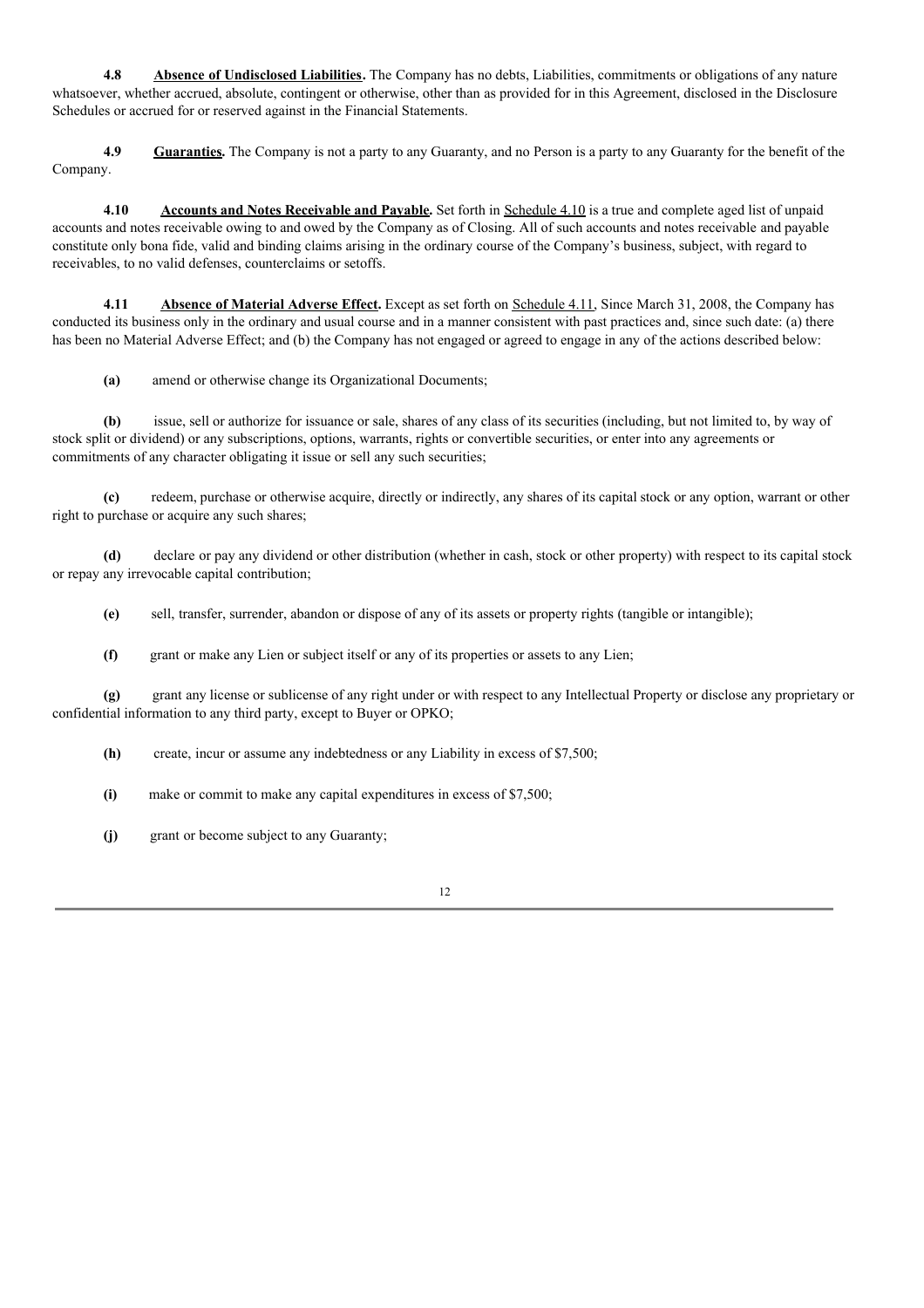**4.8 Absence of Undisclosed Liabilities.** The Company has no debts, Liabilities, commitments or obligations of any nature whatsoever, whether accrued, absolute, contingent or otherwise, other than as provided for in this Agreement, disclosed in the Disclosure Schedules or accrued for or reserved against in the Financial Statements.

**4.9 Guaranties.** The Company is not a party to any Guaranty, and no Person is a party to any Guaranty for the benefit of the Company.

**4.10 Accounts and Notes Receivable and Payable.** Set forth in Schedule 4.10 is a true and complete aged list of unpaid accounts and notes receivable owing to and owed by the Company as of Closing. All of such accounts and notes receivable and payable constitute only bona fide, valid and binding claims arising in the ordinary course of the Company's business, subject, with regard to receivables, to no valid defenses, counterclaims or setoffs.

**4.11 Absence of Material Adverse Effect.** Except as set forth on Schedule 4.11, Since March 31, 2008, the Company has conducted its business only in the ordinary and usual course and in a manner consistent with past practices and, since such date: (a) there has been no Material Adverse Effect; and (b) the Company has not engaged or agreed to engage in any of the actions described below:

**(a)** amend or otherwise change its Organizational Documents;

**(b)** issue, sell or authorize for issuance or sale, shares of any class of its securities (including, but not limited to, by way of stock split or dividend) or any subscriptions, options, warrants, rights or convertible securities, or enter into any agreements or commitments of any character obligating it issue or sell any such securities;

**(c)** redeem, purchase or otherwise acquire, directly or indirectly, any shares of its capital stock or any option, warrant or other right to purchase or acquire any such shares;

**(d)** declare or pay any dividend or other distribution (whether in cash, stock or other property) with respect to its capital stock or repay any irrevocable capital contribution;

**(e)** sell, transfer, surrender, abandon or dispose of any of its assets or property rights (tangible or intangible);

**(f)** grant or make any Lien or subject itself or any of its properties or assets to any Lien;

**(g)** grant any license or sublicense of any right under or with respect to any Intellectual Property or disclose any proprietary or confidential information to any third party, except to Buyer or OPKO;

**(h)** create, incur or assume any indebtedness or any Liability in excess of $7,500;

**(i)** make or commit to make any capital expenditures in excess of $7,500;

**(j)** grant or become subject to any Guaranty;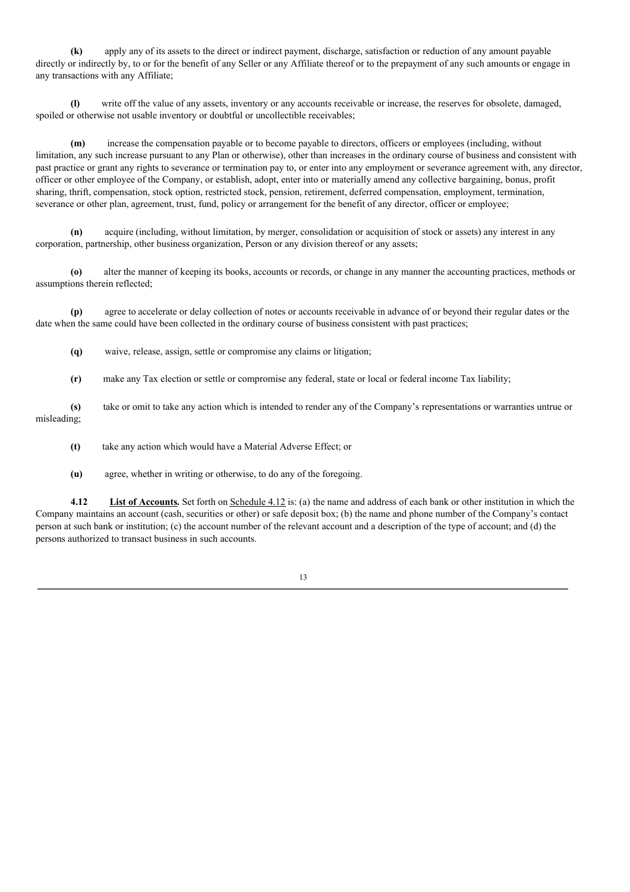**(k)** apply any of its assets to the direct or indirect payment, discharge, satisfaction or reduction of any amount payable directly or indirectly by, to or for the benefit of any Seller or any Affiliate thereof or to the prepayment of any such amounts or engage in any transactions with any Affiliate;

**(l)** write off the value of any assets, inventory or any accounts receivable or increase, the reserves for obsolete, damaged, spoiled or otherwise not usable inventory or doubtful or uncollectible receivables;

**(m)** increase the compensation payable or to become payable to directors, officers or employees (including, without limitation, any such increase pursuant to any Plan or otherwise), other than increases in the ordinary course of business and consistent with past practice or grant any rights to severance or termination pay to, or enter into any employment or severance agreement with, any director, officer or other employee of the Company, or establish, adopt, enter into or materially amend any collective bargaining, bonus, profit sharing, thrift, compensation, stock option, restricted stock, pension, retirement, deferred compensation, employment, termination, severance or other plan, agreement, trust, fund, policy or arrangement for the benefit of any director, officer or employee;

**(n)** acquire (including, without limitation, by merger, consolidation or acquisition of stock or assets) any interest in any corporation, partnership, other business organization, Person or any division thereof or any assets;

**(o)** alter the manner of keeping its books, accounts or records, or change in any manner the accounting practices, methods or assumptions therein reflected;

**(p)** agree to accelerate or delay collection of notes or accounts receivable in advance of or beyond their regular dates or the date when the same could have been collected in the ordinary course of business consistent with past practices;

**(q)** waive, release, assign, settle or compromise any claims or litigation;

**(r)** make any Tax election or settle or compromise any federal, state or local or federal income Tax liability;

**(s)** take or omit to take any action which is intended to render any of the Company's representations or warranties untrue or misleading;

**(t)** take any action which would have a Material Adverse Effect; or

**(u)** agree, whether in writing or otherwise, to do any of the foregoing.

**4.12** **List of Accounts.** Set forth on Schedule 4.12 is: (a) the name and address of each bank or other institution in which the Company maintains an account (cash, securities or other) or safe deposit box; (b) the name and phone number of the Company's contact person at such bank or institution; (c) the account number of the relevant account and a description of the type of account; and (d) the persons authorized to transact business in such accounts.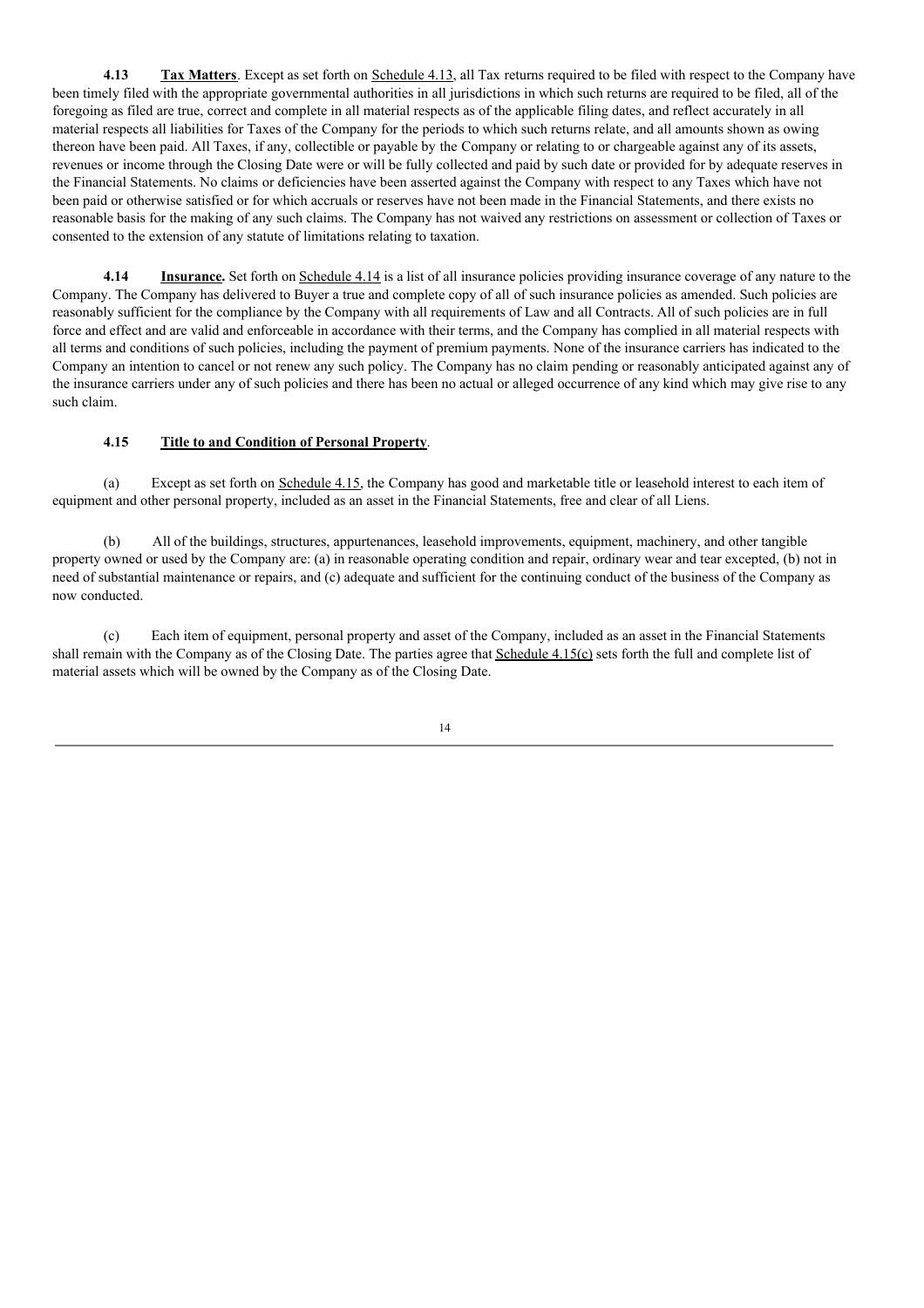**4.13 Tax Matters**. Except as set forth on Schedule 4.13, all Tax returns required to be filed with respect to the Company have been timely filed with the appropriate governmental authorities in all jurisdictions in which such returns are required to be filed, all of the foregoing as filed are true, correct and complete in all material respects as of the applicable filing dates, and reflect accurately in all material respects all liabilities for Taxes of the Company for the periods to which such returns relate, and all amounts shown as owing thereon have been paid. All Taxes, if any, collectible or payable by the Company or relating to or chargeable against any of its assets, revenues or income through the Closing Date were or will be fully collected and paid by such date or provided for by adequate reserves in the Financial Statements. No claims or deficiencies have been asserted against the Company with respect to any Taxes which have not been paid or otherwise satisfied or for which accruals or reserves have not been made in the Financial Statements, and there exists no reasonable basis for the making of any such claims. The Company has not waived any restrictions on assessment or collection of Taxes or consented to the extension of any statute of limitations relating to taxation.

**4.14 Insurance.** Set forth on Schedule 4.14 is a list of all insurance policies providing insurance coverage of any nature to the Company. The Company has delivered to Buyer a true and complete copy of all of such insurance policies as amended. Such policies are reasonably sufficient for the compliance by the Company with all requirements of Law and all Contracts. All of such policies are in full force and effect and are valid and enforceable in accordance with their terms, and the Company has complied in all material respects with all terms and conditions of such policies, including the payment of premium payments. None of the insurance carriers has indicated to the Company an intention to cancel or not renew any such policy. The Company has no claim pending or reasonably anticipated against any of the insurance carriers under any of such policies and there has been no actual or alleged occurrence of any kind which may give rise to any such claim.

**4.15 Title to and Condition of Personal Property**.

(a) Except as set forth on Schedule 4.15, the Company has good and marketable title or leasehold interest to each item of equipment and other personal property, included as an asset in the Financial Statements, free and clear of all Liens.

(b) All of the buildings, structures, appurtenances, leasehold improvements, equipment, machinery, and other tangible property owned or used by the Company are: (a) in reasonable operating condition and repair, ordinary wear and tear excepted, (b) not in need of substantial maintenance or repairs, and (c) adequate and sufficient for the continuing conduct of the business of the Company as now conducted.

(c) Each item of equipment, personal property and asset of the Company, included as an asset in the Financial Statements shall remain with the Company as of the Closing Date. The parties agree that Schedule 4.15(c) sets forth the full and complete list of material assets which will be owned by the Company as of the Closing Date.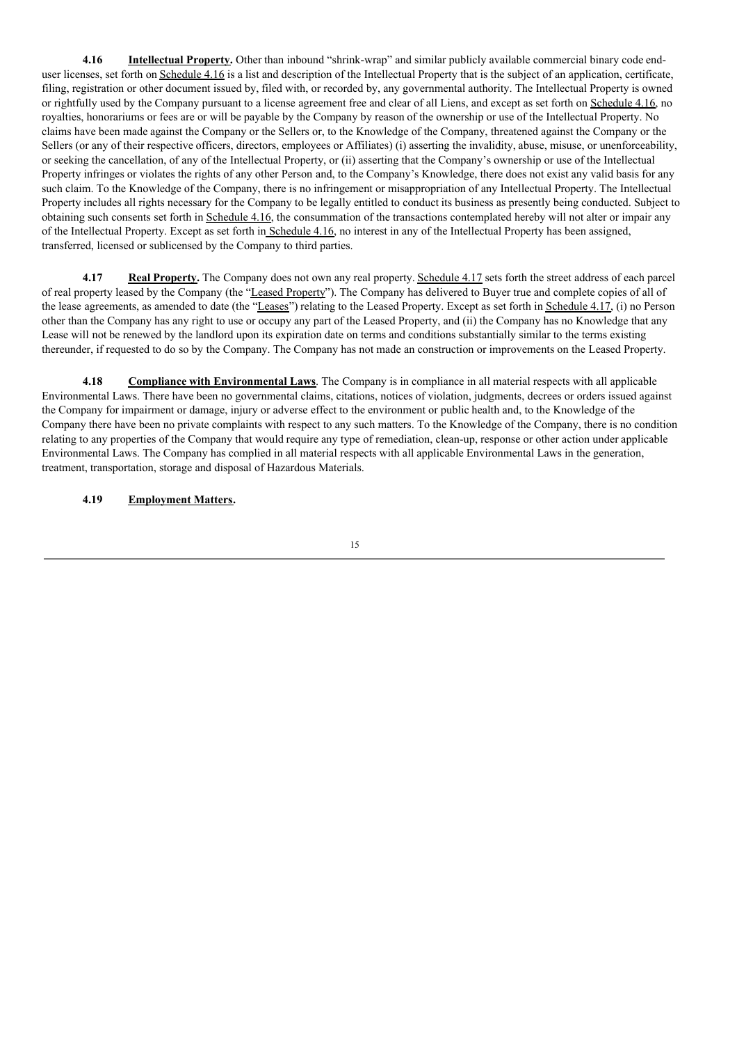**4.16 Intellectual Property.** Other than inbound "shrink-wrap" and similar publicly available commercial binary code end-user licenses, set forth on Schedule 4.16 is a list and description of the Intellectual Property that is the subject of an application, certificate, filing, registration or other document issued by, filed with, or recorded by, any governmental authority. The Intellectual Property is owned or rightfully used by the Company pursuant to a license agreement free and clear of all Liens, and except as set forth on Schedule 4.16, no royalties, honorariums or fees are or will be payable by the Company by reason of the ownership or use of the Intellectual Property. No claims have been made against the Company or the Sellers or, to the Knowledge of the Company, threatened against the Company or the Sellers (or any of their respective officers, directors, employees or Affiliates) (i) asserting the invalidity, abuse, misuse, or unenforceability, or seeking the cancellation, of any of the Intellectual Property, or (ii) asserting that the Company's ownership or use of the Intellectual Property infringes or violates the rights of any other Person and, to the Company's Knowledge, there does not exist any valid basis for any such claim. To the Knowledge of the Company, there is no infringement or misappropriation of any Intellectual Property. The Intellectual Property includes all rights necessary for the Company to be legally entitled to conduct its business as presently being conducted. Subject to obtaining such consents set forth in Schedule 4.16, the consummation of the transactions contemplated hereby will not alter or impair any of the Intellectual Property. Except as set forth in Schedule 4.16, no interest in any of the Intellectual Property has been assigned, transferred, licensed or sublicensed by the Company to third parties.

**4.17 Real Property.** The Company does not own any real property. Schedule 4.17 sets forth the street address of each parcel of real property leased by the Company (the "Leased Property"). The Company has delivered to Buyer true and complete copies of all of the lease agreements, as amended to date (the "Leases") relating to the Leased Property. Except as set forth in Schedule 4.17, (i) no Person other than the Company has any right to use or occupy any part of the Leased Property, and (ii) the Company has no Knowledge that any Lease will not be renewed by the landlord upon its expiration date on terms and conditions substantially similar to the terms existing thereunder, if requested to do so by the Company. The Company has not made an construction or improvements on the Leased Property.

**4.18 Compliance with Environmental Laws**. The Company is in compliance in all material respects with all applicable Environmental Laws. There have been no governmental claims, citations, notices of violation, judgments, decrees or orders issued against the Company for impairment or damage, injury or adverse effect to the environment or public health and, to the Knowledge of the Company there have been no private complaints with respect to any such matters. To the Knowledge of the Company, there is no condition relating to any properties of the Company that would require any type of remediation, clean-up, response or other action under applicable Environmental Laws. The Company has complied in all material respects with all applicable Environmental Laws in the generation, treatment, transportation, storage and disposal of Hazardous Materials.

**4.19 Employment Matters.**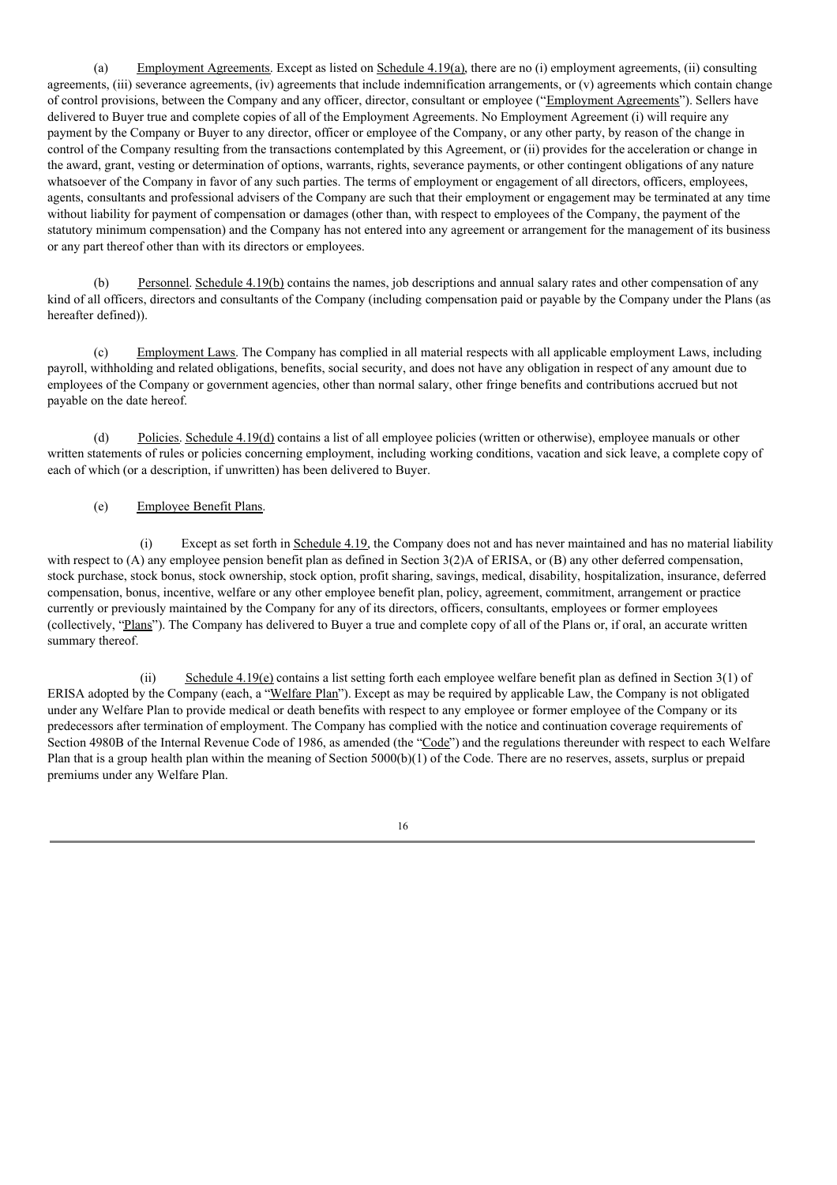(a) Employment Agreements. Except as listed on Schedule 4.19(a), there are no (i) employment agreements, (ii) consulting agreements, (iii) severance agreements, (iv) agreements that include indemnification arrangements, or (v) agreements which contain change of control provisions, between the Company and any officer, director, consultant or employee ("Employment Agreements"). Sellers have delivered to Buyer true and complete copies of all of the Employment Agreements. No Employment Agreement (i) will require any payment by the Company or Buyer to any director, officer or employee of the Company, or any other party, by reason of the change in control of the Company resulting from the transactions contemplated by this Agreement, or (ii) provides for the acceleration or change in the award, grant, vesting or determination of options, warrants, rights, severance payments, or other contingent obligations of any nature whatsoever of the Company in favor of any such parties. The terms of employment or engagement of all directors, officers, employees, agents, consultants and professional advisers of the Company are such that their employment or engagement may be terminated at any time without liability for payment of compensation or damages (other than, with respect to employees of the Company, the payment of the statutory minimum compensation) and the Company has not entered into any agreement or arrangement for the management of its business or any part thereof other than with its directors or employees.

(b) Personnel. Schedule 4.19(b) contains the names, job descriptions and annual salary rates and other compensation of any kind of all officers, directors and consultants of the Company (including compensation paid or payable by the Company under the Plans (as hereafter defined)).

(c) Employment Laws. The Company has complied in all material respects with all applicable employment Laws, including payroll, withholding and related obligations, benefits, social security, and does not have any obligation in respect of any amount due to employees of the Company or government agencies, other than normal salary, other fringe benefits and contributions accrued but not payable on the date hereof.

(d) Policies. Schedule 4.19(d) contains a list of all employee policies (written or otherwise), employee manuals or other written statements of rules or policies concerning employment, including working conditions, vacation and sick leave, a complete copy of each of which (or a description, if unwritten) has been delivered to Buyer.

(e) Employee Benefit Plans.

(i) Except as set forth in Schedule 4.19, the Company does not and has never maintained and has no material liability with respect to (A) any employee pension benefit plan as defined in Section 3(2)A of ERISA, or (B) any other deferred compensation, stock purchase, stock bonus, stock ownership, stock option, profit sharing, savings, medical, disability, hospitalization, insurance, deferred compensation, bonus, incentive, welfare or any other employee benefit plan, policy, agreement, commitment, arrangement or practice currently or previously maintained by the Company for any of its directors, officers, consultants, employees or former employees (collectively, "Plans"). The Company has delivered to Buyer a true and complete copy of all of the Plans or, if oral, an accurate written summary thereof.

(ii) Schedule 4.19(e) contains a list setting forth each employee welfare benefit plan as defined in Section 3(1) of ERISA adopted by the Company (each, a "Welfare Plan"). Except as may be required by applicable Law, the Company is not obligated under any Welfare Plan to provide medical or death benefits with respect to any employee or former employee of the Company or its predecessors after termination of employment. The Company has complied with the notice and continuation coverage requirements of Section 4980B of the Internal Revenue Code of 1986, as amended (the "Code") and the regulations thereunder with respect to each Welfare Plan that is a group health plan within the meaning of Section 5000(b)(1) of the Code. There are no reserves, assets, surplus or prepaid premiums under any Welfare Plan.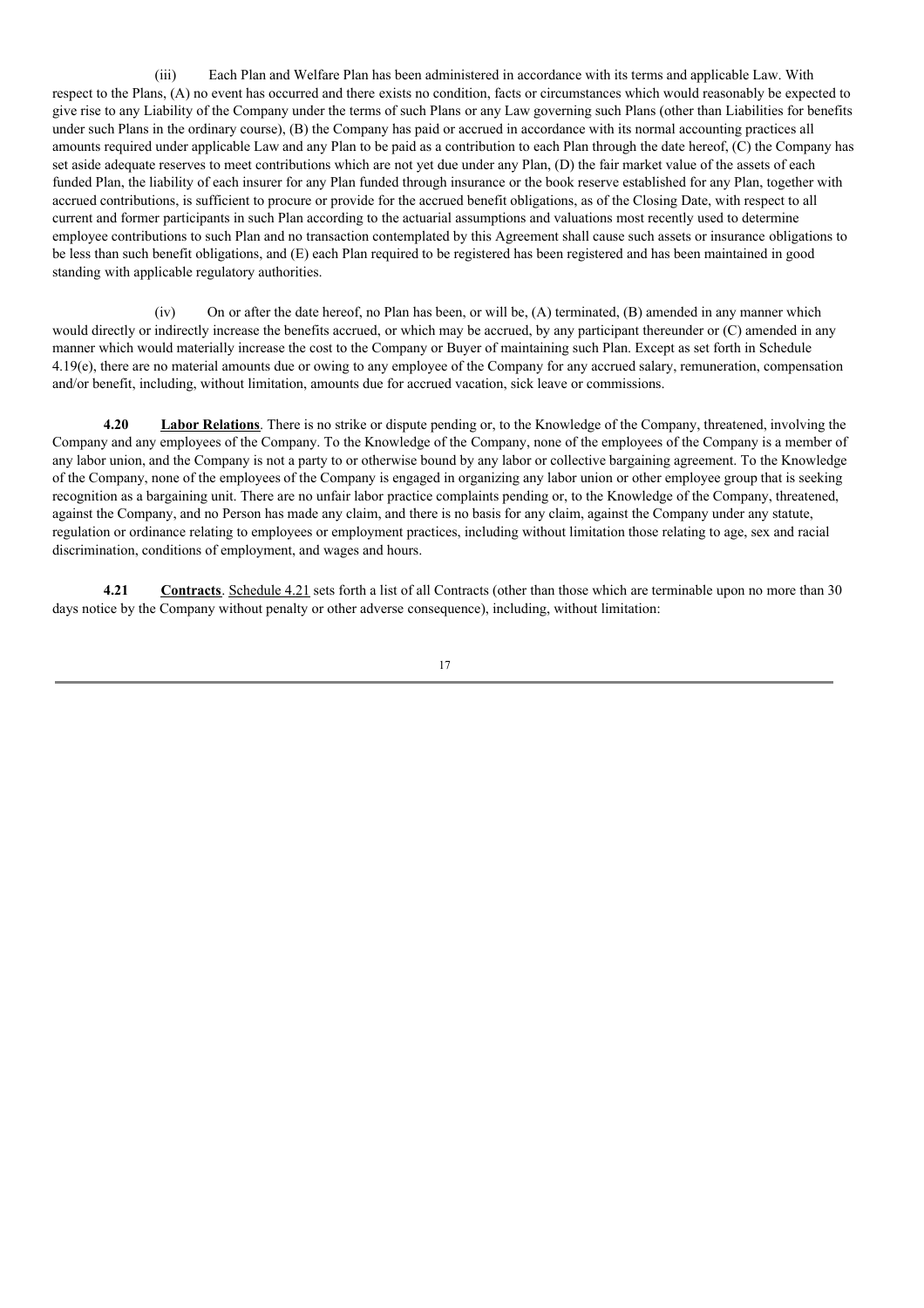(iii) Each Plan and Welfare Plan has been administered in accordance with its terms and applicable Law. With respect to the Plans, (A) no event has occurred and there exists no condition, facts or circumstances which would reasonably be expected to give rise to any Liability of the Company under the terms of such Plans or any Law governing such Plans (other than Liabilities for benefits under such Plans in the ordinary course), (B) the Company has paid or accrued in accordance with its normal accounting practices all amounts required under applicable Law and any Plan to be paid as a contribution to each Plan through the date hereof, (C) the Company has set aside adequate reserves to meet contributions which are not yet due under any Plan, (D) the fair market value of the assets of each funded Plan, the liability of each insurer for any Plan funded through insurance or the book reserve established for any Plan, together with accrued contributions, is sufficient to procure or provide for the accrued benefit obligations, as of the Closing Date, with respect to all current and former participants in such Plan according to the actuarial assumptions and valuations most recently used to determine employee contributions to such Plan and no transaction contemplated by this Agreement shall cause such assets or insurance obligations to be less than such benefit obligations, and (E) each Plan required to be registered has been registered and has been maintained in good standing with applicable regulatory authorities.

(iv) On or after the date hereof, no Plan has been, or will be, (A) terminated, (B) amended in any manner which would directly or indirectly increase the benefits accrued, or which may be accrued, by any participant thereunder or (C) amended in any manner which would materially increase the cost to the Company or Buyer of maintaining such Plan. Except as set forth in Schedule 4.19(e), there are no material amounts due or owing to any employee of the Company for any accrued salary, remuneration, compensation and/or benefit, including, without limitation, amounts due for accrued vacation, sick leave or commissions.

**4.20 Labor Relations**. There is no strike or dispute pending or, to the Knowledge of the Company, threatened, involving the Company and any employees of the Company. To the Knowledge of the Company, none of the employees of the Company is a member of any labor union, and the Company is not a party to or otherwise bound by any labor or collective bargaining agreement. To the Knowledge of the Company, none of the employees of the Company is engaged in organizing any labor union or other employee group that is seeking recognition as a bargaining unit. There are no unfair labor practice complaints pending or, to the Knowledge of the Company, threatened, against the Company, and no Person has made any claim, and there is no basis for any claim, against the Company under any statute, regulation or ordinance relating to employees or employment practices, including without limitation those relating to age, sex and racial discrimination, conditions of employment, and wages and hours.

**4.21 Contracts**. Schedule 4.21 sets forth a list of all Contracts (other than those which are terminable upon no more than 30 days notice by the Company without penalty or other adverse consequence), including, without limitation: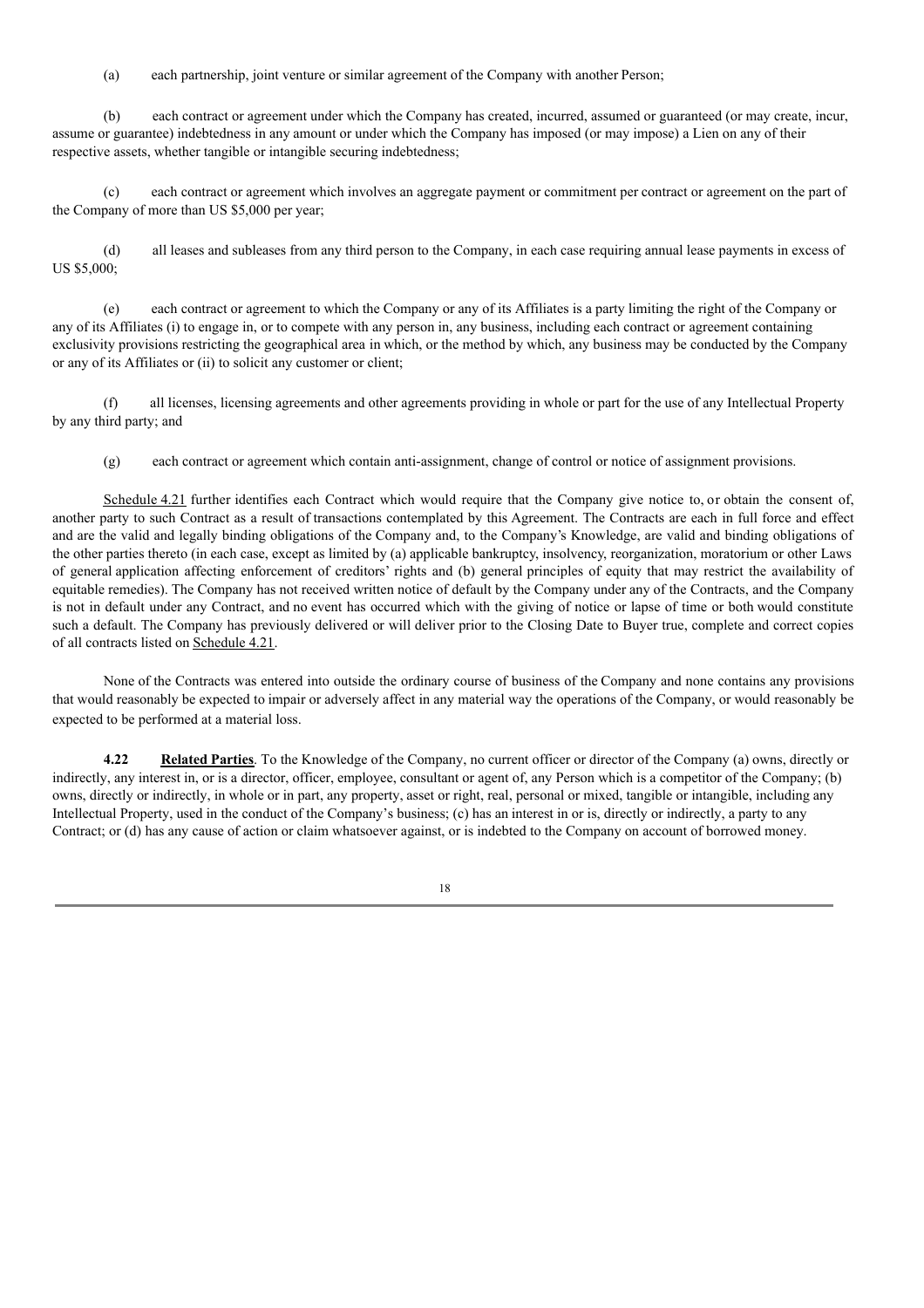(a) each partnership, joint venture or similar agreement of the Company with another Person;

(b) each contract or agreement under which the Company has created, incurred, assumed or guaranteed (or may create, incur, assume or guarantee) indebtedness in any amount or under which the Company has imposed (or may impose) a Lien on any of their respective assets, whether tangible or intangible securing indebtedness;

(c) each contract or agreement which involves an aggregate payment or commitment per contract or agreement on the part of the Company of more than US $5,000 per year;

(d) all leases and subleases from any third person to the Company, in each case requiring annual lease payments in excess of US $5,000;

(e) each contract or agreement to which the Company or any of its Affiliates is a party limiting the right of the Company or any of its Affiliates (i) to engage in, or to compete with any person in, any business, including each contract or agreement containing exclusivity provisions restricting the geographical area in which, or the method by which, any business may be conducted by the Company or any of its Affiliates or (ii) to solicit any customer or client;

(f) all licenses, licensing agreements and other agreements providing in whole or part for the use of any Intellectual Property by any third party; and

(g) each contract or agreement which contain anti-assignment, change of control or notice of assignment provisions.

Schedule 4.21 further identifies each Contract which would require that the Company give notice to, or obtain the consent of, another party to such Contract as a result of transactions contemplated by this Agreement. The Contracts are each in full force and effect and are the valid and legally binding obligations of the Company and, to the Company's Knowledge, are valid and binding obligations of the other parties thereto (in each case, except as limited by (a) applicable bankruptcy, insolvency, reorganization, moratorium or other Laws of general application affecting enforcement of creditors' rights and (b) general principles of equity that may restrict the availability of equitable remedies). The Company has not received written notice of default by the Company under any of the Contracts, and the Company is not in default under any Contract, and no event has occurred which with the giving of notice or lapse of time or both would constitute such a default. The Company has previously delivered or will deliver prior to the Closing Date to Buyer true, complete and correct copies of all contracts listed on Schedule 4.21.

None of the Contracts was entered into outside the ordinary course of business of the Company and none contains any provisions that would reasonably be expected to impair or adversely affect in any material way the operations of the Company, or would reasonably be expected to be performed at a material loss.

**4.22 Related Parties**. To the Knowledge of the Company, no current officer or director of the Company (a) owns, directly or indirectly, any interest in, or is a director, officer, employee, consultant or agent of, any Person which is a competitor of the Company; (b) owns, directly or indirectly, in whole or in part, any property, asset or right, real, personal or mixed, tangible or intangible, including any Intellectual Property, used in the conduct of the Company's business; (c) has an interest in or is, directly or indirectly, a party to any Contract; or (d) has any cause of action or claim whatsoever against, or is indebted to the Company on account of borrowed money.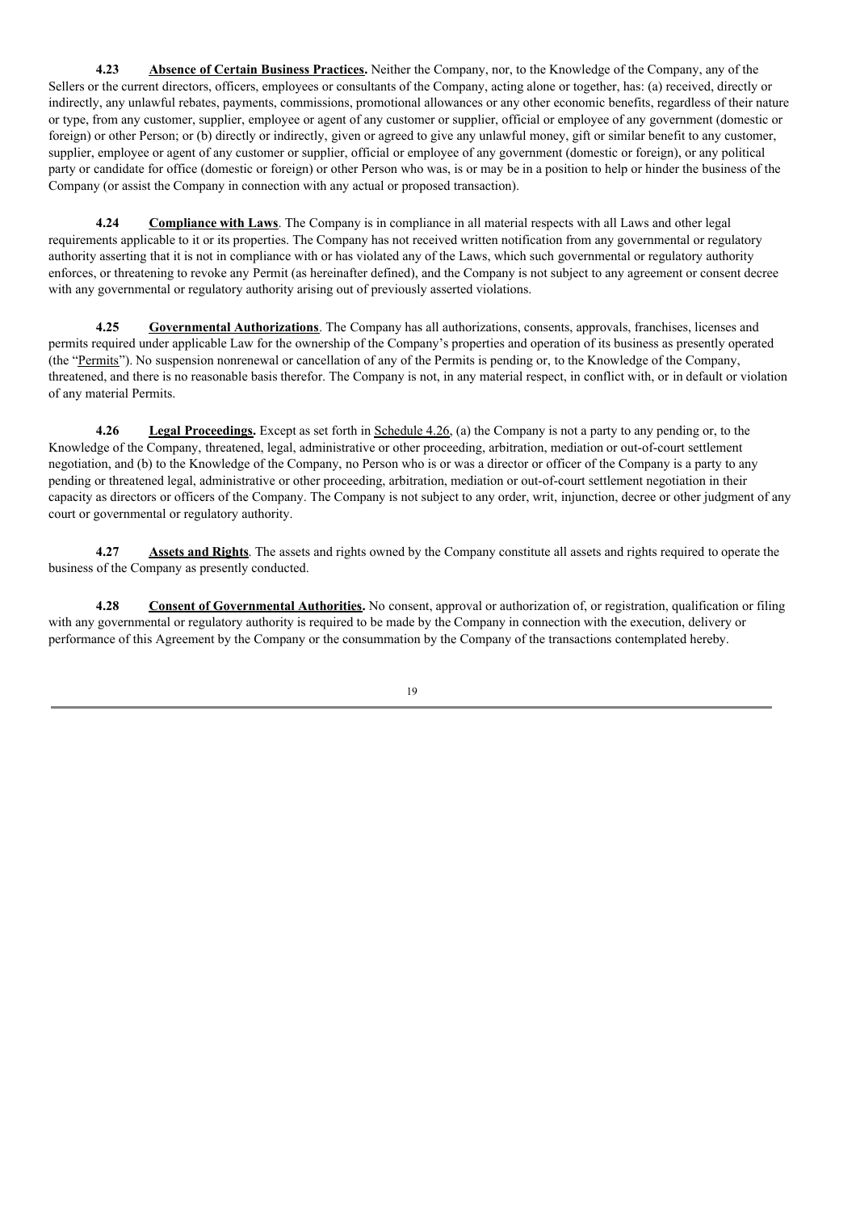**4.23 Absence of Certain Business Practices.** Neither the Company, nor, to the Knowledge of the Company, any of the Sellers or the current directors, officers, employees or consultants of the Company, acting alone or together, has: (a) received, directly or indirectly, any unlawful rebates, payments, commissions, promotional allowances or any other economic benefits, regardless of their nature or type, from any customer, supplier, employee or agent of any customer or supplier, official or employee of any government (domestic or foreign) or other Person; or (b) directly or indirectly, given or agreed to give any unlawful money, gift or similar benefit to any customer, supplier, employee or agent of any customer or supplier, official or employee of any government (domestic or foreign), or any political party or candidate for office (domestic or foreign) or other Person who was, is or may be in a position to help or hinder the business of the Company (or assist the Company in connection with any actual or proposed transaction).

**4.24 Compliance with Laws**. The Company is in compliance in all material respects with all Laws and other legal requirements applicable to it or its properties. The Company has not received written notification from any governmental or regulatory authority asserting that it is not in compliance with or has violated any of the Laws, which such governmental or regulatory authority enforces, or threatening to revoke any Permit (as hereinafter defined), and the Company is not subject to any agreement or consent decree with any governmental or regulatory authority arising out of previously asserted violations.

**4.25 Governmental Authorizations**. The Company has all authorizations, consents, approvals, franchises, licenses and permits required under applicable Law for the ownership of the Company's properties and operation of its business as presently operated (the "Permits"). No suspension nonrenewal or cancellation of any of the Permits is pending or, to the Knowledge of the Company, threatened, and there is no reasonable basis therefor. The Company is not, in any material respect, in conflict with, or in default or violation of any material Permits.

**4.26 Legal Proceedings.** Except as set forth in Schedule 4.26, (a) the Company is not a party to any pending or, to the Knowledge of the Company, threatened, legal, administrative or other proceeding, arbitration, mediation or out-of-court settlement negotiation, and (b) to the Knowledge of the Company, no Person who is or was a director or officer of the Company is a party to any pending or threatened legal, administrative or other proceeding, arbitration, mediation or out-of-court settlement negotiation in their capacity as directors or officers of the Company. The Company is not subject to any order, writ, injunction, decree or other judgment of any court or governmental or regulatory authority.

**4.27 Assets and Rights**. The assets and rights owned by the Company constitute all assets and rights required to operate the business of the Company as presently conducted.

**4.28 Consent of Governmental Authorities.** No consent, approval or authorization of, or registration, qualification or filing with any governmental or regulatory authority is required to be made by the Company in connection with the execution, delivery or performance of this Agreement by the Company or the consummation by the Company of the transactions contemplated hereby.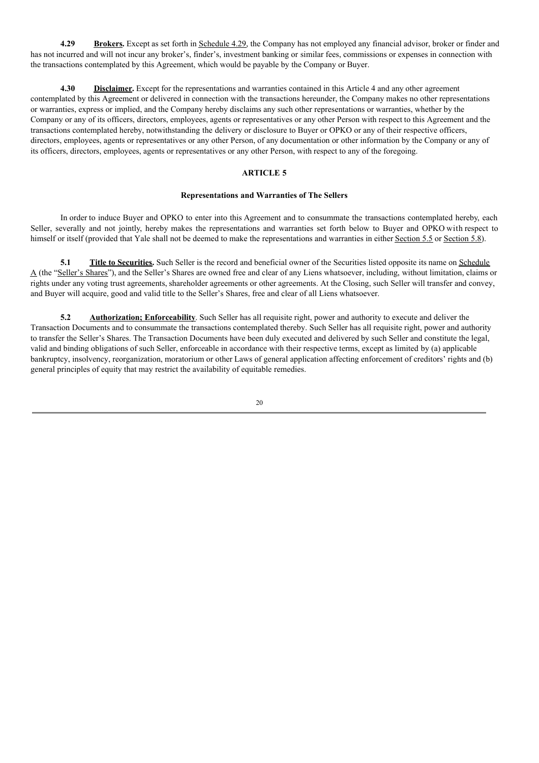**4.29 Brokers.** Except as set forth in Schedule 4.29, the Company has not employed any financial advisor, broker or finder and has not incurred and will not incur any broker's, finder's, investment banking or similar fees, commissions or expenses in connection with the transactions contemplated by this Agreement, which would be payable by the Company or Buyer.

**4.30 Disclaimer.** Except for the representations and warranties contained in this Article 4 and any other agreement contemplated by this Agreement or delivered in connection with the transactions hereunder, the Company makes no other representations or warranties, express or implied, and the Company hereby disclaims any such other representations or warranties, whether by the Company or any of its officers, directors, employees, agents or representatives or any other Person with respect to this Agreement and the transactions contemplated hereby, notwithstanding the delivery or disclosure to Buyer or OPKO or any of their respective officers, directors, employees, agents or representatives or any other Person, of any documentation or other information by the Company or any of its officers, directors, employees, agents or representatives or any other Person, with respect to any of the foregoing.

## ARTICLE 5

### Representations and Warranties of The Sellers

In order to induce Buyer and OPKO to enter into this Agreement and to consummate the transactions contemplated hereby, each Seller, severally and not jointly, hereby makes the representations and warranties set forth below to Buyer and OPKO with respect to himself or itself (provided that Yale shall not be deemed to make the representations and warranties in either Section 5.5 or Section 5.8).

**5.1 Title to Securities.** Such Seller is the record and beneficial owner of the Securities listed opposite its name on Schedule A (the "Seller's Shares"), and the Seller's Shares are owned free and clear of any Liens whatsoever, including, without limitation, claims or rights under any voting trust agreements, shareholder agreements or other agreements. At the Closing, such Seller will transfer and convey, and Buyer will acquire, good and valid title to the Seller's Shares, free and clear of all Liens whatsoever.

**5.2 Authorization; Enforceability**. Such Seller has all requisite right, power and authority to execute and deliver the Transaction Documents and to consummate the transactions contemplated thereby. Such Seller has all requisite right, power and authority to transfer the Seller's Shares. The Transaction Documents have been duly executed and delivered by such Seller and constitute the legal, valid and binding obligations of such Seller, enforceable in accordance with their respective terms, except as limited by (a) applicable bankruptcy, insolvency, reorganization, moratorium or other Laws of general application affecting enforcement of creditors' rights and (b) general principles of equity that may restrict the availability of equitable remedies.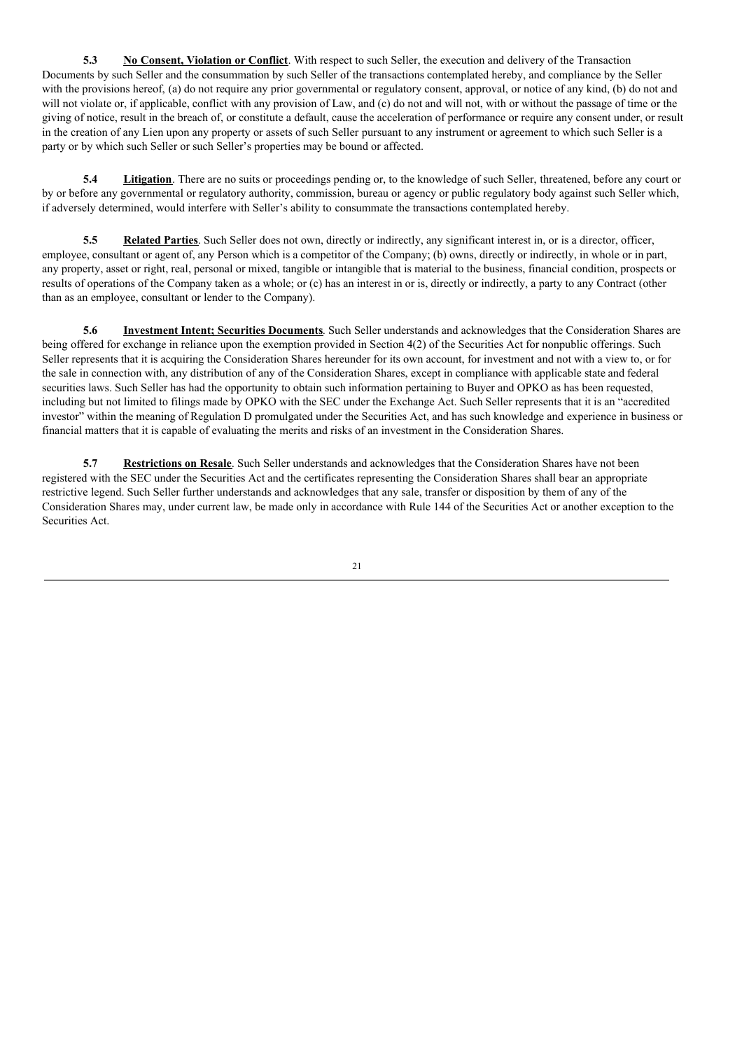**5.3 No Consent, Violation or Conflict**. With respect to such Seller, the execution and delivery of the Transaction Documents by such Seller and the consummation by such Seller of the transactions contemplated hereby, and compliance by the Seller with the provisions hereof, (a) do not require any prior governmental or regulatory consent, approval, or notice of any kind, (b) do not and will not violate or, if applicable, conflict with any provision of Law, and (c) do not and will not, with or without the passage of time or the giving of notice, result in the breach of, or constitute a default, cause the acceleration of performance or require any consent under, or result in the creation of any Lien upon any property or assets of such Seller pursuant to any instrument or agreement to which such Seller is a party or by which such Seller or such Seller's properties may be bound or affected.

**5.4 Litigation**. There are no suits or proceedings pending or, to the knowledge of such Seller, threatened, before any court or by or before any governmental or regulatory authority, commission, bureau or agency or public regulatory body against such Seller which, if adversely determined, would interfere with Seller's ability to consummate the transactions contemplated hereby.

**5.5 Related Parties**. Such Seller does not own, directly or indirectly, any significant interest in, or is a director, officer, employee, consultant or agent of, any Person which is a competitor of the Company; (b) owns, directly or indirectly, in whole or in part, any property, asset or right, real, personal or mixed, tangible or intangible that is material to the business, financial condition, prospects or results of operations of the Company taken as a whole; or (c) has an interest in or is, directly or indirectly, a party to any Contract (other than as an employee, consultant or lender to the Company).

**5.6 Investment Intent; Securities Documents**. Such Seller understands and acknowledges that the Consideration Shares are being offered for exchange in reliance upon the exemption provided in Section 4(2) of the Securities Act for nonpublic offerings. Such Seller represents that it is acquiring the Consideration Shares hereunder for its own account, for investment and not with a view to, or for the sale in connection with, any distribution of any of the Consideration Shares, except in compliance with applicable state and federal securities laws. Such Seller has had the opportunity to obtain such information pertaining to Buyer and OPKO as has been requested, including but not limited to filings made by OPKO with the SEC under the Exchange Act. Such Seller represents that it is an "accredited investor" within the meaning of Regulation D promulgated under the Securities Act, and has such knowledge and experience in business or financial matters that it is capable of evaluating the merits and risks of an investment in the Consideration Shares.

**5.7 Restrictions on Resale**. Such Seller understands and acknowledges that the Consideration Shares have not been registered with the SEC under the Securities Act and the certificates representing the Consideration Shares shall bear an appropriate restrictive legend. Such Seller further understands and acknowledges that any sale, transfer or disposition by them of any of the Consideration Shares may, under current law, be made only in accordance with Rule 144 of the Securities Act or another exception to the Securities Act.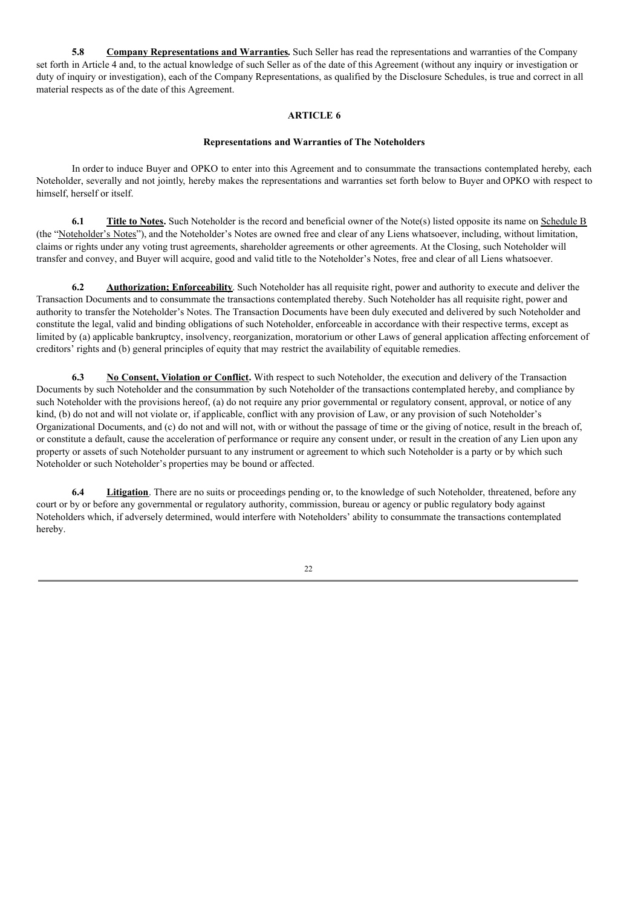**5.8 Company Representations and Warranties.** Such Seller has read the representations and warranties of the Company set forth in Article 4 and, to the actual knowledge of such Seller as of the date of this Agreement (without any inquiry or investigation or duty of inquiry or investigation), each of the Company Representations, as qualified by the Disclosure Schedules, is true and correct in all material respects as of the date of this Agreement.

## ARTICLE 6

### Representations and Warranties of The Noteholders

In order to induce Buyer and OPKO to enter into this Agreement and to consummate the transactions contemplated hereby, each Noteholder, severally and not jointly, hereby makes the representations and warranties set forth below to Buyer and OPKO with respect to himself, herself or itself.

**6.1 Title to Notes.** Such Noteholder is the record and beneficial owner of the Note(s) listed opposite its name on Schedule B (the "Noteholder's Notes"), and the Noteholder's Notes are owned free and clear of any Liens whatsoever, including, without limitation, claims or rights under any voting trust agreements, shareholder agreements or other agreements. At the Closing, such Noteholder will transfer and convey, and Buyer will acquire, good and valid title to the Noteholder's Notes, free and clear of all Liens whatsoever.

**6.2 Authorization; Enforceability**. Such Noteholder has all requisite right, power and authority to execute and deliver the Transaction Documents and to consummate the transactions contemplated thereby. Such Noteholder has all requisite right, power and authority to transfer the Noteholder's Notes. The Transaction Documents have been duly executed and delivered by such Noteholder and constitute the legal, valid and binding obligations of such Noteholder, enforceable in accordance with their respective terms, except as limited by (a) applicable bankruptcy, insolvency, reorganization, moratorium or other Laws of general application affecting enforcement of creditors' rights and (b) general principles of equity that may restrict the availability of equitable remedies.

**6.3 No Consent, Violation or Conflict.** With respect to such Noteholder, the execution and delivery of the Transaction Documents by such Noteholder and the consummation by such Noteholder of the transactions contemplated hereby, and compliance by such Noteholder with the provisions hereof, (a) do not require any prior governmental or regulatory consent, approval, or notice of any kind, (b) do not and will not violate or, if applicable, conflict with any provision of Law, or any provision of such Noteholder's Organizational Documents, and (c) do not and will not, with or without the passage of time or the giving of notice, result in the breach of, or constitute a default, cause the acceleration of performance or require any consent under, or result in the creation of any Lien upon any property or assets of such Noteholder pursuant to any instrument or agreement to which such Noteholder is a party or by which such Noteholder or such Noteholder's properties may be bound or affected.

**6.4 Litigation**. There are no suits or proceedings pending or, to the knowledge of such Noteholder, threatened, before any court or by or before any governmental or regulatory authority, commission, bureau or agency or public regulatory body against Noteholders which, if adversely determined, would interfere with Noteholders' ability to consummate the transactions contemplated hereby.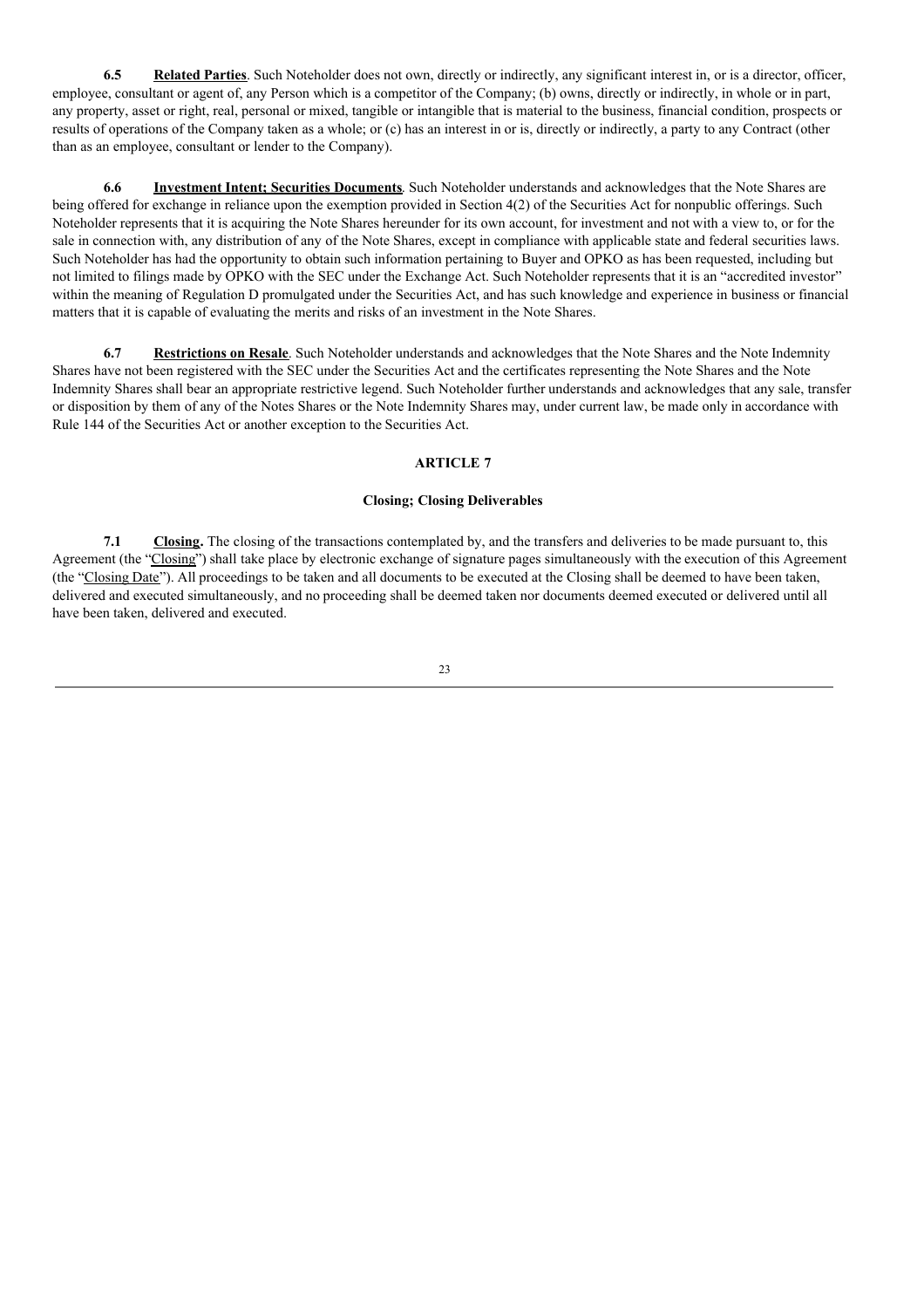**6.5** **Related Parties**. Such Noteholder does not own, directly or indirectly, any significant interest in, or is a director, officer, employee, consultant or agent of, any Person which is a competitor of the Company; (b) owns, directly or indirectly, in whole or in part, any property, asset or right, real, personal or mixed, tangible or intangible that is material to the business, financial condition, prospects or results of operations of the Company taken as a whole; or (c) has an interest in or is, directly or indirectly, a party to any Contract (other than as an employee, consultant or lender to the Company).

**6.6** **Investment Intent; Securities Documents**. Such Noteholder understands and acknowledges that the Note Shares are being offered for exchange in reliance upon the exemption provided in Section 4(2) of the Securities Act for nonpublic offerings. Such Noteholder represents that it is acquiring the Note Shares hereunder for its own account, for investment and not with a view to, or for the sale in connection with, any distribution of any of the Note Shares, except in compliance with applicable state and federal securities laws. Such Noteholder has had the opportunity to obtain such information pertaining to Buyer and OPKO as has been requested, including but not limited to filings made by OPKO with the SEC under the Exchange Act. Such Noteholder represents that it is an "accredited investor" within the meaning of Regulation D promulgated under the Securities Act, and has such knowledge and experience in business or financial matters that it is capable of evaluating the merits and risks of an investment in the Note Shares.

**6.7** **Restrictions on Resale**. Such Noteholder understands and acknowledges that the Note Shares and the Note Indemnity Shares have not been registered with the SEC under the Securities Act and the certificates representing the Note Shares and the Note Indemnity Shares shall bear an appropriate restrictive legend. Such Noteholder further understands and acknowledges that any sale, transfer or disposition by them of any of the Notes Shares or the Note Indemnity Shares may, under current law, be made only in accordance with Rule 144 of the Securities Act or another exception to the Securities Act.

## ARTICLE 7

### Closing; Closing Deliverables

**7.1** **Closing.** The closing of the transactions contemplated by, and the transfers and deliveries to be made pursuant to, this Agreement (the "Closing") shall take place by electronic exchange of signature pages simultaneously with the execution of this Agreement (the "Closing Date"). All proceedings to be taken and all documents to be executed at the Closing shall be deemed to have been taken, delivered and executed simultaneously, and no proceeding shall be deemed taken nor documents deemed executed or delivered until all have been taken, delivered and executed.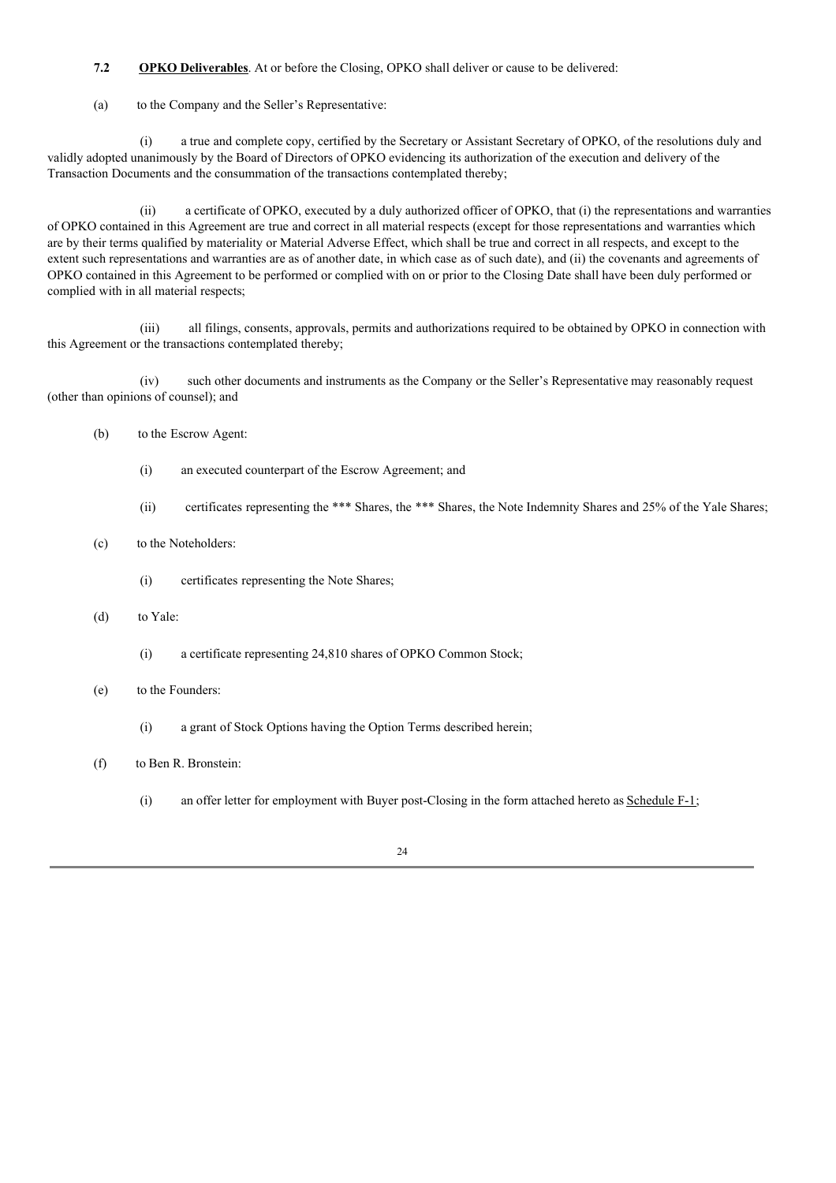**7.2 OPKO Deliverables**. At or before the Closing, OPKO shall deliver or cause to be delivered:

(a) to the Company and the Seller's Representative:

(i) a true and complete copy, certified by the Secretary or Assistant Secretary of OPKO, of the resolutions duly and validly adopted unanimously by the Board of Directors of OPKO evidencing its authorization of the execution and delivery of the Transaction Documents and the consummation of the transactions contemplated thereby;

(ii) a certificate of OPKO, executed by a duly authorized officer of OPKO, that (i) the representations and warranties of OPKO contained in this Agreement are true and correct in all material respects (except for those representations and warranties which are by their terms qualified by materiality or Material Adverse Effect, which shall be true and correct in all respects, and except to the extent such representations and warranties are as of another date, in which case as of such date), and (ii) the covenants and agreements of OPKO contained in this Agreement to be performed or complied with on or prior to the Closing Date shall have been duly performed or complied with in all material respects;

(iii) all filings, consents, approvals, permits and authorizations required to be obtained by OPKO in connection with this Agreement or the transactions contemplated thereby;

(iv) such other documents and instruments as the Company or the Seller's Representative may reasonably request (other than opinions of counsel); and

(b) to the Escrow Agent:

(i) an executed counterpart of the Escrow Agreement; and

(ii) certificates representing the *** Shares, the *** Shares, the Note Indemnity Shares and 25% of the Yale Shares;

(c) to the Noteholders:

(i) certificates representing the Note Shares;

(d) to Yale:

(i) a certificate representing 24,810 shares of OPKO Common Stock;

(e) to the Founders:

(i) a grant of Stock Options having the Option Terms described herein;

(f) to Ben R. Bronstein:

(i) an offer letter for employment with Buyer post-Closing in the form attached hereto as Schedule F-1;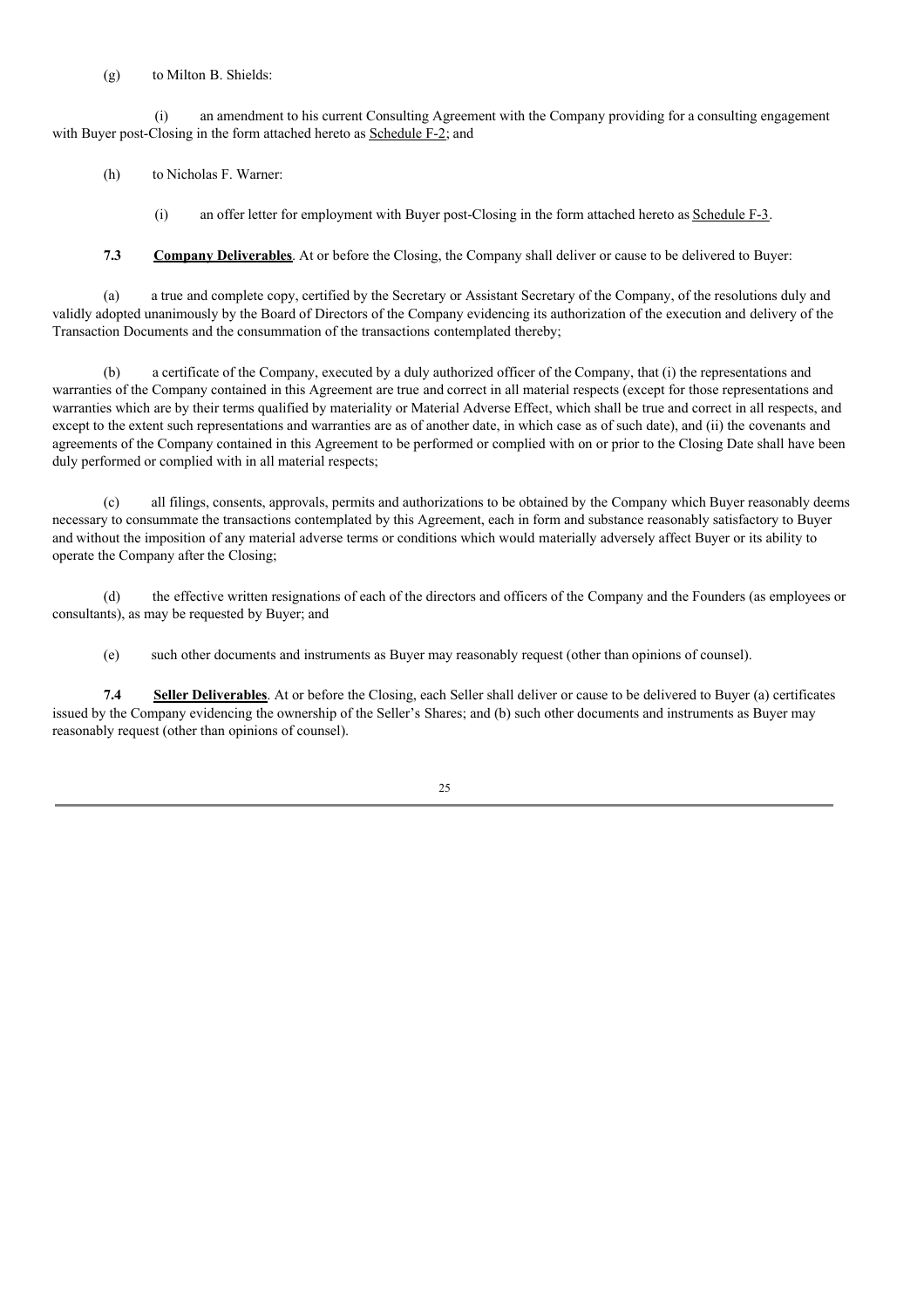(g) to Milton B. Shields:

(i) an amendment to his current Consulting Agreement with the Company providing for a consulting engagement with Buyer post-Closing in the form attached hereto as Schedule F-2; and

(h) to Nicholas F. Warner:

(i) an offer letter for employment with Buyer post-Closing in the form attached hereto as Schedule F-3.

**7.3** **Company Deliverables**. At or before the Closing, the Company shall deliver or cause to be delivered to Buyer:

(a) a true and complete copy, certified by the Secretary or Assistant Secretary of the Company, of the resolutions duly and validly adopted unanimously by the Board of Directors of the Company evidencing its authorization of the execution and delivery of the Transaction Documents and the consummation of the transactions contemplated thereby;

(b) a certificate of the Company, executed by a duly authorized officer of the Company, that (i) the representations and warranties of the Company contained in this Agreement are true and correct in all material respects (except for those representations and warranties which are by their terms qualified by materiality or Material Adverse Effect, which shall be true and correct in all respects, and except to the extent such representations and warranties are as of another date, in which case as of such date), and (ii) the covenants and agreements of the Company contained in this Agreement to be performed or complied with on or prior to the Closing Date shall have been duly performed or complied with in all material respects;

(c) all filings, consents, approvals, permits and authorizations to be obtained by the Company which Buyer reasonably deems necessary to consummate the transactions contemplated by this Agreement, each in form and substance reasonably satisfactory to Buyer and without the imposition of any material adverse terms or conditions which would materially adversely affect Buyer or its ability to operate the Company after the Closing;

(d) the effective written resignations of each of the directors and officers of the Company and the Founders (as employees or consultants), as may be requested by Buyer; and

(e) such other documents and instruments as Buyer may reasonably request (other than opinions of counsel).

**7.4** **Seller Deliverables**. At or before the Closing, each Seller shall deliver or cause to be delivered to Buyer (a) certificates issued by the Company evidencing the ownership of the Seller's Shares; and (b) such other documents and instruments as Buyer may reasonably request (other than opinions of counsel).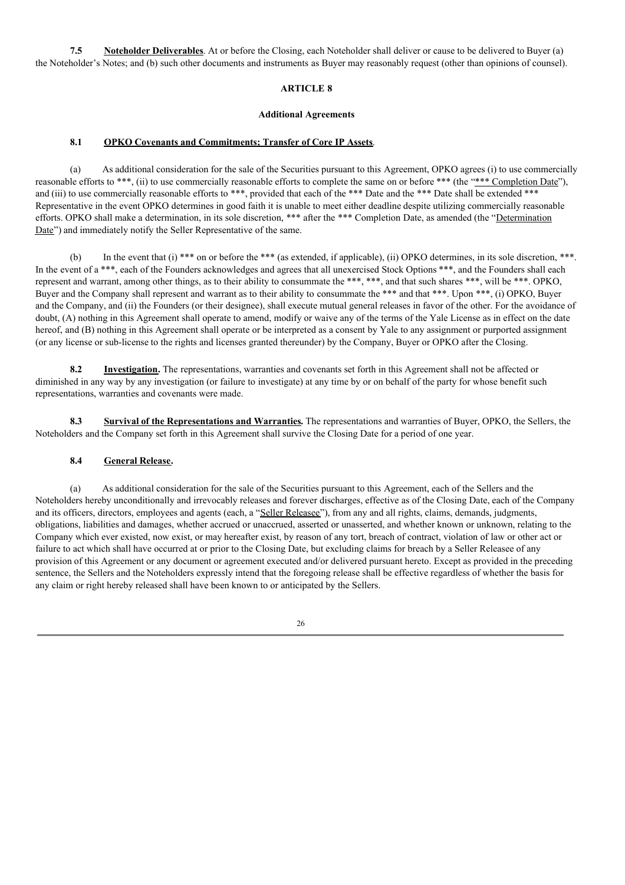**7.5 Noteholder Deliverables**. At or before the Closing, each Noteholder shall deliver or cause to be delivered to Buyer (a) the Noteholder's Notes; and (b) such other documents and instruments as Buyer may reasonably request (other than opinions of counsel).

## ARTICLE 8

### Additional Agreements

**8.1 OPKO Covenants and Commitments; Transfer of Core IP Assets**.

(a) As additional consideration for the sale of the Securities pursuant to this Agreement, OPKO agrees (i) to use commercially reasonable efforts to ***, (ii) to use commercially reasonable efforts to complete the same on or before *** (the "*** Completion Date"), and (iii) to use commercially reasonable efforts to ***, provided that each of the *** Date and the *** Date shall be extended *** Representative in the event OPKO determines in good faith it is unable to meet either deadline despite utilizing commercially reasonable efforts. OPKO shall make a determination, in its sole discretion, *** after the *** Completion Date, as amended (the "Determination Date") and immediately notify the Seller Representative of the same.

(b) In the event that (i) *** on or before the *** (as extended, if applicable), (ii) OPKO determines, in its sole discretion, ***. In the event of a ***, each of the Founders acknowledges and agrees that all unexercised Stock Options ***, and the Founders shall each represent and warrant, among other things, as to their ability to consummate the ***, ***, and that such shares ***, will be ***. OPKO, Buyer and the Company shall represent and warrant as to their ability to consummate the *** and that ***. Upon ***, (i) OPKO, Buyer and the Company, and (ii) the Founders (or their designee), shall execute mutual general releases in favor of the other. For the avoidance of doubt, (A) nothing in this Agreement shall operate to amend, modify or waive any of the terms of the Yale License as in effect on the date hereof, and (B) nothing in this Agreement shall operate or be interpreted as a consent by Yale to any assignment or purported assignment (or any license or sub-license to the rights and licenses granted thereunder) by the Company, Buyer or OPKO after the Closing.

**8.2 Investigation.** The representations, warranties and covenants set forth in this Agreement shall not be affected or diminished in any way by any investigation (or failure to investigate) at any time by or on behalf of the party for whose benefit such representations, warranties and covenants were made.

**8.3 Survival of the Representations and Warranties.** The representations and warranties of Buyer, OPKO, the Sellers, the Noteholders and the Company set forth in this Agreement shall survive the Closing Date for a period of one year.

**8.4 General Release.**

(a) As additional consideration for the sale of the Securities pursuant to this Agreement, each of the Sellers and the Noteholders hereby unconditionally and irrevocably releases and forever discharges, effective as of the Closing Date, each of the Company and its officers, directors, employees and agents (each, a "Seller Releasee"), from any and all rights, claims, demands, judgments, obligations, liabilities and damages, whether accrued or unaccrued, asserted or unasserted, and whether known or unknown, relating to the Company which ever existed, now exist, or may hereafter exist, by reason of any tort, breach of contract, violation of law or other act or failure to act which shall have occurred at or prior to the Closing Date, but excluding claims for breach by a Seller Releasee of any provision of this Agreement or any document or agreement executed and/or delivered pursuant hereto. Except as provided in the preceding sentence, the Sellers and the Noteholders expressly intend that the foregoing release shall be effective regardless of whether the basis for any claim or right hereby released shall have been known to or anticipated by the Sellers.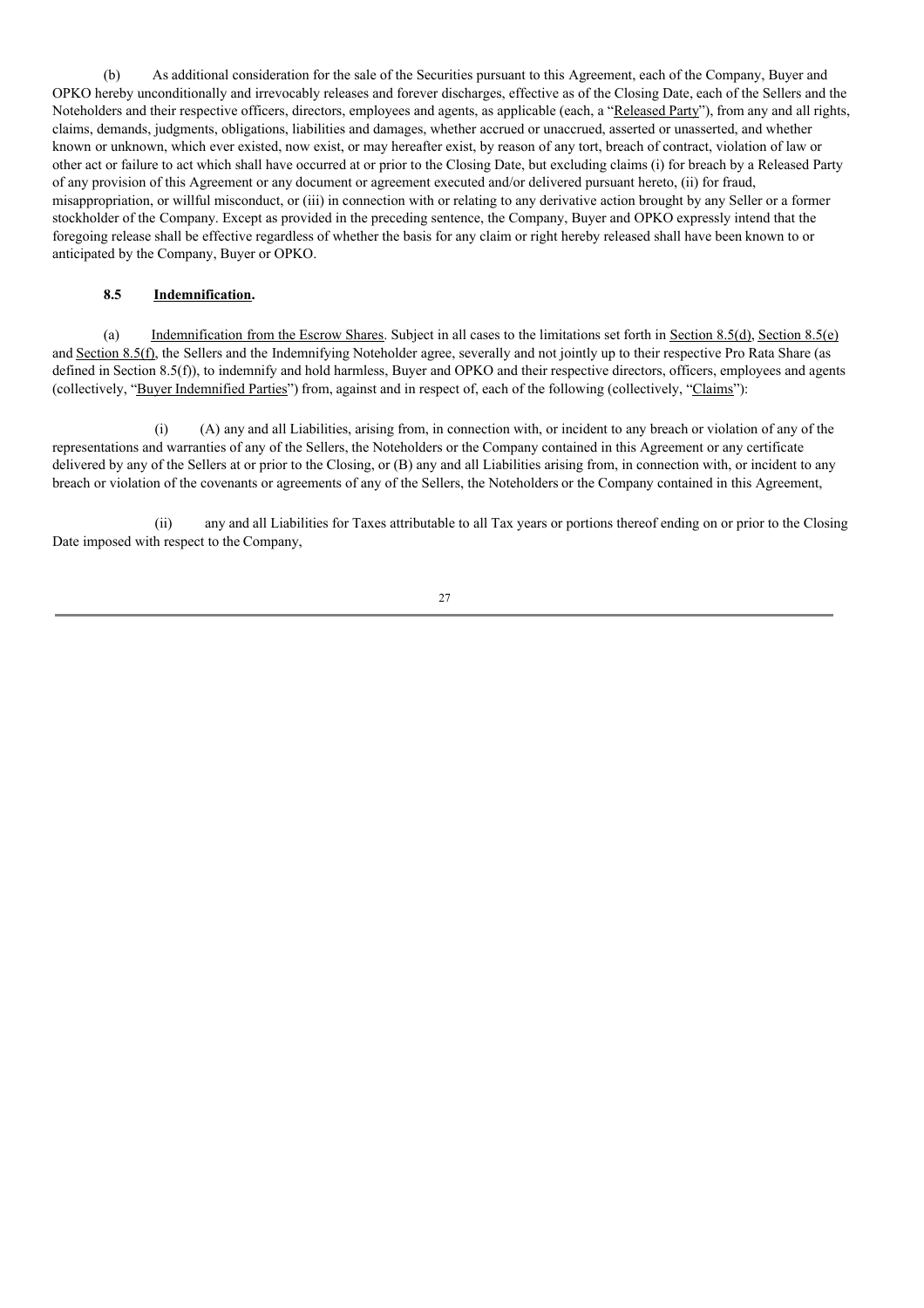(b) As additional consideration for the sale of the Securities pursuant to this Agreement, each of the Company, Buyer and OPKO hereby unconditionally and irrevocably releases and forever discharges, effective as of the Closing Date, each of the Sellers and the Noteholders and their respective officers, directors, employees and agents, as applicable (each, a "Released Party"), from any and all rights, claims, demands, judgments, obligations, liabilities and damages, whether accrued or unaccrued, asserted or unasserted, and whether known or unknown, which ever existed, now exist, or may hereafter exist, by reason of any tort, breach of contract, violation of law or other act or failure to act which shall have occurred at or prior to the Closing Date, but excluding claims (i) for breach by a Released Party of any provision of this Agreement or any document or agreement executed and/or delivered pursuant hereto, (ii) for fraud, misappropriation, or willful misconduct, or (iii) in connection with or relating to any derivative action brought by any Seller or a former stockholder of the Company. Except as provided in the preceding sentence, the Company, Buyer and OPKO expressly intend that the foregoing release shall be effective regardless of whether the basis for any claim or right hereby released shall have been known to or anticipated by the Company, Buyer or OPKO.

**8.5 Indemnification.**

(a) Indemnification from the Escrow Shares. Subject in all cases to the limitations set forth in Section 8.5(d), Section 8.5(e) and Section 8.5(f), the Sellers and the Indemnifying Noteholder agree, severally and not jointly up to their respective Pro Rata Share (as defined in Section 8.5(f)), to indemnify and hold harmless, Buyer and OPKO and their respective directors, officers, employees and agents (collectively, "Buyer Indemnified Parties") from, against and in respect of, each of the following (collectively, "Claims"):

(i) (A) any and all Liabilities, arising from, in connection with, or incident to any breach or violation of any of the representations and warranties of any of the Sellers, the Noteholders or the Company contained in this Agreement or any certificate delivered by any of the Sellers at or prior to the Closing, or (B) any and all Liabilities arising from, in connection with, or incident to any breach or violation of the covenants or agreements of any of the Sellers, the Noteholders or the Company contained in this Agreement,

(ii) any and all Liabilities for Taxes attributable to all Tax years or portions thereof ending on or prior to the Closing Date imposed with respect to the Company,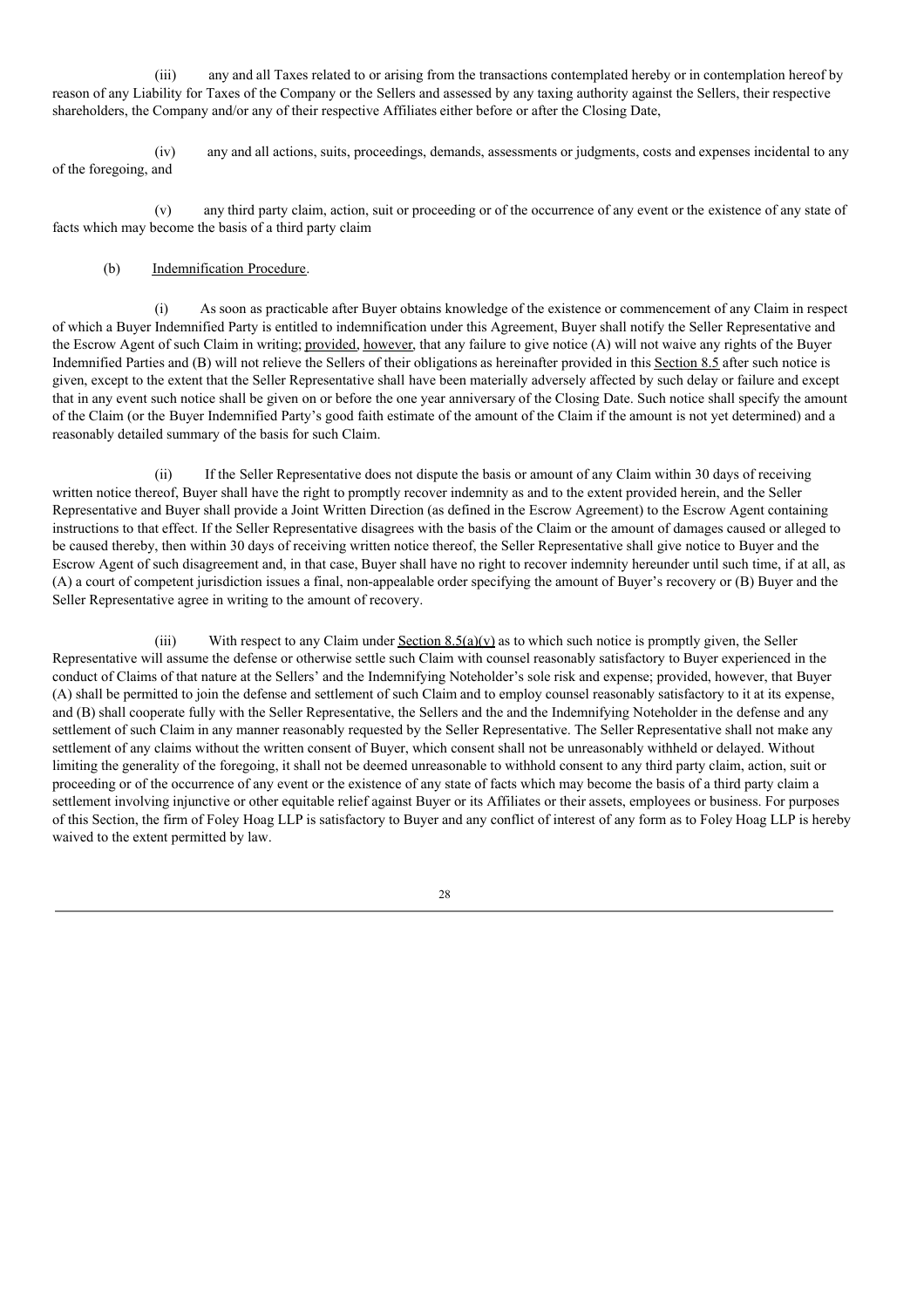(iii) any and all Taxes related to or arising from the transactions contemplated hereby or in contemplation hereof by reason of any Liability for Taxes of the Company or the Sellers and assessed by any taxing authority against the Sellers, their respective shareholders, the Company and/or any of their respective Affiliates either before or after the Closing Date,

(iv) any and all actions, suits, proceedings, demands, assessments or judgments, costs and expenses incidental to any of the foregoing, and

(v) any third party claim, action, suit or proceeding or of the occurrence of any event or the existence of any state of facts which may become the basis of a third party claim

(b) Indemnification Procedure.

(i) As soon as practicable after Buyer obtains knowledge of the existence or commencement of any Claim in respect of which a Buyer Indemnified Party is entitled to indemnification under this Agreement, Buyer shall notify the Seller Representative and the Escrow Agent of such Claim in writing; provided, however, that any failure to give notice (A) will not waive any rights of the Buyer Indemnified Parties and (B) will not relieve the Sellers of their obligations as hereinafter provided in this Section 8.5 after such notice is given, except to the extent that the Seller Representative shall have been materially adversely affected by such delay or failure and except that in any event such notice shall be given on or before the one year anniversary of the Closing Date. Such notice shall specify the amount of the Claim (or the Buyer Indemnified Party's good faith estimate of the amount of the Claim if the amount is not yet determined) and a reasonably detailed summary of the basis for such Claim.

(ii) If the Seller Representative does not dispute the basis or amount of any Claim within 30 days of receiving written notice thereof, Buyer shall have the right to promptly recover indemnity as and to the extent provided herein, and the Seller Representative and Buyer shall provide a Joint Written Direction (as defined in the Escrow Agreement) to the Escrow Agent containing instructions to that effect. If the Seller Representative disagrees with the basis of the Claim or the amount of damages caused or alleged to be caused thereby, then within 30 days of receiving written notice thereof, the Seller Representative shall give notice to Buyer and the Escrow Agent of such disagreement and, in that case, Buyer shall have no right to recover indemnity hereunder until such time, if at all, as (A) a court of competent jurisdiction issues a final, non-appealable order specifying the amount of Buyer's recovery or (B) Buyer and the Seller Representative agree in writing to the amount of recovery.

(iii) With respect to any Claim under Section 8.5(a)(v) as to which such notice is promptly given, the Seller Representative will assume the defense or otherwise settle such Claim with counsel reasonably satisfactory to Buyer experienced in the conduct of Claims of that nature at the Sellers' and the Indemnifying Noteholder's sole risk and expense; provided, however, that Buyer (A) shall be permitted to join the defense and settlement of such Claim and to employ counsel reasonably satisfactory to it at its expense, and (B) shall cooperate fully with the Seller Representative, the Sellers and the and the Indemnifying Noteholder in the defense and any settlement of such Claim in any manner reasonably requested by the Seller Representative. The Seller Representative shall not make any settlement of any claims without the written consent of Buyer, which consent shall not be unreasonably withheld or delayed. Without limiting the generality of the foregoing, it shall not be deemed unreasonable to withhold consent to any third party claim, action, suit or proceeding or of the occurrence of any event or the existence of any state of facts which may become the basis of a third party claim a settlement involving injunctive or other equitable relief against Buyer or its Affiliates or their assets, employees or business. For purposes of this Section, the firm of Foley Hoag LLP is satisfactory to Buyer and any conflict of interest of any form as to Foley Hoag LLP is hereby waived to the extent permitted by law.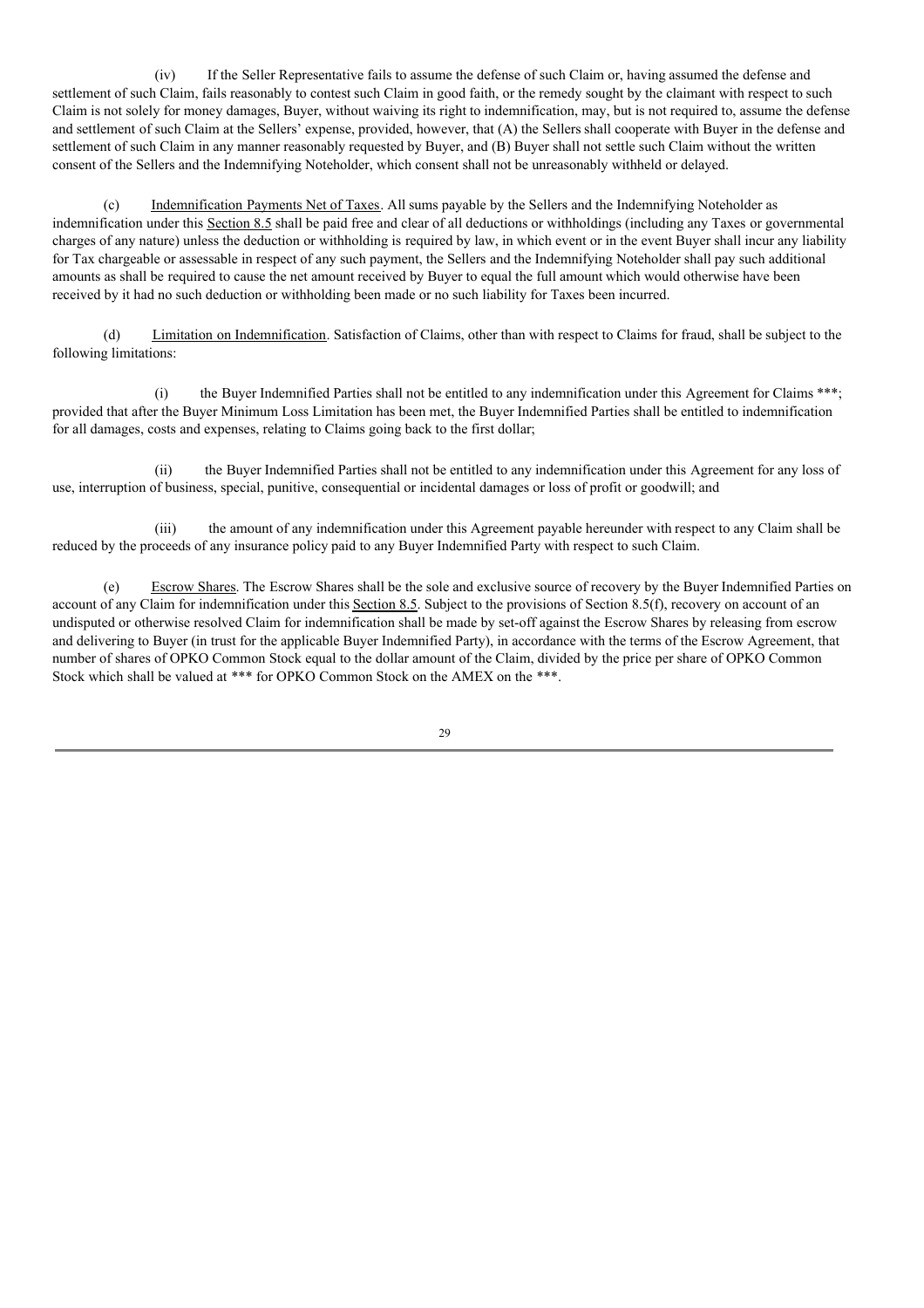(iv) If the Seller Representative fails to assume the defense of such Claim or, having assumed the defense and settlement of such Claim, fails reasonably to contest such Claim in good faith, or the remedy sought by the claimant with respect to such Claim is not solely for money damages, Buyer, without waiving its right to indemnification, may, but is not required to, assume the defense and settlement of such Claim at the Sellers' expense, provided, however, that (A) the Sellers shall cooperate with Buyer in the defense and settlement of such Claim in any manner reasonably requested by Buyer, and (B) Buyer shall not settle such Claim without the written consent of the Sellers and the Indemnifying Noteholder, which consent shall not be unreasonably withheld or delayed.

(c) Indemnification Payments Net of Taxes. All sums payable by the Sellers and the Indemnifying Noteholder as indemnification under this Section 8.5 shall be paid free and clear of all deductions or withholdings (including any Taxes or governmental charges of any nature) unless the deduction or withholding is required by law, in which event or in the event Buyer shall incur any liability for Tax chargeable or assessable in respect of any such payment, the Sellers and the Indemnifying Noteholder shall pay such additional amounts as shall be required to cause the net amount received by Buyer to equal the full amount which would otherwise have been received by it had no such deduction or withholding been made or no such liability for Taxes been incurred.

(d) Limitation on Indemnification. Satisfaction of Claims, other than with respect to Claims for fraud, shall be subject to the following limitations:

(i) the Buyer Indemnified Parties shall not be entitled to any indemnification under this Agreement for Claims ***; provided that after the Buyer Minimum Loss Limitation has been met, the Buyer Indemnified Parties shall be entitled to indemnification for all damages, costs and expenses, relating to Claims going back to the first dollar;

(ii) the Buyer Indemnified Parties shall not be entitled to any indemnification under this Agreement for any loss of use, interruption of business, special, punitive, consequential or incidental damages or loss of profit or goodwill; and

(iii) the amount of any indemnification under this Agreement payable hereunder with respect to any Claim shall be reduced by the proceeds of any insurance policy paid to any Buyer Indemnified Party with respect to such Claim.

(e) Escrow Shares. The Escrow Shares shall be the sole and exclusive source of recovery by the Buyer Indemnified Parties on account of any Claim for indemnification under this Section 8.5. Subject to the provisions of Section 8.5(f), recovery on account of an undisputed or otherwise resolved Claim for indemnification shall be made by set-off against the Escrow Shares by releasing from escrow and delivering to Buyer (in trust for the applicable Buyer Indemnified Party), in accordance with the terms of the Escrow Agreement, that number of shares of OPKO Common Stock equal to the dollar amount of the Claim, divided by the price per share of OPKO Common Stock which shall be valued at *** for OPKO Common Stock on the AMEX on the ***.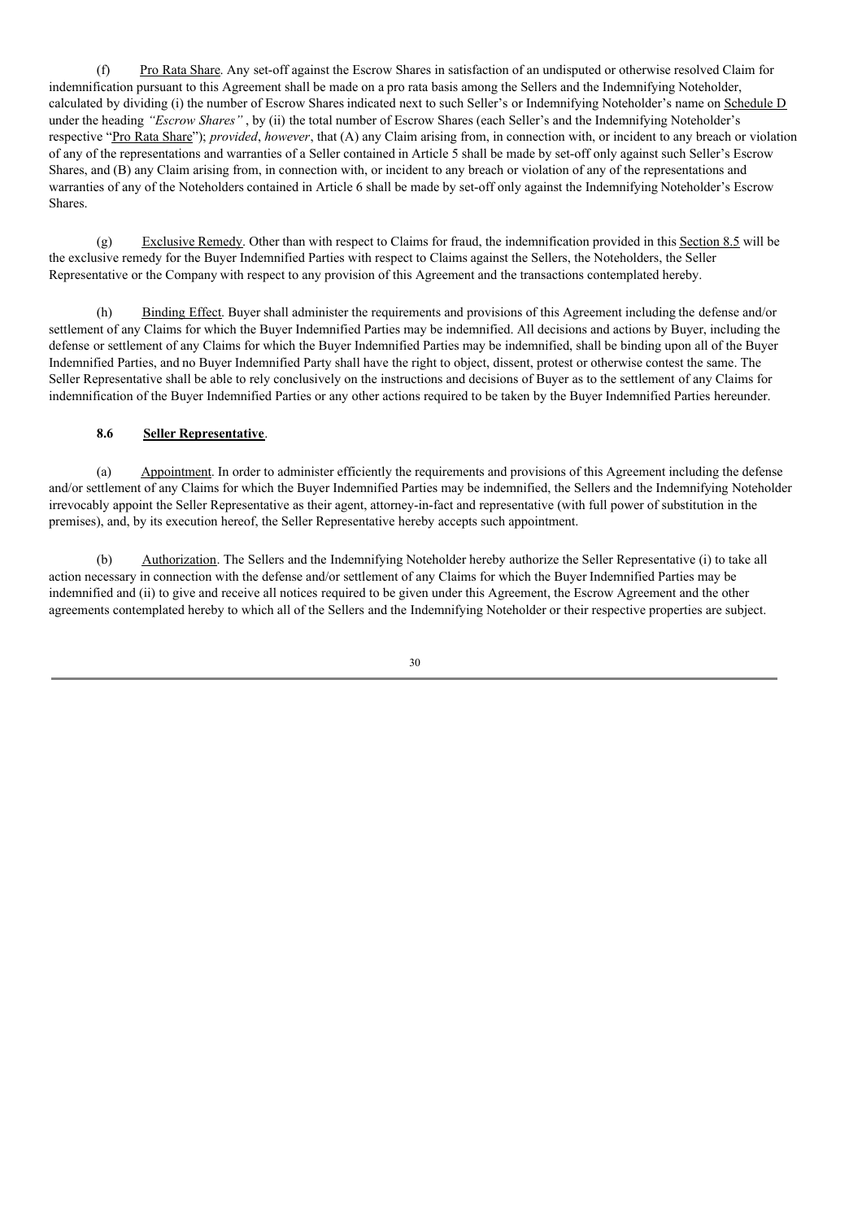(f) Pro Rata Share. Any set-off against the Escrow Shares in satisfaction of an undisputed or otherwise resolved Claim for indemnification pursuant to this Agreement shall be made on a pro rata basis among the Sellers and the Indemnifying Noteholder, calculated by dividing (i) the number of Escrow Shares indicated next to such Seller's or Indemnifying Noteholder's name on Schedule D under the heading *"Escrow Shares"* , by (ii) the total number of Escrow Shares (each Seller's and the Indemnifying Noteholder's respective "Pro Rata Share"); *provided*, *however*, that (A) any Claim arising from, in connection with, or incident to any breach or violation of any of the representations and warranties of a Seller contained in Article 5 shall be made by set-off only against such Seller's Escrow Shares, and (B) any Claim arising from, in connection with, or incident to any breach or violation of any of the representations and warranties of any of the Noteholders contained in Article 6 shall be made by set-off only against the Indemnifying Noteholder's Escrow Shares.

(g) Exclusive Remedy. Other than with respect to Claims for fraud, the indemnification provided in this Section 8.5 will be the exclusive remedy for the Buyer Indemnified Parties with respect to Claims against the Sellers, the Noteholders, the Seller Representative or the Company with respect to any provision of this Agreement and the transactions contemplated hereby.

(h) Binding Effect. Buyer shall administer the requirements and provisions of this Agreement including the defense and/or settlement of any Claims for which the Buyer Indemnified Parties may be indemnified. All decisions and actions by Buyer, including the defense or settlement of any Claims for which the Buyer Indemnified Parties may be indemnified, shall be binding upon all of the Buyer Indemnified Parties, and no Buyer Indemnified Party shall have the right to object, dissent, protest or otherwise contest the same. The Seller Representative shall be able to rely conclusively on the instructions and decisions of Buyer as to the settlement of any Claims for indemnification of the Buyer Indemnified Parties or any other actions required to be taken by the Buyer Indemnified Parties hereunder.

**8.6 Seller Representative**.

(a) Appointment. In order to administer efficiently the requirements and provisions of this Agreement including the defense and/or settlement of any Claims for which the Buyer Indemnified Parties may be indemnified, the Sellers and the Indemnifying Noteholder irrevocably appoint the Seller Representative as their agent, attorney-in-fact and representative (with full power of substitution in the premises), and, by its execution hereof, the Seller Representative hereby accepts such appointment.

(b) Authorization. The Sellers and the Indemnifying Noteholder hereby authorize the Seller Representative (i) to take all action necessary in connection with the defense and/or settlement of any Claims for which the Buyer Indemnified Parties may be indemnified and (ii) to give and receive all notices required to be given under this Agreement, the Escrow Agreement and the other agreements contemplated hereby to which all of the Sellers and the Indemnifying Noteholder or their respective properties are subject.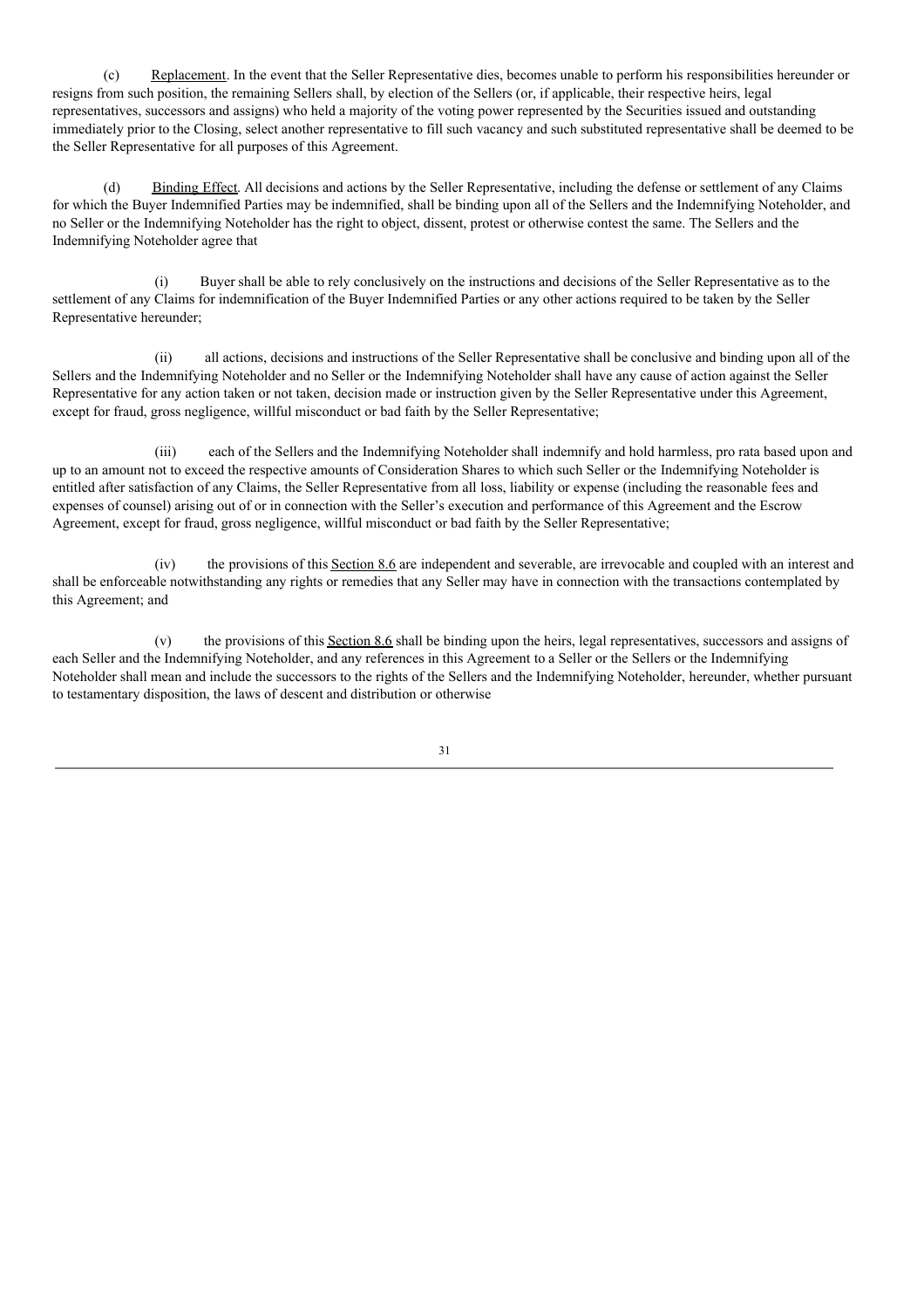(c) Replacement. In the event that the Seller Representative dies, becomes unable to perform his responsibilities hereunder or resigns from such position, the remaining Sellers shall, by election of the Sellers (or, if applicable, their respective heirs, legal representatives, successors and assigns) who held a majority of the voting power represented by the Securities issued and outstanding immediately prior to the Closing, select another representative to fill such vacancy and such substituted representative shall be deemed to be the Seller Representative for all purposes of this Agreement.

(d) Binding Effect. All decisions and actions by the Seller Representative, including the defense or settlement of any Claims for which the Buyer Indemnified Parties may be indemnified, shall be binding upon all of the Sellers and the Indemnifying Noteholder, and no Seller or the Indemnifying Noteholder has the right to object, dissent, protest or otherwise contest the same. The Sellers and the Indemnifying Noteholder agree that

(i) Buyer shall be able to rely conclusively on the instructions and decisions of the Seller Representative as to the settlement of any Claims for indemnification of the Buyer Indemnified Parties or any other actions required to be taken by the Seller Representative hereunder;

(ii) all actions, decisions and instructions of the Seller Representative shall be conclusive and binding upon all of the Sellers and the Indemnifying Noteholder and no Seller or the Indemnifying Noteholder shall have any cause of action against the Seller Representative for any action taken or not taken, decision made or instruction given by the Seller Representative under this Agreement, except for fraud, gross negligence, willful misconduct or bad faith by the Seller Representative;

(iii) each of the Sellers and the Indemnifying Noteholder shall indemnify and hold harmless, pro rata based upon and up to an amount not to exceed the respective amounts of Consideration Shares to which such Seller or the Indemnifying Noteholder is entitled after satisfaction of any Claims, the Seller Representative from all loss, liability or expense (including the reasonable fees and expenses of counsel) arising out of or in connection with the Seller's execution and performance of this Agreement and the Escrow Agreement, except for fraud, gross negligence, willful misconduct or bad faith by the Seller Representative;

(iv) the provisions of this Section 8.6 are independent and severable, are irrevocable and coupled with an interest and shall be enforceable notwithstanding any rights or remedies that any Seller may have in connection with the transactions contemplated by this Agreement; and

(v) the provisions of this Section 8.6 shall be binding upon the heirs, legal representatives, successors and assigns of each Seller and the Indemnifying Noteholder, and any references in this Agreement to a Seller or the Sellers or the Indemnifying Noteholder shall mean and include the successors to the rights of the Sellers and the Indemnifying Noteholder, hereunder, whether pursuant to testamentary disposition, the laws of descent and distribution or otherwise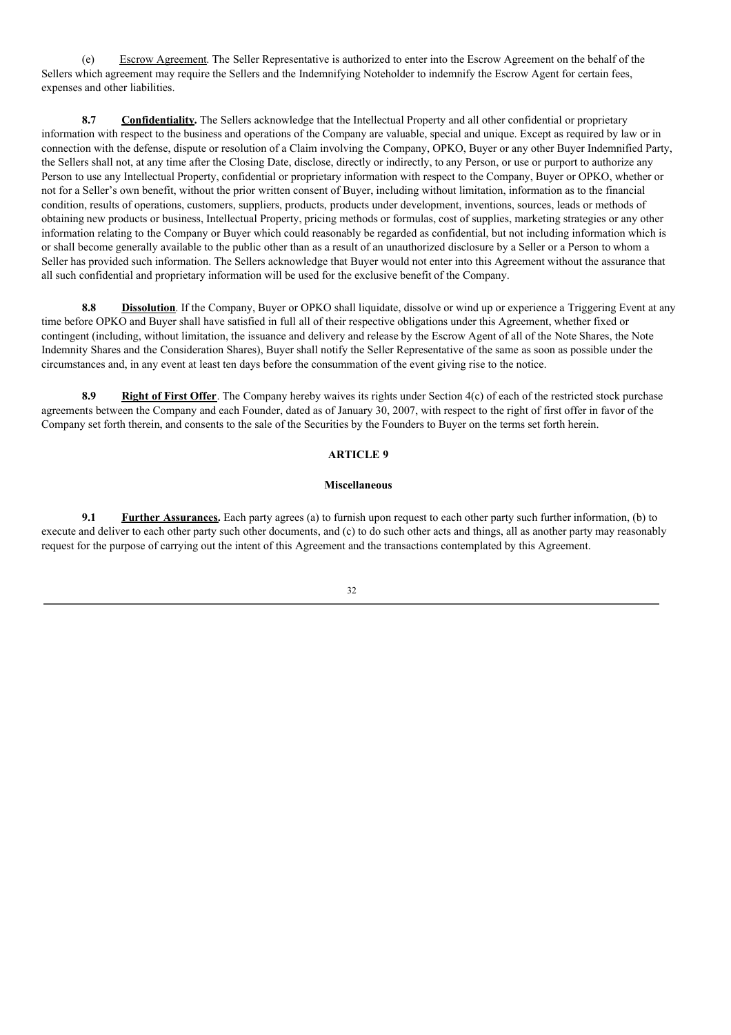(e) Escrow Agreement. The Seller Representative is authorized to enter into the Escrow Agreement on the behalf of the Sellers which agreement may require the Sellers and the Indemnifying Noteholder to indemnify the Escrow Agent for certain fees, expenses and other liabilities.

**8.7 Confidentiality.** The Sellers acknowledge that the Intellectual Property and all other confidential or proprietary information with respect to the business and operations of the Company are valuable, special and unique. Except as required by law or in connection with the defense, dispute or resolution of a Claim involving the Company, OPKO, Buyer or any other Buyer Indemnified Party, the Sellers shall not, at any time after the Closing Date, disclose, directly or indirectly, to any Person, or use or purport to authorize any Person to use any Intellectual Property, confidential or proprietary information with respect to the Company, Buyer or OPKO, whether or not for a Seller's own benefit, without the prior written consent of Buyer, including without limitation, information as to the financial condition, results of operations, customers, suppliers, products, products under development, inventions, sources, leads or methods of obtaining new products or business, Intellectual Property, pricing methods or formulas, cost of supplies, marketing strategies or any other information relating to the Company or Buyer which could reasonably be regarded as confidential, but not including information which is or shall become generally available to the public other than as a result of an unauthorized disclosure by a Seller or a Person to whom a Seller has provided such information. The Sellers acknowledge that Buyer would not enter into this Agreement without the assurance that all such confidential and proprietary information will be used for the exclusive benefit of the Company.

**8.8 Dissolution**. If the Company, Buyer or OPKO shall liquidate, dissolve or wind up or experience a Triggering Event at any time before OPKO and Buyer shall have satisfied in full all of their respective obligations under this Agreement, whether fixed or contingent (including, without limitation, the issuance and delivery and release by the Escrow Agent of all of the Note Shares, the Note Indemnity Shares and the Consideration Shares), Buyer shall notify the Seller Representative of the same as soon as possible under the circumstances and, in any event at least ten days before the consummation of the event giving rise to the notice.

**8.9 Right of First Offer**. The Company hereby waives its rights under Section 4(c) of each of the restricted stock purchase agreements between the Company and each Founder, dated as of January 30, 2007, with respect to the right of first offer in favor of the Company set forth therein, and consents to the sale of the Securities by the Founders to Buyer on the terms set forth herein.

## ARTICLE 9

### Miscellaneous

**9.1 Further Assurances.** Each party agrees (a) to furnish upon request to each other party such further information, (b) to execute and deliver to each other party such other documents, and (c) to do such other acts and things, all as another party may reasonably request for the purpose of carrying out the intent of this Agreement and the transactions contemplated by this Agreement.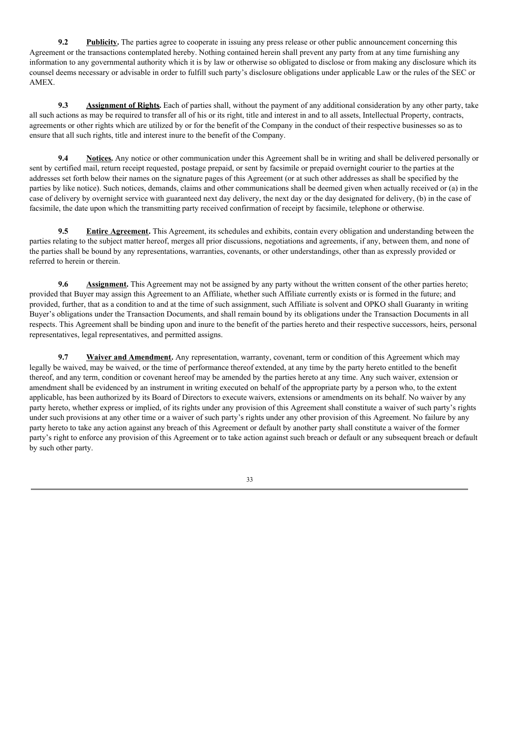**9.2 Publicity.** The parties agree to cooperate in issuing any press release or other public announcement concerning this Agreement or the transactions contemplated hereby. Nothing contained herein shall prevent any party from at any time furnishing any information to any governmental authority which it is by law or otherwise so obligated to disclose or from making any disclosure which its counsel deems necessary or advisable in order to fulfill such party's disclosure obligations under applicable Law or the rules of the SEC or AMEX.

**9.3 Assignment of Rights.** Each of parties shall, without the payment of any additional consideration by any other party, take all such actions as may be required to transfer all of his or its right, title and interest in and to all assets, Intellectual Property, contracts, agreements or other rights which are utilized by or for the benefit of the Company in the conduct of their respective businesses so as to ensure that all such rights, title and interest inure to the benefit of the Company.

**9.4 Notices.** Any notice or other communication under this Agreement shall be in writing and shall be delivered personally or sent by certified mail, return receipt requested, postage prepaid, or sent by facsimile or prepaid overnight courier to the parties at the addresses set forth below their names on the signature pages of this Agreement (or at such other addresses as shall be specified by the parties by like notice). Such notices, demands, claims and other communications shall be deemed given when actually received or (a) in the case of delivery by overnight service with guaranteed next day delivery, the next day or the day designated for delivery, (b) in the case of facsimile, the date upon which the transmitting party received confirmation of receipt by facsimile, telephone or otherwise.

**9.5 Entire Agreement.** This Agreement, its schedules and exhibits, contain every obligation and understanding between the parties relating to the subject matter hereof, merges all prior discussions, negotiations and agreements, if any, between them, and none of the parties shall be bound by any representations, warranties, covenants, or other understandings, other than as expressly provided or referred to herein or therein.

**9.6 Assignment.** This Agreement may not be assigned by any party without the written consent of the other parties hereto; provided that Buyer may assign this Agreement to an Affiliate, whether such Affiliate currently exists or is formed in the future; and provided, further, that as a condition to and at the time of such assignment, such Affiliate is solvent and OPKO shall Guaranty in writing Buyer's obligations under the Transaction Documents, and shall remain bound by its obligations under the Transaction Documents in all respects. This Agreement shall be binding upon and inure to the benefit of the parties hereto and their respective successors, heirs, personal representatives, legal representatives, and permitted assigns.

**9.7 Waiver and Amendment.** Any representation, warranty, covenant, term or condition of this Agreement which may legally be waived, may be waived, or the time of performance thereof extended, at any time by the party hereto entitled to the benefit thereof, and any term, condition or covenant hereof may be amended by the parties hereto at any time. Any such waiver, extension or amendment shall be evidenced by an instrument in writing executed on behalf of the appropriate party by a person who, to the extent applicable, has been authorized by its Board of Directors to execute waivers, extensions or amendments on its behalf. No waiver by any party hereto, whether express or implied, of its rights under any provision of this Agreement shall constitute a waiver of such party's rights under such provisions at any other time or a waiver of such party's rights under any other provision of this Agreement. No failure by any party hereto to take any action against any breach of this Agreement or default by another party shall constitute a waiver of the former party's right to enforce any provision of this Agreement or to take action against such breach or default or any subsequent breach or default by such other party.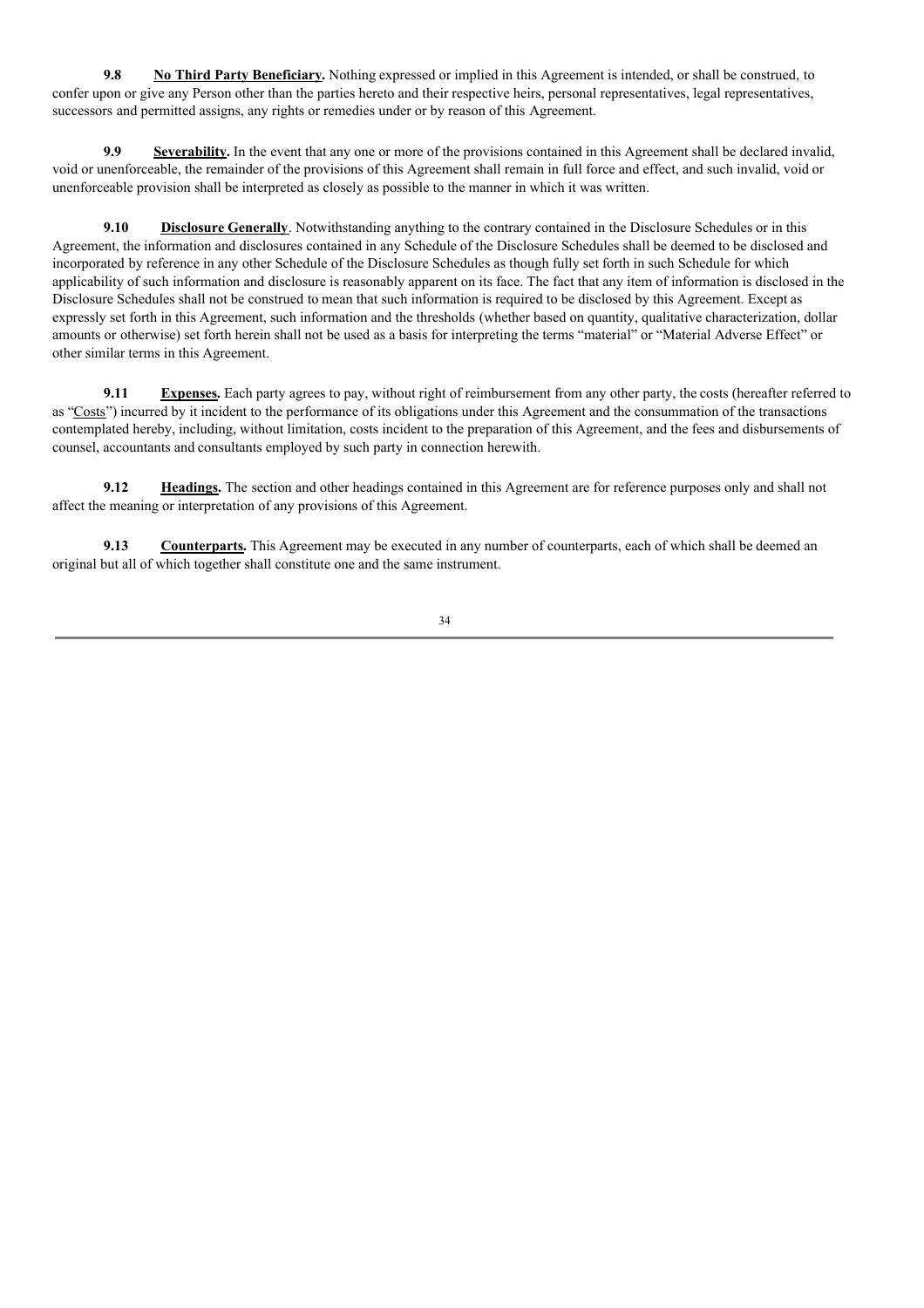**9.8 No Third Party Beneficiary.** Nothing expressed or implied in this Agreement is intended, or shall be construed, to confer upon or give any Person other than the parties hereto and their respective heirs, personal representatives, legal representatives, successors and permitted assigns, any rights or remedies under or by reason of this Agreement.

**9.9 Severability.** In the event that any one or more of the provisions contained in this Agreement shall be declared invalid, void or unenforceable, the remainder of the provisions of this Agreement shall remain in full force and effect, and such invalid, void or unenforceable provision shall be interpreted as closely as possible to the manner in which it was written.

**9.10 Disclosure Generally**. Notwithstanding anything to the contrary contained in the Disclosure Schedules or in this Agreement, the information and disclosures contained in any Schedule of the Disclosure Schedules shall be deemed to be disclosed and incorporated by reference in any other Schedule of the Disclosure Schedules as though fully set forth in such Schedule for which applicability of such information and disclosure is reasonably apparent on its face. The fact that any item of information is disclosed in the Disclosure Schedules shall not be construed to mean that such information is required to be disclosed by this Agreement. Except as expressly set forth in this Agreement, such information and the thresholds (whether based on quantity, qualitative characterization, dollar amounts or otherwise) set forth herein shall not be used as a basis for interpreting the terms "material" or "Material Adverse Effect" or other similar terms in this Agreement.

**9.11 Expenses.** Each party agrees to pay, without right of reimbursement from any other party, the costs (hereafter referred to as "Costs") incurred by it incident to the performance of its obligations under this Agreement and the consummation of the transactions contemplated hereby, including, without limitation, costs incident to the preparation of this Agreement, and the fees and disbursements of counsel, accountants and consultants employed by such party in connection herewith.

**9.12 Headings.** The section and other headings contained in this Agreement are for reference purposes only and shall not affect the meaning or interpretation of any provisions of this Agreement.

**9.13 Counterparts.** This Agreement may be executed in any number of counterparts, each of which shall be deemed an original but all of which together shall constitute one and the same instrument.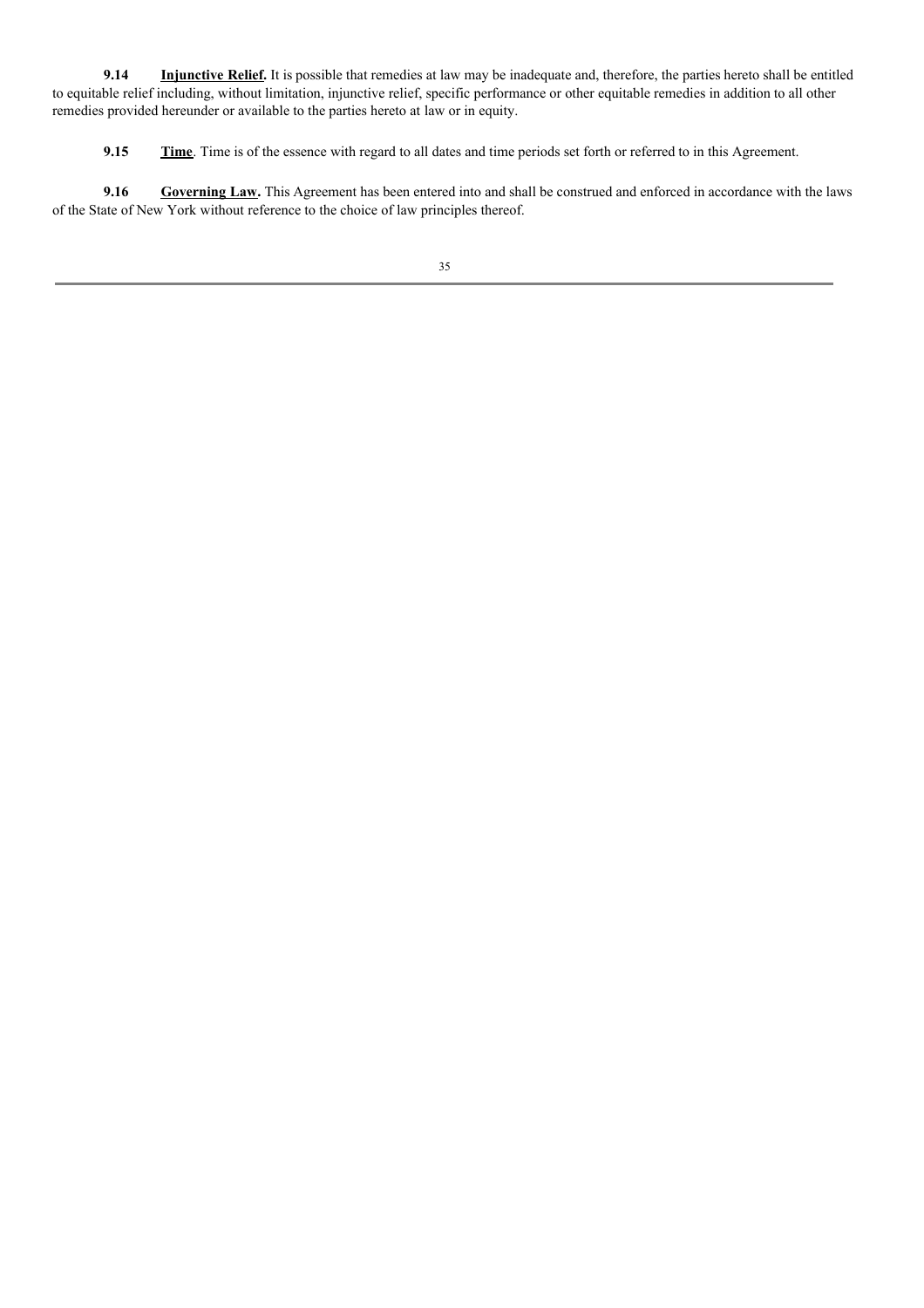**9.14** **Injunctive Relief.** It is possible that remedies at law may be inadequate and, therefore, the parties hereto shall be entitled to equitable relief including, without limitation, injunctive relief, specific performance or other equitable remedies in addition to all other remedies provided hereunder or available to the parties hereto at law or in equity.

**9.15** **Time**. Time is of the essence with regard to all dates and time periods set forth or referred to in this Agreement.

**9.16** **Governing Law.** This Agreement has been entered into and shall be construed and enforced in accordance with the laws of the State of New York without reference to the choice of law principles thereof.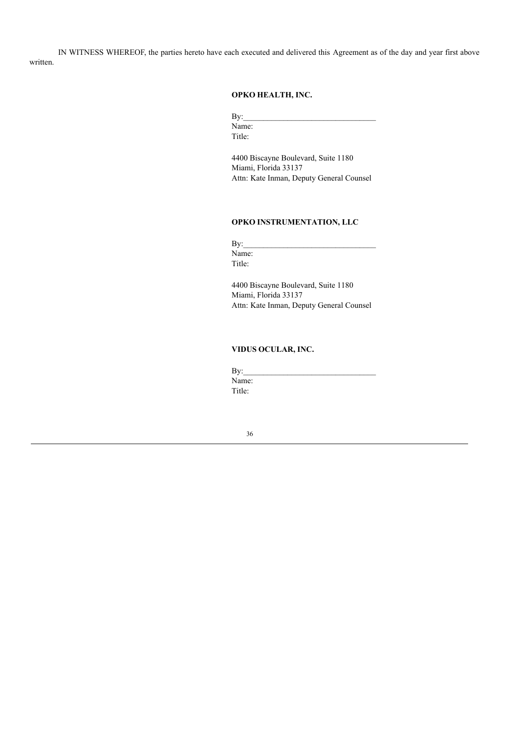IN WITNESS WHEREOF, the parties hereto have each executed and delivered this Agreement as of the day and year first above written.

**OPKO HEALTH, INC.**

By:_________________________________
Name:
Title:

4400 Biscayne Boulevard, Suite 1180
Miami, Florida 33137
Attn: Kate Inman, Deputy General Counsel

**OPKO INSTRUMENTATION, LLC**

By:_________________________________
Name:
Title:

4400 Biscayne Boulevard, Suite 1180
Miami, Florida 33137
Attn: Kate Inman, Deputy General Counsel

**VIDUS OCULAR, INC.**

By:_________________________________
Name:
Title: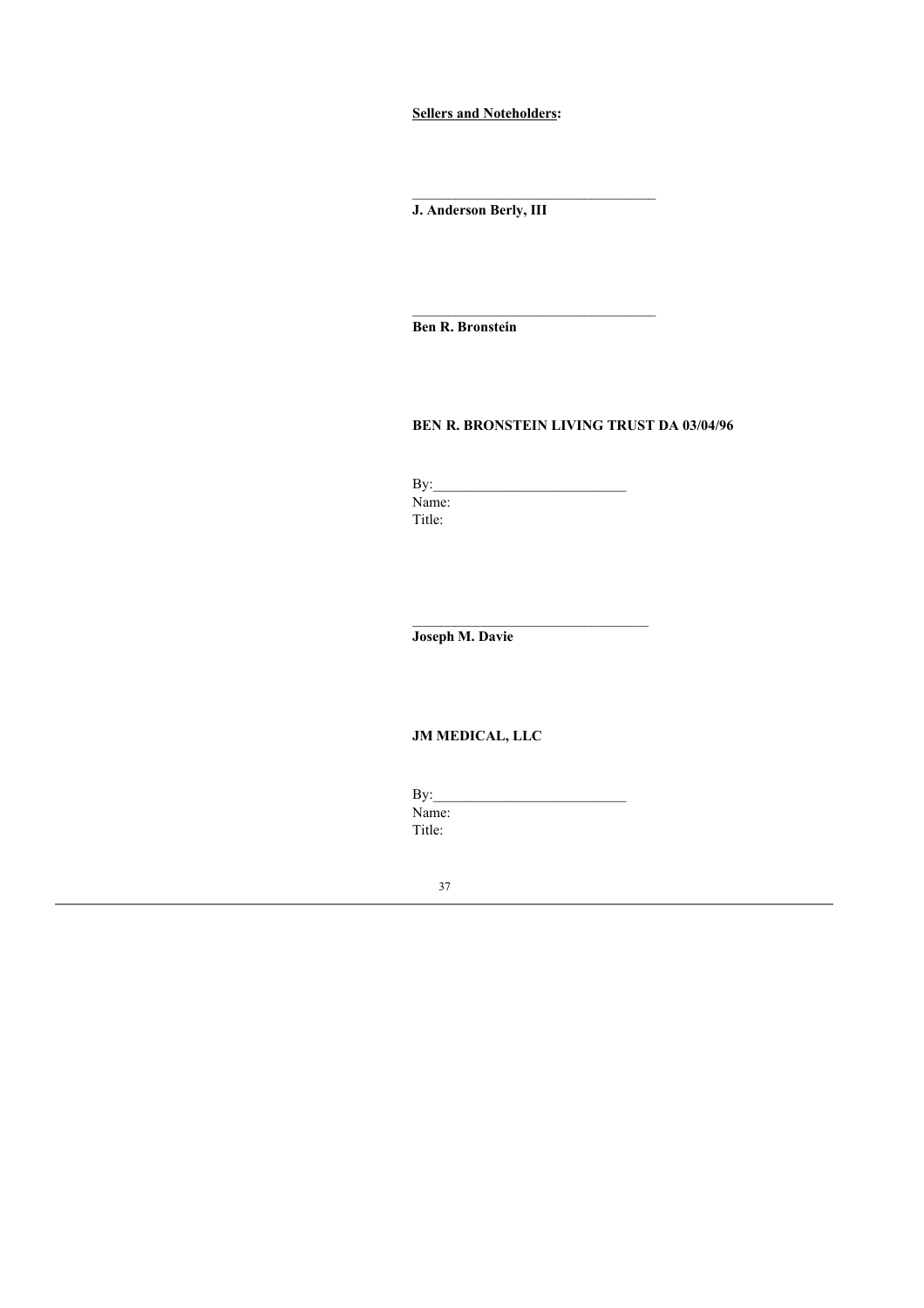**<u>Sellers and Noteholders</u>:**

\_\_\_\_\_\_\_\_\_\_\_\_\_\_\_\_\_\_\_\_\_\_\_\_\_\_\_\_\_\_\_\_\_\_\_\_

**J. Anderson Berly, III**

\_\_\_\_\_\_\_\_\_\_\_\_\_\_\_\_\_\_\_\_\_\_\_\_\_\_\_\_\_\_\_\_\_\_\_\_

**Ben R. Bronstein**

**BEN R. BRONSTEIN LIVING TRUST DA 03/04/96**

By:\_\_\_\_\_\_\_\_\_\_\_\_\_\_\_\_\_\_\_\_\_\_\_\_\_\_\_\_

Name:

Title:

\_\_\_\_\_\_\_\_\_\_\_\_\_\_\_\_\_\_\_\_\_\_\_\_\_\_\_\_\_\_\_\_\_\_\_

**Joseph M. Davie**

**JM MEDICAL, LLC**

By:\_\_\_\_\_\_\_\_\_\_\_\_\_\_\_\_\_\_\_\_\_\_\_\_\_\_\_\_

Name:

Title: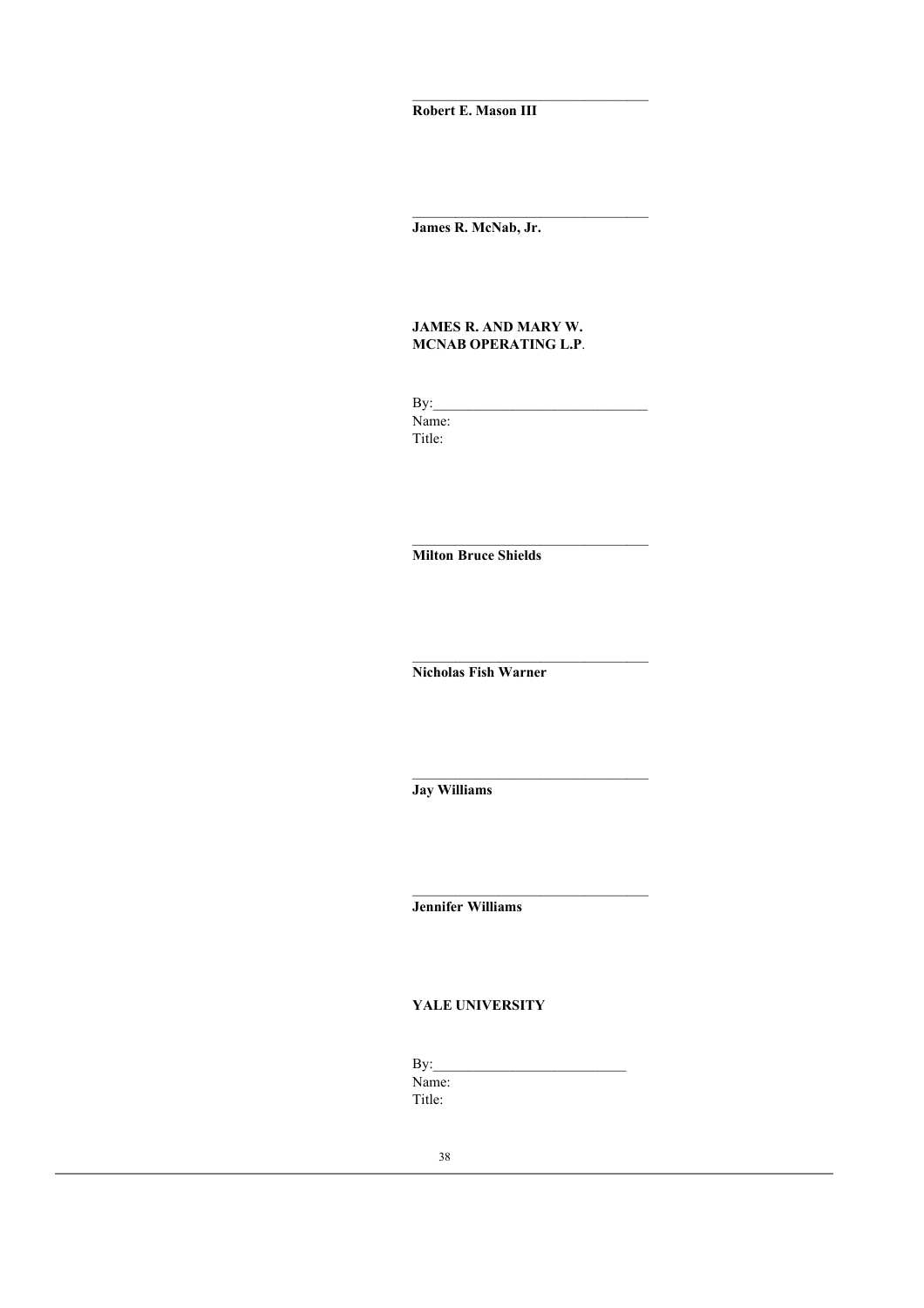\_\_\_\_\_\_\_\_\_\_\_\_\_\_\_\_\_\_\_\_\_\_\_\_\_\_\_\_\_\_\_\_\_
**Robert E. Mason III**

\_\_\_\_\_\_\_\_\_\_\_\_\_\_\_\_\_\_\_\_\_\_\_\_\_\_\_\_\_\_\_\_\_
**James R. McNab, Jr.**

**JAMES R. AND MARY W. MCNAB OPERATING L.P**.

By:\_\_\_\_\_\_\_\_\_\_\_\_\_\_\_\_\_\_\_\_\_\_\_\_\_\_\_\_\_\_
Name:
Title:

\_\_\_\_\_\_\_\_\_\_\_\_\_\_\_\_\_\_\_\_\_\_\_\_\_\_\_\_\_\_\_\_\_
**Milton Bruce Shields**

\_\_\_\_\_\_\_\_\_\_\_\_\_\_\_\_\_\_\_\_\_\_\_\_\_\_\_\_\_\_\_\_\_
**Nicholas Fish Warner**

\_\_\_\_\_\_\_\_\_\_\_\_\_\_\_\_\_\_\_\_\_\_\_\_\_\_\_\_\_\_\_\_\_
**Jay Williams**

\_\_\_\_\_\_\_\_\_\_\_\_\_\_\_\_\_\_\_\_\_\_\_\_\_\_\_\_\_\_\_\_\_
**Jennifer Williams**

**YALE UNIVERSITY**

By:\_\_\_\_\_\_\_\_\_\_\_\_\_\_\_\_\_\_\_\_\_\_\_\_\_\_\_
Name:
Title: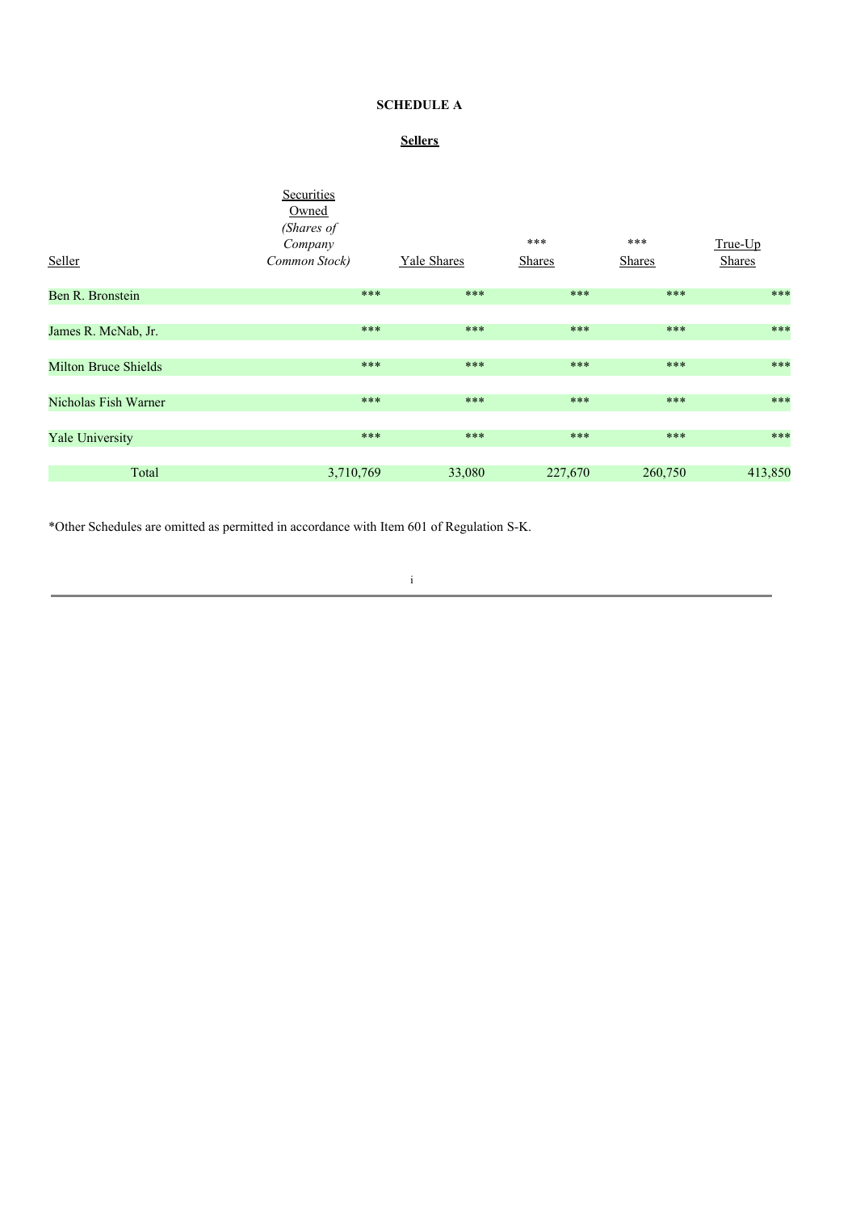**SCHEDULE A**

**Sellers**

| Seller | Securities Owned *(Shares of Company Common Stock)* | Yale Shares | *** Shares | *** Shares | True-Up Shares |
|---|---|---|---|---|---|
| Ben R. Bronstein | *** | *** | *** | *** | *** |
| James R. McNab, Jr. | *** | *** | *** | *** | *** |
| Milton Bruce Shields | *** | *** | *** | *** | *** |
| Nicholas Fish Warner | *** | *** | *** | *** | *** |
| Yale University | *** | *** | *** | *** | *** |
| Total | 3,710,769 | 33,080 | 227,670 | 260,750 | 413,850 |

*Other Schedules are omitted as permitted in accordance with Item 601 of Regulation S-K.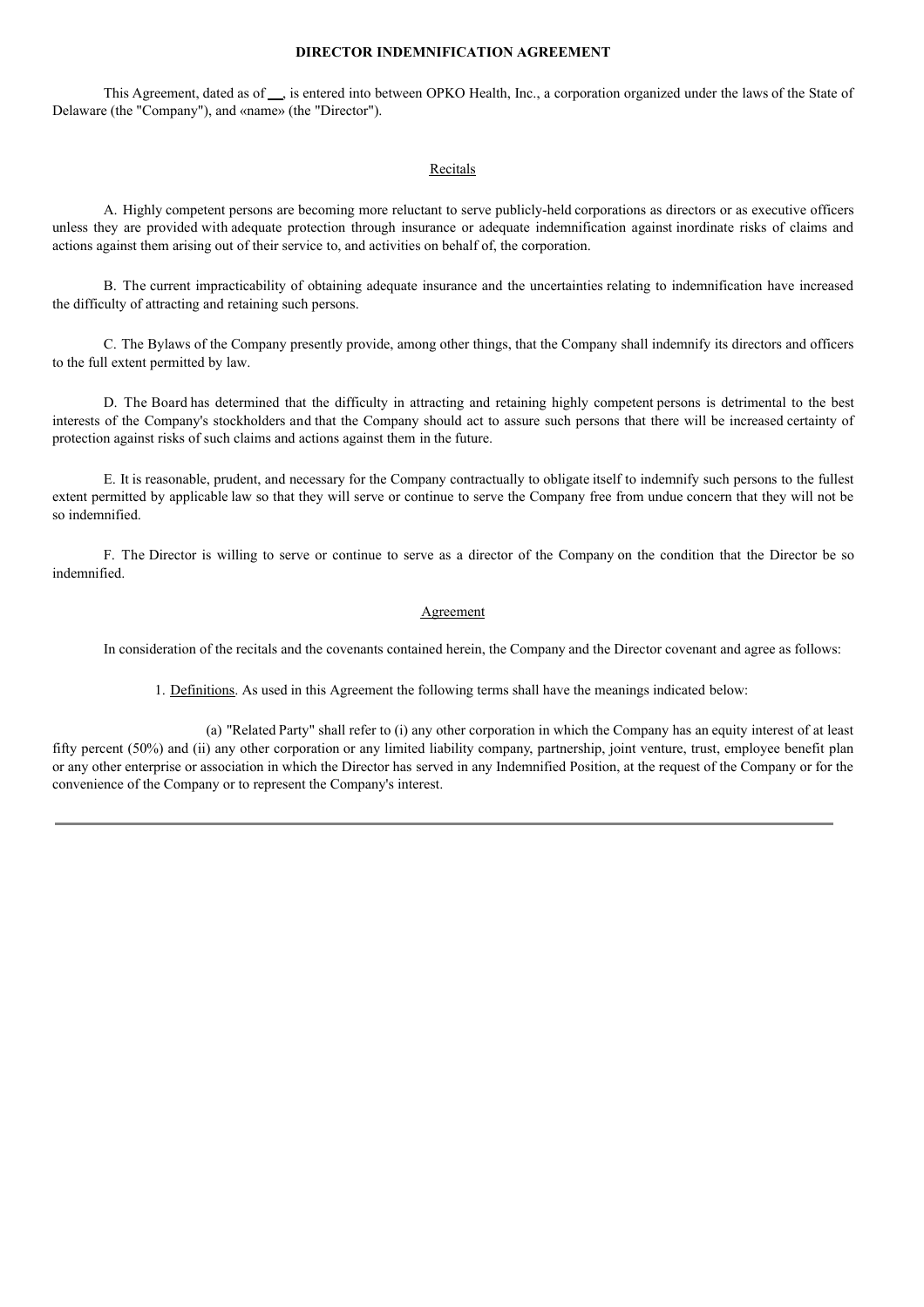**DIRECTOR INDEMNIFICATION AGREEMENT**

This Agreement, dated as of ___, is entered into between OPKO Health, Inc., a corporation organized under the laws of the State of Delaware (the "Company"), and «name» (the "Director").

Recitals

A. Highly competent persons are becoming more reluctant to serve publicly-held corporations as directors or as executive officers unless they are provided with adequate protection through insurance or adequate indemnification against inordinate risks of claims and actions against them arising out of their service to, and activities on behalf of, the corporation.

B. The current impracticability of obtaining adequate insurance and the uncertainties relating to indemnification have increased the difficulty of attracting and retaining such persons.

C. The Bylaws of the Company presently provide, among other things, that the Company shall indemnify its directors and officers to the full extent permitted by law.

D. The Board has determined that the difficulty in attracting and retaining highly competent persons is detrimental to the best interests of the Company's stockholders and that the Company should act to assure such persons that there will be increased certainty of protection against risks of such claims and actions against them in the future.

E. It is reasonable, prudent, and necessary for the Company contractually to obligate itself to indemnify such persons to the fullest extent permitted by applicable law so that they will serve or continue to serve the Company free from undue concern that they will not be so indemnified.

F. The Director is willing to serve or continue to serve as a director of the Company on the condition that the Director be so indemnified.

Agreement

In consideration of the recitals and the covenants contained herein, the Company and the Director covenant and agree as follows:

1. Definitions. As used in this Agreement the following terms shall have the meanings indicated below:

(a) "Related Party" shall refer to (i) any other corporation in which the Company has an equity interest of at least fifty percent (50%) and (ii) any other corporation or any limited liability company, partnership, joint venture, trust, employee benefit plan or any other enterprise or association in which the Director has served in any Indemnified Position, at the request of the Company or for the convenience of the Company or to represent the Company's interest.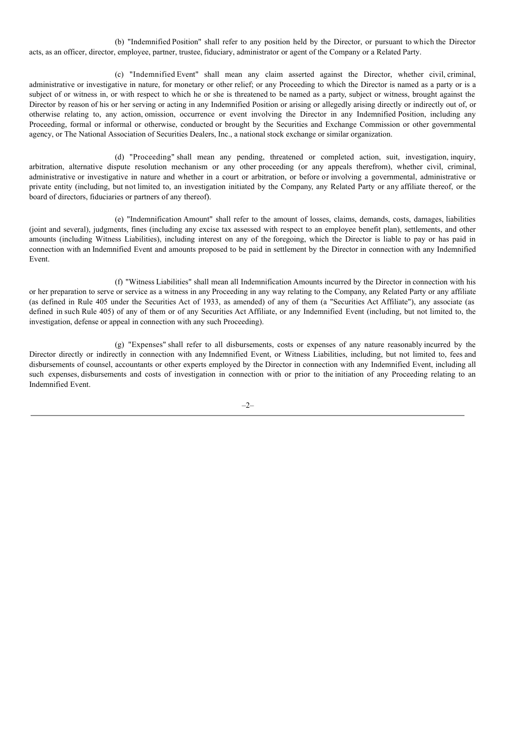(b) "Indemnified Position" shall refer to any position held by the Director, or pursuant to which the Director acts, as an officer, director, employee, partner, trustee, fiduciary, administrator or agent of the Company or a Related Party.

(c) "Indemnified Event" shall mean any claim asserted against the Director, whether civil, criminal, administrative or investigative in nature, for monetary or other relief; or any Proceeding to which the Director is named as a party or is a subject of or witness in, or with respect to which he or she is threatened to be named as a party, subject or witness, brought against the Director by reason of his or her serving or acting in any Indemnified Position or arising or allegedly arising directly or indirectly out of, or otherwise relating to, any action, omission, occurrence or event involving the Director in any Indemnified Position, including any Proceeding, formal or informal or otherwise, conducted or brought by the Securities and Exchange Commission or other governmental agency, or The National Association of Securities Dealers, Inc., a national stock exchange or similar organization.

(d) "Proceeding" shall mean any pending, threatened or completed action, suit, investigation, inquiry, arbitration, alternative dispute resolution mechanism or any other proceeding (or any appeals therefrom), whether civil, criminal, administrative or investigative in nature and whether in a court or arbitration, or before or involving a governmental, administrative or private entity (including, but not limited to, an investigation initiated by the Company, any Related Party or any affiliate thereof, or the board of directors, fiduciaries or partners of any thereof).

(e) "Indemnification Amount" shall refer to the amount of losses, claims, demands, costs, damages, liabilities (joint and several), judgments, fines (including any excise tax assessed with respect to an employee benefit plan), settlements, and other amounts (including Witness Liabilities), including interest on any of the foregoing, which the Director is liable to pay or has paid in connection with an Indemnified Event and amounts proposed to be paid in settlement by the Director in connection with any Indemnified Event.

(f) "Witness Liabilities" shall mean all Indemnification Amounts incurred by the Director in connection with his or her preparation to serve or service as a witness in any Proceeding in any way relating to the Company, any Related Party or any affiliate (as defined in Rule 405 under the Securities Act of 1933, as amended) of any of them (a "Securities Act Affiliate"), any associate (as defined in such Rule 405) of any of them or of any Securities Act Affiliate, or any Indemnified Event (including, but not limited to, the investigation, defense or appeal in connection with any such Proceeding).

(g) "Expenses" shall refer to all disbursements, costs or expenses of any nature reasonably incurred by the Director directly or indirectly in connection with any Indemnified Event, or Witness Liabilities, including, but not limited to, fees and disbursements of counsel, accountants or other experts employed by the Director in connection with any Indemnified Event, including all such expenses, disbursements and costs of investigation in connection with or prior to the initiation of any Proceeding relating to an Indemnified Event.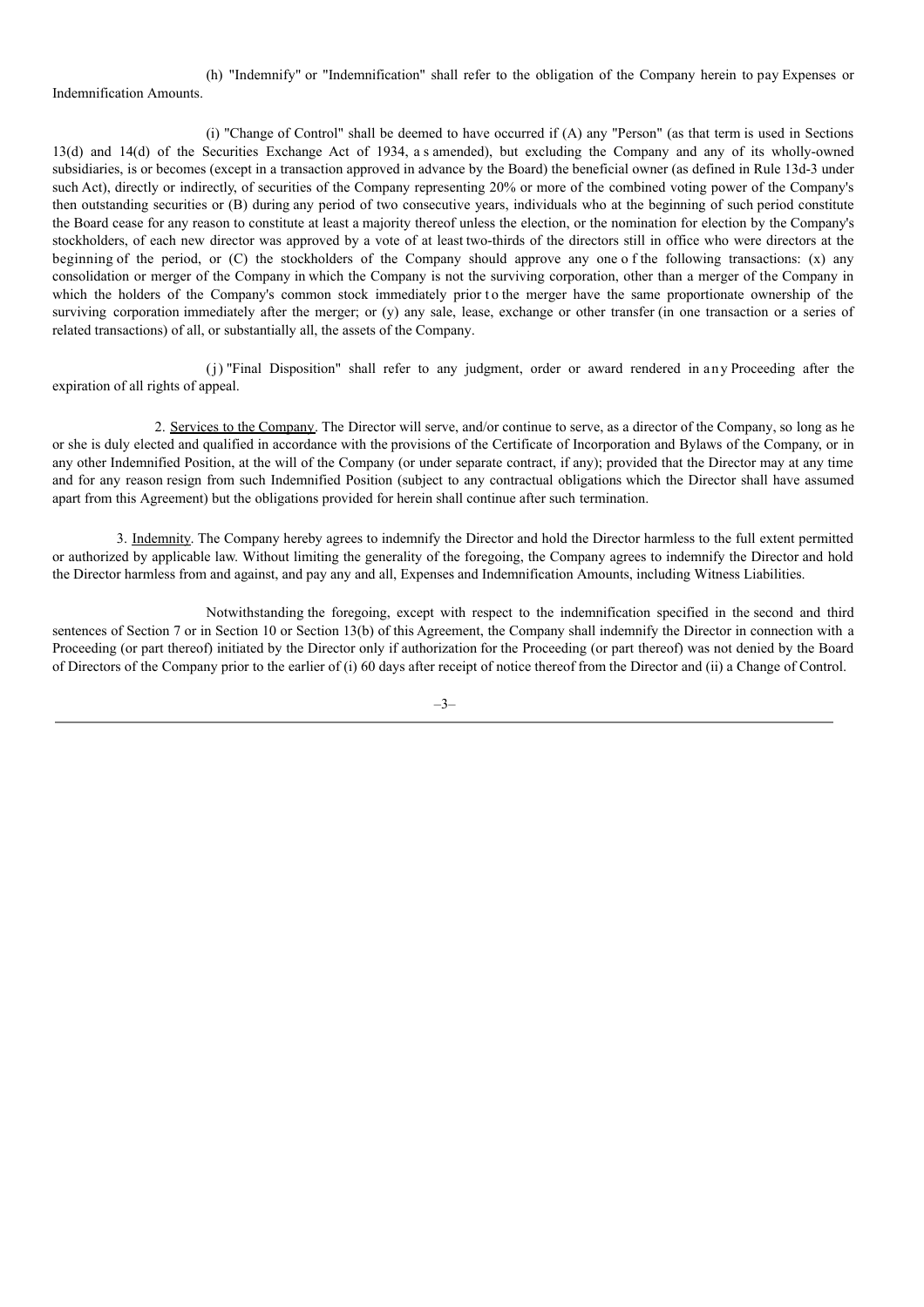(h) "Indemnify" or "Indemnification" shall refer to the obligation of the Company herein to pay Expenses or Indemnification Amounts.

(i) "Change of Control" shall be deemed to have occurred if (A) any "Person" (as that term is used in Sections 13(d) and 14(d) of the Securities Exchange Act of 1934, as amended), but excluding the Company and any of its wholly-owned subsidiaries, is or becomes (except in a transaction approved in advance by the Board) the beneficial owner (as defined in Rule 13d-3 under such Act), directly or indirectly, of securities of the Company representing 20% or more of the combined voting power of the Company's then outstanding securities or (B) during any period of two consecutive years, individuals who at the beginning of such period constitute the Board cease for any reason to constitute at least a majority thereof unless the election, or the nomination for election by the Company's stockholders, of each new director was approved by a vote of at least two-thirds of the directors still in office who were directors at the beginning of the period, or (C) the stockholders of the Company should approve any one of the following transactions: (x) any consolidation or merger of the Company in which the Company is not the surviving corporation, other than a merger of the Company in which the holders of the Company's common stock immediately prior to the merger have the same proportionate ownership of the surviving corporation immediately after the merger; or (y) any sale, lease, exchange or other transfer (in one transaction or a series of related transactions) of all, or substantially all, the assets of the Company.

(j) "Final Disposition" shall refer to any judgment, order or award rendered in any Proceeding after the expiration of all rights of appeal.

2. Services to the Company. The Director will serve, and/or continue to serve, as a director of the Company, so long as he or she is duly elected and qualified in accordance with the provisions of the Certificate of Incorporation and Bylaws of the Company, or in any other Indemnified Position, at the will of the Company (or under separate contract, if any); provided that the Director may at any time and for any reason resign from such Indemnified Position (subject to any contractual obligations which the Director shall have assumed apart from this Agreement) but the obligations provided for herein shall continue after such termination.

3. Indemnity. The Company hereby agrees to indemnify the Director and hold the Director harmless to the full extent permitted or authorized by applicable law. Without limiting the generality of the foregoing, the Company agrees to indemnify the Director and hold the Director harmless from and against, and pay any and all, Expenses and Indemnification Amounts, including Witness Liabilities.

Notwithstanding the foregoing, except with respect to the indemnification specified in the second and third sentences of Section 7 or in Section 10 or Section 13(b) of this Agreement, the Company shall indemnify the Director in connection with a Proceeding (or part thereof) initiated by the Director only if authorization for the Proceeding (or part thereof) was not denied by the Board of Directors of the Company prior to the earlier of (i) 60 days after receipt of notice thereof from the Director and (ii) a Change of Control.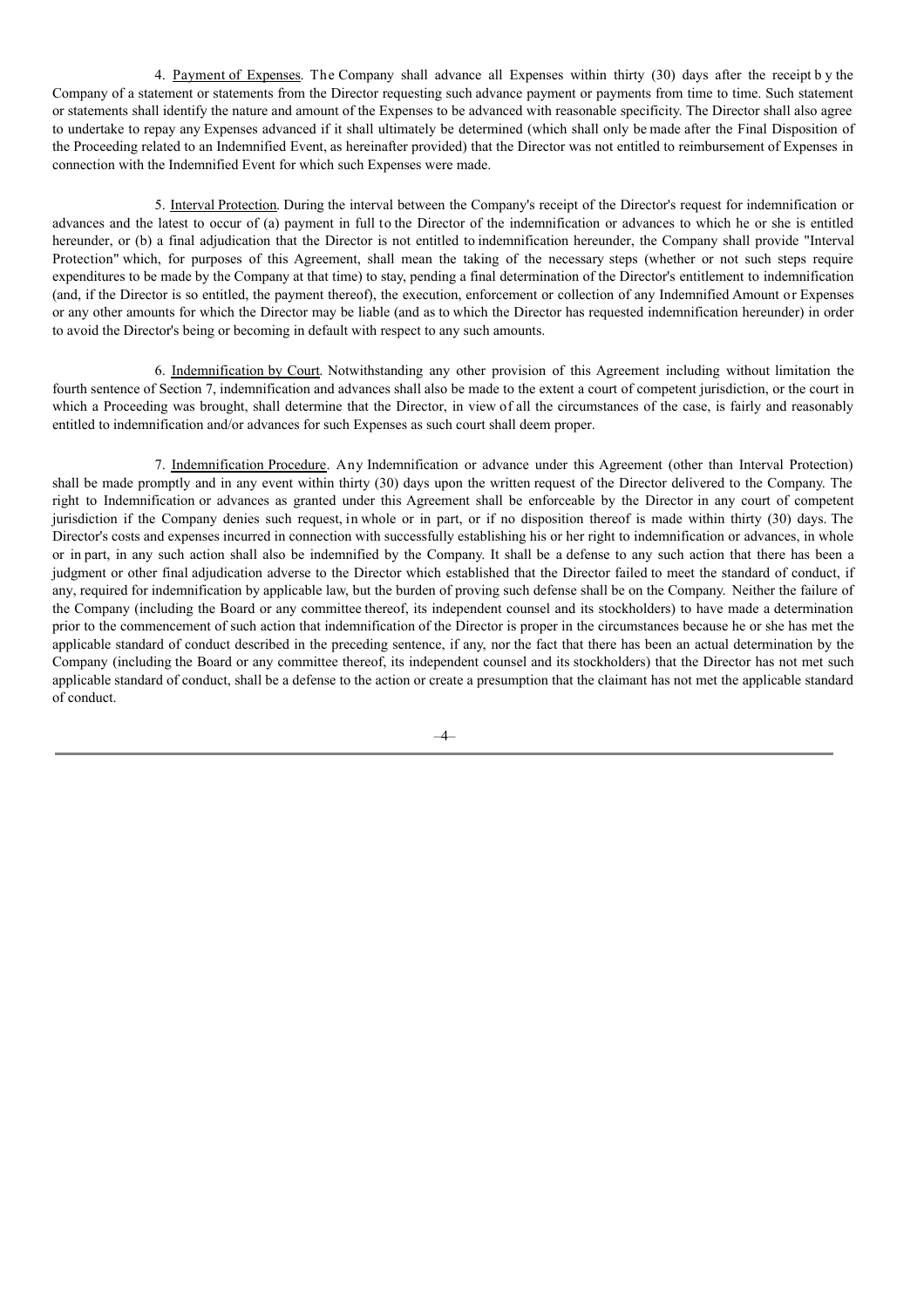4. Payment of Expenses. The Company shall advance all Expenses within thirty (30) days after the receipt by the Company of a statement or statements from the Director requesting such advance payment or payments from time to time. Such statement or statements shall identify the nature and amount of the Expenses to be advanced with reasonable specificity. The Director shall also agree to undertake to repay any Expenses advanced if it shall ultimately be determined (which shall only be made after the Final Disposition of the Proceeding related to an Indemnified Event, as hereinafter provided) that the Director was not entitled to reimbursement of Expenses in connection with the Indemnified Event for which such Expenses were made.

5. Interval Protection. During the interval between the Company's receipt of the Director's request for indemnification or advances and the latest to occur of (a) payment in full to the Director of the indemnification or advances to which he or she is entitled hereunder, or (b) a final adjudication that the Director is not entitled to indemnification hereunder, the Company shall provide "Interval Protection" which, for purposes of this Agreement, shall mean the taking of the necessary steps (whether or not such steps require expenditures to be made by the Company at that time) to stay, pending a final determination of the Director's entitlement to indemnification (and, if the Director is so entitled, the payment thereof), the execution, enforcement or collection of any Indemnified Amount or Expenses or any other amounts for which the Director may be liable (and as to which the Director has requested indemnification hereunder) in order to avoid the Director's being or becoming in default with respect to any such amounts.

6. Indemnification by Court. Notwithstanding any other provision of this Agreement including without limitation the fourth sentence of Section 7, indemnification and advances shall also be made to the extent a court of competent jurisdiction, or the court in which a Proceeding was brought, shall determine that the Director, in view of all the circumstances of the case, is fairly and reasonably entitled to indemnification and/or advances for such Expenses as such court shall deem proper.

7. Indemnification Procedure. Any Indemnification or advance under this Agreement (other than Interval Protection) shall be made promptly and in any event within thirty (30) days upon the written request of the Director delivered to the Company. The right to Indemnification or advances as granted under this Agreement shall be enforceable by the Director in any court of competent jurisdiction if the Company denies such request, in whole or in part, or if no disposition thereof is made within thirty (30) days. The Director's costs and expenses incurred in connection with successfully establishing his or her right to indemnification or advances, in whole or in part, in any such action shall also be indemnified by the Company. It shall be a defense to any such action that there has been a judgment or other final adjudication adverse to the Director which established that the Director failed to meet the standard of conduct, if any, required for indemnification by applicable law, but the burden of proving such defense shall be on the Company. Neither the failure of the Company (including the Board or any committee thereof, its independent counsel and its stockholders) to have made a determination prior to the commencement of such action that indemnification of the Director is proper in the circumstances because he or she has met the applicable standard of conduct described in the preceding sentence, if any, nor the fact that there has been an actual determination by the Company (including the Board or any committee thereof, its independent counsel and its stockholders) that the Director has not met such applicable standard of conduct, shall be a defense to the action or create a presumption that the claimant has not met the applicable standard of conduct.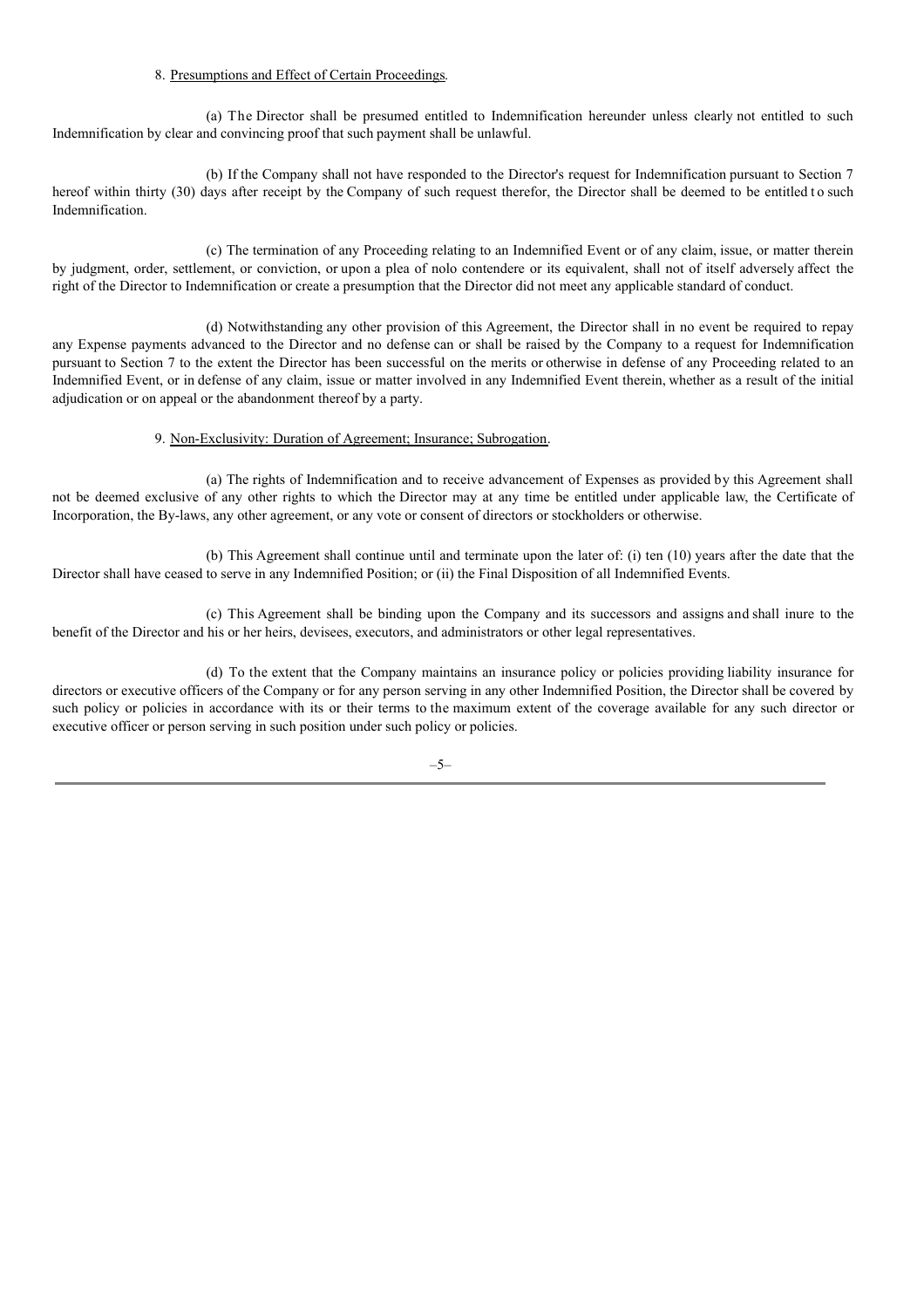8. Presumptions and Effect of Certain Proceedings.

(a) The Director shall be presumed entitled to Indemnification hereunder unless clearly not entitled to such Indemnification by clear and convincing proof that such payment shall be unlawful.

(b) If the Company shall not have responded to the Director's request for Indemnification pursuant to Section 7 hereof within thirty (30) days after receipt by the Company of such request therefor, the Director shall be deemed to be entitled to such Indemnification.

(c) The termination of any Proceeding relating to an Indemnified Event or of any claim, issue, or matter therein by judgment, order, settlement, or conviction, or upon a plea of nolo contendere or its equivalent, shall not of itself adversely affect the right of the Director to Indemnification or create a presumption that the Director did not meet any applicable standard of conduct.

(d) Notwithstanding any other provision of this Agreement, the Director shall in no event be required to repay any Expense payments advanced to the Director and no defense can or shall be raised by the Company to a request for Indemnification pursuant to Section 7 to the extent the Director has been successful on the merits or otherwise in defense of any Proceeding related to an Indemnified Event, or in defense of any claim, issue or matter involved in any Indemnified Event therein, whether as a result of the initial adjudication or on appeal or the abandonment thereof by a party.

9. Non-Exclusivity: Duration of Agreement; Insurance; Subrogation.

(a) The rights of Indemnification and to receive advancement of Expenses as provided by this Agreement shall not be deemed exclusive of any other rights to which the Director may at any time be entitled under applicable law, the Certificate of Incorporation, the By-laws, any other agreement, or any vote or consent of directors or stockholders or otherwise.

(b) This Agreement shall continue until and terminate upon the later of: (i) ten (10) years after the date that the Director shall have ceased to serve in any Indemnified Position; or (ii) the Final Disposition of all Indemnified Events.

(c) This Agreement shall be binding upon the Company and its successors and assigns and shall inure to the benefit of the Director and his or her heirs, devisees, executors, and administrators or other legal representatives.

(d) To the extent that the Company maintains an insurance policy or policies providing liability insurance for directors or executive officers of the Company or for any person serving in any other Indemnified Position, the Director shall be covered by such policy or policies in accordance with its or their terms to the maximum extent of the coverage available for any such director or executive officer or person serving in such position under such policy or policies.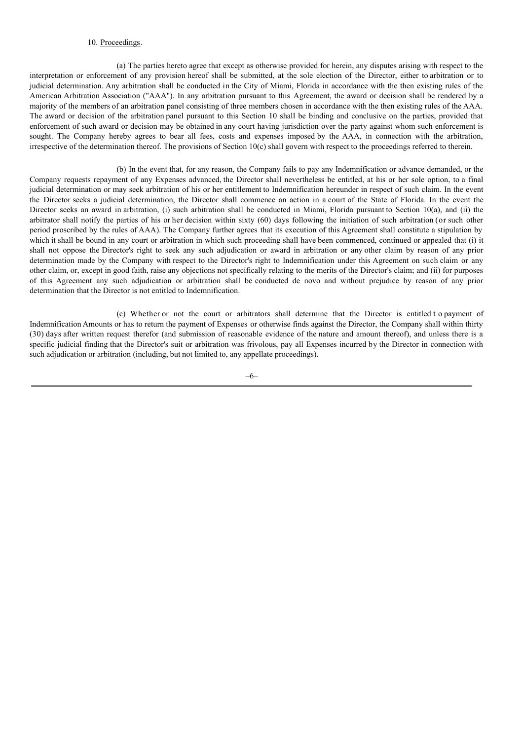10. Proceedings.

(a) The parties hereto agree that except as otherwise provided for herein, any disputes arising with respect to the interpretation or enforcement of any provision hereof shall be submitted, at the sole election of the Director, either to arbitration or to judicial determination. Any arbitration shall be conducted in the City of Miami, Florida in accordance with the then existing rules of the American Arbitration Association ("AAA"). In any arbitration pursuant to this Agreement, the award or decision shall be rendered by a majority of the members of an arbitration panel consisting of three members chosen in accordance with the then existing rules of the AAA. The award or decision of the arbitration panel pursuant to this Section 10 shall be binding and conclusive on the parties, provided that enforcement of such award or decision may be obtained in any court having jurisdiction over the party against whom such enforcement is sought. The Company hereby agrees to bear all fees, costs and expenses imposed by the AAA, in connection with the arbitration, irrespective of the determination thereof. The provisions of Section 10(c) shall govern with respect to the proceedings referred to therein.

(b) In the event that, for any reason, the Company fails to pay any Indemnification or advance demanded, or the Company requests repayment of any Expenses advanced, the Director shall nevertheless be entitled, at his or her sole option, to a final judicial determination or may seek arbitration of his or her entitlement to Indemnification hereunder in respect of such claim. In the event the Director seeks a judicial determination, the Director shall commence an action in a court of the State of Florida. In the event the Director seeks an award in arbitration, (i) such arbitration shall be conducted in Miami, Florida pursuant to Section 10(a), and (ii) the arbitrator shall notify the parties of his or her decision within sixty (60) days following the initiation of such arbitration (or such other period proscribed by the rules of AAA). The Company further agrees that its execution of this Agreement shall constitute a stipulation by which it shall be bound in any court or arbitration in which such proceeding shall have been commenced, continued or appealed that (i) it shall not oppose the Director's right to seek any such adjudication or award in arbitration or any other claim by reason of any prior determination made by the Company with respect to the Director's right to Indemnification under this Agreement on such claim or any other claim, or, except in good faith, raise any objections not specifically relating to the merits of the Director's claim; and (ii) for purposes of this Agreement any such adjudication or arbitration shall be conducted de novo and without prejudice by reason of any prior determination that the Director is not entitled to Indemnification.

(c) Whether or not the court or arbitrators shall determine that the Director is entitled to payment of Indemnification Amounts or has to return the payment of Expenses or otherwise finds against the Director, the Company shall within thirty (30) days after written request therefor (and submission of reasonable evidence of the nature and amount thereof), and unless there is a specific judicial finding that the Director's suit or arbitration was frivolous, pay all Expenses incurred by the Director in connection with such adjudication or arbitration (including, but not limited to, any appellate proceedings).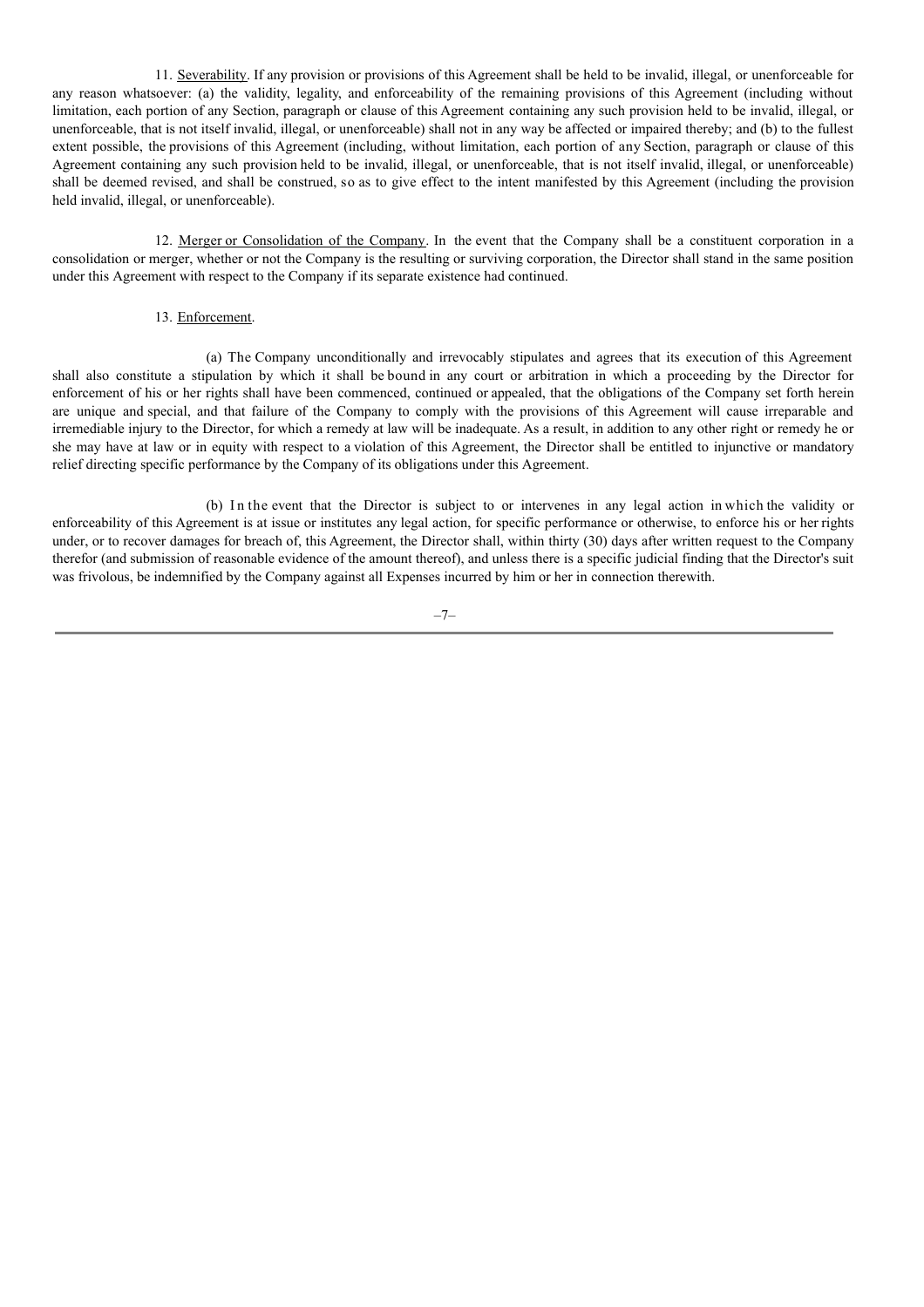11. Severability. If any provision or provisions of this Agreement shall be held to be invalid, illegal, or unenforceable for any reason whatsoever: (a) the validity, legality, and enforceability of the remaining provisions of this Agreement (including without limitation, each portion of any Section, paragraph or clause of this Agreement containing any such provision held to be invalid, illegal, or unenforceable, that is not itself invalid, illegal, or unenforceable) shall not in any way be affected or impaired thereby; and (b) to the fullest extent possible, the provisions of this Agreement (including, without limitation, each portion of any Section, paragraph or clause of this Agreement containing any such provision held to be invalid, illegal, or unenforceable, that is not itself invalid, illegal, or unenforceable) shall be deemed revised, and shall be construed, so as to give effect to the intent manifested by this Agreement (including the provision held invalid, illegal, or unenforceable).

12. Merger or Consolidation of the Company. In the event that the Company shall be a constituent corporation in a consolidation or merger, whether or not the Company is the resulting or surviving corporation, the Director shall stand in the same position under this Agreement with respect to the Company if its separate existence had continued.

13. Enforcement.

(a) The Company unconditionally and irrevocably stipulates and agrees that its execution of this Agreement shall also constitute a stipulation by which it shall be bound in any court or arbitration in which a proceeding by the Director for enforcement of his or her rights shall have been commenced, continued or appealed, that the obligations of the Company set forth herein are unique and special, and that failure of the Company to comply with the provisions of this Agreement will cause irreparable and irremediable injury to the Director, for which a remedy at law will be inadequate. As a result, in addition to any other right or remedy he or she may have at law or in equity with respect to a violation of this Agreement, the Director shall be entitled to injunctive or mandatory relief directing specific performance by the Company of its obligations under this Agreement.

(b) In the event that the Director is subject to or intervenes in any legal action in which the validity or enforceability of this Agreement is at issue or institutes any legal action, for specific performance or otherwise, to enforce his or her rights under, or to recover damages for breach of, this Agreement, the Director shall, within thirty (30) days after written request to the Company therefor (and submission of reasonable evidence of the amount thereof), and unless there is a specific judicial finding that the Director's suit was frivolous, be indemnified by the Company against all Expenses incurred by him or her in connection therewith.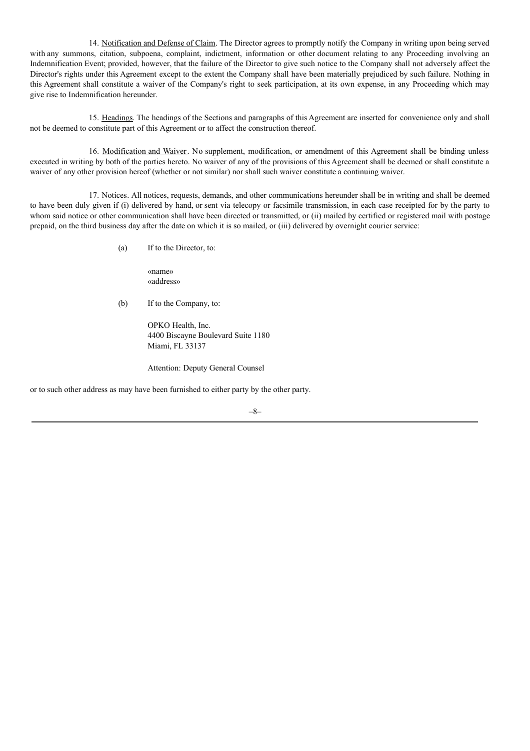14. Notification and Defense of Claim. The Director agrees to promptly notify the Company in writing upon being served with any summons, citation, subpoena, complaint, indictment, information or other document relating to any Proceeding involving an Indemnification Event; provided, however, that the failure of the Director to give such notice to the Company shall not adversely affect the Director's rights under this Agreement except to the extent the Company shall have been materially prejudiced by such failure. Nothing in this Agreement shall constitute a waiver of the Company's right to seek participation, at its own expense, in any Proceeding which may give rise to Indemnification hereunder.

15. Headings. The headings of the Sections and paragraphs of this Agreement are inserted for convenience only and shall not be deemed to constitute part of this Agreement or to affect the construction thereof.

16. Modification and Waiver. No supplement, modification, or amendment of this Agreement shall be binding unless executed in writing by both of the parties hereto. No waiver of any of the provisions of this Agreement shall be deemed or shall constitute a waiver of any other provision hereof (whether or not similar) nor shall such waiver constitute a continuing waiver.

17. Notices. All notices, requests, demands, and other communications hereunder shall be in writing and shall be deemed to have been duly given if (i) delivered by hand, or sent via telecopy or facsimile transmission, in each case receipted for by the party to whom said notice or other communication shall have been directed or transmitted, or (ii) mailed by certified or registered mail with postage prepaid, on the third business day after the date on which it is so mailed, or (iii) delivered by overnight courier service:

(a) If to the Director, to:

«name»
«address»

(b) If to the Company, to:

OPKO Health, Inc.
4400 Biscayne Boulevard Suite 1180
Miami, FL 33137

Attention: Deputy General Counsel

or to such other address as may have been furnished to either party by the other party.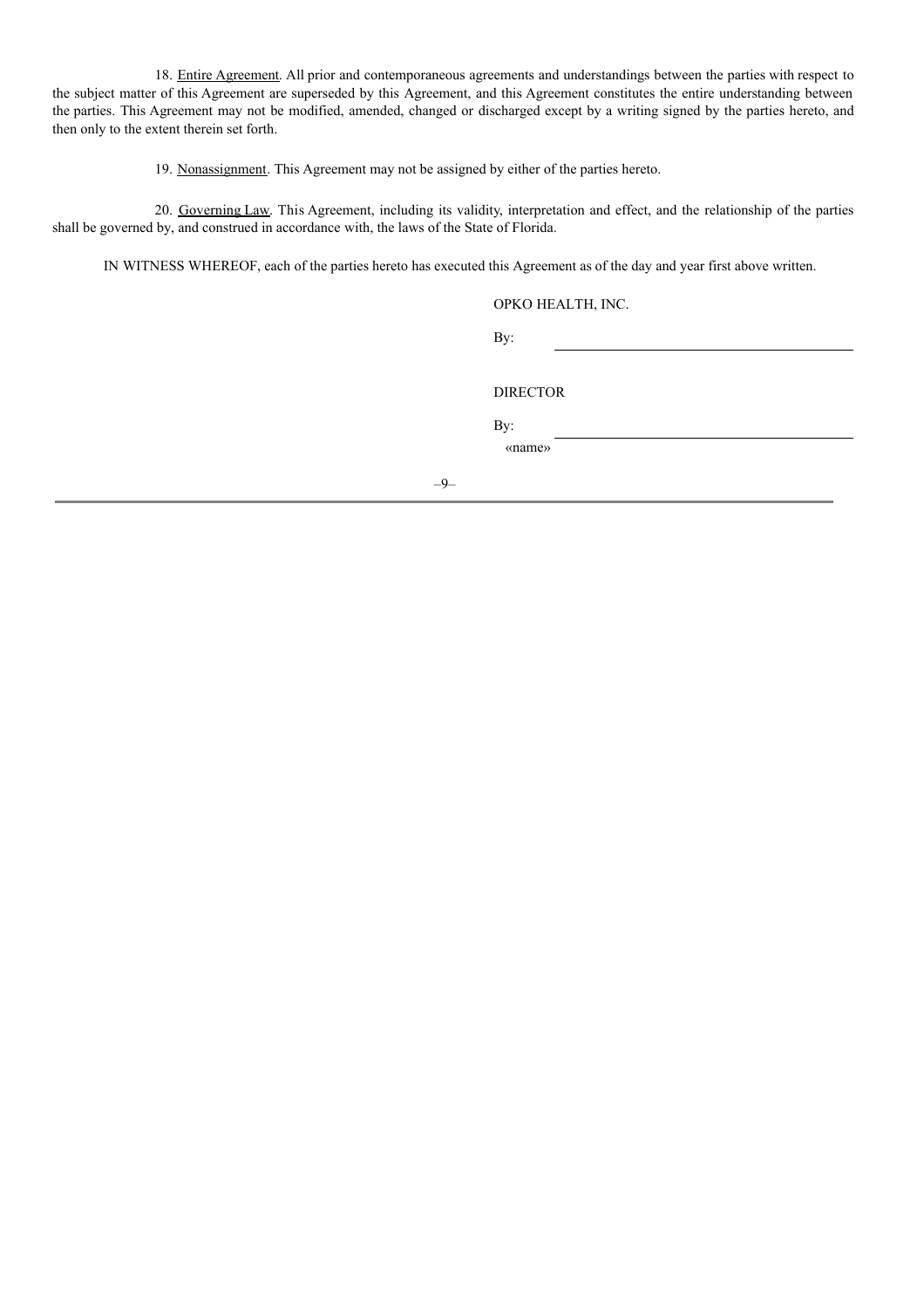18. Entire Agreement. All prior and contemporaneous agreements and understandings between the parties with respect to the subject matter of this Agreement are superseded by this Agreement, and this Agreement constitutes the entire understanding between the parties. This Agreement may not be modified, amended, changed or discharged except by a writing signed by the parties hereto, and then only to the extent therein set forth.

19. Nonassignment. This Agreement may not be assigned by either of the parties hereto.

20. Governing Law. This Agreement, including its validity, interpretation and effect, and the relationship of the parties shall be governed by, and construed in accordance with, the laws of the State of Florida.

IN WITNESS WHEREOF, each of the parties hereto has executed this Agreement as of the day and year first above written.

OPKO HEALTH, INC.

By: \_\_\_\_\_\_\_\_\_\_\_\_\_\_\_\_\_\_\_\_\_\_\_\_\_\_\_\_\_\_

DIRECTOR

By: \_\_\_\_\_\_\_\_\_\_\_\_\_\_\_\_\_\_\_\_\_\_\_\_\_\_\_\_\_\_

«name»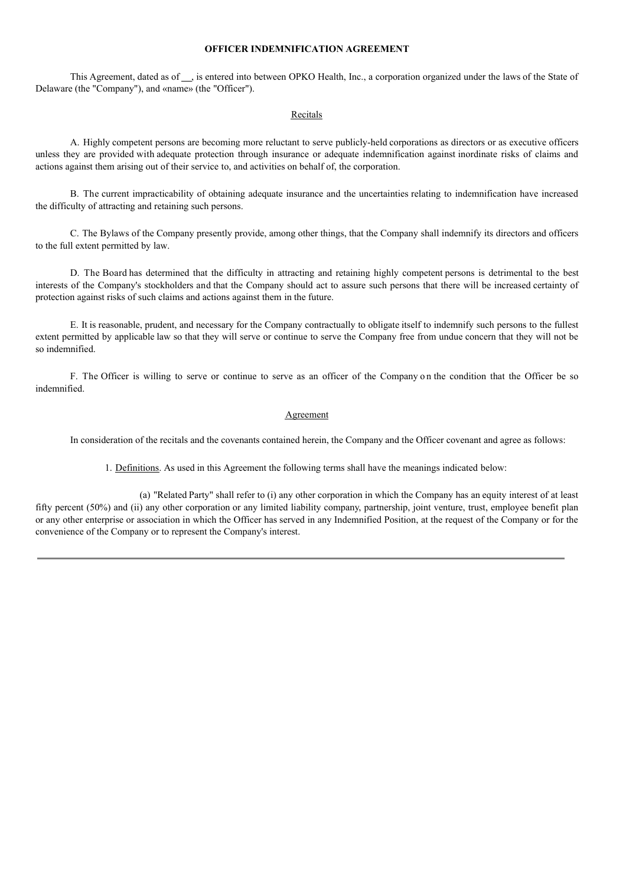**OFFICER INDEMNIFICATION AGREEMENT**

This Agreement, dated as of __, is entered into between OPKO Health, Inc., a corporation organized under the laws of the State of Delaware (the "Company"), and «name» (the "Officer").

Recitals

A. Highly competent persons are becoming more reluctant to serve publicly-held corporations as directors or as executive officers unless they are provided with adequate protection through insurance or adequate indemnification against inordinate risks of claims and actions against them arising out of their service to, and activities on behalf of, the corporation.

B. The current impracticability of obtaining adequate insurance and the uncertainties relating to indemnification have increased the difficulty of attracting and retaining such persons.

C. The Bylaws of the Company presently provide, among other things, that the Company shall indemnify its directors and officers to the full extent permitted by law.

D. The Board has determined that the difficulty in attracting and retaining highly competent persons is detrimental to the best interests of the Company's stockholders and that the Company should act to assure such persons that there will be increased certainty of protection against risks of such claims and actions against them in the future.

E. It is reasonable, prudent, and necessary for the Company contractually to obligate itself to indemnify such persons to the fullest extent permitted by applicable law so that they will serve or continue to serve the Company free from undue concern that they will not be so indemnified.

F. The Officer is willing to serve or continue to serve as an officer of the Company on the condition that the Officer be so indemnified.

Agreement

In consideration of the recitals and the covenants contained herein, the Company and the Officer covenant and agree as follows:

1. Definitions. As used in this Agreement the following terms shall have the meanings indicated below:

(a) "Related Party" shall refer to (i) any other corporation in which the Company has an equity interest of at least fifty percent (50%) and (ii) any other corporation or any limited liability company, partnership, joint venture, trust, employee benefit plan or any other enterprise or association in which the Officer has served in any Indemnified Position, at the request of the Company or for the convenience of the Company or to represent the Company's interest.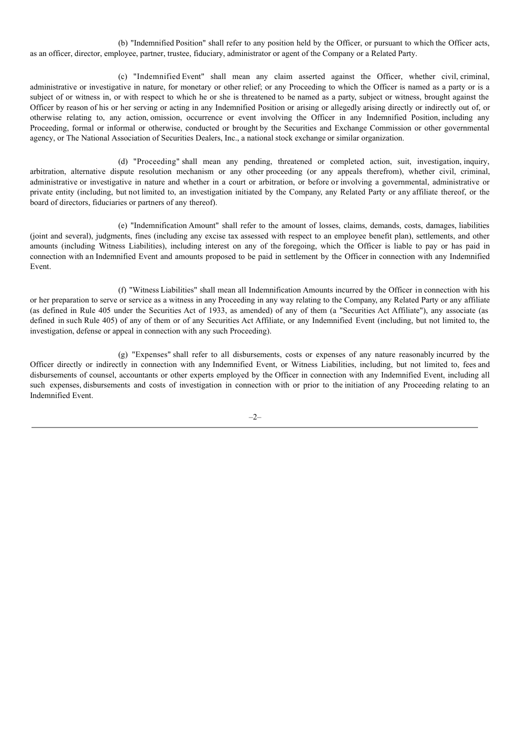(b) "Indemnified Position" shall refer to any position held by the Officer, or pursuant to which the Officer acts, as an officer, director, employee, partner, trustee, fiduciary, administrator or agent of the Company or a Related Party.

(c) "Indemnified Event" shall mean any claim asserted against the Officer, whether civil, criminal, administrative or investigative in nature, for monetary or other relief; or any Proceeding to which the Officer is named as a party or is a subject of or witness in, or with respect to which he or she is threatened to be named as a party, subject or witness, brought against the Officer by reason of his or her serving or acting in any Indemnified Position or arising or allegedly arising directly or indirectly out of, or otherwise relating to, any action, omission, occurrence or event involving the Officer in any Indemnified Position, including any Proceeding, formal or informal or otherwise, conducted or brought by the Securities and Exchange Commission or other governmental agency, or The National Association of Securities Dealers, Inc., a national stock exchange or similar organization.

(d) "Proceeding" shall mean any pending, threatened or completed action, suit, investigation, inquiry, arbitration, alternative dispute resolution mechanism or any other proceeding (or any appeals therefrom), whether civil, criminal, administrative or investigative in nature and whether in a court or arbitration, or before or involving a governmental, administrative or private entity (including, but not limited to, an investigation initiated by the Company, any Related Party or any affiliate thereof, or the board of directors, fiduciaries or partners of any thereof).

(e) "Indemnification Amount" shall refer to the amount of losses, claims, demands, costs, damages, liabilities (joint and several), judgments, fines (including any excise tax assessed with respect to an employee benefit plan), settlements, and other amounts (including Witness Liabilities), including interest on any of the foregoing, which the Officer is liable to pay or has paid in connection with an Indemnified Event and amounts proposed to be paid in settlement by the Officer in connection with any Indemnified Event.

(f) "Witness Liabilities" shall mean all Indemnification Amounts incurred by the Officer in connection with his or her preparation to serve or service as a witness in any Proceeding in any way relating to the Company, any Related Party or any affiliate (as defined in Rule 405 under the Securities Act of 1933, as amended) of any of them (a "Securities Act Affiliate"), any associate (as defined in such Rule 405) of any of them or of any Securities Act Affiliate, or any Indemnified Event (including, but not limited to, the investigation, defense or appeal in connection with any such Proceeding).

(g) "Expenses" shall refer to all disbursements, costs or expenses of any nature reasonably incurred by the Officer directly or indirectly in connection with any Indemnified Event, or Witness Liabilities, including, but not limited to, fees and disbursements of counsel, accountants or other experts employed by the Officer in connection with any Indemnified Event, including all such expenses, disbursements and costs of investigation in connection with or prior to the initiation of any Proceeding relating to an Indemnified Event.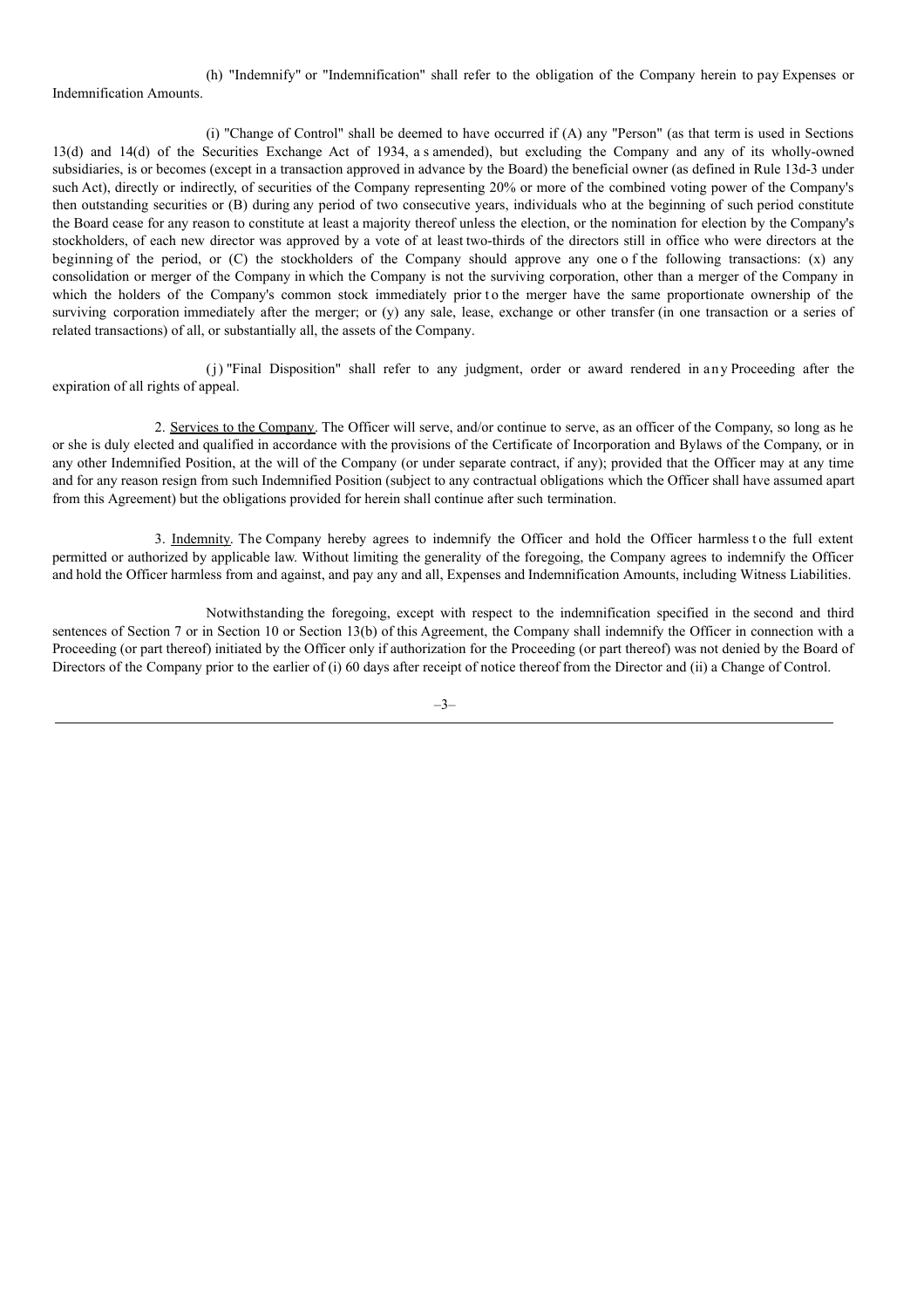(h) "Indemnify" or "Indemnification" shall refer to the obligation of the Company herein to pay Expenses or Indemnification Amounts.

(i) "Change of Control" shall be deemed to have occurred if (A) any "Person" (as that term is used in Sections 13(d) and 14(d) of the Securities Exchange Act of 1934, as amended), but excluding the Company and any of its wholly-owned subsidiaries, is or becomes (except in a transaction approved in advance by the Board) the beneficial owner (as defined in Rule 13d-3 under such Act), directly or indirectly, of securities of the Company representing 20% or more of the combined voting power of the Company's then outstanding securities or (B) during any period of two consecutive years, individuals who at the beginning of such period constitute the Board cease for any reason to constitute at least a majority thereof unless the election, or the nomination for election by the Company's stockholders, of each new director was approved by a vote of at least two-thirds of the directors still in office who were directors at the beginning of the period, or (C) the stockholders of the Company should approve any one of the following transactions: (x) any consolidation or merger of the Company in which the Company is not the surviving corporation, other than a merger of the Company in which the holders of the Company's common stock immediately prior to the merger have the same proportionate ownership of the surviving corporation immediately after the merger; or (y) any sale, lease, exchange or other transfer (in one transaction or a series of related transactions) of all, or substantially all, the assets of the Company.

(j) "Final Disposition" shall refer to any judgment, order or award rendered in any Proceeding after the expiration of all rights of appeal.

2. Services to the Company. The Officer will serve, and/or continue to serve, as an officer of the Company, so long as he or she is duly elected and qualified in accordance with the provisions of the Certificate of Incorporation and Bylaws of the Company, or in any other Indemnified Position, at the will of the Company (or under separate contract, if any); provided that the Officer may at any time and for any reason resign from such Indemnified Position (subject to any contractual obligations which the Officer shall have assumed apart from this Agreement) but the obligations provided for herein shall continue after such termination.

3. Indemnity. The Company hereby agrees to indemnify the Officer and hold the Officer harmless to the full extent permitted or authorized by applicable law. Without limiting the generality of the foregoing, the Company agrees to indemnify the Officer and hold the Officer harmless from and against, and pay any and all, Expenses and Indemnification Amounts, including Witness Liabilities.

Notwithstanding the foregoing, except with respect to the indemnification specified in the second and third sentences of Section 7 or in Section 10 or Section 13(b) of this Agreement, the Company shall indemnify the Officer in connection with a Proceeding (or part thereof) initiated by the Officer only if authorization for the Proceeding (or part thereof) was not denied by the Board of Directors of the Company prior to the earlier of (i) 60 days after receipt of notice thereof from the Director and (ii) a Change of Control.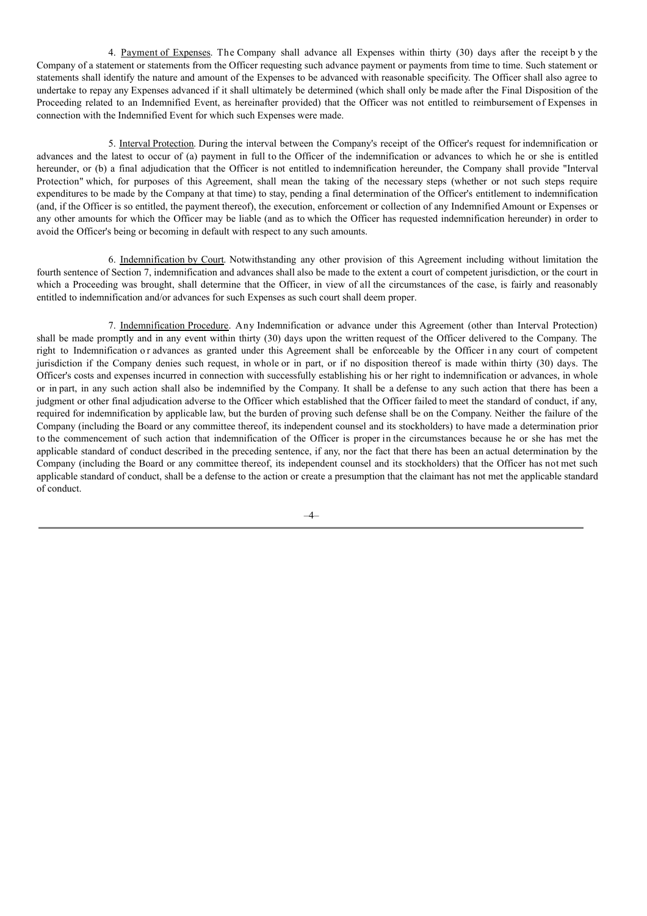4. Payment of Expenses. The Company shall advance all Expenses within thirty (30) days after the receipt by the Company of a statement or statements from the Officer requesting such advance payment or payments from time to time. Such statement or statements shall identify the nature and amount of the Expenses to be advanced with reasonable specificity. The Officer shall also agree to undertake to repay any Expenses advanced if it shall ultimately be determined (which shall only be made after the Final Disposition of the Proceeding related to an Indemnified Event, as hereinafter provided) that the Officer was not entitled to reimbursement of Expenses in connection with the Indemnified Event for which such Expenses were made.

5. Interval Protection. During the interval between the Company's receipt of the Officer's request for indemnification or advances and the latest to occur of (a) payment in full to the Officer of the indemnification or advances to which he or she is entitled hereunder, or (b) a final adjudication that the Officer is not entitled to indemnification hereunder, the Company shall provide "Interval Protection" which, for purposes of this Agreement, shall mean the taking of the necessary steps (whether or not such steps require expenditures to be made by the Company at that time) to stay, pending a final determination of the Officer's entitlement to indemnification (and, if the Officer is so entitled, the payment thereof), the execution, enforcement or collection of any Indemnified Amount or Expenses or any other amounts for which the Officer may be liable (and as to which the Officer has requested indemnification hereunder) in order to avoid the Officer's being or becoming in default with respect to any such amounts.

6. Indemnification by Court. Notwithstanding any other provision of this Agreement including without limitation the fourth sentence of Section 7, indemnification and advances shall also be made to the extent a court of competent jurisdiction, or the court in which a Proceeding was brought, shall determine that the Officer, in view of all the circumstances of the case, is fairly and reasonably entitled to indemnification and/or advances for such Expenses as such court shall deem proper.

7. Indemnification Procedure. Any Indemnification or advance under this Agreement (other than Interval Protection) shall be made promptly and in any event within thirty (30) days upon the written request of the Officer delivered to the Company. The right to Indemnification or advances as granted under this Agreement shall be enforceable by the Officer in any court of competent jurisdiction if the Company denies such request, in whole or in part, or if no disposition thereof is made within thirty (30) days. The Officer's costs and expenses incurred in connection with successfully establishing his or her right to indemnification or advances, in whole or in part, in any such action shall also be indemnified by the Company. It shall be a defense to any such action that there has been a judgment or other final adjudication adverse to the Officer which established that the Officer failed to meet the standard of conduct, if any, required for indemnification by applicable law, but the burden of proving such defense shall be on the Company. Neither the failure of the Company (including the Board or any committee thereof, its independent counsel and its stockholders) to have made a determination prior to the commencement of such action that indemnification of the Officer is proper in the circumstances because he or she has met the applicable standard of conduct described in the preceding sentence, if any, nor the fact that there has been an actual determination by the Company (including the Board or any committee thereof, its independent counsel and its stockholders) that the Officer has not met such applicable standard of conduct, shall be a defense to the action or create a presumption that the claimant has not met the applicable standard of conduct.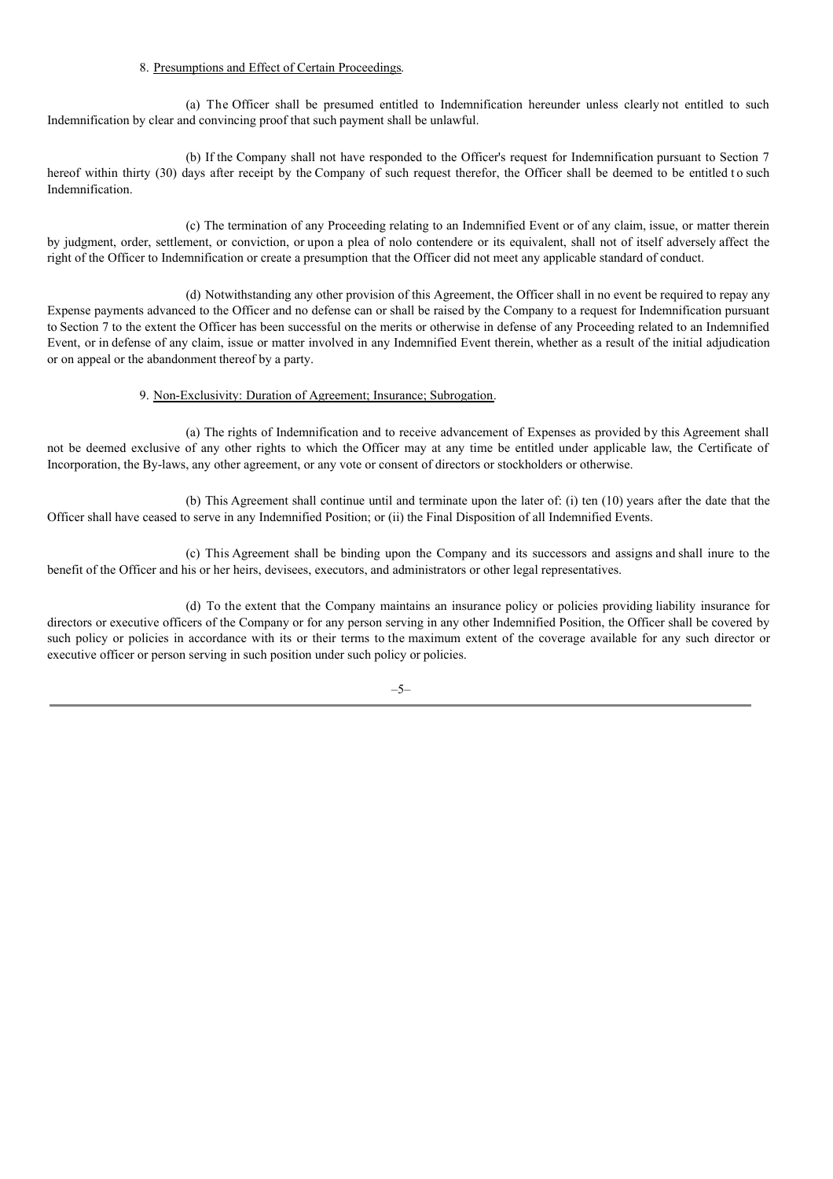8. Presumptions and Effect of Certain Proceedings.

(a) The Officer shall be presumed entitled to Indemnification hereunder unless clearly not entitled to such Indemnification by clear and convincing proof that such payment shall be unlawful.

(b) If the Company shall not have responded to the Officer's request for Indemnification pursuant to Section 7 hereof within thirty (30) days after receipt by the Company of such request therefor, the Officer shall be deemed to be entitled to such Indemnification.

(c) The termination of any Proceeding relating to an Indemnified Event or of any claim, issue, or matter therein by judgment, order, settlement, or conviction, or upon a plea of nolo contendere or its equivalent, shall not of itself adversely affect the right of the Officer to Indemnification or create a presumption that the Officer did not meet any applicable standard of conduct.

(d) Notwithstanding any other provision of this Agreement, the Officer shall in no event be required to repay any Expense payments advanced to the Officer and no defense can or shall be raised by the Company to a request for Indemnification pursuant to Section 7 to the extent the Officer has been successful on the merits or otherwise in defense of any Proceeding related to an Indemnified Event, or in defense of any claim, issue or matter involved in any Indemnified Event therein, whether as a result of the initial adjudication or on appeal or the abandonment thereof by a party.

9. Non-Exclusivity: Duration of Agreement; Insurance; Subrogation.

(a) The rights of Indemnification and to receive advancement of Expenses as provided by this Agreement shall not be deemed exclusive of any other rights to which the Officer may at any time be entitled under applicable law, the Certificate of Incorporation, the By-laws, any other agreement, or any vote or consent of directors or stockholders or otherwise.

(b) This Agreement shall continue until and terminate upon the later of: (i) ten (10) years after the date that the Officer shall have ceased to serve in any Indemnified Position; or (ii) the Final Disposition of all Indemnified Events.

(c) This Agreement shall be binding upon the Company and its successors and assigns and shall inure to the benefit of the Officer and his or her heirs, devisees, executors, and administrators or other legal representatives.

(d) To the extent that the Company maintains an insurance policy or policies providing liability insurance for directors or executive officers of the Company or for any person serving in any other Indemnified Position, the Officer shall be covered by such policy or policies in accordance with its or their terms to the maximum extent of the coverage available for any such director or executive officer or person serving in such position under such policy or policies.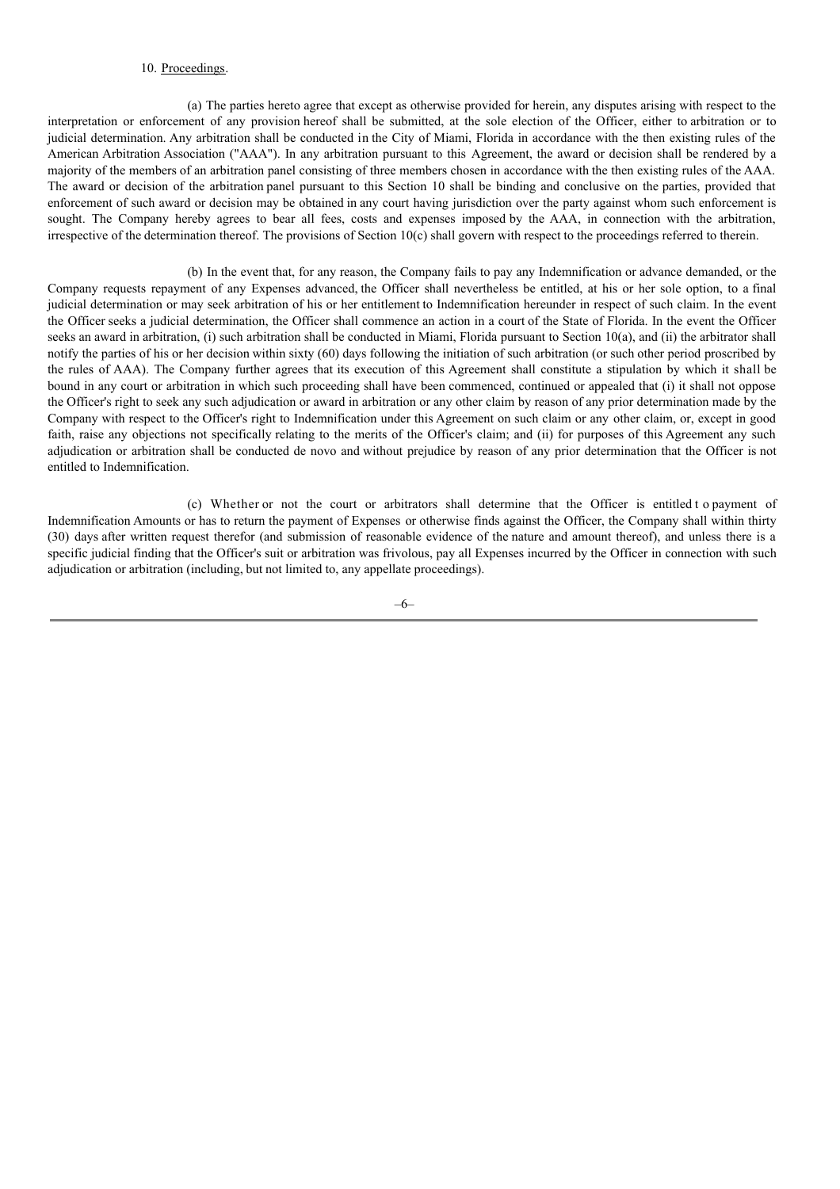10. Proceedings.

(a) The parties hereto agree that except as otherwise provided for herein, any disputes arising with respect to the interpretation or enforcement of any provision hereof shall be submitted, at the sole election of the Officer, either to arbitration or to judicial determination. Any arbitration shall be conducted in the City of Miami, Florida in accordance with the then existing rules of the American Arbitration Association ("AAA"). In any arbitration pursuant to this Agreement, the award or decision shall be rendered by a majority of the members of an arbitration panel consisting of three members chosen in accordance with the then existing rules of the AAA. The award or decision of the arbitration panel pursuant to this Section 10 shall be binding and conclusive on the parties, provided that enforcement of such award or decision may be obtained in any court having jurisdiction over the party against whom such enforcement is sought. The Company hereby agrees to bear all fees, costs and expenses imposed by the AAA, in connection with the arbitration, irrespective of the determination thereof. The provisions of Section 10(c) shall govern with respect to the proceedings referred to therein.

(b) In the event that, for any reason, the Company fails to pay any Indemnification or advance demanded, or the Company requests repayment of any Expenses advanced, the Officer shall nevertheless be entitled, at his or her sole option, to a final judicial determination or may seek arbitration of his or her entitlement to Indemnification hereunder in respect of such claim. In the event the Officer seeks a judicial determination, the Officer shall commence an action in a court of the State of Florida. In the event the Officer seeks an award in arbitration, (i) such arbitration shall be conducted in Miami, Florida pursuant to Section 10(a), and (ii) the arbitrator shall notify the parties of his or her decision within sixty (60) days following the initiation of such arbitration (or such other period proscribed by the rules of AAA). The Company further agrees that its execution of this Agreement shall constitute a stipulation by which it shall be bound in any court or arbitration in which such proceeding shall have been commenced, continued or appealed that (i) it shall not oppose the Officer's right to seek any such adjudication or award in arbitration or any other claim by reason of any prior determination made by the Company with respect to the Officer's right to Indemnification under this Agreement on such claim or any other claim, or, except in good faith, raise any objections not specifically relating to the merits of the Officer's claim; and (ii) for purposes of this Agreement any such adjudication or arbitration shall be conducted de novo and without prejudice by reason of any prior determination that the Officer is not entitled to Indemnification.

(c) Whether or not the court or arbitrators shall determine that the Officer is entitled to payment of Indemnification Amounts or has to return the payment of Expenses or otherwise finds against the Officer, the Company shall within thirty (30) days after written request therefor (and submission of reasonable evidence of the nature and amount thereof), and unless there is a specific judicial finding that the Officer's suit or arbitration was frivolous, pay all Expenses incurred by the Officer in connection with such adjudication or arbitration (including, but not limited to, any appellate proceedings).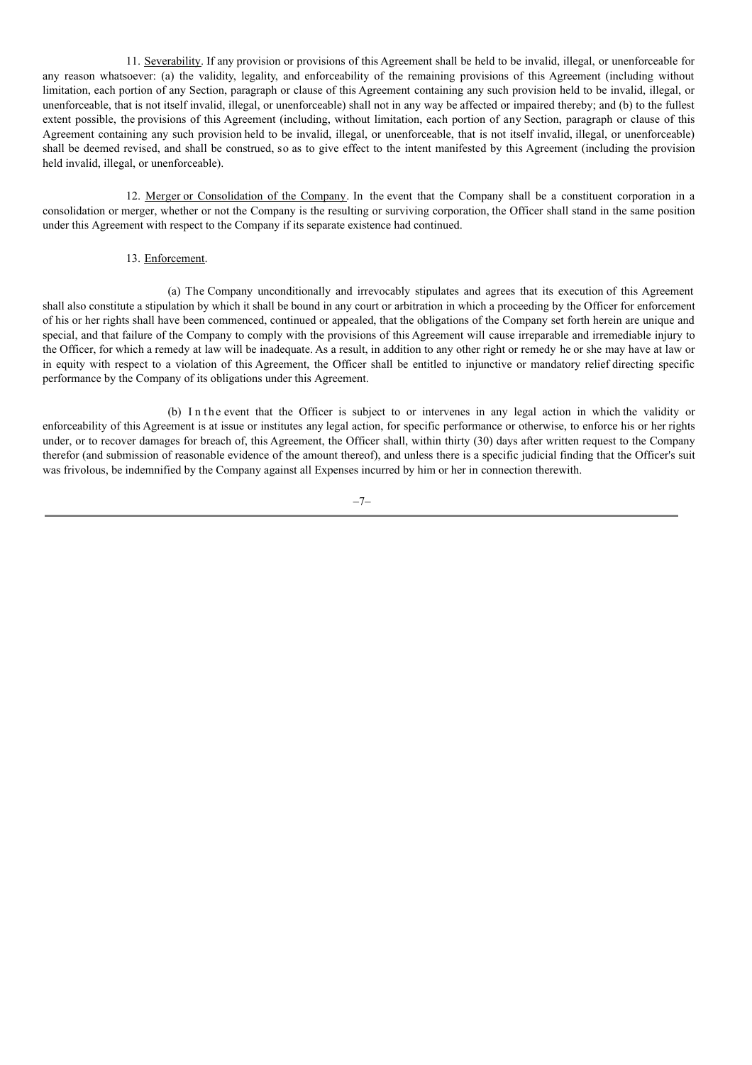11. Severability. If any provision or provisions of this Agreement shall be held to be invalid, illegal, or unenforceable for any reason whatsoever: (a) the validity, legality, and enforceability of the remaining provisions of this Agreement (including without limitation, each portion of any Section, paragraph or clause of this Agreement containing any such provision held to be invalid, illegal, or unenforceable, that is not itself invalid, illegal, or unenforceable) shall not in any way be affected or impaired thereby; and (b) to the fullest extent possible, the provisions of this Agreement (including, without limitation, each portion of any Section, paragraph or clause of this Agreement containing any such provision held to be invalid, illegal, or unenforceable, that is not itself invalid, illegal, or unenforceable) shall be deemed revised, and shall be construed, so as to give effect to the intent manifested by this Agreement (including the provision held invalid, illegal, or unenforceable).

12. Merger or Consolidation of the Company. In the event that the Company shall be a constituent corporation in a consolidation or merger, whether or not the Company is the resulting or surviving corporation, the Officer shall stand in the same position under this Agreement with respect to the Company if its separate existence had continued.

13. Enforcement.

(a) The Company unconditionally and irrevocably stipulates and agrees that its execution of this Agreement shall also constitute a stipulation by which it shall be bound in any court or arbitration in which a proceeding by the Officer for enforcement of his or her rights shall have been commenced, continued or appealed, that the obligations of the Company set forth herein are unique and special, and that failure of the Company to comply with the provisions of this Agreement will cause irreparable and irremediable injury to the Officer, for which a remedy at law will be inadequate. As a result, in addition to any other right or remedy he or she may have at law or in equity with respect to a violation of this Agreement, the Officer shall be entitled to injunctive or mandatory relief directing specific performance by the Company of its obligations under this Agreement.

(b) In the event that the Officer is subject to or intervenes in any legal action in which the validity or enforceability of this Agreement is at issue or institutes any legal action, for specific performance or otherwise, to enforce his or her rights under, or to recover damages for breach of, this Agreement, the Officer shall, within thirty (30) days after written request to the Company therefor (and submission of reasonable evidence of the amount thereof), and unless there is a specific judicial finding that the Officer's suit was frivolous, be indemnified by the Company against all Expenses incurred by him or her in connection therewith.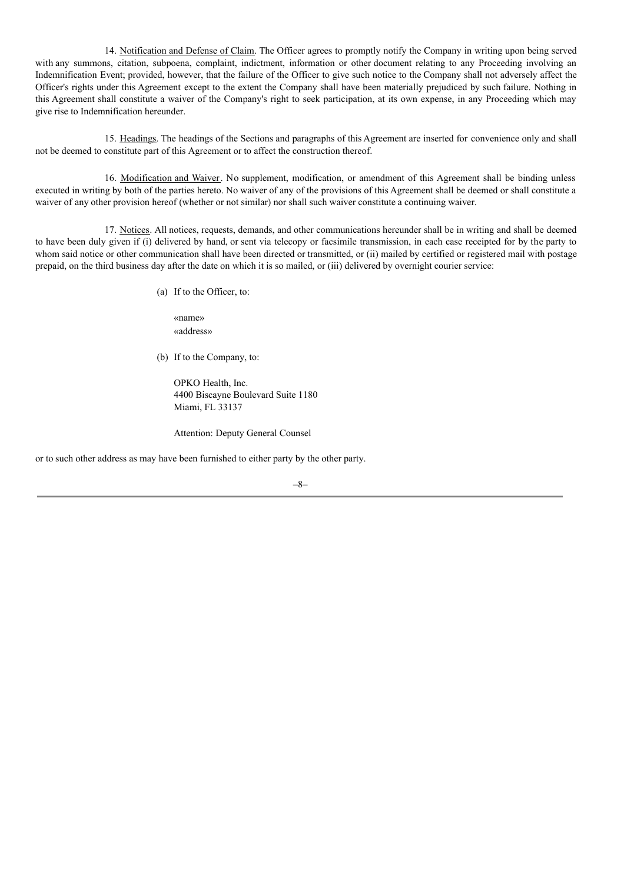14. Notification and Defense of Claim. The Officer agrees to promptly notify the Company in writing upon being served with any summons, citation, subpoena, complaint, indictment, information or other document relating to any Proceeding involving an Indemnification Event; provided, however, that the failure of the Officer to give such notice to the Company shall not adversely affect the Officer's rights under this Agreement except to the extent the Company shall have been materially prejudiced by such failure. Nothing in this Agreement shall constitute a waiver of the Company's right to seek participation, at its own expense, in any Proceeding which may give rise to Indemnification hereunder.

15. Headings. The headings of the Sections and paragraphs of this Agreement are inserted for convenience only and shall not be deemed to constitute part of this Agreement or to affect the construction thereof.

16. Modification and Waiver. No supplement, modification, or amendment of this Agreement shall be binding unless executed in writing by both of the parties hereto. No waiver of any of the provisions of this Agreement shall be deemed or shall constitute a waiver of any other provision hereof (whether or not similar) nor shall such waiver constitute a continuing waiver.

17. Notices. All notices, requests, demands, and other communications hereunder shall be in writing and shall be deemed to have been duly given if (i) delivered by hand, or sent via telecopy or facsimile transmission, in each case receipted for by the party to whom said notice or other communication shall have been directed or transmitted, or (ii) mailed by certified or registered mail with postage prepaid, on the third business day after the date on which it is so mailed, or (iii) delivered by overnight courier service:

(a) If to the Officer, to:

«name»
«address»

(b) If to the Company, to:

OPKO Health, Inc.
4400 Biscayne Boulevard Suite 1180
Miami, FL 33137

Attention: Deputy General Counsel

or to such other address as may have been furnished to either party by the other party.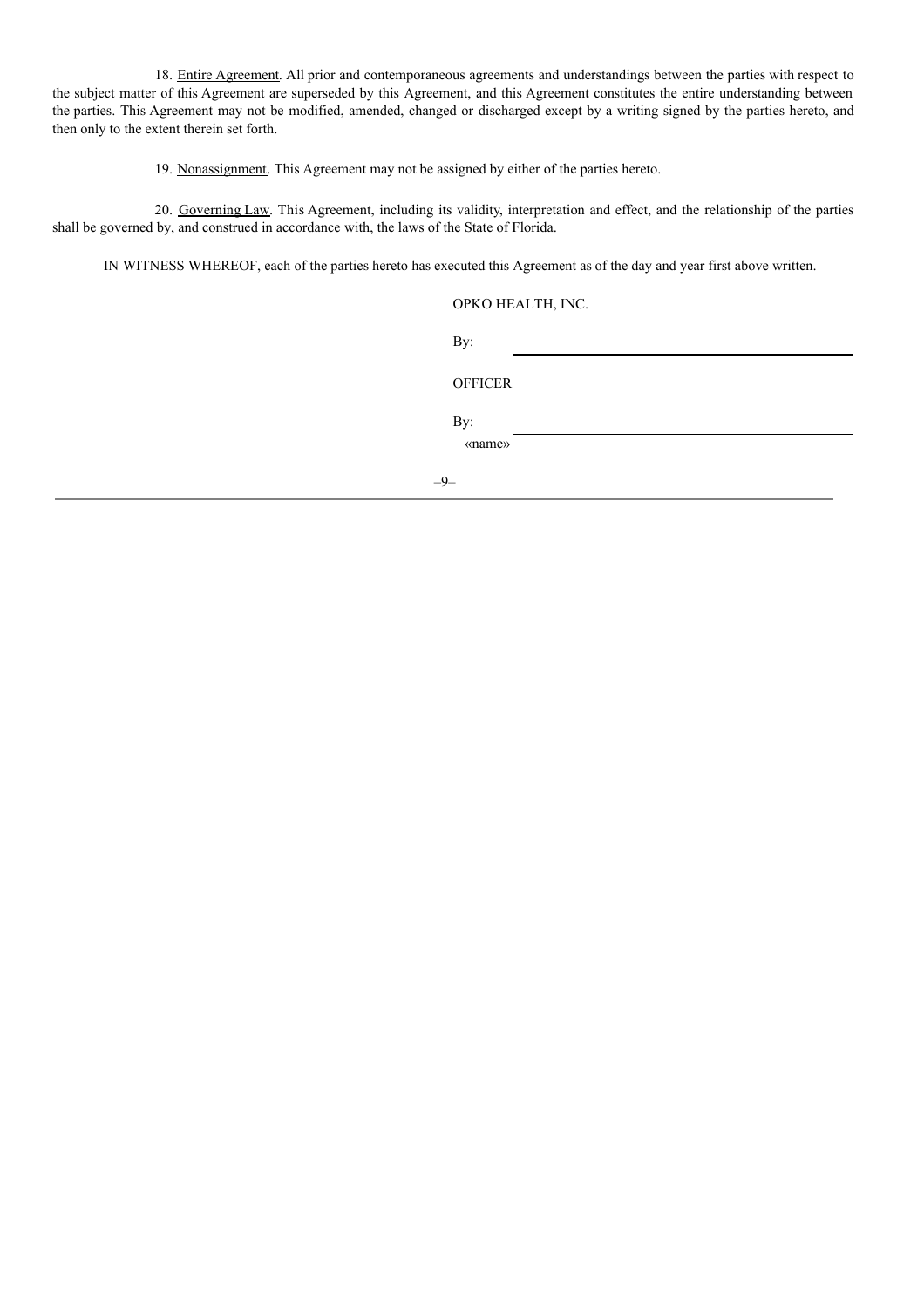18. Entire Agreement. All prior and contemporaneous agreements and understandings between the parties with respect to the subject matter of this Agreement are superseded by this Agreement, and this Agreement constitutes the entire understanding between the parties. This Agreement may not be modified, amended, changed or discharged except by a writing signed by the parties hereto, and then only to the extent therein set forth.

19. Nonassignment. This Agreement may not be assigned by either of the parties hereto.

20. Governing Law. This Agreement, including its validity, interpretation and effect, and the relationship of the parties shall be governed by, and construed in accordance with, the laws of the State of Florida.

IN WITNESS WHEREOF, each of the parties hereto has executed this Agreement as of the day and year first above written.

OPKO HEALTH, INC.

By: \_\_\_\_\_\_\_\_\_\_\_\_\_\_\_\_\_\_\_\_\_\_\_\_\_\_\_\_\_\_

OFFICER

By: \_\_\_\_\_\_\_\_\_\_\_\_\_\_\_\_\_\_\_\_\_\_\_\_\_\_\_\_\_\_

«name»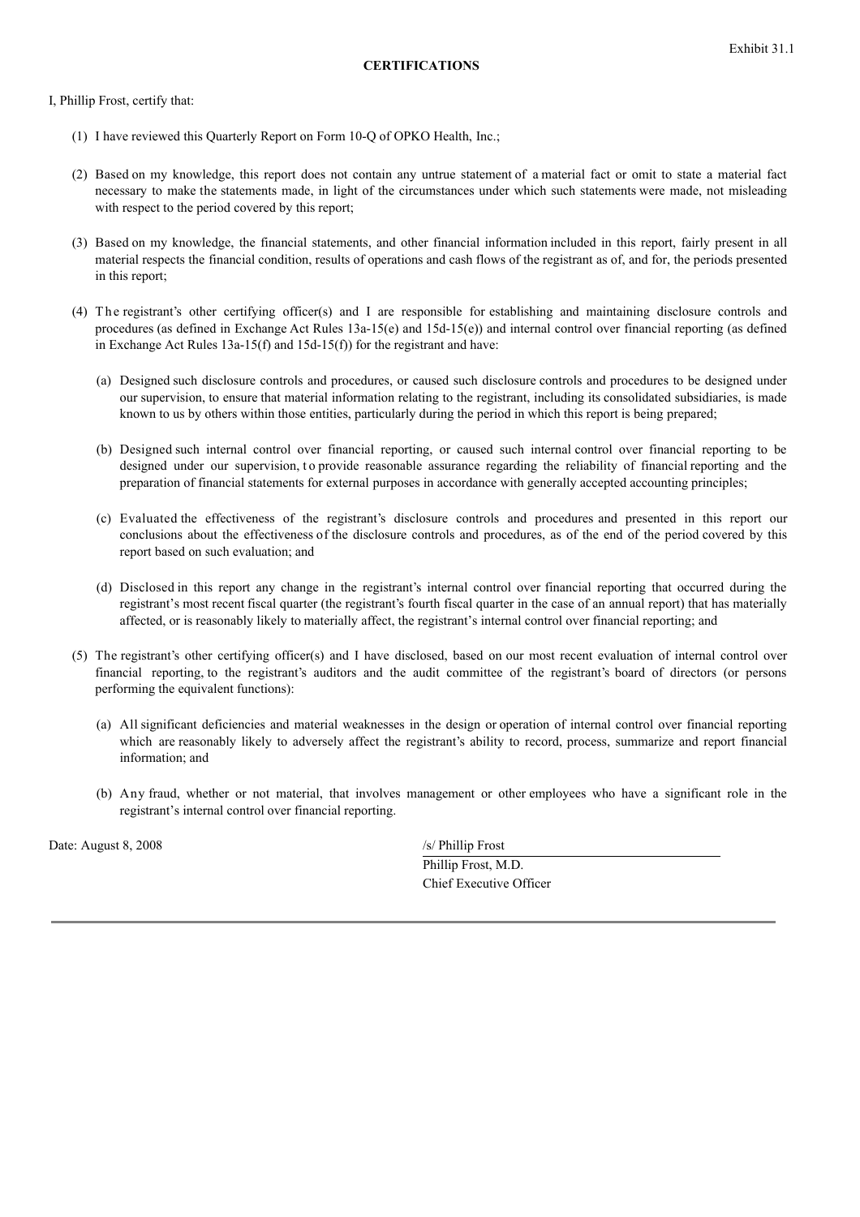Exhibit 31.1

**CERTIFICATIONS**

I, Phillip Frost, certify that:

(1) I have reviewed this Quarterly Report on Form 10-Q of OPKO Health, Inc.;

(2) Based on my knowledge, this report does not contain any untrue statement of a material fact or omit to state a material fact necessary to make the statements made, in light of the circumstances under which such statements were made, not misleading with respect to the period covered by this report;

(3) Based on my knowledge, the financial statements, and other financial information included in this report, fairly present in all material respects the financial condition, results of operations and cash flows of the registrant as of, and for, the periods presented in this report;

(4) The registrant's other certifying officer(s) and I are responsible for establishing and maintaining disclosure controls and procedures (as defined in Exchange Act Rules 13a-15(e) and 15d-15(e)) and internal control over financial reporting (as defined in Exchange Act Rules 13a-15(f) and 15d-15(f)) for the registrant and have:

(a) Designed such disclosure controls and procedures, or caused such disclosure controls and procedures to be designed under our supervision, to ensure that material information relating to the registrant, including its consolidated subsidiaries, is made known to us by others within those entities, particularly during the period in which this report is being prepared;

(b) Designed such internal control over financial reporting, or caused such internal control over financial reporting to be designed under our supervision, to provide reasonable assurance regarding the reliability of financial reporting and the preparation of financial statements for external purposes in accordance with generally accepted accounting principles;

(c) Evaluated the effectiveness of the registrant's disclosure controls and procedures and presented in this report our conclusions about the effectiveness of the disclosure controls and procedures, as of the end of the period covered by this report based on such evaluation; and

(d) Disclosed in this report any change in the registrant's internal control over financial reporting that occurred during the registrant's most recent fiscal quarter (the registrant's fourth fiscal quarter in the case of an annual report) that has materially affected, or is reasonably likely to materially affect, the registrant's internal control over financial reporting; and

(5) The registrant's other certifying officer(s) and I have disclosed, based on our most recent evaluation of internal control over financial reporting, to the registrant's auditors and the audit committee of the registrant's board of directors (or persons performing the equivalent functions):

(a) All significant deficiencies and material weaknesses in the design or operation of internal control over financial reporting which are reasonably likely to adversely affect the registrant's ability to record, process, summarize and report financial information; and

(b) Any fraud, whether or not material, that involves management or other employees who have a significant role in the registrant's internal control over financial reporting.

Date: August 8, 2008

/s/ Phillip Frost

Phillip Frost, M.D.
Chief Executive Officer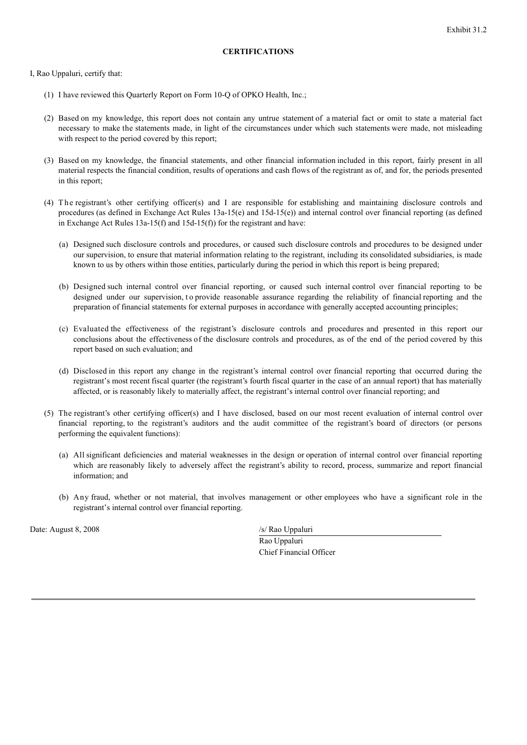Exhibit 31.2

**CERTIFICATIONS**

I, Rao Uppaluri, certify that:

(1) I have reviewed this Quarterly Report on Form 10-Q of OPKO Health, Inc.;

(2) Based on my knowledge, this report does not contain any untrue statement of a material fact or omit to state a material fact necessary to make the statements made, in light of the circumstances under which such statements were made, not misleading with respect to the period covered by this report;

(3) Based on my knowledge, the financial statements, and other financial information included in this report, fairly present in all material respects the financial condition, results of operations and cash flows of the registrant as of, and for, the periods presented in this report;

(4) The registrant's other certifying officer(s) and I are responsible for establishing and maintaining disclosure controls and procedures (as defined in Exchange Act Rules 13a-15(e) and 15d-15(e)) and internal control over financial reporting (as defined in Exchange Act Rules 13a-15(f) and 15d-15(f)) for the registrant and have:

(a) Designed such disclosure controls and procedures, or caused such disclosure controls and procedures to be designed under our supervision, to ensure that material information relating to the registrant, including its consolidated subsidiaries, is made known to us by others within those entities, particularly during the period in which this report is being prepared;

(b) Designed such internal control over financial reporting, or caused such internal control over financial reporting to be designed under our supervision, to provide reasonable assurance regarding the reliability of financial reporting and the preparation of financial statements for external purposes in accordance with generally accepted accounting principles;

(c) Evaluated the effectiveness of the registrant's disclosure controls and procedures and presented in this report our conclusions about the effectiveness of the disclosure controls and procedures, as of the end of the period covered by this report based on such evaluation; and

(d) Disclosed in this report any change in the registrant's internal control over financial reporting that occurred during the registrant's most recent fiscal quarter (the registrant's fourth fiscal quarter in the case of an annual report) that has materially affected, or is reasonably likely to materially affect, the registrant's internal control over financial reporting; and

(5) The registrant's other certifying officer(s) and I have disclosed, based on our most recent evaluation of internal control over financial reporting, to the registrant's auditors and the audit committee of the registrant's board of directors (or persons performing the equivalent functions):

(a) All significant deficiencies and material weaknesses in the design or operation of internal control over financial reporting which are reasonably likely to adversely affect the registrant's ability to record, process, summarize and report financial information; and

(b) Any fraud, whether or not material, that involves management or other employees who have a significant role in the registrant's internal control over financial reporting.

Date: August 8, 2008

/s/ Rao Uppaluri
Rao Uppaluri
Chief Financial Officer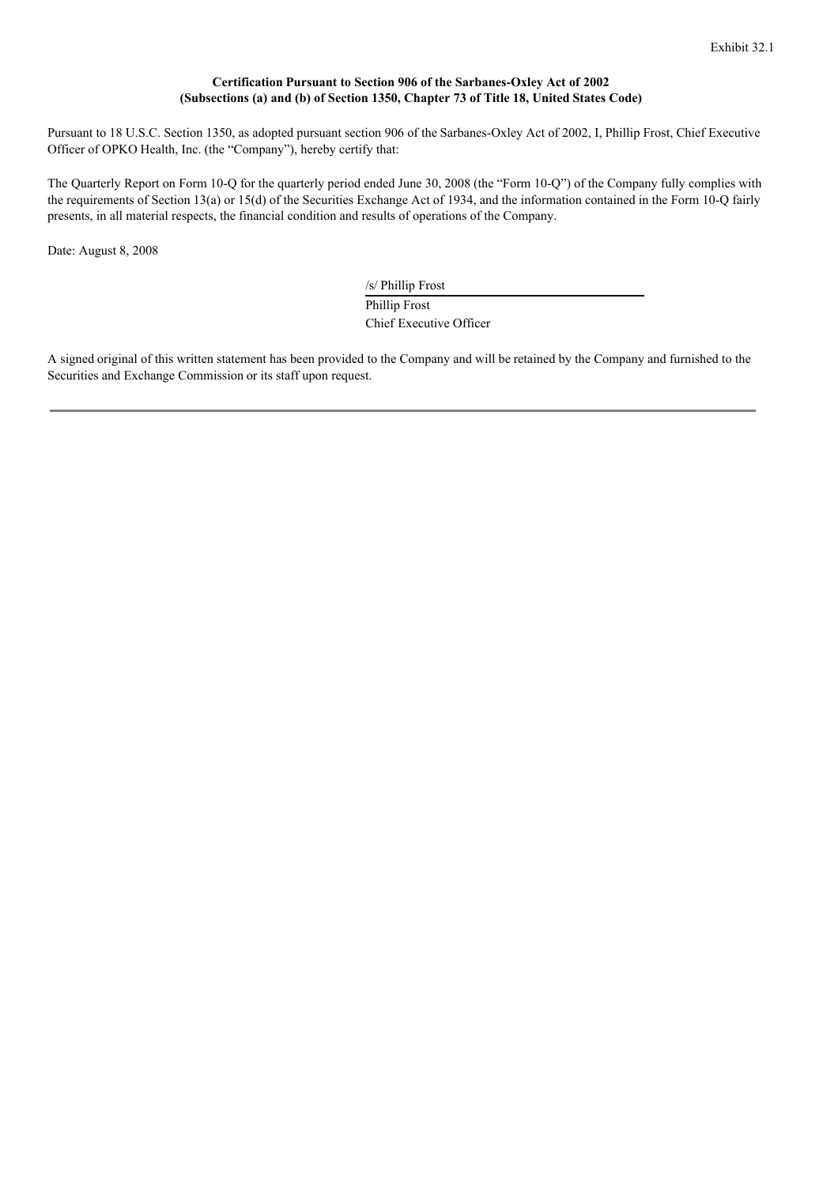Exhibit 32.1

**Certification Pursuant to Section 906 of the Sarbanes-Oxley Act of 2002**
**(Subsections (a) and (b) of Section 1350, Chapter 73 of Title 18, United States Code)**

Pursuant to 18 U.S.C. Section 1350, as adopted pursuant section 906 of the Sarbanes-Oxley Act of 2002, I, Phillip Frost, Chief Executive Officer of OPKO Health, Inc. (the "Company"), hereby certify that:

The Quarterly Report on Form 10-Q for the quarterly period ended June 30, 2008 (the "Form 10-Q") of the Company fully complies with the requirements of Section 13(a) or 15(d) of the Securities Exchange Act of 1934, and the information contained in the Form 10-Q fairly presents, in all material respects, the financial condition and results of operations of the Company.

Date: August 8, 2008

/s/ Phillip Frost

Phillip Frost
Chief Executive Officer

A signed original of this written statement has been provided to the Company and will be retained by the Company and furnished to the Securities and Exchange Commission or its staff upon request.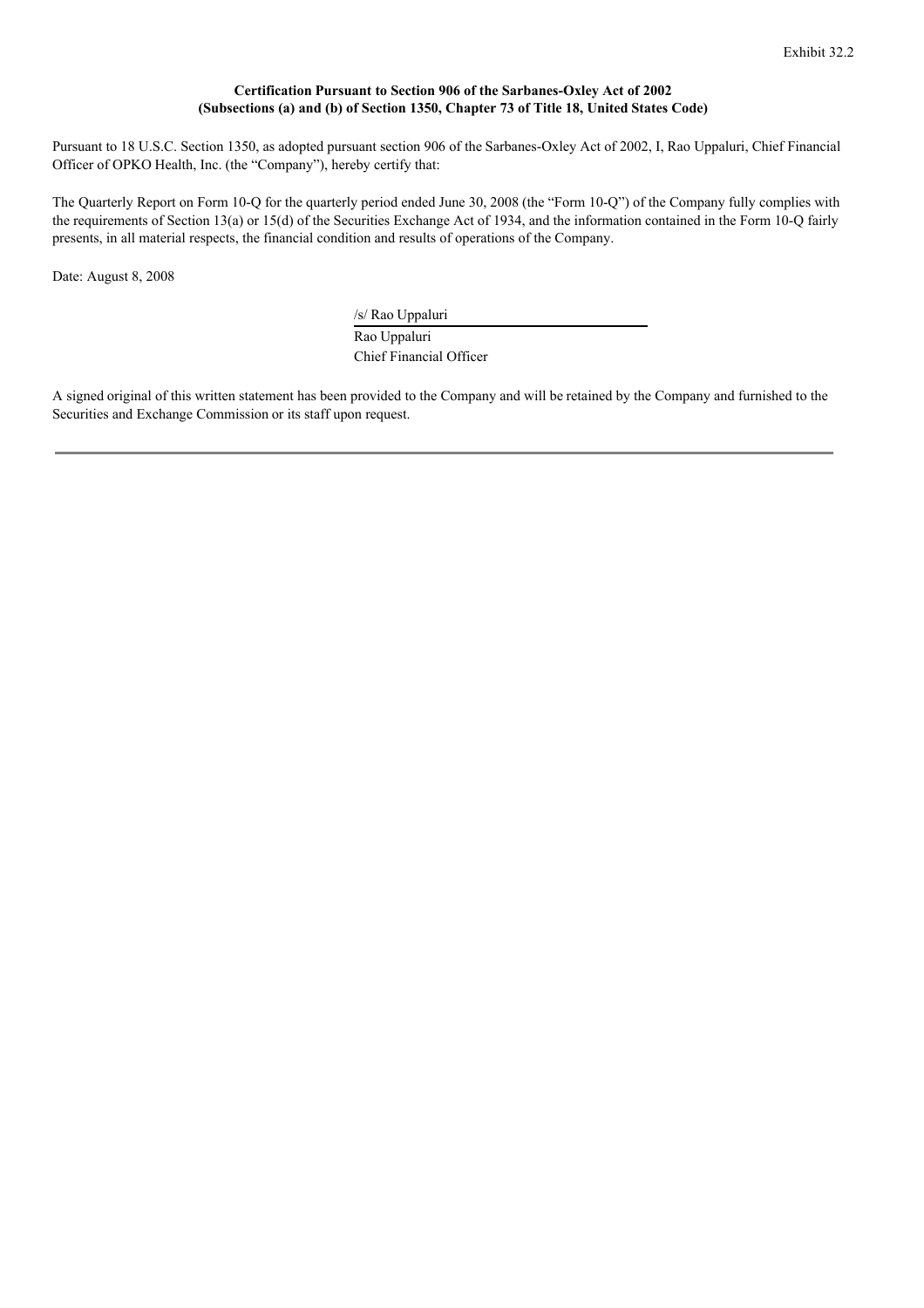Exhibit 32.2

**Certification Pursuant to Section 906 of the Sarbanes-Oxley Act of 2002**
**(Subsections (a) and (b) of Section 1350, Chapter 73 of Title 18, United States Code)**

Pursuant to 18 U.S.C. Section 1350, as adopted pursuant section 906 of the Sarbanes-Oxley Act of 2002, I, Rao Uppaluri, Chief Financial Officer of OPKO Health, Inc. (the "Company"), hereby certify that:

The Quarterly Report on Form 10-Q for the quarterly period ended June 30, 2008 (the "Form 10-Q") of the Company fully complies with the requirements of Section 13(a) or 15(d) of the Securities Exchange Act of 1934, and the information contained in the Form 10-Q fairly presents, in all material respects, the financial condition and results of operations of the Company.

Date: August 8, 2008

/s/ Rao Uppaluri
Rao Uppaluri
Chief Financial Officer

A signed original of this written statement has been provided to the Company and will be retained by the Company and furnished to the Securities and Exchange Commission or its staff upon request.